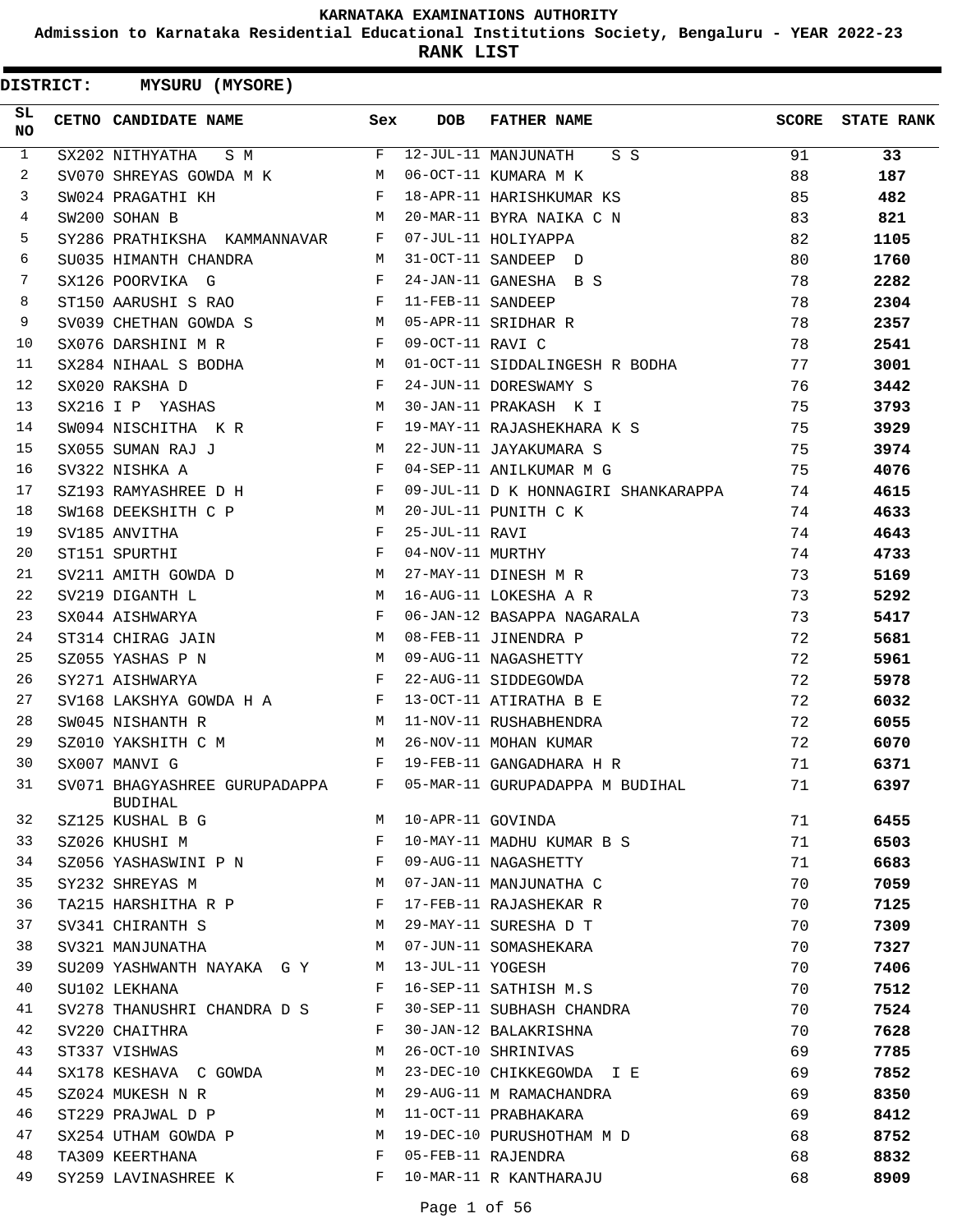# KARNATAKA EXAMINATIONS AUTHORITY

**Admission to Karnataka Residential Educational Institutions Society, Bengaluru - YEAR 2022-23**

**RANK LIST**

**DISTRICT: MYSURU (MYSORE)**

| SL NO | CETNO | CANDIDATE NAME | Sex | DOB | FATHER NAME | SCORE | STATE RANK |
|---|---|---|---|---|---|---|---|
| 1 | SX202 | NITHYATHA S M | F | 12-JUL-11 | MANJUNATH S S | 91 | **33** |
| 2 | SV070 | SHREYAS GOWDA M K | M | 06-OCT-11 | KUMARA M K | 88 | **187** |
| 3 | SW024 | PRAGATHI KH | F | 18-APR-11 | HARISHKUMAR KS | 85 | **482** |
| 4 | SW200 | SOHAN B | M | 20-MAR-11 | BYRA NAIKA C N | 83 | **821** |
| 5 | SY286 | PRATHIKSHA KAMMANNAVAR | F | 07-JUL-11 | HOLIYAPPA | 82 | **1105** |
| 6 | SU035 | HIMANTH CHANDRA | M | 31-OCT-11 | SANDEEP D | 80 | **1760** |
| 7 | SX126 | POORVIKA G | F | 24-JAN-11 | GANESHA B S | 78 | **2282** |
| 8 | ST150 | AARUSHI S RAO | F | 11-FEB-11 | SANDEEP | 78 | **2304** |
| 9 | SV039 | CHETHAN GOWDA S | M | 05-APR-11 | SRIDHAR R | 78 | **2357** |
| 10 | SX076 | DARSHINI M R | F | 09-OCT-11 | RAVI C | 78 | **2541** |
| 11 | SX284 | NIHAAL S BODHA | M | 01-OCT-11 | SIDDALINGESH R BODHA | 77 | **3001** |
| 12 | SX020 | RAKSHA D | F | 24-JUN-11 | DORESWAMY S | 76 | **3442** |
| 13 | SX216 | I P YASHAS | M | 30-JAN-11 | PRAKASH K I | 75 | **3793** |
| 14 | SW094 | NISCHITHA K R | F | 19-MAY-11 | RAJASHEKHARA K S | 75 | **3929** |
| 15 | SX055 | SUMAN RAJ J | M | 22-JUN-11 | JAYAKUMARA S | 75 | **3974** |
| 16 | SV322 | NISHKA A | F | 04-SEP-11 | ANILKUMAR M G | 75 | **4076** |
| 17 | SZ193 | RAMYASHREE D H | F | 09-JUL-11 | D K HONNAGIRI SHANKARAPPA | 74 | **4615** |
| 18 | SW168 | DEEKSHITH C P | M | 20-JUL-11 | PUNITH C K | 74 | **4633** |
| 19 | SV185 | ANVITHA | F | 25-JUL-11 | RAVI | 74 | **4643** |
| 20 | ST151 | SPURTHI | F | 04-NOV-11 | MURTHY | 74 | **4733** |
| 21 | SV211 | AMITH GOWDA D | M | 27-MAY-11 | DINESH M R | 73 | **5169** |
| 22 | SV219 | DIGANTH L | M | 16-AUG-11 | LOKESHA A R | 73 | **5292** |
| 23 | SX044 | AISHWARYA | F | 06-JAN-12 | BASAPPA NAGARALA | 73 | **5417** |
| 24 | ST314 | CHIRAG JAIN | M | 08-FEB-11 | JINENDRA P | 72 | **5681** |
| 25 | SZ055 | YASHAS P N | M | 09-AUG-11 | NAGASHETTY | 72 | **5961** |
| 26 | SY271 | AISHWARYA | F | 22-AUG-11 | SIDDEGOWDA | 72 | **5978** |
| 27 | SV168 | LAKSHYA GOWDA H A | F | 13-OCT-11 | ATIRATHA B E | 72 | **6032** |
| 28 | SW045 | NISHANTH R | M | 11-NOV-11 | RUSHABHENDRA | 72 | **6055** |
| 29 | SZ010 | YAKSHITH C M | M | 26-NOV-11 | MOHAN KUMAR | 72 | **6070** |
| 30 | SX007 | MANVI G | F | 19-FEB-11 | GANGADHARA H R | 71 | **6371** |
| 31 | SV071 | BHAGYASHREE GURUPADAPPA BUDIHAL | F | 05-MAR-11 | GURUPADAPPA M BUDIHAL | 71 | **6397** |
| 32 | SZ125 | KUSHAL B G | M | 10-APR-11 | GOVINDA | 71 | **6455** |
| 33 | SZ026 | KHUSHI M | F | 10-MAY-11 | MADHU KUMAR B S | 71 | **6503** |
| 34 | SZ056 | YASHASWINI P N | F | 09-AUG-11 | NAGASHETTY | 71 | **6683** |
| 35 | SY232 | SHREYAS M | M | 07-JAN-11 | MANJUNATHA C | 70 | **7059** |
| 36 | TA215 | HARSHITHA R P | F | 17-FEB-11 | RAJASHEKAR R | 70 | **7125** |
| 37 | SV341 | CHIRANTH S | M | 29-MAY-11 | SURESHA D T | 70 | **7309** |
| 38 | SV321 | MANJUNATHA | M | 07-JUN-11 | SOMASHEKARA | 70 | **7327** |
| 39 | SU209 | YASHWANTH NAYAKA G Y | M | 13-JUL-11 | YOGESH | 70 | **7406** |
| 40 | SU102 | LEKHANA | F | 16-SEP-11 | SATHISH M.S | 70 | **7512** |
| 41 | SV278 | THANUSHRI CHANDRA D S | F | 30-SEP-11 | SUBHASH CHANDRA | 70 | **7524** |
| 42 | SV220 | CHAITHRA | F | 30-JAN-12 | BALAKRISHNA | 70 | **7628** |
| 43 | ST337 | VISHWAS | M | 26-OCT-10 | SHRINIVAS | 69 | **7785** |
| 44 | SX178 | KESHAVA C GOWDA | M | 23-DEC-10 | CHIKKEGOWDA I E | 69 | **7852** |
| 45 | SZ024 | MUKESH N R | M | 29-AUG-11 | M RAMACHANDRA | 69 | **8350** |
| 46 | ST229 | PRAJWAL D P | M | 11-OCT-11 | PRABHAKARA | 69 | **8412** |
| 47 | SX254 | UTHAM GOWDA P | M | 19-DEC-10 | PURUSHOTHAM M D | 68 | **8752** |
| 48 | TA309 | KEERTHANA | F | 05-FEB-11 | RAJENDRA | 68 | **8832** |
| 49 | SY259 | LAVINASHREE K | F | 10-MAR-11 | R KANTHARAJU | 68 | **8909** |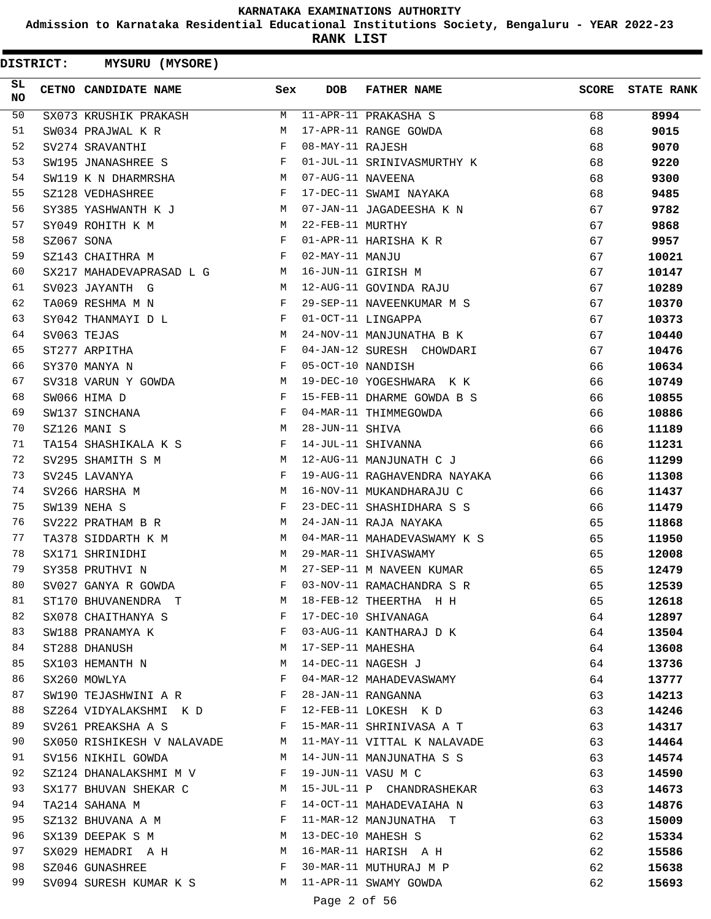# KARNATAKA EXAMINATIONS AUTHORITY

**Admission to Karnataka Residential Educational Institutions Society, Bengaluru - YEAR 2022-23**

**RANK LIST**

**DISTRICT: MYSURU (MYSORE)**

| SL NO | CETNO | CANDIDATE NAME | Sex | DOB | FATHER NAME | SCORE | STATE RANK |
|---|---|---|---|---|---|---|---|
| 50 | SX073 | KRUSHIK PRAKASH | M | 11-APR-11 | PRAKASHA S | 68 | **8994** |
| 51 | SW034 | PRAJWAL K R | M | 17-APR-11 | RANGE GOWDA | 68 | **9015** |
| 52 | SV274 | SRAVANTHI | F | 08-MAY-11 | RAJESH | 68 | **9070** |
| 53 | SW195 | JNANASHREE S | F | 01-JUL-11 | SRINIVASMURTHY K | 68 | **9220** |
| 54 | SW119 | K N DHARMRSHA | M | 07-AUG-11 | NAVEENA | 68 | **9300** |
| 55 | SZ128 | VEDHASHREE | F | 17-DEC-11 | SWAMI NAYAKA | 68 | **9485** |
| 56 | SY385 | YASHWANTH K J | M | 07-JAN-11 | JAGADEESHA K N | 67 | **9782** |
| 57 | SY049 | ROHITH K M | M | 22-FEB-11 | MURTHY | 67 | **9868** |
| 58 | SZ067 | SONA | F | 01-APR-11 | HARISHA K R | 67 | **9957** |
| 59 | SZ143 | CHAITHRA M | F | 02-MAY-11 | MANJU | 67 | **10021** |
| 60 | SX217 | MAHADEVAPRASAD L G | M | 16-JUN-11 | GIRISH M | 67 | **10147** |
| 61 | SV023 | JAYANTH G | M | 12-AUG-11 | GOVINDA RAJU | 67 | **10289** |
| 62 | TA069 | RESHMA M N | F | 29-SEP-11 | NAVEENKUMAR M S | 67 | **10370** |
| 63 | SY042 | THANMAYI D L | F | 01-OCT-11 | LINGAPPA | 67 | **10373** |
| 64 | SV063 | TEJAS | M | 24-NOV-11 | MANJUNATHA B K | 67 | **10440** |
| 65 | ST277 | ARPITHA | F | 04-JAN-12 | SURESH CHOWDARI | 67 | **10476** |
| 66 | SY370 | MANYA N | F | 05-OCT-10 | NANDISH | 66 | **10634** |
| 67 | SV318 | VARUN Y GOWDA | M | 19-DEC-10 | YOGESHWARA K K | 66 | **10749** |
| 68 | SW066 | HIMA D | F | 15-FEB-11 | DHARME GOWDA B S | 66 | **10855** |
| 69 | SW137 | SINCHANA | F | 04-MAR-11 | THIMMEGOWDA | 66 | **10886** |
| 70 | SZ126 | MANI S | M | 28-JUN-11 | SHIVA | 66 | **11189** |
| 71 | TA154 | SHASHIKALA K S | F | 14-JUL-11 | SHIVANNA | 66 | **11231** |
| 72 | SV295 | SHAMITH S M | M | 12-AUG-11 | MANJUNATH C J | 66 | **11299** |
| 73 | SV245 | LAVANYA | F | 19-AUG-11 | RAGHAVENDRA NAYAKA | 66 | **11308** |
| 74 | SV266 | HARSHA M | M | 16-NOV-11 | MUKANDHARAJU C | 66 | **11437** |
| 75 | SW139 | NEHA S | F | 23-DEC-11 | SHASHIDHARA S S | 66 | **11479** |
| 76 | SV222 | PRATHAM B R | M | 24-JAN-11 | RAJA NAYAKA | 65 | **11868** |
| 77 | TA378 | SIDDARTH K M | M | 04-MAR-11 | MAHADEVASWAMY K S | 65 | **11950** |
| 78 | SX171 | SHRINIDHI | M | 29-MAR-11 | SHIVASWAMY | 65 | **12008** |
| 79 | SY358 | PRUTHVI N | M | 27-SEP-11 | M NAVEEN KUMAR | 65 | **12479** |
| 80 | SV027 | GANYA R GOWDA | F | 03-NOV-11 | RAMACHANDRA S R | 65 | **12539** |
| 81 | ST170 | BHUVANENDRA T | M | 18-FEB-12 | THEERTHA H H | 65 | **12618** |
| 82 | SX078 | CHAITHANYA S | F | 17-DEC-10 | SHIVANAGA | 64 | **12897** |
| 83 | SW188 | PRANAMYA K | F | 03-AUG-11 | KANTHARAJ D K | 64 | **13504** |
| 84 | ST288 | DHANUSH | M | 17-SEP-11 | MAHESHA | 64 | **13608** |
| 85 | SX103 | HEMANTH N | M | 14-DEC-11 | NAGESH J | 64 | **13736** |
| 86 | SX260 | MOWLYA | F | 04-MAR-12 | MAHADEVASWAMY | 64 | **13777** |
| 87 | SW190 | TEJASHWINI A R | F | 28-JAN-11 | RANGANNA | 63 | **14213** |
| 88 | SZ264 | VIDYALAKSHMI K D | F | 12-FEB-11 | LOKESH K D | 63 | **14246** |
| 89 | SV261 | PREAKSHA A S | F | 15-MAR-11 | SHRINIVASA A T | 63 | **14317** |
| 90 | SX050 | RISHIKESH V NALAVADE | M | 11-MAY-11 | VITTAL K NALAVADE | 63 | **14464** |
| 91 | SV156 | NIKHIL GOWDA | M | 14-JUN-11 | MANJUNATHA S S | 63 | **14574** |
| 92 | SZ124 | DHANALAKSHMI M V | F | 19-JUN-11 | VASU M C | 63 | **14590** |
| 93 | SX177 | BHUVAN SHEKAR C | M | 15-JUL-11 | P CHANDRASHEKAR | 63 | **14673** |
| 94 | TA214 | SAHANA M | F | 14-OCT-11 | MAHADEVAIAHA N | 63 | **14876** |
| 95 | SZ132 | BHUVANA A M | F | 11-MAR-12 | MANJUNATHA T | 63 | **15009** |
| 96 | SX139 | DEEPAK S M | M | 13-DEC-10 | MAHESH S | 62 | **15334** |
| 97 | SX029 | HEMADRI A H | M | 16-MAR-11 | HARISH A H | 62 | **15586** |
| 98 | SZ046 | GUNASHREE | F | 30-MAR-11 | MUTHURAJ M P | 62 | **15638** |
| 99 | SV094 | SURESH KUMAR K S | M | 11-APR-11 | SWAMY GOWDA | 62 | **15693** |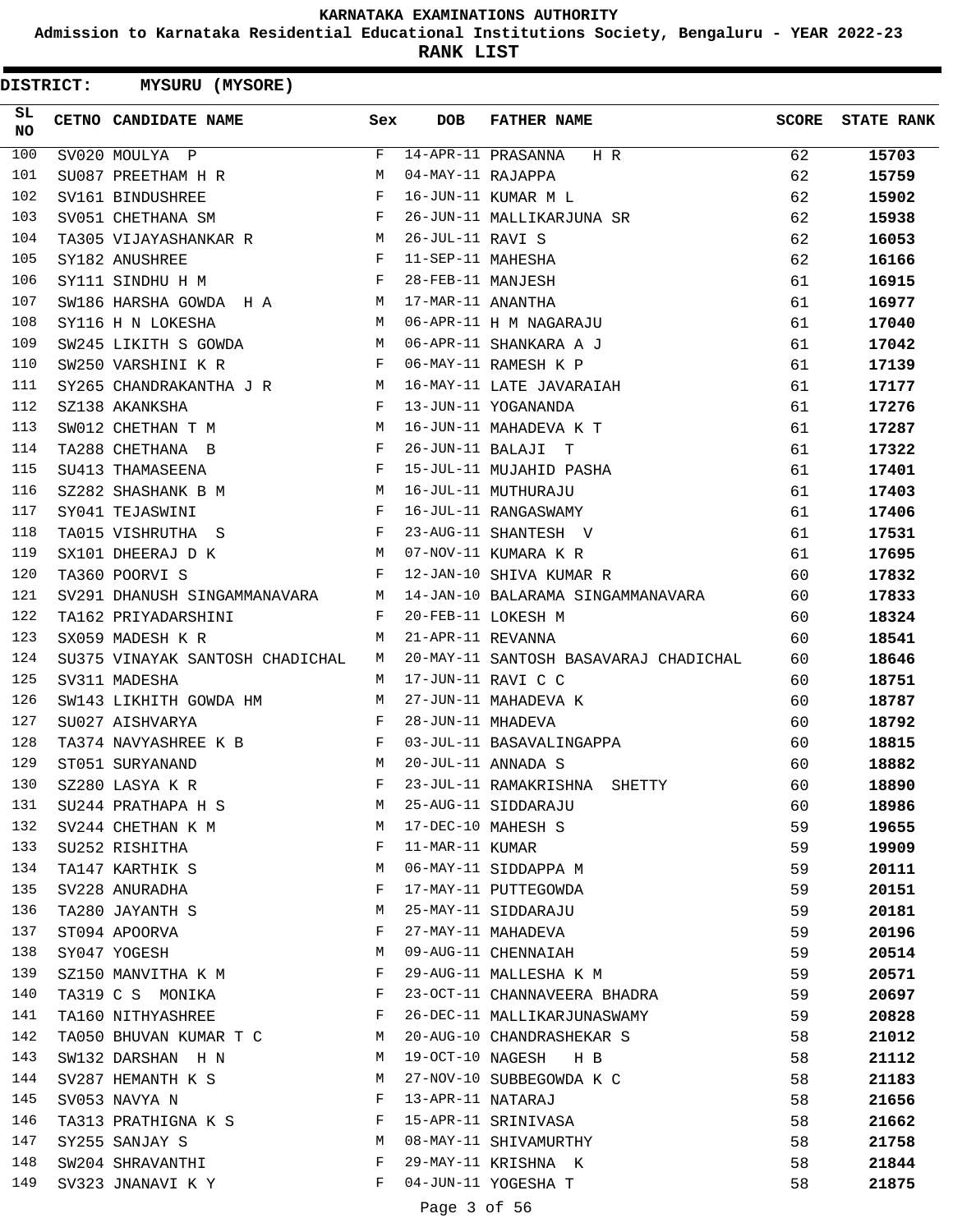KARNATAKA EXAMINATIONS AUTHORITY

Admission to Karnataka Residential Educational Institutions Society, Bengaluru - YEAR 2022-23

**RANK LIST**

**DISTRICT: MYSURU (MYSORE)**

| SL NO | CETNO | CANDIDATE NAME | Sex | DOB | FATHER NAME | SCORE | STATE RANK |
|---|---|---|---|---|---|---|---|
| 100 | SV020 | MOULYA P | F | 14-APR-11 | PRASANNA H R | 62 | **15703** |
| 101 | SU087 | PREETHAM H R | M | 04-MAY-11 | RAJAPPA | 62 | **15759** |
| 102 | SV161 | BINDUSHREE | F | 16-JUN-11 | KUMAR M L | 62 | **15902** |
| 103 | SV051 | CHETHANA SM | F | 26-JUN-11 | MALLIKARJUNA SR | 62 | **15938** |
| 104 | TA305 | VIJAYASHANKAR R | M | 26-JUL-11 | RAVI S | 62 | **16053** |
| 105 | SY182 | ANUSHREE | F | 11-SEP-11 | MAHESHA | 62 | **16166** |
| 106 | SY111 | SINDHU H M | F | 28-FEB-11 | MANJESH | 61 | **16915** |
| 107 | SW186 | HARSHA GOWDA H A | M | 17-MAR-11 | ANANTHA | 61 | **16977** |
| 108 | SY116 | H N LOKESHA | M | 06-APR-11 | H M NAGARAJU | 61 | **17040** |
| 109 | SW245 | LIKITH S GOWDA | M | 06-APR-11 | SHANKARA A J | 61 | **17042** |
| 110 | SW250 | VARSHINI K R | F | 06-MAY-11 | RAMESH K P | 61 | **17139** |
| 111 | SY265 | CHANDRAKANTHA J R | M | 16-MAY-11 | LATE JAVARAIAH | 61 | **17177** |
| 112 | SZ138 | AKANKSHA | F | 13-JUN-11 | YOGANANDA | 61 | **17276** |
| 113 | SW012 | CHETHAN T M | M | 16-JUN-11 | MAHADEVA K T | 61 | **17287** |
| 114 | TA288 | CHETHANA B | F | 26-JUN-11 | BALAJI T | 61 | **17322** |
| 115 | SU413 | THAMASEENA | F | 15-JUL-11 | MUJAHID PASHA | 61 | **17401** |
| 116 | SZ282 | SHASHANK B M | M | 16-JUL-11 | MUTHURAJU | 61 | **17403** |
| 117 | SY041 | TEJASWINI | F | 16-JUL-11 | RANGASWAMY | 61 | **17406** |
| 118 | TA015 | VISHRUTHA S | F | 23-AUG-11 | SHANTESH V | 61 | **17531** |
| 119 | SX101 | DHEERAJ D K | M | 07-NOV-11 | KUMARA K R | 61 | **17695** |
| 120 | TA360 | POORVI S | F | 12-JAN-10 | SHIVA KUMAR R | 60 | **17832** |
| 121 | SV291 | DHANUSH SINGAMMANAVARA | M | 14-JAN-10 | BALARAMA SINGAMMANAVARA | 60 | **17833** |
| 122 | TA162 | PRIYADARSHINI | F | 20-FEB-11 | LOKESH M | 60 | **18324** |
| 123 | SX059 | MADESH K R | M | 21-APR-11 | REVANNA | 60 | **18541** |
| 124 | SU375 | VINAYAK SANTOSH CHADICHAL | M | 20-MAY-11 | SANTOSH BASAVARAJ CHADICHAL | 60 | **18646** |
| 125 | SV311 | MADESHA | M | 17-JUN-11 | RAVI C C | 60 | **18751** |
| 126 | SW143 | LIKHITH GOWDA HM | M | 27-JUN-11 | MAHADEVA K | 60 | **18787** |
| 127 | SU027 | AISHVARYA | F | 28-JUN-11 | MHADEVA | 60 | **18792** |
| 128 | TA374 | NAVYASHREE K B | F | 03-JUL-11 | BASAVALINGAPPA | 60 | **18815** |
| 129 | ST051 | SURYANAND | M | 20-JUL-11 | ANNADA S | 60 | **18882** |
| 130 | SZ280 | LASYA K R | F | 23-JUL-11 | RAMAKRISHNA SHETTY | 60 | **18890** |
| 131 | SU244 | PRATHAPA H S | M | 25-AUG-11 | SIDDARAJU | 60 | **18986** |
| 132 | SV244 | CHETHAN K M | M | 17-DEC-10 | MAHESH S | 59 | **19655** |
| 133 | SU252 | RISHITHA | F | 11-MAR-11 | KUMAR | 59 | **19909** |
| 134 | TA147 | KARTHIK S | M | 06-MAY-11 | SIDDAPPA M | 59 | **20111** |
| 135 | SV228 | ANURADHA | F | 17-MAY-11 | PUTTEGOWDA | 59 | **20151** |
| 136 | TA280 | JAYANTH S | M | 25-MAY-11 | SIDDARAJU | 59 | **20181** |
| 137 | ST094 | APOORVA | F | 27-MAY-11 | MAHADEVA | 59 | **20196** |
| 138 | SY047 | YOGESH | M | 09-AUG-11 | CHENNAIAH | 59 | **20514** |
| 139 | SZ150 | MANVITHA K M | F | 29-AUG-11 | MALLESHA K M | 59 | **20571** |
| 140 | TA319 | C S MONIKA | F | 23-OCT-11 | CHANNAVEERA BHADRA | 59 | **20697** |
| 141 | TA160 | NITHYASHREE | F | 26-DEC-11 | MALLIKARJUNASWAMY | 59 | **20828** |
| 142 | TA050 | BHUVAN KUMAR T C | M | 20-AUG-10 | CHANDRASHEKAR S | 58 | **21012** |
| 143 | SW132 | DARSHAN H N | M | 19-OCT-10 | NAGESH H B | 58 | **21112** |
| 144 | SV287 | HEMANTH K S | M | 27-NOV-10 | SUBBEGOWDA K C | 58 | **21183** |
| 145 | SV053 | NAVYA N | F | 13-APR-11 | NATARAJ | 58 | **21656** |
| 146 | TA313 | PRATHIGNA K S | F | 15-APR-11 | SRINIVASA | 58 | **21662** |
| 147 | SY255 | SANJAY S | M | 08-MAY-11 | SHIVAMURTHY | 58 | **21758** |
| 148 | SW204 | SHRAVANTHI | F | 29-MAY-11 | KRISHNA K | 58 | **21844** |
| 149 | SV323 | JNANAVI K Y | F | 04-JUN-11 | YOGESHA T | 58 | **21875** |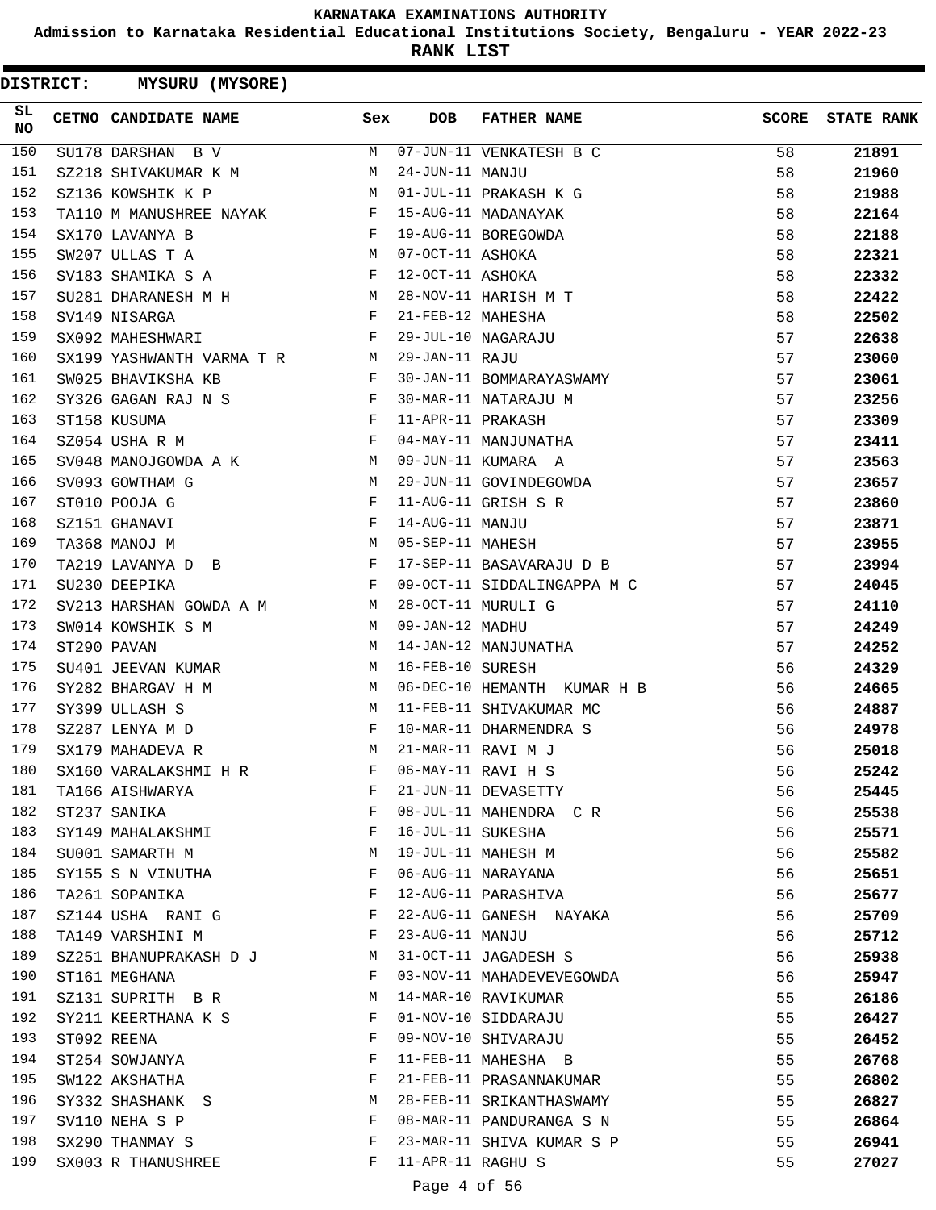KARNATAKA EXAMINATIONS AUTHORITY

Admission to Karnataka Residential Educational Institutions Society, Bengaluru - YEAR 2022-23

RANK LIST

**DISTRICT: MYSURU (MYSORE)**

| SL NO | CETNO | CANDIDATE NAME | Sex | DOB | FATHER NAME | SCORE | STATE RANK |
|---|---|---|---|---|---|---|---|
| 150 | SU178 | DARSHAN B V | M | 07-JUN-11 | VENKATESH B C | 58 | 21891 |
| 151 | SZ218 | SHIVAKUMAR K M | M | 24-JUN-11 | MANJU | 58 | 21960 |
| 152 | SZ136 | KOWSHIK K P | M | 01-JUL-11 | PRAKASH K G | 58 | 21988 |
| 153 | TA110 | M MANUSHREE NAYAK | F | 15-AUG-11 | MADANAYAK | 58 | 22164 |
| 154 | SX170 | LAVANYA B | F | 19-AUG-11 | BOREGOWDA | 58 | 22188 |
| 155 | SW207 | ULLAS T A | M | 07-OCT-11 | ASHOKA | 58 | 22321 |
| 156 | SV183 | SHAMIKA S A | F | 12-OCT-11 | ASHOKA | 58 | 22332 |
| 157 | SU281 | DHARANESH M H | M | 28-NOV-11 | HARISH M T | 58 | 22422 |
| 158 | SV149 | NISARGA | F | 21-FEB-12 | MAHESHA | 58 | 22502 |
| 159 | SX092 | MAHESHWARI | F | 29-JUL-10 | NAGARAJU | 57 | 22638 |
| 160 | SX199 | YASHWANTH VARMA T R | M | 29-JAN-11 | RAJU | 57 | 23060 |
| 161 | SW025 | BHAVIKSHA KB | F | 30-JAN-11 | BOMMARAYASWAMY | 57 | 23061 |
| 162 | SY326 | GAGAN RAJ N S | F | 30-MAR-11 | NATARAJU M | 57 | 23256 |
| 163 | ST158 | KUSUMA | F | 11-APR-11 | PRAKASH | 57 | 23309 |
| 164 | SZ054 | USHA R M | F | 04-MAY-11 | MANJUNATHA | 57 | 23411 |
| 165 | SV048 | MANOJGOWDA A K | M | 09-JUN-11 | KUMARA A | 57 | 23563 |
| 166 | SV093 | GOWTHAM G | M | 29-JUN-11 | GOVINDEGOWDA | 57 | 23657 |
| 167 | ST010 | POOJA G | F | 11-AUG-11 | GRISH S R | 57 | 23860 |
| 168 | SZ151 | GHANAVI | F | 14-AUG-11 | MANJU | 57 | 23871 |
| 169 | TA368 | MANOJ M | M | 05-SEP-11 | MAHESH | 57 | 23955 |
| 170 | TA219 | LAVANYA D B | F | 17-SEP-11 | BASAVARAJU D B | 57 | 23994 |
| 171 | SU230 | DEEPIKA | F | 09-OCT-11 | SIDDALINGAPPA M C | 57 | 24045 |
| 172 | SV213 | HARSHAN GOWDA A M | M | 28-OCT-11 | MURULI G | 57 | 24110 |
| 173 | SW014 | KOWSHIK S M | M | 09-JAN-12 | MADHU | 57 | 24249 |
| 174 | ST290 | PAVAN | M | 14-JAN-12 | MANJUNATHA | 57 | 24252 |
| 175 | SU401 | JEEVAN KUMAR | M | 16-FEB-10 | SURESH | 56 | 24329 |
| 176 | SY282 | BHARGAV H M | M | 06-DEC-10 | HEMANTH KUMAR H B | 56 | 24665 |
| 177 | SY399 | ULLASH S | M | 11-FEB-11 | SHIVAKUMAR MC | 56 | 24887 |
| 178 | SZ287 | LENYA M D | F | 10-MAR-11 | DHARMENDRA S | 56 | 24978 |
| 179 | SX179 | MAHADEVA R | M | 21-MAR-11 | RAVI M J | 56 | 25018 |
| 180 | SX160 | VARALAKSHMI H R | F | 06-MAY-11 | RAVI H S | 56 | 25242 |
| 181 | TA166 | AISHWARYA | F | 21-JUN-11 | DEVASETTY | 56 | 25445 |
| 182 | ST237 | SANIKA | F | 08-JUL-11 | MAHENDRA C R | 56 | 25538 |
| 183 | SY149 | MAHALAKSHMI | F | 16-JUL-11 | SUKESHA | 56 | 25571 |
| 184 | SU001 | SAMARTH M | M | 19-JUL-11 | MAHESH M | 56 | 25582 |
| 185 | SY155 | S N VINUTHA | F | 06-AUG-11 | NARAYANA | 56 | 25651 |
| 186 | TA261 | SOPANIKA | F | 12-AUG-11 | PARASHIVA | 56 | 25677 |
| 187 | SZ144 | USHA RANI G | F | 22-AUG-11 | GANESH NAYAKA | 56 | 25709 |
| 188 | TA149 | VARSHINI M | F | 23-AUG-11 | MANJU | 56 | 25712 |
| 189 | SZ251 | BHANUPRAKASH D J | M | 31-OCT-11 | JAGADESH S | 56 | 25938 |
| 190 | ST161 | MEGHANA | F | 03-NOV-11 | MAHADEVEVEGOWDA | 56 | 25947 |
| 191 | SZ131 | SUPRITH B R | M | 14-MAR-10 | RAVIKUMAR | 55 | 26186 |
| 192 | SY211 | KEERTHANA K S | F | 01-NOV-10 | SIDDARAJU | 55 | 26427 |
| 193 | ST092 | REENA | F | 09-NOV-10 | SHIVARAJU | 55 | 26452 |
| 194 | ST254 | SOWJANYA | F | 11-FEB-11 | MAHESHA B | 55 | 26768 |
| 195 | SW122 | AKSHATHA | F | 21-FEB-11 | PRASANNAKUMAR | 55 | 26802 |
| 196 | SY332 | SHASHANK S | M | 28-FEB-11 | SRIKANTHASWAMY | 55 | 26827 |
| 197 | SV110 | NEHA S P | F | 08-MAR-11 | PANDURANGA S N | 55 | 26864 |
| 198 | SX290 | THANMAY S | F | 23-MAR-11 | SHIVA KUMAR S P | 55 | 26941 |
| 199 | SX003 | R THANUSHREE | F | 11-APR-11 | RAGHU S | 55 | 27027 |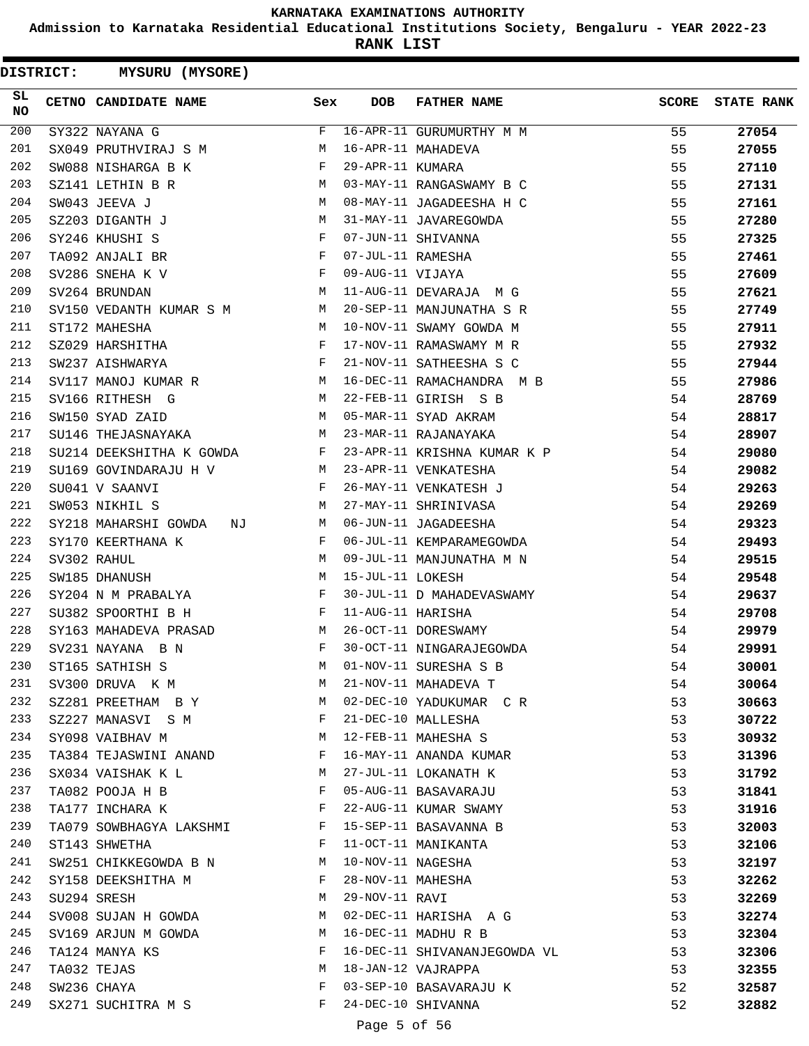# KARNATAKA EXAMINATIONS AUTHORITY

## Admission to Karnataka Residential Educational Institutions Society, Bengaluru - YEAR 2022-23

## RANK LIST

**DISTRICT: MYSURU (MYSORE)**

| SL NO | CETNO | CANDIDATE NAME | Sex | DOB | FATHER NAME | SCORE | STATE RANK |
|---|---|---|---|---|---|---|---|
| 200 | SY322 | NAYANA G | F | 16-APR-11 | GURUMURTHY M M | 55 | 27054 |
| 201 | SX049 | PRUTHVIRAJ S M | M | 16-APR-11 | MAHADEVA | 55 | 27055 |
| 202 | SW088 | NISHARGA B K | F | 29-APR-11 | KUMARA | 55 | 27110 |
| 203 | SZ141 | LETHIN B R | M | 03-MAY-11 | RANGASWAMY B C | 55 | 27131 |
| 204 | SW043 | JEEVA J | M | 08-MAY-11 | JAGADEESHA H C | 55 | 27161 |
| 205 | SZ203 | DIGANTH J | M | 31-MAY-11 | JAVAREGOWDA | 55 | 27280 |
| 206 | SY246 | KHUSHI S | F | 07-JUN-11 | SHIVANNA | 55 | 27325 |
| 207 | TA092 | ANJALI BR | F | 07-JUL-11 | RAMESHA | 55 | 27461 |
| 208 | SV286 | SNEHA K V | F | 09-AUG-11 | VIJAYA | 55 | 27609 |
| 209 | SV264 | BRUNDAN | M | 11-AUG-11 | DEVARAJA M G | 55 | 27621 |
| 210 | SV150 | VEDANTH KUMAR S M | M | 20-SEP-11 | MANJUNATHA S R | 55 | 27749 |
| 211 | ST172 | MAHESHA | M | 10-NOV-11 | SWAMY GOWDA M | 55 | 27911 |
| 212 | SZ029 | HARSHITHA | F | 17-NOV-11 | RAMASWAMY M R | 55 | 27932 |
| 213 | SW237 | AISHWARYA | F | 21-NOV-11 | SATHEESHA S C | 55 | 27944 |
| 214 | SV117 | MANOJ KUMAR R | M | 16-DEC-11 | RAMACHANDRA M B | 55 | 27986 |
| 215 | SV166 | RITHESH G | M | 22-FEB-11 | GIRISH S B | 54 | 28769 |
| 216 | SW150 | SYAD ZAID | M | 05-MAR-11 | SYAD AKRAM | 54 | 28817 |
| 217 | SU146 | THEJASNAYAKA | M | 23-MAR-11 | RAJANAYAKA | 54 | 28907 |
| 218 | SU214 | DEEKSHITHA K GOWDA | F | 23-APR-11 | KRISHNA KUMAR K P | 54 | 29080 |
| 219 | SU169 | GOVINDARAJU H V | M | 23-APR-11 | VENKATESHA | 54 | 29082 |
| 220 | SU041 | V SAANVI | F | 26-MAY-11 | VENKATESH J | 54 | 29263 |
| 221 | SW053 | NIKHIL S | M | 27-MAY-11 | SHRINIVASA | 54 | 29269 |
| 222 | SY218 | MAHARSHI GOWDA NJ | M | 06-JUN-11 | JAGADEESHA | 54 | 29323 |
| 223 | SY170 | KEERTHANA K | F | 06-JUL-11 | KEMPARAMEGOWDA | 54 | 29493 |
| 224 | SV302 | RAHUL | M | 09-JUL-11 | MANJUNATHA M N | 54 | 29515 |
| 225 | SW185 | DHANUSH | M | 15-JUL-11 | LOKESH | 54 | 29548 |
| 226 | SY204 | N M PRABALYA | F | 30-JUL-11 | D MAHADEVASWAMY | 54 | 29637 |
| 227 | SU382 | SPOORTHI B H | F | 11-AUG-11 | HARISHA | 54 | 29708 |
| 228 | SY163 | MAHADEVA PRASAD | M | 26-OCT-11 | DORESWAMY | 54 | 29979 |
| 229 | SV231 | NAYANA B N | F | 30-OCT-11 | NINGARAJEGOWDA | 54 | 29991 |
| 230 | ST165 | SATHISH S | M | 01-NOV-11 | SURESHA S B | 54 | 30001 |
| 231 | SV300 | DRUVA K M | M | 21-NOV-11 | MAHADEVA T | 54 | 30064 |
| 232 | SZ281 | PREETHAM B Y | M | 02-DEC-10 | YADUKUMAR C R | 53 | 30663 |
| 233 | SZ227 | MANASVI S M | F | 21-DEC-10 | MALLESHA | 53 | 30722 |
| 234 | SY098 | VAIBHAV M | M | 12-FEB-11 | MAHESHA S | 53 | 30932 |
| 235 | TA384 | TEJASWINI ANAND | F | 16-MAY-11 | ANANDA KUMAR | 53 | 31396 |
| 236 | SX034 | VAISHAK K L | M | 27-JUL-11 | LOKANATH K | 53 | 31792 |
| 237 | TA082 | POOJA H B | F | 05-AUG-11 | BASAVARAJU | 53 | 31841 |
| 238 | TA177 | INCHARA K | F | 22-AUG-11 | KUMAR SWAMY | 53 | 31916 |
| 239 | TA079 | SOWBHAGYA LAKSHMI | F | 15-SEP-11 | BASAVANNA B | 53 | 32003 |
| 240 | ST143 | SHWETHA | F | 11-OCT-11 | MANIKANTA | 53 | 32106 |
| 241 | SW251 | CHIKKEGOWDA B N | M | 10-NOV-11 | NAGESHA | 53 | 32197 |
| 242 | SY158 | DEEKSHITHA M | F | 28-NOV-11 | MAHESHA | 53 | 32262 |
| 243 | SU294 | SRESH | M | 29-NOV-11 | RAVI | 53 | 32269 |
| 244 | SV008 | SUJAN H GOWDA | M | 02-DEC-11 | HARISHA A G | 53 | 32274 |
| 245 | SV169 | ARJUN M GOWDA | M | 16-DEC-11 | MADHU R B | 53 | 32304 |
| 246 | TA124 | MANYA KS | F | 16-DEC-11 | SHIVANANJEGOWDA VL | 53 | 32306 |
| 247 | TA032 | TEJAS | M | 18-JAN-12 | VAJRAPPA | 53 | 32355 |
| 248 | SW236 | CHAYA | F | 03-SEP-10 | BASAVARAJU K | 52 | 32587 |
| 249 | SX271 | SUCHITRA M S | F | 24-DEC-10 | SHIVANNA | 52 | 32882 |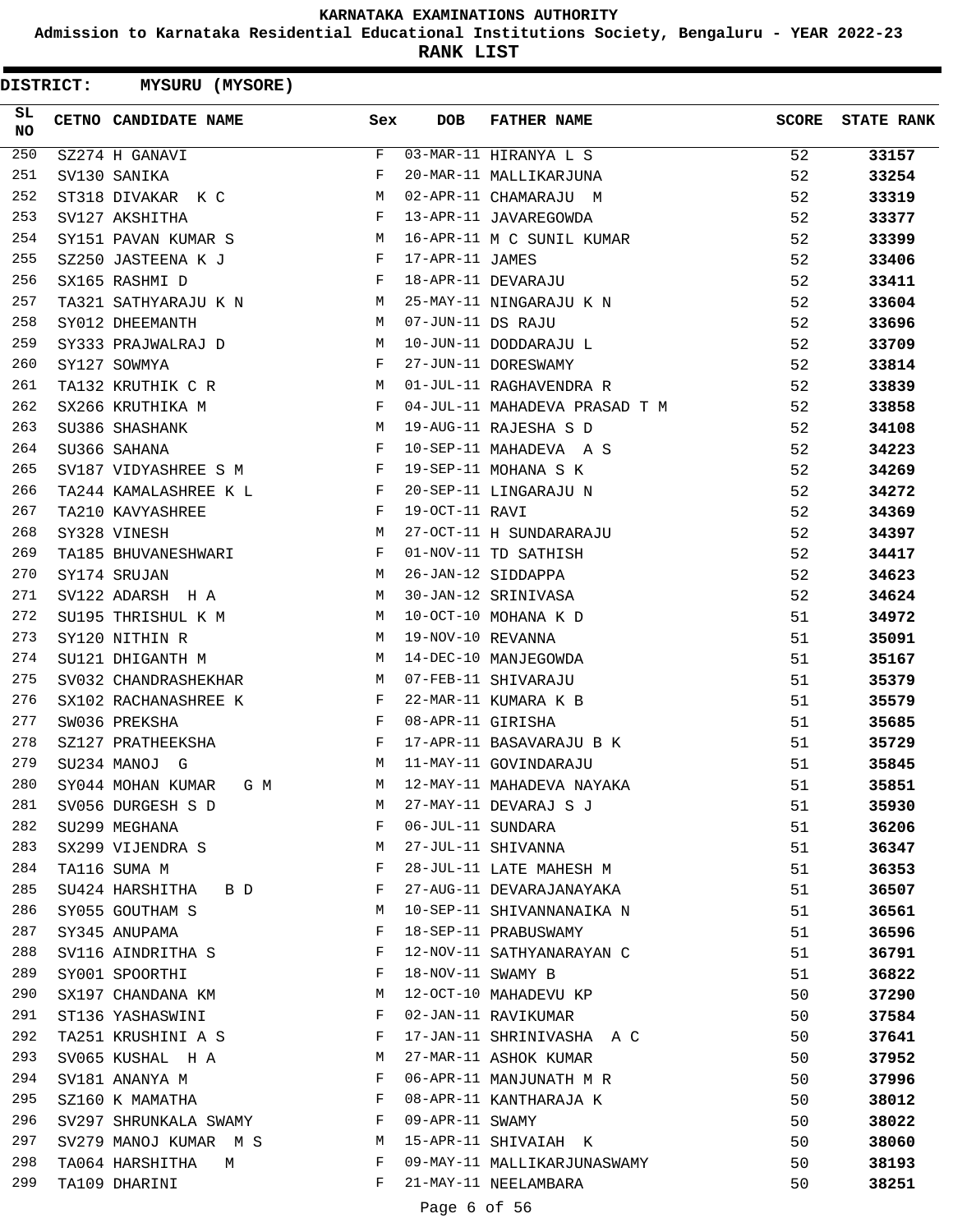# KARNATAKA EXAMINATIONS AUTHORITY

**Admission to Karnataka Residential Educational Institutions Society, Bengaluru - YEAR 2022-23**

**RANK LIST**

**DISTRICT: MYSURU (MYSORE)**

| SL NO | CETNO | CANDIDATE NAME | Sex | DOB | FATHER NAME | SCORE | STATE RANK |
|---|---|---|---|---|---|---|---|
| 250 | SZ274 | H GANAVI | F | 03-MAR-11 | HIRANYA L S | 52 | **33157** |
| 251 | SV130 | SANIKA | F | 20-MAR-11 | MALLIKARJUNA | 52 | **33254** |
| 252 | ST318 | DIVAKAR K C | M | 02-APR-11 | CHAMARAJU M | 52 | **33319** |
| 253 | SV127 | AKSHITHA | F | 13-APR-11 | JAVAREGOWDA | 52 | **33377** |
| 254 | SY151 | PAVAN KUMAR S | M | 16-APR-11 | M C SUNIL KUMAR | 52 | **33399** |
| 255 | SZ250 | JASTEENA K J | F | 17-APR-11 | JAMES | 52 | **33406** |
| 256 | SX165 | RASHMI D | F | 18-APR-11 | DEVARAJU | 52 | **33411** |
| 257 | TA321 | SATHYARAJU K N | M | 25-MAY-11 | NINGARAJU K N | 52 | **33604** |
| 258 | SY012 | DHEEMANTH | M | 07-JUN-11 | DS RAJU | 52 | **33696** |
| 259 | SY333 | PRAJWALRAJ D | M | 10-JUN-11 | DODDARAJU L | 52 | **33709** |
| 260 | SY127 | SOWMYA | F | 27-JUN-11 | DORESWAMY | 52 | **33814** |
| 261 | TA132 | KRUTHIK C R | M | 01-JUL-11 | RAGHAVENDRA R | 52 | **33839** |
| 262 | SX266 | KRUTHIKA M | F | 04-JUL-11 | MAHADEVA PRASAD T M | 52 | **33858** |
| 263 | SU386 | SHASHANK | M | 19-AUG-11 | RAJESHA S D | 52 | **34108** |
| 264 | SU366 | SAHANA | F | 10-SEP-11 | MAHADEVA A S | 52 | **34223** |
| 265 | SV187 | VIDYASHREE S M | F | 19-SEP-11 | MOHANA S K | 52 | **34269** |
| 266 | TA244 | KAMALASHREE K L | F | 20-SEP-11 | LINGARAJU N | 52 | **34272** |
| 267 | TA210 | KAVYASHREE | F | 19-OCT-11 | RAVI | 52 | **34369** |
| 268 | SY328 | VINESH | M | 27-OCT-11 | H SUNDARARAJU | 52 | **34397** |
| 269 | TA185 | BHUVANESHWARI | F | 01-NOV-11 | TD SATHISH | 52 | **34417** |
| 270 | SY174 | SRUJAN | M | 26-JAN-12 | SIDDAPPA | 52 | **34623** |
| 271 | SV122 | ADARSH H A | M | 30-JAN-12 | SRINIVASA | 52 | **34624** |
| 272 | SU195 | THRISHUL K M | M | 10-OCT-10 | MOHANA K D | 51 | **34972** |
| 273 | SY120 | NITHIN R | M | 19-NOV-10 | REVANNA | 51 | **35091** |
| 274 | SU121 | DHIGANTH M | M | 14-DEC-10 | MANJEGOWDA | 51 | **35167** |
| 275 | SV032 | CHANDRASHEKHAR | M | 07-FEB-11 | SHIVARAJU | 51 | **35379** |
| 276 | SX102 | RACHANASHREE K | F | 22-MAR-11 | KUMARA K B | 51 | **35579** |
| 277 | SW036 | PREKSHA | F | 08-APR-11 | GIRISHA | 51 | **35685** |
| 278 | SZ127 | PRATHEEKSHA | F | 17-APR-11 | BASAVARAJU B K | 51 | **35729** |
| 279 | SU234 | MANOJ G | M | 11-MAY-11 | GOVINDARAJU | 51 | **35845** |
| 280 | SY044 | MOHAN KUMAR G M | M | 12-MAY-11 | MAHADEVA NAYAKA | 51 | **35851** |
| 281 | SV056 | DURGESH S D | M | 27-MAY-11 | DEVARAJ S J | 51 | **35930** |
| 282 | SU299 | MEGHANA | F | 06-JUL-11 | SUNDARA | 51 | **36206** |
| 283 | SX299 | VIJENDRA S | M | 27-JUL-11 | SHIVANNA | 51 | **36347** |
| 284 | TA116 | SUMA M | F | 28-JUL-11 | LATE MAHESH M | 51 | **36353** |
| 285 | SU424 | HARSHITHA B D | F | 27-AUG-11 | DEVARAJANAYAKA | 51 | **36507** |
| 286 | SY055 | GOUTHAM S | M | 10-SEP-11 | SHIVANNANAIKA N | 51 | **36561** |
| 287 | SY345 | ANUPAMA | F | 18-SEP-11 | PRABUSWAMY | 51 | **36596** |
| 288 | SV116 | AINDRITHA S | F | 12-NOV-11 | SATHYANARAYAN C | 51 | **36791** |
| 289 | SY001 | SPOORTHI | F | 18-NOV-11 | SWAMY B | 51 | **36822** |
| 290 | SX197 | CHANDANA KM | M | 12-OCT-10 | MAHADEVU KP | 50 | **37290** |
| 291 | ST136 | YASHASWINI | F | 02-JAN-11 | RAVIKUMAR | 50 | **37584** |
| 292 | TA251 | KRUSHINI A S | F | 17-JAN-11 | SHRINIVASHA A C | 50 | **37641** |
| 293 | SV065 | KUSHAL H A | M | 27-MAR-11 | ASHOK KUMAR | 50 | **37952** |
| 294 | SV181 | ANANYA M | F | 06-APR-11 | MANJUNATH M R | 50 | **37996** |
| 295 | SZ160 | K MAMATHA | F | 08-APR-11 | KANTHARAJA K | 50 | **38012** |
| 296 | SV297 | SHRUNKALA SWAMY | F | 09-APR-11 | SWAMY | 50 | **38022** |
| 297 | SV279 | MANOJ KUMAR M S | M | 15-APR-11 | SHIVAIAH K | 50 | **38060** |
| 298 | TA064 | HARSHITHA M | F | 09-MAY-11 | MALLIKARJUNASWAMY | 50 | **38193** |
| 299 | TA109 | DHARINI | F | 21-MAY-11 | NEELAMBARA | 50 | **38251** |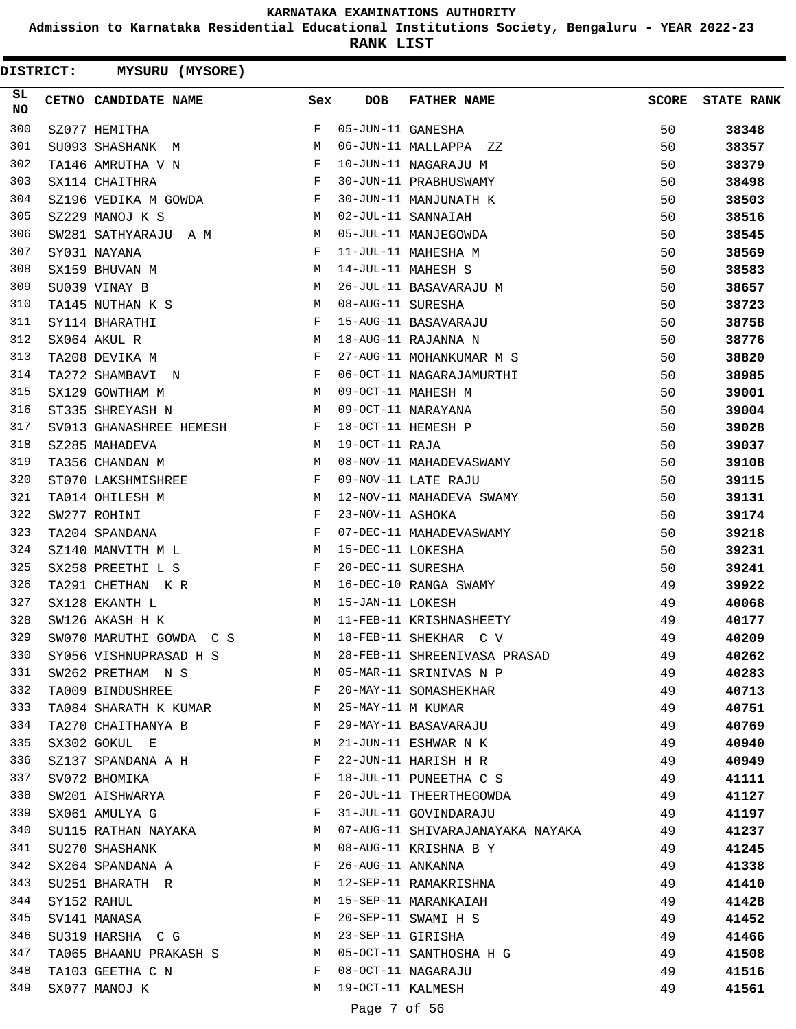KARNATAKA EXAMINATIONS AUTHORITY

Admission to Karnataka Residential Educational Institutions Society, Bengaluru - YEAR 2022-23

**RANK LIST**

**DISTRICT: MYSURU (MYSORE)**

| SL NO | CETNO | CANDIDATE NAME | Sex | DOB | FATHER NAME | SCORE | STATE RANK |
|---|---|---|---|---|---|---|---|
| 300 | SZ077 | HEMITHA | F | 05-JUN-11 | GANESHA | 50 | **38348** |
| 301 | SU093 | SHASHANK M | M | 06-JUN-11 | MALLAPPA ZZ | 50 | **38357** |
| 302 | TA146 | AMRUTHA V N | F | 10-JUN-11 | NAGARAJU M | 50 | **38379** |
| 303 | SX114 | CHAITHRA | F | 30-JUN-11 | PRABHUSWAMY | 50 | **38498** |
| 304 | SZ196 | VEDIKA M GOWDA | F | 30-JUN-11 | MANJUNATH K | 50 | **38503** |
| 305 | SZ229 | MANOJ K S | M | 02-JUL-11 | SANNAIAH | 50 | **38516** |
| 306 | SW281 | SATHYARAJU A M | M | 05-JUL-11 | MANJEGOWDA | 50 | **38545** |
| 307 | SY031 | NAYANA | F | 11-JUL-11 | MAHESHA M | 50 | **38569** |
| 308 | SX159 | BHUVAN M | M | 14-JUL-11 | MAHESH S | 50 | **38583** |
| 309 | SU039 | VINAY B | M | 26-JUL-11 | BASAVARAJU M | 50 | **38657** |
| 310 | TA145 | NUTHAN K S | M | 08-AUG-11 | SURESHA | 50 | **38723** |
| 311 | SY114 | BHARATHI | F | 15-AUG-11 | BASAVARAJU | 50 | **38758** |
| 312 | SX064 | AKUL R | M | 18-AUG-11 | RAJANNA N | 50 | **38776** |
| 313 | TA208 | DEVIKA M | F | 27-AUG-11 | MOHANKUMAR M S | 50 | **38820** |
| 314 | TA272 | SHAMBAVI N | F | 06-OCT-11 | NAGARAJAMURTHI | 50 | **38985** |
| 315 | SX129 | GOWTHAM M | M | 09-OCT-11 | MAHESH M | 50 | **39001** |
| 316 | ST335 | SHREYASH N | M | 09-OCT-11 | NARAYANA | 50 | **39004** |
| 317 | SV013 | GHANASHREE HEMESH | F | 18-OCT-11 | HEMESH P | 50 | **39028** |
| 318 | SZ285 | MAHADEVA | M | 19-OCT-11 | RAJA | 50 | **39037** |
| 319 | TA356 | CHANDAN M | M | 08-NOV-11 | MAHADEVASWAMY | 50 | **39108** |
| 320 | ST070 | LAKSHMISHREE | F | 09-NOV-11 | LATE RAJU | 50 | **39115** |
| 321 | TA014 | OHILESH M | M | 12-NOV-11 | MAHADEVA SWAMY | 50 | **39131** |
| 322 | SW277 | ROHINI | F | 23-NOV-11 | ASHOKA | 50 | **39174** |
| 323 | TA204 | SPANDANA | F | 07-DEC-11 | MAHADEVASWAMY | 50 | **39218** |
| 324 | SZ140 | MANVITH M L | M | 15-DEC-11 | LOKESHA | 50 | **39231** |
| 325 | SX258 | PREETHI L S | F | 20-DEC-11 | SURESHA | 50 | **39241** |
| 326 | TA291 | CHETHAN K R | M | 16-DEC-10 | RANGA SWAMY | 49 | **39922** |
| 327 | SX128 | EKANTH L | M | 15-JAN-11 | LOKESH | 49 | **40068** |
| 328 | SW126 | AKASH H K | M | 11-FEB-11 | KRISHNASHEETY | 49 | **40177** |
| 329 | SW070 | MARUTHI GOWDA C S | M | 18-FEB-11 | SHEKHAR C V | 49 | **40209** |
| 330 | SY056 | VISHNUPRASAD H S | M | 28-FEB-11 | SHREENIVASA PRASAD | 49 | **40262** |
| 331 | SW262 | PRETHAM N S | M | 05-MAR-11 | SRINIVAS N P | 49 | **40283** |
| 332 | TA009 | BINDUSHREE | F | 20-MAY-11 | SOMASHEKHAR | 49 | **40713** |
| 333 | TA084 | SHARATH K KUMAR | M | 25-MAY-11 | M KUMAR | 49 | **40751** |
| 334 | TA270 | CHAITHANYA B | F | 29-MAY-11 | BASAVARAJU | 49 | **40769** |
| 335 | SX302 | GOKUL E | M | 21-JUN-11 | ESHWAR N K | 49 | **40940** |
| 336 | SZ137 | SPANDANA A H | F | 22-JUN-11 | HARISH H R | 49 | **40949** |
| 337 | SV072 | BHOMIKA | F | 18-JUL-11 | PUNEETHA C S | 49 | **41111** |
| 338 | SW201 | AISHWARYA | F | 20-JUL-11 | THEERTHEGOWDA | 49 | **41127** |
| 339 | SX061 | AMULYA G | F | 31-JUL-11 | GOVINDARAJU | 49 | **41197** |
| 340 | SU115 | RATHAN NAYAKA | M | 07-AUG-11 | SHIVARAJANAYAKA NAYAKA | 49 | **41237** |
| 341 | SU270 | SHASHANK | M | 08-AUG-11 | KRISHNA B Y | 49 | **41245** |
| 342 | SX264 | SPANDANA A | F | 26-AUG-11 | ANKANNA | 49 | **41338** |
| 343 | SU251 | BHARATH R | M | 12-SEP-11 | RAMAKRISHNA | 49 | **41410** |
| 344 | SY152 | RAHUL | M | 15-SEP-11 | MARANKAIAH | 49 | **41428** |
| 345 | SV141 | MANASA | F | 20-SEP-11 | SWAMI H S | 49 | **41452** |
| 346 | SU319 | HARSHA C G | M | 23-SEP-11 | GIRISHA | 49 | **41466** |
| 347 | TA065 | BHAANU PRAKASH S | M | 05-OCT-11 | SANTHOSHA H G | 49 | **41508** |
| 348 | TA103 | GEETHA C N | F | 08-OCT-11 | NAGARAJU | 49 | **41516** |
| 349 | SX077 | MANOJ K | M | 19-OCT-11 | KALMESH | 49 | **41561** |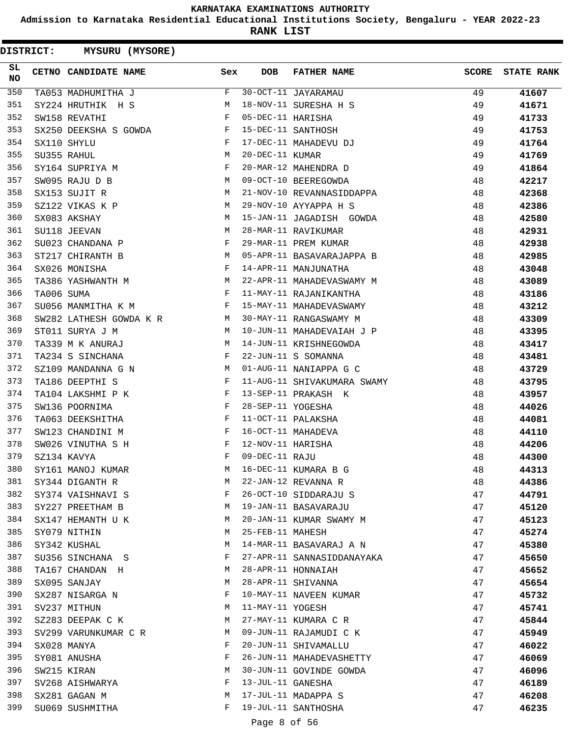# KARNATAKA EXAMINATIONS AUTHORITY

**Admission to Karnataka Residential Educational Institutions Society, Bengaluru - YEAR 2022-23**

**RANK LIST**

**DISTRICT: MYSURU (MYSORE)**

| SL NO | CETNO | CANDIDATE NAME | Sex | DOB | FATHER NAME | SCORE | STATE RANK |
|---|---|---|---|---|---|---|---|
| 350 | TA053 | MADHUMITHA J | F | 30-OCT-11 | JAYARAMAU | 49 | **41607** |
| 351 | SY224 | HRUTHIK H S | M | 18-NOV-11 | SURESHA H S | 49 | **41671** |
| 352 | SW158 | REVATHI | F | 05-DEC-11 | HARISHA | 49 | **41733** |
| 353 | SX250 | DEEKSHA S GOWDA | F | 15-DEC-11 | SANTHOSH | 49 | **41753** |
| 354 | SX110 | SHYLU | F | 17-DEC-11 | MAHADEVU DJ | 49 | **41764** |
| 355 | SU355 | RAHUL | M | 20-DEC-11 | KUMAR | 49 | **41769** |
| 356 | SY164 | SUPRIYA M | F | 20-MAR-12 | MAHENDRA D | 49 | **41864** |
| 357 | SW095 | RAJU D B | M | 09-OCT-10 | BEEREGOWDA | 48 | **42217** |
| 358 | SX153 | SUJIT R | M | 21-NOV-10 | REVANNASIDDAPPA | 48 | **42368** |
| 359 | SZ122 | VIKAS K P | M | 29-NOV-10 | AYYAPPA H S | 48 | **42386** |
| 360 | SX083 | AKSHAY | M | 15-JAN-11 | JAGADISH GOWDA | 48 | **42580** |
| 361 | SU118 | JEEVAN | M | 28-MAR-11 | RAVIKUMAR | 48 | **42931** |
| 362 | SU023 | CHANDANA P | F | 29-MAR-11 | PREM KUMAR | 48 | **42938** |
| 363 | ST217 | CHIRANTH B | M | 05-APR-11 | BASAVARAJAPPA B | 48 | **42985** |
| 364 | SX026 | MONISHA | F | 14-APR-11 | MANJUNATHA | 48 | **43048** |
| 365 | TA386 | YASHWANTH M | M | 22-APR-11 | MAHADEVASWAMY M | 48 | **43089** |
| 366 | TA006 | SUMA | F | 11-MAY-11 | RAJANIKANTHA | 48 | **43186** |
| 367 | SU056 | MANMITHA K M | F | 15-MAY-11 | MAHADEVASWAMY | 48 | **43212** |
| 368 | SW282 | LATHESH GOWDA K R | M | 30-MAY-11 | RANGASWAMY M | 48 | **43309** |
| 369 | ST011 | SURYA J M | M | 10-JUN-11 | MAHADEVAIAH J P | 48 | **43395** |
| 370 | TA339 | M K ANURAJ | M | 14-JUN-11 | KRISHNEGOWDA | 48 | **43417** |
| 371 | TA234 | S SINCHANA | F | 22-JUN-11 | S SOMANNA | 48 | **43481** |
| 372 | SZ109 | MANDANNA G N | M | 01-AUG-11 | NANIAPPA G C | 48 | **43729** |
| 373 | TA186 | DEEPTHI S | F | 11-AUG-11 | SHIVAKUMARA SWAMY | 48 | **43795** |
| 374 | TA104 | LAKSHMI P K | F | 13-SEP-11 | PRAKASH K | 48 | **43957** |
| 375 | SW136 | POORNIMA | F | 28-SEP-11 | YOGESHA | 48 | **44026** |
| 376 | TA063 | DEEKSHITHA | F | 11-OCT-11 | PALAKSHA | 48 | **44081** |
| 377 | SW123 | CHANDINI M | F | 16-OCT-11 | MAHADEVA | 48 | **44110** |
| 378 | SW026 | VINUTHA S H | F | 12-NOV-11 | HARISHA | 48 | **44206** |
| 379 | SZ134 | KAVYA | F | 09-DEC-11 | RAJU | 48 | **44300** |
| 380 | SY161 | MANOJ KUMAR | M | 16-DEC-11 | KUMARA B G | 48 | **44313** |
| 381 | SY344 | DIGANTH R | M | 22-JAN-12 | REVANNA R | 48 | **44386** |
| 382 | SY374 | VAISHNAVI S | F | 26-OCT-10 | SIDDARAJU S | 47 | **44791** |
| 383 | SY227 | PREETHAM B | M | 19-JAN-11 | BASAVARAJU | 47 | **45120** |
| 384 | SX147 | HEMANTH U K | M | 20-JAN-11 | KUMAR SWAMY M | 47 | **45123** |
| 385 | SY079 | NITHIN | M | 25-FEB-11 | MAHESH | 47 | **45274** |
| 386 | SY342 | KUSHAL | M | 14-MAR-11 | BASAVARAJ A N | 47 | **45380** |
| 387 | SU356 | SINCHANA S | F | 27-APR-11 | SANNASIDDANAYAKA | 47 | **45650** |
| 388 | TA167 | CHANDAN H | M | 28-APR-11 | HONNAIAH | 47 | **45652** |
| 389 | SX095 | SANJAY | M | 28-APR-11 | SHIVANNA | 47 | **45654** |
| 390 | SX287 | NISARGA N | F | 10-MAY-11 | NAVEEN KUMAR | 47 | **45732** |
| 391 | SV237 | MITHUN | M | 11-MAY-11 | YOGESH | 47 | **45741** |
| 392 | SZ283 | DEEPAK C K | M | 27-MAY-11 | KUMARA C R | 47 | **45844** |
| 393 | SV299 | VARUNKUMAR C R | M | 09-JUN-11 | RAJAMUDI C K | 47 | **45949** |
| 394 | SX028 | MANYA | F | 20-JUN-11 | SHIVAMALLU | 47 | **46022** |
| 395 | SY081 | ANUSHA | F | 26-JUN-11 | MAHADEVASHETTY | 47 | **46069** |
| 396 | SW215 | KIRAN | M | 30-JUN-11 | GOVINDE GOWDA | 47 | **46096** |
| 397 | SV268 | AISHWARYA | F | 13-JUL-11 | GANESHA | 47 | **46189** |
| 398 | SX281 | GAGAN M | M | 17-JUL-11 | MADAPPA S | 47 | **46208** |
| 399 | SU069 | SUSHMITHA | F | 19-JUL-11 | SANTHOSHA | 47 | **46235** |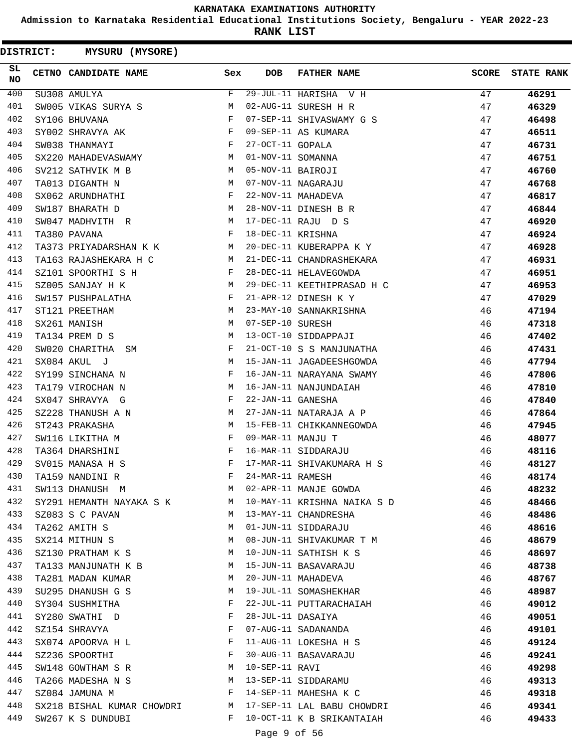KARNATAKA EXAMINATIONS AUTHORITY

Admission to Karnataka Residential Educational Institutions Society, Bengaluru - YEAR 2022-23

**RANK LIST**

**DISTRICT: MYSURU (MYSORE)**

| SL NO | CETNO | CANDIDATE NAME | Sex | DOB | FATHER NAME | SCORE | STATE RANK |
|---|---|---|---|---|---|---|---|
| 400 | SU308 | AMULYA | F | 29-JUL-11 | HARISHA V H | 47 | 46291 |
| 401 | SW005 | VIKAS SURYA S | M | 02-AUG-11 | SURESH H R | 47 | 46329 |
| 402 | SY106 | BHUVANA | F | 07-SEP-11 | SHIVASWAMY G S | 47 | 46498 |
| 403 | SY002 | SHRAVYA AK | F | 09-SEP-11 | AS KUMARA | 47 | 46511 |
| 404 | SW038 | THANMAYI | F | 27-OCT-11 | GOPALA | 47 | 46731 |
| 405 | SX220 | MAHADEVASWAMY | M | 01-NOV-11 | SOMANNA | 47 | 46751 |
| 406 | SV212 | SATHVIK M B | M | 05-NOV-11 | BAIROJI | 47 | 46760 |
| 407 | TA013 | DIGANTH N | M | 07-NOV-11 | NAGARAJU | 47 | 46768 |
| 408 | SX062 | ARUNDHATHI | F | 22-NOV-11 | MAHADEVA | 47 | 46817 |
| 409 | SW187 | BHARATH D | M | 28-NOV-11 | DINESH B R | 47 | 46844 |
| 410 | SW047 | MADHVITH R | M | 17-DEC-11 | RAJU D S | 47 | 46920 |
| 411 | TA380 | PAVANA | F | 18-DEC-11 | KRISHNA | 47 | 46924 |
| 412 | TA373 | PRIYADARSHAN K K | M | 20-DEC-11 | KUBERAPPA K Y | 47 | 46928 |
| 413 | TA163 | RAJASHEKARA H C | M | 21-DEC-11 | CHANDRASHEKARA | 47 | 46931 |
| 414 | SZ101 | SPOORTHI S H | F | 28-DEC-11 | HELAVEGOWDA | 47 | 46951 |
| 415 | SZ005 | SANJAY H K | M | 29-DEC-11 | KEETHIPRASAD H C | 47 | 46953 |
| 416 | SW157 | PUSHPALATHA | F | 21-APR-12 | DINESH K Y | 47 | 47029 |
| 417 | ST121 | PREETHAM | M | 23-MAY-10 | SANNAKRISHNA | 46 | 47194 |
| 418 | SX261 | MANISH | M | 07-SEP-10 | SURESH | 46 | 47318 |
| 419 | TA134 | PREM D S | M | 13-OCT-10 | SIDDAPPAJI | 46 | 47402 |
| 420 | SW020 | CHARITHA SM | F | 21-OCT-10 | S S MANJUNATHA | 46 | 47431 |
| 421 | SX084 | AKUL J | M | 15-JAN-11 | JAGADEESHGOWDA | 46 | 47794 |
| 422 | SY199 | SINCHANA N | F | 16-JAN-11 | NARAYANA SWAMY | 46 | 47806 |
| 423 | TA179 | VIROCHAN N | M | 16-JAN-11 | NANJUNDAIAH | 46 | 47810 |
| 424 | SX047 | SHRAVYA G | F | 22-JAN-11 | GANESHA | 46 | 47840 |
| 425 | SZ228 | THANUSH A N | M | 27-JAN-11 | NATARAJA A P | 46 | 47864 |
| 426 | ST243 | PRAKASHA | M | 15-FEB-11 | CHIKKANNEGOWDA | 46 | 47945 |
| 427 | SW116 | LIKITHA M | F | 09-MAR-11 | MANJU T | 46 | 48077 |
| 428 | TA364 | DHARSHINI | F | 16-MAR-11 | SIDDARAJU | 46 | 48116 |
| 429 | SV015 | MANASA H S | F | 17-MAR-11 | SHIVAKUMARA H S | 46 | 48127 |
| 430 | TA159 | NANDINI R | F | 24-MAR-11 | RAMESH | 46 | 48174 |
| 431 | SW113 | DHANUSH M | M | 02-APR-11 | MANJE GOWDA | 46 | 48232 |
| 432 | SY291 | HEMANTH NAYAKA S K | M | 10-MAY-11 | KRISHNA NAIKA S D | 46 | 48466 |
| 433 | SZ083 | S C PAVAN | M | 13-MAY-11 | CHANDRESHA | 46 | 48486 |
| 434 | TA262 | AMITH S | M | 01-JUN-11 | SIDDARAJU | 46 | 48616 |
| 435 | SX214 | MITHUN S | M | 08-JUN-11 | SHIVAKUMAR T M | 46 | 48679 |
| 436 | SZ130 | PRATHAM K S | M | 10-JUN-11 | SATHISH K S | 46 | 48697 |
| 437 | TA133 | MANJUNATH K B | M | 15-JUN-11 | BASAVARAJU | 46 | 48738 |
| 438 | TA281 | MADAN KUMAR | M | 20-JUN-11 | MAHADEVA | 46 | 48767 |
| 439 | SU295 | DHANUSH G S | M | 19-JUL-11 | SOMASHEKHAR | 46 | 48987 |
| 440 | SY304 | SUSHMITHA | F | 22-JUL-11 | PUTTARACHAIAH | 46 | 49012 |
| 441 | SY280 | SWATHI D | F | 28-JUL-11 | DASAIYA | 46 | 49051 |
| 442 | SZ154 | SHRAVYA | F | 07-AUG-11 | SADANANDA | 46 | 49101 |
| 443 | SX074 | APOORVA H L | F | 11-AUG-11 | LOKESHA H S | 46 | 49124 |
| 444 | SZ236 | SPOORTHI | F | 30-AUG-11 | BASAVARAJU | 46 | 49241 |
| 445 | SW148 | GOWTHAM S R | M | 10-SEP-11 | RAVI | 46 | 49298 |
| 446 | TA266 | MADESHA N S | M | 13-SEP-11 | SIDDARAMU | 46 | 49313 |
| 447 | SZ084 | JAMUNA M | F | 14-SEP-11 | MAHESHA K C | 46 | 49318 |
| 448 | SX218 | BISHAL KUMAR CHOWDRI | M | 17-SEP-11 | LAL BABU CHOWDRI | 46 | 49341 |
| 449 | SW267 | K S DUNDUBI | F | 10-OCT-11 | K B SRIKANTAIAH | 46 | 49433 |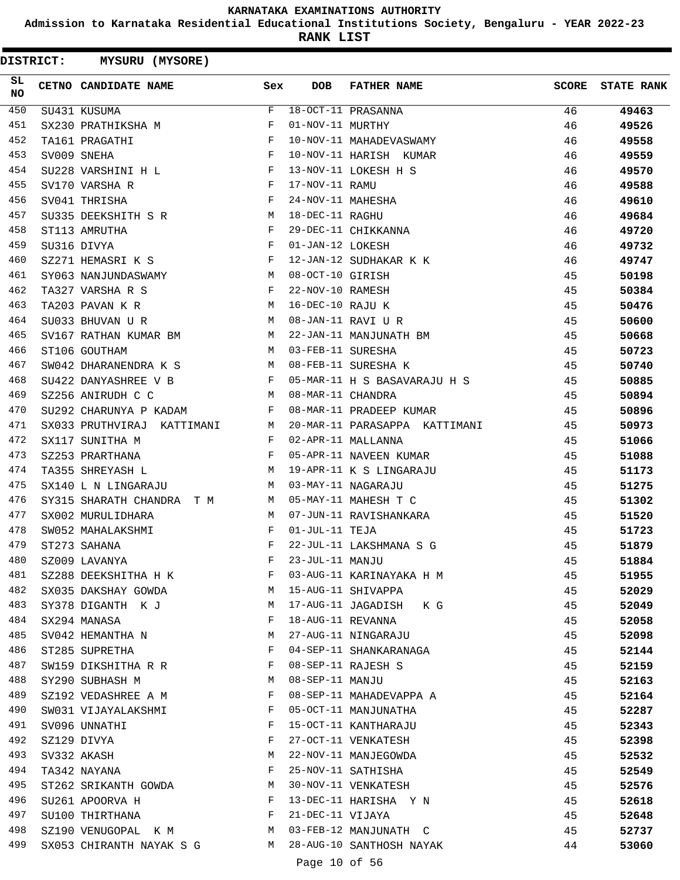KARNATAKA EXAMINATIONS AUTHORITY

Admission to Karnataka Residential Educational Institutions Society, Bengaluru - YEAR 2022-23

**RANK LIST**

**DISTRICT: MYSURU (MYSORE)**

| SL NO | CETNO | CANDIDATE NAME | Sex | DOB | FATHER NAME | SCORE | STATE RANK |
|---|---|---|---|---|---|---|---|
| 450 | SU431 | KUSUMA | F | 18-OCT-11 | PRASANNA | 46 | **49463** |
| 451 | SX230 | PRATHIKSHA M | F | 01-NOV-11 | MURTHY | 46 | **49526** |
| 452 | TA161 | PRAGATHI | F | 10-NOV-11 | MAHADEVASWAMY | 46 | **49558** |
| 453 | SV009 | SNEHA | F | 10-NOV-11 | HARISH KUMAR | 46 | **49559** |
| 454 | SU228 | VARSHINI H L | F | 13-NOV-11 | LOKESH H S | 46 | **49570** |
| 455 | SV170 | VARSHA R | F | 17-NOV-11 | RAMU | 46 | **49588** |
| 456 | SV041 | THRISHA | F | 24-NOV-11 | MAHESHA | 46 | **49610** |
| 457 | SU335 | DEEKSHITH S R | M | 18-DEC-11 | RAGHU | 46 | **49684** |
| 458 | ST113 | AMRUTHA | F | 29-DEC-11 | CHIKKANNA | 46 | **49720** |
| 459 | SU316 | DIVYA | F | 01-JAN-12 | LOKESH | 46 | **49732** |
| 460 | SZ271 | HEMASRI K S | F | 12-JAN-12 | SUDHAKAR K K | 46 | **49747** |
| 461 | SY063 | NANJUNDASWAMY | M | 08-OCT-10 | GIRISH | 45 | **50198** |
| 462 | TA327 | VARSHA R S | F | 22-NOV-10 | RAMESH | 45 | **50384** |
| 463 | TA203 | PAVAN K R | M | 16-DEC-10 | RAJU K | 45 | **50476** |
| 464 | SU033 | BHUVAN U R | M | 08-JAN-11 | RAVI U R | 45 | **50600** |
| 465 | SV167 | RATHAN KUMAR BM | M | 22-JAN-11 | MANJUNATH BM | 45 | **50668** |
| 466 | ST106 | GOUTHAM | M | 03-FEB-11 | SURESHA | 45 | **50723** |
| 467 | SW042 | DHARANENDRA K S | M | 08-FEB-11 | SURESHA K | 45 | **50740** |
| 468 | SU422 | DANYASHREE V B | F | 05-MAR-11 | H S BASAVARAJU H S | 45 | **50885** |
| 469 | SZ256 | ANIRUDH C C | M | 08-MAR-11 | CHANDRA | 45 | **50894** |
| 470 | SU292 | CHARUNYA P KADAM | F | 08-MAR-11 | PRADEEP KUMAR | 45 | **50896** |
| 471 | SX033 | PRUTHVIRAJ KATTIMANI | M | 20-MAR-11 | PARASAPPA KATTIMANI | 45 | **50973** |
| 472 | SX117 | SUNITHA M | F | 02-APR-11 | MALLANNA | 45 | **51066** |
| 473 | SZ253 | PRARTHANA | F | 05-APR-11 | NAVEEN KUMAR | 45 | **51088** |
| 474 | TA355 | SHREYASH L | M | 19-APR-11 | K S LINGARAJU | 45 | **51173** |
| 475 | SX140 | L N LINGARAJU | M | 03-MAY-11 | NAGARAJU | 45 | **51275** |
| 476 | SY315 | SHARATH CHANDRA T M | M | 05-MAY-11 | MAHESH T C | 45 | **51302** |
| 477 | SX002 | MURULIDHARA | M | 07-JUN-11 | RAVISHANKARA | 45 | **51520** |
| 478 | SW052 | MAHALAKSHMI | F | 01-JUL-11 | TEJA | 45 | **51723** |
| 479 | ST273 | SAHANA | F | 22-JUL-11 | LAKSHMANA S G | 45 | **51879** |
| 480 | SZ009 | LAVANYA | F | 23-JUL-11 | MANJU | 45 | **51884** |
| 481 | SZ288 | DEEKSHITHA H K | F | 03-AUG-11 | KARINAYAKA H M | 45 | **51955** |
| 482 | SX035 | DAKSHAY GOWDA | M | 15-AUG-11 | SHIVAPPA | 45 | **52029** |
| 483 | SY378 | DIGANTH K J | M | 17-AUG-11 | JAGADISH K G | 45 | **52049** |
| 484 | SX294 | MANASA | F | 18-AUG-11 | REVANNA | 45 | **52058** |
| 485 | SV042 | HEMANTHA N | M | 27-AUG-11 | NINGARAJU | 45 | **52098** |
| 486 | ST285 | SUPRETHA | F | 04-SEP-11 | SHANKARANAGA | 45 | **52144** |
| 487 | SW159 | DIKSHITHA R R | F | 08-SEP-11 | RAJESH S | 45 | **52159** |
| 488 | SY290 | SUBHASH M | M | 08-SEP-11 | MANJU | 45 | **52163** |
| 489 | SZ192 | VEDASHREE A M | F | 08-SEP-11 | MAHADEVAPPA A | 45 | **52164** |
| 490 | SW031 | VIJAYALAKSHMI | F | 05-OCT-11 | MANJUNATHA | 45 | **52287** |
| 491 | SV096 | UNNATHI | F | 15-OCT-11 | KANTHARAJU | 45 | **52343** |
| 492 | SZ129 | DIVYA | F | 27-OCT-11 | VENKATESH | 45 | **52398** |
| 493 | SV332 | AKASH | M | 22-NOV-11 | MANJEGOWDA | 45 | **52532** |
| 494 | TA342 | NAYANA | F | 25-NOV-11 | SATHISHA | 45 | **52549** |
| 495 | ST262 | SRIKANTH GOWDA | M | 30-NOV-11 | VENKATESH | 45 | **52576** |
| 496 | SU261 | APOORVA H | F | 13-DEC-11 | HARISHA Y N | 45 | **52618** |
| 497 | SU100 | THIRTHANA | F | 21-DEC-11 | VIJAYA | 45 | **52648** |
| 498 | SZ190 | VENUGOPAL K M | M | 03-FEB-12 | MANJUNATH C | 45 | **52737** |
| 499 | SX053 | CHIRANTH NAYAK S G | M | 28-AUG-10 | SANTHOSH NAYAK | 44 | **53060** |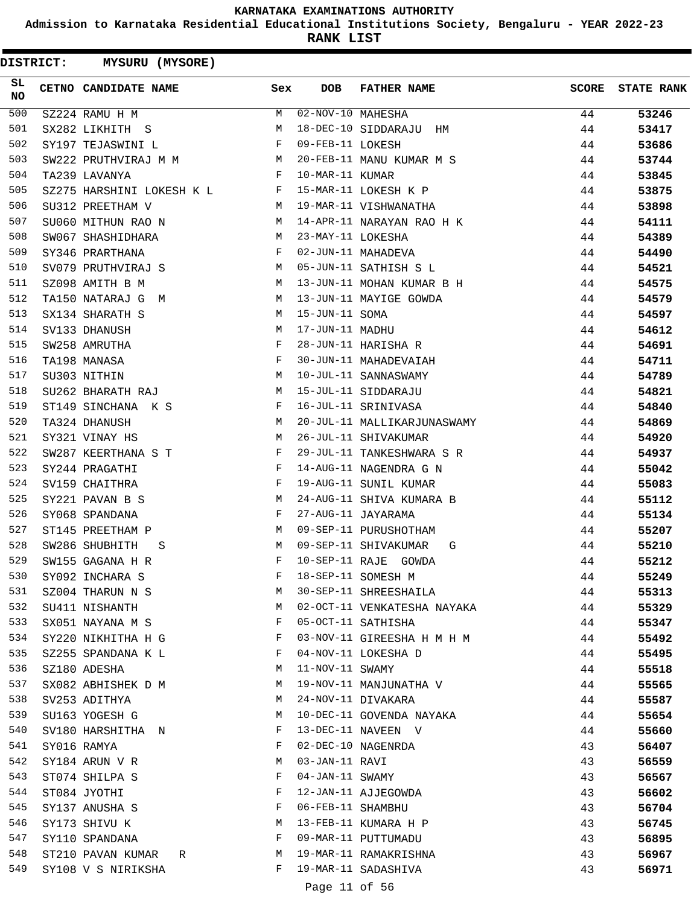# KARNATAKA EXAMINATIONS AUTHORITY

**Admission to Karnataka Residential Educational Institutions Society, Bengaluru - YEAR 2022-23**

**RANK LIST**

**DISTRICT: MYSURU (MYSORE)**

| SL NO | CETNO | CANDIDATE NAME | Sex | DOB | FATHER NAME | SCORE | STATE RANK |
|---|---|---|---|---|---|---|---|
| 500 | SZ224 | RAMU H M | M | 02-NOV-10 | MAHESHA | 44 | **53246** |
| 501 | SX282 | LIKHITH S | M | 18-DEC-10 | SIDDARAJU HM | 44 | **53417** |
| 502 | SY197 | TEJASWINI L | F | 09-FEB-11 | LOKESH | 44 | **53686** |
| 503 | SW222 | PRUTHVIRAJ M M | M | 20-FEB-11 | MANU KUMAR M S | 44 | **53744** |
| 504 | TA239 | LAVANYA | F | 10-MAR-11 | KUMAR | 44 | **53845** |
| 505 | SZ275 | HARSHINI LOKESH K L | F | 15-MAR-11 | LOKESH K P | 44 | **53875** |
| 506 | SU312 | PREETHAM V | M | 19-MAR-11 | VISHWANATHA | 44 | **53898** |
| 507 | SU060 | MITHUN RAO N | M | 14-APR-11 | NARAYAN RAO H K | 44 | **54111** |
| 508 | SW067 | SHASHIDHARA | M | 23-MAY-11 | LOKESHA | 44 | **54389** |
| 509 | SY346 | PRARTHANA | F | 02-JUN-11 | MAHADEVA | 44 | **54490** |
| 510 | SV079 | PRUTHVIRAJ S | M | 05-JUN-11 | SATHISH S L | 44 | **54521** |
| 511 | SZ098 | AMITH B M | M | 13-JUN-11 | MOHAN KUMAR B H | 44 | **54575** |
| 512 | TA150 | NATARAJ G M | M | 13-JUN-11 | MAYIGE GOWDA | 44 | **54579** |
| 513 | SX134 | SHARATH S | M | 15-JUN-11 | SOMA | 44 | **54597** |
| 514 | SV133 | DHANUSH | M | 17-JUN-11 | MADHU | 44 | **54612** |
| 515 | SW258 | AMRUTHA | F | 28-JUN-11 | HARISHA R | 44 | **54691** |
| 516 | TA198 | MANASA | F | 30-JUN-11 | MAHADEVAIAH | 44 | **54711** |
| 517 | SU303 | NITHIN | M | 10-JUL-11 | SANNASWAMY | 44 | **54789** |
| 518 | SU262 | BHARATH RAJ | M | 15-JUL-11 | SIDDARAJU | 44 | **54821** |
| 519 | ST149 | SINCHANA K S | F | 16-JUL-11 | SRINIVASA | 44 | **54840** |
| 520 | TA324 | DHANUSH | M | 20-JUL-11 | MALLIKARJUNASWAMY | 44 | **54869** |
| 521 | SY321 | VINAY HS | M | 26-JUL-11 | SHIVAKUMAR | 44 | **54920** |
| 522 | SW287 | KEERTHANA S T | F | 29-JUL-11 | TANKESHWARA S R | 44 | **54937** |
| 523 | SY244 | PRAGATHI | F | 14-AUG-11 | NAGENDRA G N | 44 | **55042** |
| 524 | SV159 | CHAITHRA | F | 19-AUG-11 | SUNIL KUMAR | 44 | **55083** |
| 525 | SY221 | PAVAN B S | M | 24-AUG-11 | SHIVA KUMARA B | 44 | **55112** |
| 526 | SY068 | SPANDANA | F | 27-AUG-11 | JAYARAMA | 44 | **55134** |
| 527 | ST145 | PREETHAM P | M | 09-SEP-11 | PURUSHOTHAM | 44 | **55207** |
| 528 | SW286 | SHUBHITH S | M | 09-SEP-11 | SHIVAKUMAR G | 44 | **55210** |
| 529 | SW155 | GAGANA H R | F | 10-SEP-11 | RAJE GOWDA | 44 | **55212** |
| 530 | SY092 | INCHARA S | F | 18-SEP-11 | SOMESH M | 44 | **55249** |
| 531 | SZ004 | THARUN N S | M | 30-SEP-11 | SHREESHAILA | 44 | **55313** |
| 532 | SU411 | NISHANTH | M | 02-OCT-11 | VENKATESHA NAYAKA | 44 | **55329** |
| 533 | SX051 | NAYANA M S | F | 05-OCT-11 | SATHISHA | 44 | **55347** |
| 534 | SY220 | NIKHITHA H G | F | 03-NOV-11 | GIREESHA H M H M | 44 | **55492** |
| 535 | SZ255 | SPANDANA K L | F | 04-NOV-11 | LOKESHA D | 44 | **55495** |
| 536 | SZ180 | ADESHA | M | 11-NOV-11 | SWAMY | 44 | **55518** |
| 537 | SX082 | ABHISHEK D M | M | 19-NOV-11 | MANJUNATHA V | 44 | **55565** |
| 538 | SV253 | ADITHYA | M | 24-NOV-11 | DIVAKARA | 44 | **55587** |
| 539 | SU163 | YOGESH G | M | 10-DEC-11 | GOVENDA NAYAKA | 44 | **55654** |
| 540 | SV180 | HARSHITHA N | F | 13-DEC-11 | NAVEEN V | 44 | **55660** |
| 541 | SY016 | RAMYA | F | 02-DEC-10 | NAGENRDA | 43 | **56407** |
| 542 | SY184 | ARUN V R | M | 03-JAN-11 | RAVI | 43 | **56559** |
| 543 | ST074 | SHILPA S | F | 04-JAN-11 | SWAMY | 43 | **56567** |
| 544 | ST084 | JYOTHI | F | 12-JAN-11 | AJJEGOWDA | 43 | **56602** |
| 545 | SY137 | ANUSHA S | F | 06-FEB-11 | SHAMBHU | 43 | **56704** |
| 546 | SY173 | SHIVU K | M | 13-FEB-11 | KUMARA H P | 43 | **56745** |
| 547 | SY110 | SPANDANA | F | 09-MAR-11 | PUTTUMADU | 43 | **56895** |
| 548 | ST210 | PAVAN KUMAR R | M | 19-MAR-11 | RAMAKRISHNA | 43 | **56967** |
| 549 | SY108 | V S NIRIKSHA | F | 19-MAR-11 | SADASHIVA | 43 | **56971** |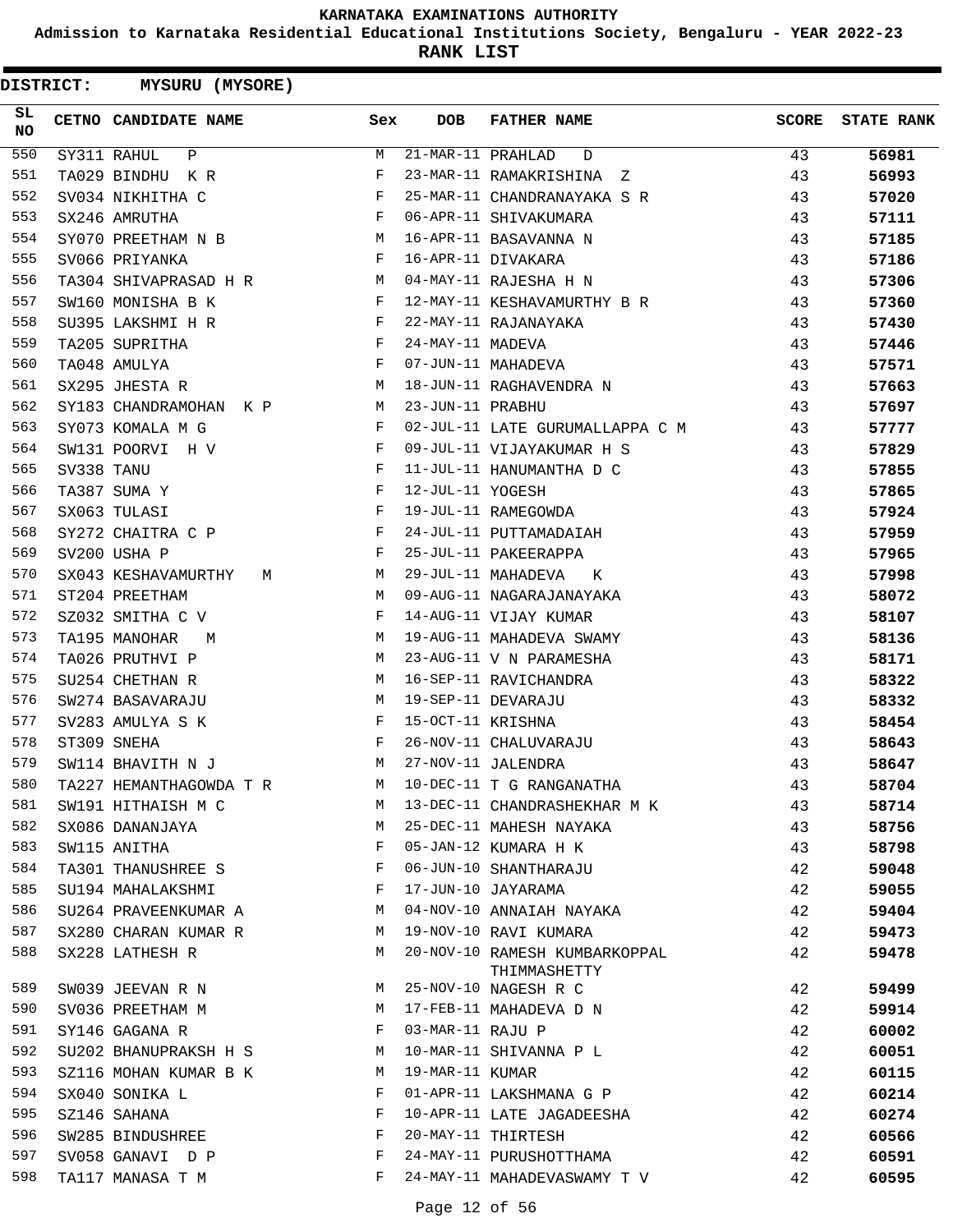KARNATAKA EXAMINATIONS AUTHORITY

Admission to Karnataka Residential Educational Institutions Society, Bengaluru - YEAR 2022-23

**RANK LIST**

**DISTRICT: MYSURU (MYSORE)**

| SL NO | CETNO | CANDIDATE NAME | Sex | DOB | FATHER NAME | SCORE | STATE RANK |
|---|---|---|---|---|---|---|---|
| 550 | SY311 | RAHUL P | M | 21-MAR-11 | PRAHLAD D | 43 | **56981** |
| 551 | TA029 | BINDHU K R | F | 23-MAR-11 | RAMAKRISHINA Z | 43 | **56993** |
| 552 | SV034 | NIKHITHA C | F | 25-MAR-11 | CHANDRANAYAKA S R | 43 | **57020** |
| 553 | SX246 | AMRUTHA | F | 06-APR-11 | SHIVAKUMARA | 43 | **57111** |
| 554 | SY070 | PREETHAM N B | M | 16-APR-11 | BASAVANNA N | 43 | **57185** |
| 555 | SV066 | PRIYANKA | F | 16-APR-11 | DIVAKARA | 43 | **57186** |
| 556 | TA304 | SHIVAPRASAD H R | M | 04-MAY-11 | RAJESHA H N | 43 | **57306** |
| 557 | SW160 | MONISHA B K | F | 12-MAY-11 | KESHAVAMURTHY B R | 43 | **57360** |
| 558 | SU395 | LAKSHMI H R | F | 22-MAY-11 | RAJANAYAKA | 43 | **57430** |
| 559 | TA205 | SUPRITHA | F | 24-MAY-11 | MADEVA | 43 | **57446** |
| 560 | TA048 | AMULYA | F | 07-JUN-11 | MAHADEVA | 43 | **57571** |
| 561 | SX295 | JHESTA R | M | 18-JUN-11 | RAGHAVENDRA N | 43 | **57663** |
| 562 | SY183 | CHANDRAMOHAN K P | M | 23-JUN-11 | PRABHU | 43 | **57697** |
| 563 | SY073 | KOMALA M G | F | 02-JUL-11 | LATE GURUMALLAPPA C M | 43 | **57777** |
| 564 | SW131 | POORVI H V | F | 09-JUL-11 | VIJAYAKUMAR H S | 43 | **57829** |
| 565 | SV338 | TANU | F | 11-JUL-11 | HANUMANTHA D C | 43 | **57855** |
| 566 | TA387 | SUMA Y | F | 12-JUL-11 | YOGESH | 43 | **57865** |
| 567 | SX063 | TULASI | F | 19-JUL-11 | RAMEGOWDA | 43 | **57924** |
| 568 | SY272 | CHAITRA C P | F | 24-JUL-11 | PUTTAMADAIAH | 43 | **57959** |
| 569 | SV200 | USHA P | F | 25-JUL-11 | PAKEERAPPA | 43 | **57965** |
| 570 | SX043 | KESHAVAMURTHY M | M | 29-JUL-11 | MAHADEVA K | 43 | **57998** |
| 571 | ST204 | PREETHAM | M | 09-AUG-11 | NAGARAJANAYAKA | 43 | **58072** |
| 572 | SZ032 | SMITHA C V | F | 14-AUG-11 | VIJAY KUMAR | 43 | **58107** |
| 573 | TA195 | MANOHAR M | M | 19-AUG-11 | MAHADEVA SWAMY | 43 | **58136** |
| 574 | TA026 | PRUTHVI P | M | 23-AUG-11 | V N PARAMESHA | 43 | **58171** |
| 575 | SU254 | CHETHAN R | M | 16-SEP-11 | RAVICHANDRA | 43 | **58322** |
| 576 | SW274 | BASAVARAJU | M | 19-SEP-11 | DEVARAJU | 43 | **58332** |
| 577 | SV283 | AMULYA S K | F | 15-OCT-11 | KRISHNA | 43 | **58454** |
| 578 | ST309 | SNEHA | F | 26-NOV-11 | CHALUVARAJU | 43 | **58643** |
| 579 | SW114 | BHAVITH N J | M | 27-NOV-11 | JALENDRA | 43 | **58647** |
| 580 | TA227 | HEMANTHAGOWDA T R | M | 10-DEC-11 | T G RANGANATHA | 43 | **58704** |
| 581 | SW191 | HITHAISH M C | M | 13-DEC-11 | CHANDRASHEKHAR M K | 43 | **58714** |
| 582 | SX086 | DANANJAYA | M | 25-DEC-11 | MAHESH NAYAKA | 43 | **58756** |
| 583 | SW115 | ANITHA | F | 05-JAN-12 | KUMARA H K | 43 | **58798** |
| 584 | TA301 | THANUSHREE S | F | 06-JUN-10 | SHANTHARAJU | 42 | **59048** |
| 585 | SU194 | MAHALAKSHMI | F | 17-JUN-10 | JAYARAMA | 42 | **59055** |
| 586 | SU264 | PRAVEENKUMAR A | M | 04-NOV-10 | ANNAIAH NAYAKA | 42 | **59404** |
| 587 | SX280 | CHARAN KUMAR R | M | 19-NOV-10 | RAVI KUMARA | 42 | **59473** |
| 588 | SX228 | LATHESH R | M | 20-NOV-10 | RAMESH KUMBARKOPPAL THIMMASHETTY | 42 | **59478** |
| 589 | SW039 | JEEVAN R N | M | 25-NOV-10 | NAGESH R C | 42 | **59499** |
| 590 | SV036 | PREETHAM M | M | 17-FEB-11 | MAHADEVA D N | 42 | **59914** |
| 591 | SY146 | GAGANA R | F | 03-MAR-11 | RAJU P | 42 | **60002** |
| 592 | SU202 | BHANUPRAKSH H S | M | 10-MAR-11 | SHIVANNA P L | 42 | **60051** |
| 593 | SZ116 | MOHAN KUMAR B K | M | 19-MAR-11 | KUMAR | 42 | **60115** |
| 594 | SX040 | SONIKA L | F | 01-APR-11 | LAKSHMANA G P | 42 | **60214** |
| 595 | SZ146 | SAHANA | F | 10-APR-11 | LATE JAGADEESHA | 42 | **60274** |
| 596 | SW285 | BINDUSHREE | F | 20-MAY-11 | THIRTESH | 42 | **60566** |
| 597 | SV058 | GANAVI D P | F | 24-MAY-11 | PURUSHOTTHAMA | 42 | **60591** |
| 598 | TA117 | MANASA T M | F | 24-MAY-11 | MAHADEVASWAMY T V | 42 | **60595** |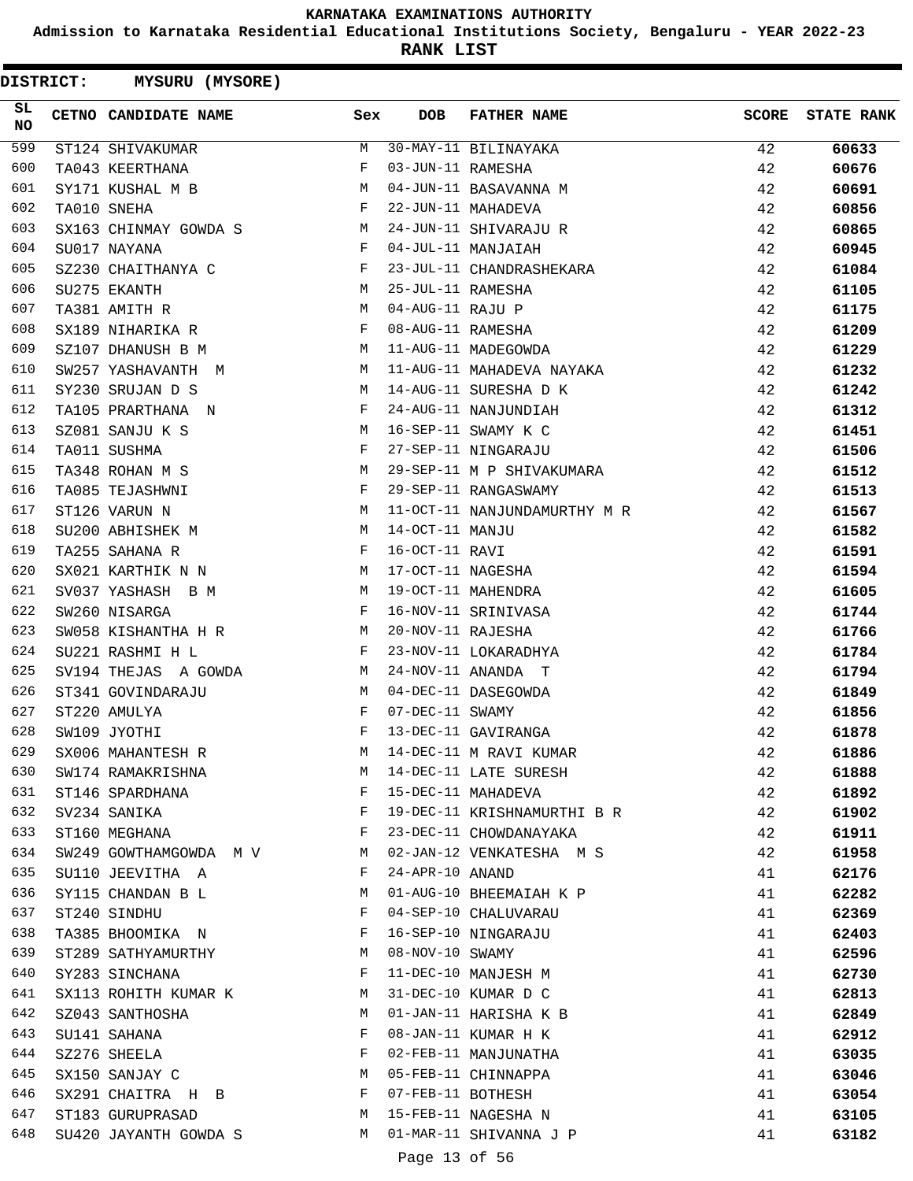KARNATAKA EXAMINATIONS AUTHORITY

Admission to Karnataka Residential Educational Institutions Society, Bengaluru - YEAR 2022-23

**RANK LIST**

**DISTRICT: MYSURU (MYSORE)**

| SL NO | CETNO | CANDIDATE NAME | Sex | DOB | FATHER NAME | SCORE | STATE RANK |
|---|---|---|---|---|---|---|---|
| 599 | ST124 | SHIVAKUMAR | M | 30-MAY-11 | BILINAYAKA | 42 | **60633** |
| 600 | TA043 | KEERTHANA | F | 03-JUN-11 | RAMESHA | 42 | **60676** |
| 601 | SY171 | KUSHAL M B | M | 04-JUN-11 | BASAVANNA M | 42 | **60691** |
| 602 | TA010 | SNEHA | F | 22-JUN-11 | MAHADEVA | 42 | **60856** |
| 603 | SX163 | CHINMAY GOWDA S | M | 24-JUN-11 | SHIVARAJU R | 42 | **60865** |
| 604 | SU017 | NAYANA | F | 04-JUL-11 | MANJAIAH | 42 | **60945** |
| 605 | SZ230 | CHAITHANYA C | F | 23-JUL-11 | CHANDRASHEKARA | 42 | **61084** |
| 606 | SU275 | EKANTH | M | 25-JUL-11 | RAMESHA | 42 | **61105** |
| 607 | TA381 | AMITH R | M | 04-AUG-11 | RAJU P | 42 | **61175** |
| 608 | SX189 | NIHARIKA R | F | 08-AUG-11 | RAMESHA | 42 | **61209** |
| 609 | SZ107 | DHANUSH B M | M | 11-AUG-11 | MADEGOWDA | 42 | **61229** |
| 610 | SW257 | YASHAVANTH M | M | 11-AUG-11 | MAHADEVA NAYAKA | 42 | **61232** |
| 611 | SY230 | SRUJAN D S | M | 14-AUG-11 | SURESHA D K | 42 | **61242** |
| 612 | TA105 | PRARTHANA N | F | 24-AUG-11 | NANJUNDIAH | 42 | **61312** |
| 613 | SZ081 | SANJU K S | M | 16-SEP-11 | SWAMY K C | 42 | **61451** |
| 614 | TA011 | SUSHMA | F | 27-SEP-11 | NINGARAJU | 42 | **61506** |
| 615 | TA348 | ROHAN M S | M | 29-SEP-11 | M P SHIVAKUMARA | 42 | **61512** |
| 616 | TA085 | TEJASHWNI | F | 29-SEP-11 | RANGASWAMY | 42 | **61513** |
| 617 | ST126 | VARUN N | M | 11-OCT-11 | NANJUNDAMURTHY M R | 42 | **61567** |
| 618 | SU200 | ABHISHEK M | M | 14-OCT-11 | MANJU | 42 | **61582** |
| 619 | TA255 | SAHANA R | F | 16-OCT-11 | RAVI | 42 | **61591** |
| 620 | SX021 | KARTHIK N N | M | 17-OCT-11 | NAGESHA | 42 | **61594** |
| 621 | SV037 | YASHASH B M | M | 19-OCT-11 | MAHENDRA | 42 | **61605** |
| 622 | SW260 | NISARGA | F | 16-NOV-11 | SRINIVASA | 42 | **61744** |
| 623 | SW058 | KISHANTHA H R | M | 20-NOV-11 | RAJESHA | 42 | **61766** |
| 624 | SU221 | RASHMI H L | F | 23-NOV-11 | LOKARADHYA | 42 | **61784** |
| 625 | SV194 | THEJAS A GOWDA | M | 24-NOV-11 | ANANDA T | 42 | **61794** |
| 626 | ST341 | GOVINDARAJU | M | 04-DEC-11 | DASEGOWDA | 42 | **61849** |
| 627 | ST220 | AMULYA | F | 07-DEC-11 | SWAMY | 42 | **61856** |
| 628 | SW109 | JYOTHI | F | 13-DEC-11 | GAVIRANGA | 42 | **61878** |
| 629 | SX006 | MAHANTESH R | M | 14-DEC-11 | M RAVI KUMAR | 42 | **61886** |
| 630 | SW174 | RAMAKRISHNA | M | 14-DEC-11 | LATE SURESH | 42 | **61888** |
| 631 | ST146 | SPARDHANA | F | 15-DEC-11 | MAHADEVA | 42 | **61892** |
| 632 | SV234 | SANIKA | F | 19-DEC-11 | KRISHNAMURTHI B R | 42 | **61902** |
| 633 | ST160 | MEGHANA | F | 23-DEC-11 | CHOWDANAYAKA | 42 | **61911** |
| 634 | SW249 | GOWTHAMGOWDA M V | M | 02-JAN-12 | VENKATESHA M S | 42 | **61958** |
| 635 | SU110 | JEEVITHA A | F | 24-APR-10 | ANAND | 41 | **62176** |
| 636 | SY115 | CHANDAN B L | M | 01-AUG-10 | BHEEMAIAH K P | 41 | **62282** |
| 637 | ST240 | SINDHU | F | 04-SEP-10 | CHALUVARAU | 41 | **62369** |
| 638 | TA385 | BHOOMIKA N | F | 16-SEP-10 | NINGARAJU | 41 | **62403** |
| 639 | ST289 | SATHYAMURTHY | M | 08-NOV-10 | SWAMY | 41 | **62596** |
| 640 | SY283 | SINCHANA | F | 11-DEC-10 | MANJESH M | 41 | **62730** |
| 641 | SX113 | ROHITH KUMAR K | M | 31-DEC-10 | KUMAR D C | 41 | **62813** |
| 642 | SZ043 | SANTHOSHA | M | 01-JAN-11 | HARISHA K B | 41 | **62849** |
| 643 | SU141 | SAHANA | F | 08-JAN-11 | KUMAR H K | 41 | **62912** |
| 644 | SZ276 | SHEELA | F | 02-FEB-11 | MANJUNATHA | 41 | **63035** |
| 645 | SX150 | SANJAY C | M | 05-FEB-11 | CHINNAPPA | 41 | **63046** |
| 646 | SX291 | CHAITRA H B | F | 07-FEB-11 | BOTHESH | 41 | **63054** |
| 647 | ST183 | GURUPRASAD | M | 15-FEB-11 | NAGESHA N | 41 | **63105** |
| 648 | SU420 | JAYANTH GOWDA S | M | 01-MAR-11 | SHIVANNA J P | 41 | **63182** |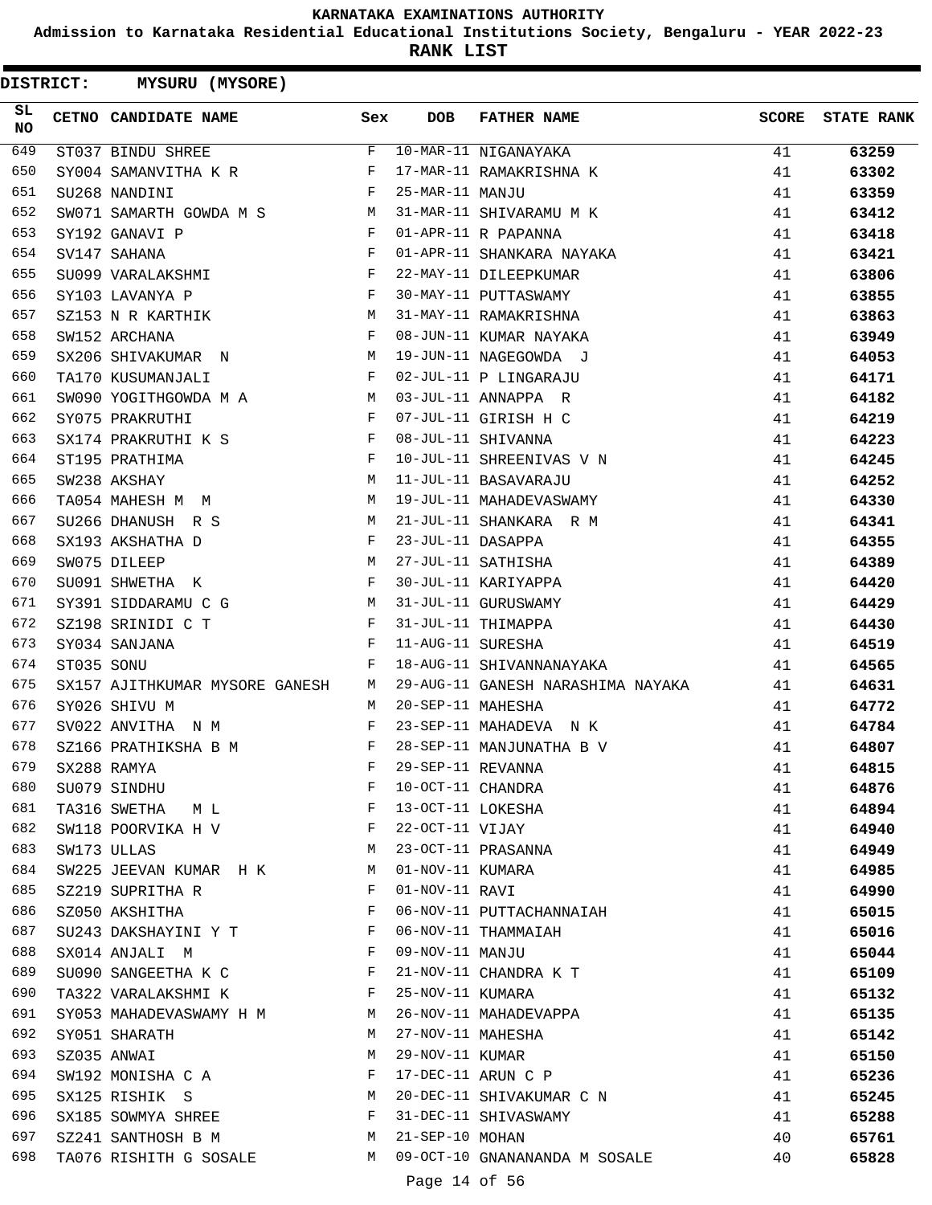KARNATAKA EXAMINATIONS AUTHORITY

Admission to Karnataka Residential Educational Institutions Society, Bengaluru - YEAR 2022-23

**RANK LIST**

**DISTRICT: MYSURU (MYSORE)**

| SL NO | CETNO | CANDIDATE NAME | Sex | DOB | FATHER NAME | SCORE | STATE RANK |
|---|---|---|---|---|---|---|---|
| 649 | ST037 | BINDU SHREE | F | 10-MAR-11 | NIGANAYAKA | 41 | **63259** |
| 650 | SY004 | SAMANVITHA K R | F | 17-MAR-11 | RAMAKRISHNA K | 41 | **63302** |
| 651 | SU268 | NANDINI | F | 25-MAR-11 | MANJU | 41 | **63359** |
| 652 | SW071 | SAMARTH GOWDA M S | M | 31-MAR-11 | SHIVARAMU M K | 41 | **63412** |
| 653 | SY192 | GANAVI P | F | 01-APR-11 | R PAPANNA | 41 | **63418** |
| 654 | SV147 | SAHANA | F | 01-APR-11 | SHANKARA NAYAKA | 41 | **63421** |
| 655 | SU099 | VARALAKSHMI | F | 22-MAY-11 | DILEEPKUMAR | 41 | **63806** |
| 656 | SY103 | LAVANYA P | F | 30-MAY-11 | PUTTASWAMY | 41 | **63855** |
| 657 | SZ153 | N R KARTHIK | M | 31-MAY-11 | RAMAKRISHNA | 41 | **63863** |
| 658 | SW152 | ARCHANA | F | 08-JUN-11 | KUMAR NAYAKA | 41 | **63949** |
| 659 | SX206 | SHIVAKUMAR N | M | 19-JUN-11 | NAGEGOWDA J | 41 | **64053** |
| 660 | TA170 | KUSUMANJALI | F | 02-JUL-11 | P LINGARAJU | 41 | **64171** |
| 661 | SW090 | YOGITHGOWDA M A | M | 03-JUL-11 | ANNAPPA R | 41 | **64182** |
| 662 | SY075 | PRAKRUTHI | F | 07-JUL-11 | GIRISH H C | 41 | **64219** |
| 663 | SX174 | PRAKRUTHI K S | F | 08-JUL-11 | SHIVANNA | 41 | **64223** |
| 664 | ST195 | PRATHIMA | F | 10-JUL-11 | SHREENIVAS V N | 41 | **64245** |
| 665 | SW238 | AKSHAY | M | 11-JUL-11 | BASAVARAJU | 41 | **64252** |
| 666 | TA054 | MAHESH M M | M | 19-JUL-11 | MAHADEVASWAMY | 41 | **64330** |
| 667 | SU266 | DHANUSH R S | M | 21-JUL-11 | SHANKARA R M | 41 | **64341** |
| 668 | SX193 | AKSHATHA D | F | 23-JUL-11 | DASAPPA | 41 | **64355** |
| 669 | SW075 | DILEEP | M | 27-JUL-11 | SATHISHA | 41 | **64389** |
| 670 | SU091 | SHWETHA K | F | 30-JUL-11 | KARIYAPPA | 41 | **64420** |
| 671 | SY391 | SIDDARAMU C G | M | 31-JUL-11 | GURUSWAMY | 41 | **64429** |
| 672 | SZ198 | SRINIDI C T | F | 31-JUL-11 | THIMAPPA | 41 | **64430** |
| 673 | SY034 | SANJANA | F | 11-AUG-11 | SURESHA | 41 | **64519** |
| 674 | ST035 | SONU | F | 18-AUG-11 | SHIVANNANAYAKA | 41 | **64565** |
| 675 | SX157 | AJITHKUMAR MYSORE GANESH | M | 29-AUG-11 | GANESH NARASHIMA NAYAKA | 41 | **64631** |
| 676 | SY026 | SHIVU M | M | 20-SEP-11 | MAHESHA | 41 | **64772** |
| 677 | SV022 | ANVITHA N M | F | 23-SEP-11 | MAHADEVA N K | 41 | **64784** |
| 678 | SZ166 | PRATHIKSHA B M | F | 28-SEP-11 | MANJUNATHA B V | 41 | **64807** |
| 679 | SX288 | RAMYA | F | 29-SEP-11 | REVANNA | 41 | **64815** |
| 680 | SU079 | SINDHU | F | 10-OCT-11 | CHANDRA | 41 | **64876** |
| 681 | TA316 | SWETHA M L | F | 13-OCT-11 | LOKESHA | 41 | **64894** |
| 682 | SW118 | POORVIKA H V | F | 22-OCT-11 | VIJAY | 41 | **64940** |
| 683 | SW173 | ULLAS | M | 23-OCT-11 | PRASANNA | 41 | **64949** |
| 684 | SW225 | JEEVAN KUMAR H K | M | 01-NOV-11 | KUMARA | 41 | **64985** |
| 685 | SZ219 | SUPRITHA R | F | 01-NOV-11 | RAVI | 41 | **64990** |
| 686 | SZ050 | AKSHITHA | F | 06-NOV-11 | PUTTACHANNAIAH | 41 | **65015** |
| 687 | SU243 | DAKSHAYINI Y T | F | 06-NOV-11 | THAMMAIAH | 41 | **65016** |
| 688 | SX014 | ANJALI M | F | 09-NOV-11 | MANJU | 41 | **65044** |
| 689 | SU090 | SANGEETHA K C | F | 21-NOV-11 | CHANDRA K T | 41 | **65109** |
| 690 | TA322 | VARALAKSHMI K | F | 25-NOV-11 | KUMARA | 41 | **65132** |
| 691 | SY053 | MAHADEVASWAMY H M | M | 26-NOV-11 | MAHADEVAPPA | 41 | **65135** |
| 692 | SY051 | SHARATH | M | 27-NOV-11 | MAHESHA | 41 | **65142** |
| 693 | SZ035 | ANWAI | M | 29-NOV-11 | KUMAR | 41 | **65150** |
| 694 | SW192 | MONISHA C A | F | 17-DEC-11 | ARUN C P | 41 | **65236** |
| 695 | SX125 | RISHIK S | M | 20-DEC-11 | SHIVAKUMAR C N | 41 | **65245** |
| 696 | SX185 | SOWMYA SHREE | F | 31-DEC-11 | SHIVASWAMY | 41 | **65288** |
| 697 | SZ241 | SANTHOSH B M | M | 21-SEP-10 | MOHAN | 40 | **65761** |
| 698 | TA076 | RISHITH G SOSALE | M | 09-OCT-10 | GNANANANDA M SOSALE | 40 | **65828** |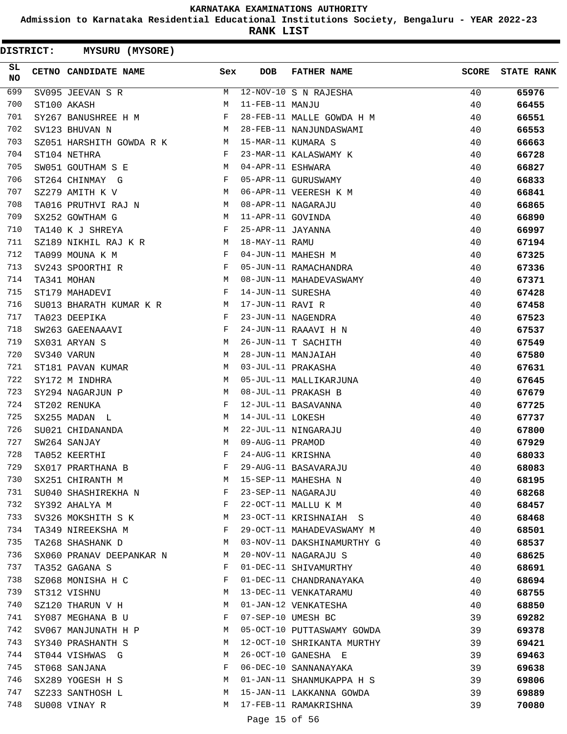**KARNATAKA EXAMINATIONS AUTHORITY**

**Admission to Karnataka Residential Educational Institutions Society, Bengaluru - YEAR 2022-23**

**RANK LIST**

**DISTRICT: MYSURU (MYSORE)**

| SL NO | CETNO | CANDIDATE NAME | Sex | DOB | FATHER NAME | SCORE | STATE RANK |
|---|---|---|---|---|---|---|---|
| 699 | SV095 | JEEVAN S R | M | 12-NOV-10 | S N RAJESHA | 40 | **65976** |
| 700 | ST100 | AKASH | M | 11-FEB-11 | MANJU | 40 | **66455** |
| 701 | SY267 | BANUSHREE H M | F | 28-FEB-11 | MALLE GOWDA H M | 40 | **66551** |
| 702 | SV123 | BHUVAN N | M | 28-FEB-11 | NANJUNDASWAMI | 40 | **66553** |
| 703 | SZ051 | HARSHITH GOWDA R K | M | 15-MAR-11 | KUMARA S | 40 | **66663** |
| 704 | ST104 | NETHRA | F | 23-MAR-11 | KALASWAMY K | 40 | **66728** |
| 705 | SW051 | GOUTHAM S E | M | 04-APR-11 | ESHWARA | 40 | **66827** |
| 706 | ST264 | CHINMAY G | F | 05-APR-11 | GURUSWAMY | 40 | **66833** |
| 707 | SZ279 | AMITH K V | M | 06-APR-11 | VEERESH K M | 40 | **66841** |
| 708 | TA016 | PRUTHVI RAJ N | M | 08-APR-11 | NAGARAJU | 40 | **66865** |
| 709 | SX252 | GOWTHAM G | M | 11-APR-11 | GOVINDA | 40 | **66890** |
| 710 | TA140 | K J SHREYA | F | 25-APR-11 | JAYANNA | 40 | **66997** |
| 711 | SZ189 | NIKHIL RAJ K R | M | 18-MAY-11 | RAMU | 40 | **67194** |
| 712 | TA099 | MOUNA K M | F | 04-JUN-11 | MAHESH M | 40 | **67325** |
| 713 | SV243 | SPOORTHI R | F | 05-JUN-11 | RAMACHANDRA | 40 | **67336** |
| 714 | TA341 | MOHAN | M | 08-JUN-11 | MAHADEVASWAMY | 40 | **67371** |
| 715 | ST179 | MAHADEVI | F | 14-JUN-11 | SURESHA | 40 | **67428** |
| 716 | SU013 | BHARATH KUMAR K R | M | 17-JUN-11 | RAVI R | 40 | **67458** |
| 717 | TA023 | DEEPIKA | F | 23-JUN-11 | NAGENDRA | 40 | **67523** |
| 718 | SW263 | GAEENAAAVI | F | 24-JUN-11 | RAAAVI H N | 40 | **67537** |
| 719 | SX031 | ARYAN S | M | 26-JUN-11 | T SACHITH | 40 | **67549** |
| 720 | SV340 | VARUN | M | 28-JUN-11 | MANJAIAH | 40 | **67580** |
| 721 | ST181 | PAVAN KUMAR | M | 03-JUL-11 | PRAKASHA | 40 | **67631** |
| 722 | SY172 | M INDHRA | M | 05-JUL-11 | MALLIKARJUNA | 40 | **67645** |
| 723 | SY294 | NAGARJUN P | M | 08-JUL-11 | PRAKASH B | 40 | **67679** |
| 724 | ST202 | RENUKA | F | 12-JUL-11 | BASAVANNA | 40 | **67725** |
| 725 | SX255 | MADAN L | M | 14-JUL-11 | LOKESH | 40 | **67737** |
| 726 | SU021 | CHIDANANDA | M | 22-JUL-11 | NINGARAJU | 40 | **67800** |
| 727 | SW264 | SANJAY | M | 09-AUG-11 | PRAMOD | 40 | **67929** |
| 728 | TA052 | KEERTHI | F | 24-AUG-11 | KRISHNA | 40 | **68033** |
| 729 | SX017 | PRARTHANA B | F | 29-AUG-11 | BASAVARAJU | 40 | **68083** |
| 730 | SX251 | CHIRANTH M | M | 15-SEP-11 | MAHESHA N | 40 | **68195** |
| 731 | SU040 | SHASHIREKHA N | F | 23-SEP-11 | NAGARAJU | 40 | **68268** |
| 732 | SY392 | AHALYA M | F | 22-OCT-11 | MALLU K M | 40 | **68457** |
| 733 | SV326 | MOKSHITH S K | M | 23-OCT-11 | KRISHNAIAH S | 40 | **68468** |
| 734 | TA349 | NIREEKSHA M | F | 29-OCT-11 | MAHADEVASWAMY M | 40 | **68501** |
| 735 | TA268 | SHASHANK D | M | 03-NOV-11 | DAKSHINAMURTHY G | 40 | **68537** |
| 736 | SX060 | PRANAV DEEPANKAR N | M | 20-NOV-11 | NAGARAJU S | 40 | **68625** |
| 737 | TA352 | GAGANA S | F | 01-DEC-11 | SHIVAMURTHY | 40 | **68691** |
| 738 | SZ068 | MONISHA H C | F | 01-DEC-11 | CHANDRANAYAKA | 40 | **68694** |
| 739 | ST312 | VISHNU | M | 13-DEC-11 | VENKATARAMU | 40 | **68755** |
| 740 | SZ120 | THARUN V H | M | 01-JAN-12 | VENKATESHA | 40 | **68850** |
| 741 | SY087 | MEGHANA B U | F | 07-SEP-10 | UMESH BC | 39 | **69282** |
| 742 | SV067 | MANJUNATH H P | M | 05-OCT-10 | PUTTASWAMY GOWDA | 39 | **69378** |
| 743 | SY340 | PRASHANTH S | M | 12-OCT-10 | SHRIKANTA MURTHY | 39 | **69421** |
| 744 | ST044 | VISHWAS G | M | 26-OCT-10 | GANESHA E | 39 | **69463** |
| 745 | ST068 | SANJANA | F | 06-DEC-10 | SANNANAYAKA | 39 | **69638** |
| 746 | SX289 | YOGESH H S | M | 01-JAN-11 | SHANMUKAPPA H S | 39 | **69806** |
| 747 | SZ233 | SANTHOSH L | M | 15-JAN-11 | LAKKANNA GOWDA | 39 | **69889** |
| 748 | SU008 | VINAY R | M | 17-FEB-11 | RAMAKRISHNA | 39 | **70080** |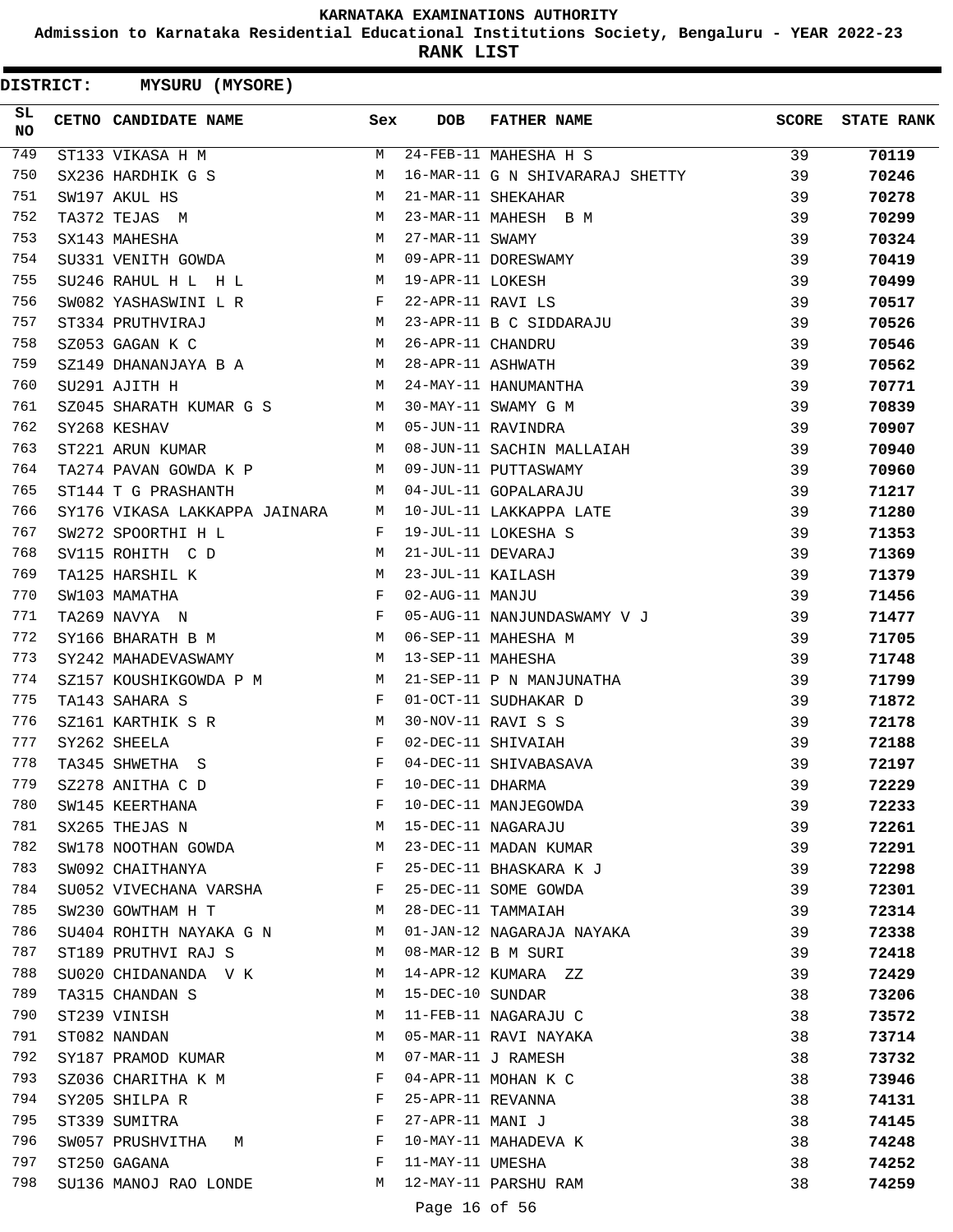KARNATAKA EXAMINATIONS AUTHORITY

Admission to Karnataka Residential Educational Institutions Society, Bengaluru - YEAR 2022-23

**RANK LIST**

**DISTRICT: MYSURU (MYSORE)**

| SL NO | CETNO | CANDIDATE NAME | Sex | DOB | FATHER NAME | SCORE | STATE RANK |
|---|---|---|---|---|---|---|---|
| 749 | ST133 | VIKASA H M | M | 24-FEB-11 | MAHESHA H S | 39 | **70119** |
| 750 | SX236 | HARDHIK G S | M | 16-MAR-11 | G N SHIVARARAJ SHETTY | 39 | **70246** |
| 751 | SW197 | AKUL HS | M | 21-MAR-11 | SHEKAHAR | 39 | **70278** |
| 752 | TA372 | TEJAS M | M | 23-MAR-11 | MAHESH B M | 39 | **70299** |
| 753 | SX143 | MAHESHA | M | 27-MAR-11 | SWAMY | 39 | **70324** |
| 754 | SU331 | VENITH GOWDA | M | 09-APR-11 | DORESWAMY | 39 | **70419** |
| 755 | SU246 | RAHUL H L H L | M | 19-APR-11 | LOKESH | 39 | **70499** |
| 756 | SW082 | YASHASWINI L R | F | 22-APR-11 | RAVI LS | 39 | **70517** |
| 757 | ST334 | PRUTHVIRAJ | M | 23-APR-11 | B C SIDDARAJU | 39 | **70526** |
| 758 | SZ053 | GAGAN K C | M | 26-APR-11 | CHANDRU | 39 | **70546** |
| 759 | SZ149 | DHANANJAYA B A | M | 28-APR-11 | ASHWATH | 39 | **70562** |
| 760 | SU291 | AJITH H | M | 24-MAY-11 | HANUMANTHA | 39 | **70771** |
| 761 | SZ045 | SHARATH KUMAR G S | M | 30-MAY-11 | SWAMY G M | 39 | **70839** |
| 762 | SY268 | KESHAV | M | 05-JUN-11 | RAVINDRA | 39 | **70907** |
| 763 | ST221 | ARUN KUMAR | M | 08-JUN-11 | SACHIN MALLAIAH | 39 | **70940** |
| 764 | TA274 | PAVAN GOWDA K P | M | 09-JUN-11 | PUTTASWAMY | 39 | **70960** |
| 765 | ST144 | T G PRASHANTH | M | 04-JUL-11 | GOPALARAJU | 39 | **71217** |
| 766 | SY176 | VIKASA LAKKAPPA JAINARA | M | 10-JUL-11 | LAKKAPPA LATE | 39 | **71280** |
| 767 | SW272 | SPOORTHI H L | F | 19-JUL-11 | LOKESHA S | 39 | **71353** |
| 768 | SV115 | ROHITH C D | M | 21-JUL-11 | DEVARAJ | 39 | **71369** |
| 769 | TA125 | HARSHIL K | M | 23-JUL-11 | KAILASH | 39 | **71379** |
| 770 | SW103 | MAMATHA | F | 02-AUG-11 | MANJU | 39 | **71456** |
| 771 | TA269 | NAVYA N | F | 05-AUG-11 | NANJUNDASWAMY V J | 39 | **71477** |
| 772 | SY166 | BHARATH B M | M | 06-SEP-11 | MAHESHA M | 39 | **71705** |
| 773 | SY242 | MAHADEVASWAMY | M | 13-SEP-11 | MAHESHA | 39 | **71748** |
| 774 | SZ157 | KOUSHIKGOWDA P M | M | 21-SEP-11 | P N MANJUNATHA | 39 | **71799** |
| 775 | TA143 | SAHARA S | F | 01-OCT-11 | SUDHAKAR D | 39 | **71872** |
| 776 | SZ161 | KARTHIK S R | M | 30-NOV-11 | RAVI S S | 39 | **72178** |
| 777 | SY262 | SHEELA | F | 02-DEC-11 | SHIVAIAH | 39 | **72188** |
| 778 | TA345 | SHWETHA S | F | 04-DEC-11 | SHIVABASAVA | 39 | **72197** |
| 779 | SZ278 | ANITHA C D | F | 10-DEC-11 | DHARMA | 39 | **72229** |
| 780 | SW145 | KEERTHANA | F | 10-DEC-11 | MANJEGOWDA | 39 | **72233** |
| 781 | SX265 | THEJAS N | M | 15-DEC-11 | NAGARAJU | 39 | **72261** |
| 782 | SW178 | NOOTHAN GOWDA | M | 23-DEC-11 | MADAN KUMAR | 39 | **72291** |
| 783 | SW092 | CHAITHANYA | F | 25-DEC-11 | BHASKARA K J | 39 | **72298** |
| 784 | SU052 | VIVECHANA VARSHA | F | 25-DEC-11 | SOME GOWDA | 39 | **72301** |
| 785 | SW230 | GOWTHAM H T | M | 28-DEC-11 | TAMMAIAH | 39 | **72314** |
| 786 | SU404 | ROHITH NAYAKA G N | M | 01-JAN-12 | NAGARAJA NAYAKA | 39 | **72338** |
| 787 | ST189 | PRUTHVI RAJ S | M | 08-MAR-12 | B M SURI | 39 | **72418** |
| 788 | SU020 | CHIDANANDA V K | M | 14-APR-12 | KUMARA ZZ | 39 | **72429** |
| 789 | TA315 | CHANDAN S | M | 15-DEC-10 | SUNDAR | 38 | **73206** |
| 790 | ST239 | VINISH | M | 11-FEB-11 | NAGARAJU C | 38 | **73572** |
| 791 | ST082 | NANDAN | M | 05-MAR-11 | RAVI NAYAKA | 38 | **73714** |
| 792 | SY187 | PRAMOD KUMAR | M | 07-MAR-11 | J RAMESH | 38 | **73732** |
| 793 | SZ036 | CHARITHA K M | F | 04-APR-11 | MOHAN K C | 38 | **73946** |
| 794 | SY205 | SHILPA R | F | 25-APR-11 | REVANNA | 38 | **74131** |
| 795 | ST339 | SUMITRA | F | 27-APR-11 | MANI J | 38 | **74145** |
| 796 | SW057 | PRUSHVITHA M | F | 10-MAY-11 | MAHADEVA K | 38 | **74248** |
| 797 | ST250 | GAGANA | F | 11-MAY-11 | UMESHA | 38 | **74252** |
| 798 | SU136 | MANOJ RAO LONDE | M | 12-MAY-11 | PARSHU RAM | 38 | **74259** |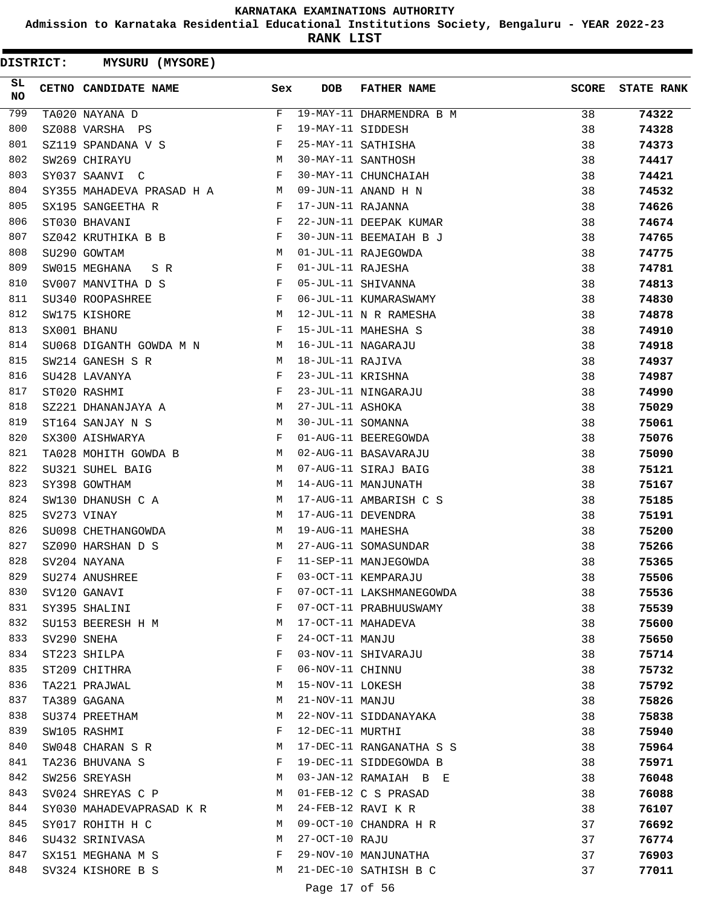KARNATAKA EXAMINATIONS AUTHORITY

Admission to Karnataka Residential Educational Institutions Society, Bengaluru - YEAR 2022-23

RANK LIST

DISTRICT: MYSURU (MYSORE)

| SL NO | CETNO | CANDIDATE NAME | Sex | DOB | FATHER NAME | SCORE | STATE RANK |
|---|---|---|---|---|---|---|---|
| 799 | TA020 | NAYANA D | F | 19-MAY-11 | DHARMENDRA B M | 38 | 74322 |
| 800 | SZ088 | VARSHA PS | F | 19-MAY-11 | SIDDESH | 38 | 74328 |
| 801 | SZ119 | SPANDANA V S | F | 25-MAY-11 | SATHISHA | 38 | 74373 |
| 802 | SW269 | CHIRAYU | M | 30-MAY-11 | SANTHOSH | 38 | 74417 |
| 803 | SY037 | SAANVI C | F | 30-MAY-11 | CHUNCHAIAH | 38 | 74421 |
| 804 | SY355 | MAHADEVA PRASAD H A | M | 09-JUN-11 | ANAND H N | 38 | 74532 |
| 805 | SX195 | SANGEETHA R | F | 17-JUN-11 | RAJANNA | 38 | 74626 |
| 806 | ST030 | BHAVANI | F | 22-JUN-11 | DEEPAK KUMAR | 38 | 74674 |
| 807 | SZ042 | KRUTHIKA B B | F | 30-JUN-11 | BEEMAIAH B J | 38 | 74765 |
| 808 | SU290 | GOWTAM | M | 01-JUL-11 | RAJEGOWDA | 38 | 74775 |
| 809 | SW015 | MEGHANA S R | F | 01-JUL-11 | RAJESHA | 38 | 74781 |
| 810 | SV007 | MANVITHA D S | F | 05-JUL-11 | SHIVANNA | 38 | 74813 |
| 811 | SU340 | ROOPASHREE | F | 06-JUL-11 | KUMARASWAMY | 38 | 74830 |
| 812 | SW175 | KISHORE | M | 12-JUL-11 | N R RAMESHA | 38 | 74878 |
| 813 | SX001 | BHANU | F | 15-JUL-11 | MAHESHA S | 38 | 74910 |
| 814 | SU068 | DIGANTH GOWDA M N | M | 16-JUL-11 | NAGARAJU | 38 | 74918 |
| 815 | SW214 | GANESH S R | M | 18-JUL-11 | RAJIVA | 38 | 74937 |
| 816 | SU428 | LAVANYA | F | 23-JUL-11 | KRISHNA | 38 | 74987 |
| 817 | ST020 | RASHMI | F | 23-JUL-11 | NINGARAJU | 38 | 74990 |
| 818 | SZ221 | DHANANJAYA A | M | 27-JUL-11 | ASHOKA | 38 | 75029 |
| 819 | ST164 | SANJAY N S | M | 30-JUL-11 | SOMANNA | 38 | 75061 |
| 820 | SX300 | AISHWARYA | F | 01-AUG-11 | BEEREGOWDA | 38 | 75076 |
| 821 | TA028 | MOHITH GOWDA B | M | 02-AUG-11 | BASAVARAJU | 38 | 75090 |
| 822 | SU321 | SUHEL BAIG | M | 07-AUG-11 | SIRAJ BAIG | 38 | 75121 |
| 823 | SY398 | GOWTHAM | M | 14-AUG-11 | MANJUNATH | 38 | 75167 |
| 824 | SW130 | DHANUSH C A | M | 17-AUG-11 | AMBARISH C S | 38 | 75185 |
| 825 | SV273 | VINAY | M | 17-AUG-11 | DEVENDRA | 38 | 75191 |
| 826 | SU098 | CHETHANGOWDA | M | 19-AUG-11 | MAHESHA | 38 | 75200 |
| 827 | SZ090 | HARSHAN D S | M | 27-AUG-11 | SOMASUNDAR | 38 | 75266 |
| 828 | SV204 | NAYANA | F | 11-SEP-11 | MANJEGOWDA | 38 | 75365 |
| 829 | SU274 | ANUSHREE | F | 03-OCT-11 | KEMPARAJU | 38 | 75506 |
| 830 | SV120 | GANAVI | F | 07-OCT-11 | LAKSHMANEGOWDA | 38 | 75536 |
| 831 | SY395 | SHALINI | F | 07-OCT-11 | PRABHUUSWAMY | 38 | 75539 |
| 832 | SU153 | BEERESH H M | M | 17-OCT-11 | MAHADEVA | 38 | 75600 |
| 833 | SV290 | SNEHA | F | 24-OCT-11 | MANJU | 38 | 75650 |
| 834 | ST223 | SHILPA | F | 03-NOV-11 | SHIVARAJU | 38 | 75714 |
| 835 | ST209 | CHITHRA | F | 06-NOV-11 | CHINNU | 38 | 75732 |
| 836 | TA221 | PRAJWAL | M | 15-NOV-11 | LOKESH | 38 | 75792 |
| 837 | TA389 | GAGANA | M | 21-NOV-11 | MANJU | 38 | 75826 |
| 838 | SU374 | PREETHAM | M | 22-NOV-11 | SIDDANAYAKA | 38 | 75838 |
| 839 | SW105 | RASHMI | F | 12-DEC-11 | MURTHI | 38 | 75940 |
| 840 | SW048 | CHARAN S R | M | 17-DEC-11 | RANGANATHA S S | 38 | 75964 |
| 841 | TA236 | BHUVANA S | F | 19-DEC-11 | SIDDEGOWDA B | 38 | 75971 |
| 842 | SW256 | SREYASH | M | 03-JAN-12 | RAMAIAH B E | 38 | 76048 |
| 843 | SV024 | SHREYAS C P | M | 01-FEB-12 | C S PRASAD | 38 | 76088 |
| 844 | SY030 | MAHADEVAPRASAD K R | M | 24-FEB-12 | RAVI K R | 38 | 76107 |
| 845 | SY017 | ROHITH H C | M | 09-OCT-10 | CHANDRA H R | 37 | 76692 |
| 846 | SU432 | SRINIVASA | M | 27-OCT-10 | RAJU | 37 | 76774 |
| 847 | SX151 | MEGHANA M S | F | 29-NOV-10 | MANJUNATHA | 37 | 76903 |
| 848 | SV324 | KISHORE B S | M | 21-DEC-10 | SATHISH B C | 37 | 77011 |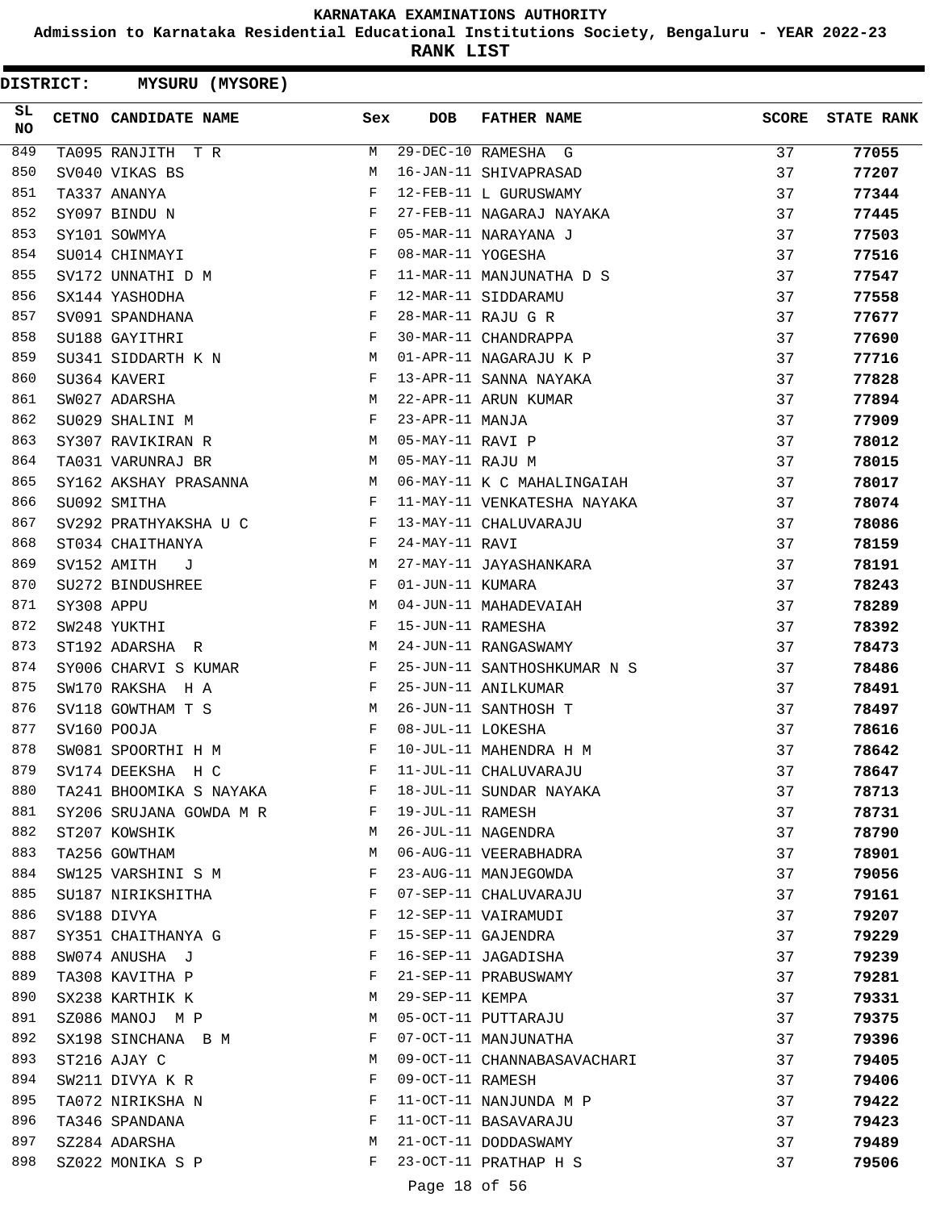KARNATAKA EXAMINATIONS AUTHORITY

Admission to Karnataka Residential Educational Institutions Society, Bengaluru - YEAR 2022-23

**RANK LIST**

**DISTRICT: MYSURU (MYSORE)**

| SL NO | CETNO | CANDIDATE NAME | Sex | DOB | FATHER NAME | SCORE | STATE RANK |
|---|---|---|---|---|---|---|---|
| 849 | TA095 | RANJITH T R | M | 29-DEC-10 | RAMESHA G | 37 | **77055** |
| 850 | SV040 | VIKAS BS | M | 16-JAN-11 | SHIVAPRASAD | 37 | **77207** |
| 851 | TA337 | ANANYA | F | 12-FEB-11 | L GURUSWAMY | 37 | **77344** |
| 852 | SY097 | BINDU N | F | 27-FEB-11 | NAGARAJ NAYAKA | 37 | **77445** |
| 853 | SY101 | SOWMYA | F | 05-MAR-11 | NARAYANA J | 37 | **77503** |
| 854 | SU014 | CHINMAYI | F | 08-MAR-11 | YOGESHA | 37 | **77516** |
| 855 | SV172 | UNNATHI D M | F | 11-MAR-11 | MANJUNATHA D S | 37 | **77547** |
| 856 | SX144 | YASHODHA | F | 12-MAR-11 | SIDDARAMU | 37 | **77558** |
| 857 | SV091 | SPANDHANA | F | 28-MAR-11 | RAJU G R | 37 | **77677** |
| 858 | SU188 | GAYITHRI | F | 30-MAR-11 | CHANDRAPPA | 37 | **77690** |
| 859 | SU341 | SIDDARTH K N | M | 01-APR-11 | NAGARAJU K P | 37 | **77716** |
| 860 | SU364 | KAVERI | F | 13-APR-11 | SANNA NAYAKA | 37 | **77828** |
| 861 | SW027 | ADARSHA | M | 22-APR-11 | ARUN KUMAR | 37 | **77894** |
| 862 | SU029 | SHALINI M | F | 23-APR-11 | MANJA | 37 | **77909** |
| 863 | SY307 | RAVIKIRAN R | M | 05-MAY-11 | RAVI P | 37 | **78012** |
| 864 | TA031 | VARUNRAJ BR | M | 05-MAY-11 | RAJU M | 37 | **78015** |
| 865 | SY162 | AKSHAY PRASANNA | M | 06-MAY-11 | K C MAHALINGAIAH | 37 | **78017** |
| 866 | SU092 | SMITHA | F | 11-MAY-11 | VENKATESHA NAYAKA | 37 | **78074** |
| 867 | SV292 | PRATHYAKSHA U C | F | 13-MAY-11 | CHALUVARAJU | 37 | **78086** |
| 868 | ST034 | CHAITHANYA | F | 24-MAY-11 | RAVI | 37 | **78159** |
| 869 | SV152 | AMITH J | M | 27-MAY-11 | JAYASHANKARA | 37 | **78191** |
| 870 | SU272 | BINDUSHREE | F | 01-JUN-11 | KUMARA | 37 | **78243** |
| 871 | SY308 | APPU | M | 04-JUN-11 | MAHADEVAIAH | 37 | **78289** |
| 872 | SW248 | YUKTHI | F | 15-JUN-11 | RAMESHA | 37 | **78392** |
| 873 | ST192 | ADARSHA R | M | 24-JUN-11 | RANGASWAMY | 37 | **78473** |
| 874 | SY006 | CHARVI S KUMAR | F | 25-JUN-11 | SANTHOSHKUMAR N S | 37 | **78486** |
| 875 | SW170 | RAKSHA H A | F | 25-JUN-11 | ANILKUMAR | 37 | **78491** |
| 876 | SV118 | GOWTHAM T S | M | 26-JUN-11 | SANTHOSH T | 37 | **78497** |
| 877 | SV160 | POOJA | F | 08-JUL-11 | LOKESHA | 37 | **78616** |
| 878 | SW081 | SPOORTHI H M | F | 10-JUL-11 | MAHENDRA H M | 37 | **78642** |
| 879 | SV174 | DEEKSHA H C | F | 11-JUL-11 | CHALUVARAJU | 37 | **78647** |
| 880 | TA241 | BHOOMIKA S NAYAKA | F | 18-JUL-11 | SUNDAR NAYAKA | 37 | **78713** |
| 881 | SY206 | SRUJANA GOWDA M R | F | 19-JUL-11 | RAMESH | 37 | **78731** |
| 882 | ST207 | KOWSHIK | M | 26-JUL-11 | NAGENDRA | 37 | **78790** |
| 883 | TA256 | GOWTHAM | M | 06-AUG-11 | VEERABHADRA | 37 | **78901** |
| 884 | SW125 | VARSHINI S M | F | 23-AUG-11 | MANJEGOWDA | 37 | **79056** |
| 885 | SU187 | NIRIKSHITHA | F | 07-SEP-11 | CHALUVARAJU | 37 | **79161** |
| 886 | SV188 | DIVYA | F | 12-SEP-11 | VAIRAMUDI | 37 | **79207** |
| 887 | SY351 | CHAITHANYA G | F | 15-SEP-11 | GAJENDRA | 37 | **79229** |
| 888 | SW074 | ANUSHA J | F | 16-SEP-11 | JAGADISHA | 37 | **79239** |
| 889 | TA308 | KAVITHA P | F | 21-SEP-11 | PRABUSWAMY | 37 | **79281** |
| 890 | SX238 | KARTHIK K | M | 29-SEP-11 | KEMPA | 37 | **79331** |
| 891 | SZ086 | MANOJ M P | M | 05-OCT-11 | PUTTARAJU | 37 | **79375** |
| 892 | SX198 | SINCHANA B M | F | 07-OCT-11 | MANJUNATHA | 37 | **79396** |
| 893 | ST216 | AJAY C | M | 09-OCT-11 | CHANNABASAVACHARI | 37 | **79405** |
| 894 | SW211 | DIVYA K R | F | 09-OCT-11 | RAMESH | 37 | **79406** |
| 895 | TA072 | NIRIKSHA N | F | 11-OCT-11 | NANJUNDA M P | 37 | **79422** |
| 896 | TA346 | SPANDANA | F | 11-OCT-11 | BASAVARAJU | 37 | **79423** |
| 897 | SZ284 | ADARSHA | M | 21-OCT-11 | DODDASWAMY | 37 | **79489** |
| 898 | SZ022 | MONIKA S P | F | 23-OCT-11 | PRATHAP H S | 37 | **79506** |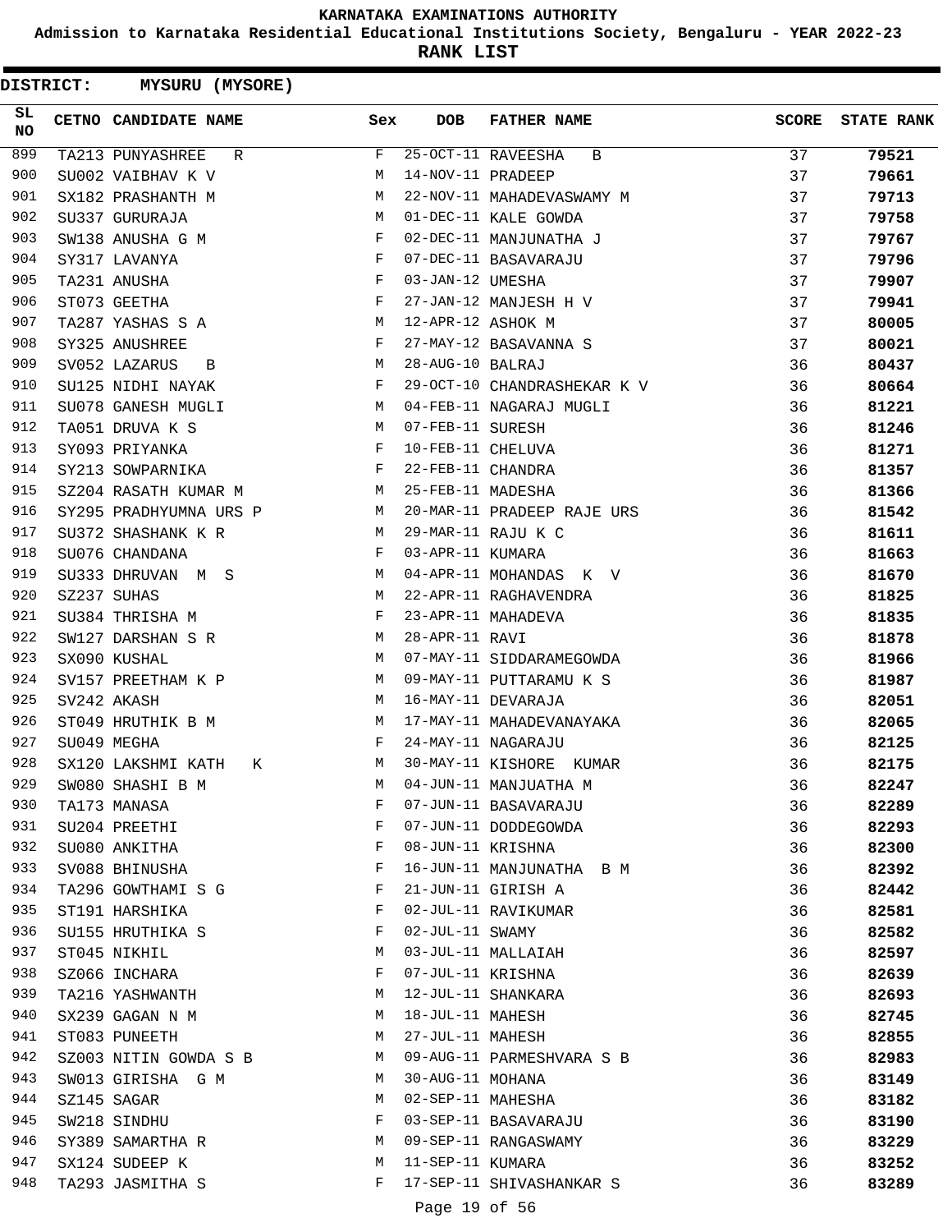KARNATAKA EXAMINATIONS AUTHORITY

Admission to Karnataka Residential Educational Institutions Society, Bengaluru - YEAR 2022-23

RANK LIST

**DISTRICT: MYSURU (MYSORE)**

| SL NO | CETNO | CANDIDATE NAME | Sex | DOB | FATHER NAME | SCORE | STATE RANK |
|---|---|---|---|---|---|---|---|
| 899 | TA213 | PUNYASHREE R | F | 25-OCT-11 | RAVEESHA B | 37 | **79521** |
| 900 | SU002 | VAIBHAV K V | M | 14-NOV-11 | PRADEEP | 37 | **79661** |
| 901 | SX182 | PRASHANTH M | M | 22-NOV-11 | MAHADEVASWAMY M | 37 | **79713** |
| 902 | SU337 | GURURAJA | M | 01-DEC-11 | KALE GOWDA | 37 | **79758** |
| 903 | SW138 | ANUSHA G M | F | 02-DEC-11 | MANJUNATHA J | 37 | **79767** |
| 904 | SY317 | LAVANYA | F | 07-DEC-11 | BASAVARAJU | 37 | **79796** |
| 905 | TA231 | ANUSHA | F | 03-JAN-12 | UMESHA | 37 | **79907** |
| 906 | ST073 | GEETHA | F | 27-JAN-12 | MANJESH H V | 37 | **79941** |
| 907 | TA287 | YASHAS S A | M | 12-APR-12 | ASHOK M | 37 | **80005** |
| 908 | SY325 | ANUSHREE | F | 27-MAY-12 | BASAVANNA S | 37 | **80021** |
| 909 | SV052 | LAZARUS B | M | 28-AUG-10 | BALRAJ | 36 | **80437** |
| 910 | SU125 | NIDHI NAYAK | F | 29-OCT-10 | CHANDRASHEKAR K V | 36 | **80664** |
| 911 | SU078 | GANESH MUGLI | M | 04-FEB-11 | NAGARAJ MUGLI | 36 | **81221** |
| 912 | TA051 | DRUVA K S | M | 07-FEB-11 | SURESH | 36 | **81246** |
| 913 | SY093 | PRIYANKA | F | 10-FEB-11 | CHELUVA | 36 | **81271** |
| 914 | SY213 | SOWPARNIKA | F | 22-FEB-11 | CHANDRA | 36 | **81357** |
| 915 | SZ204 | RASATH KUMAR M | M | 25-FEB-11 | MADESHA | 36 | **81366** |
| 916 | SY295 | PRADHYUMNA URS P | M | 20-MAR-11 | PRADEEP RAJE URS | 36 | **81542** |
| 917 | SU372 | SHASHANK K R | M | 29-MAR-11 | RAJU K C | 36 | **81611** |
| 918 | SU076 | CHANDANA | F | 03-APR-11 | KUMARA | 36 | **81663** |
| 919 | SU333 | DHRUVAN M S | M | 04-APR-11 | MOHANDAS K V | 36 | **81670** |
| 920 | SZ237 | SUHAS | M | 22-APR-11 | RAGHAVENDRA | 36 | **81825** |
| 921 | SU384 | THRISHA M | F | 23-APR-11 | MAHADEVA | 36 | **81835** |
| 922 | SW127 | DARSHAN S R | M | 28-APR-11 | RAVI | 36 | **81878** |
| 923 | SX090 | KUSHAL | M | 07-MAY-11 | SIDDARAMEGOWDA | 36 | **81966** |
| 924 | SV157 | PREETHAM K P | M | 09-MAY-11 | PUTTARAMU K S | 36 | **81987** |
| 925 | SV242 | AKASH | M | 16-MAY-11 | DEVARAJA | 36 | **82051** |
| 926 | ST049 | HRUTHIK B M | M | 17-MAY-11 | MAHADEVANAYAKA | 36 | **82065** |
| 927 | SU049 | MEGHA | F | 24-MAY-11 | NAGARAJU | 36 | **82125** |
| 928 | SX120 | LAKSHMI KATH K | M | 30-MAY-11 | KISHORE KUMAR | 36 | **82175** |
| 929 | SW080 | SHASHI B M | M | 04-JUN-11 | MANJUATHA M | 36 | **82247** |
| 930 | TA173 | MANASA | F | 07-JUN-11 | BASAVARAJU | 36 | **82289** |
| 931 | SU204 | PREETHI | F | 07-JUN-11 | DODDEGOWDA | 36 | **82293** |
| 932 | SU080 | ANKITHA | F | 08-JUN-11 | KRISHNA | 36 | **82300** |
| 933 | SV088 | BHINUSHA | F | 16-JUN-11 | MANJUNATHA B M | 36 | **82392** |
| 934 | TA296 | GOWTHAMI S G | F | 21-JUN-11 | GIRISH A | 36 | **82442** |
| 935 | ST191 | HARSHIKA | F | 02-JUL-11 | RAVIKUMAR | 36 | **82581** |
| 936 | SU155 | HRUTHIKA S | F | 02-JUL-11 | SWAMY | 36 | **82582** |
| 937 | ST045 | NIKHIL | M | 03-JUL-11 | MALLAIAH | 36 | **82597** |
| 938 | SZ066 | INCHARA | F | 07-JUL-11 | KRISHNA | 36 | **82639** |
| 939 | TA216 | YASHWANTH | M | 12-JUL-11 | SHANKARA | 36 | **82693** |
| 940 | SX239 | GAGAN N M | M | 18-JUL-11 | MAHESH | 36 | **82745** |
| 941 | ST083 | PUNEETH | M | 27-JUL-11 | MAHESH | 36 | **82855** |
| 942 | SZ003 | NITIN GOWDA S B | M | 09-AUG-11 | PARMESHVARA S B | 36 | **82983** |
| 943 | SW013 | GIRISHA G M | M | 30-AUG-11 | MOHANA | 36 | **83149** |
| 944 | SZ145 | SAGAR | M | 02-SEP-11 | MAHESHA | 36 | **83182** |
| 945 | SW218 | SINDHU | F | 03-SEP-11 | BASAVARAJU | 36 | **83190** |
| 946 | SY389 | SAMARTHA R | M | 09-SEP-11 | RANGASWAMY | 36 | **83229** |
| 947 | SX124 | SUDEEP K | M | 11-SEP-11 | KUMARA | 36 | **83252** |
| 948 | TA293 | JASMITHA S | F | 17-SEP-11 | SHIVASHANKAR S | 36 | **83289** |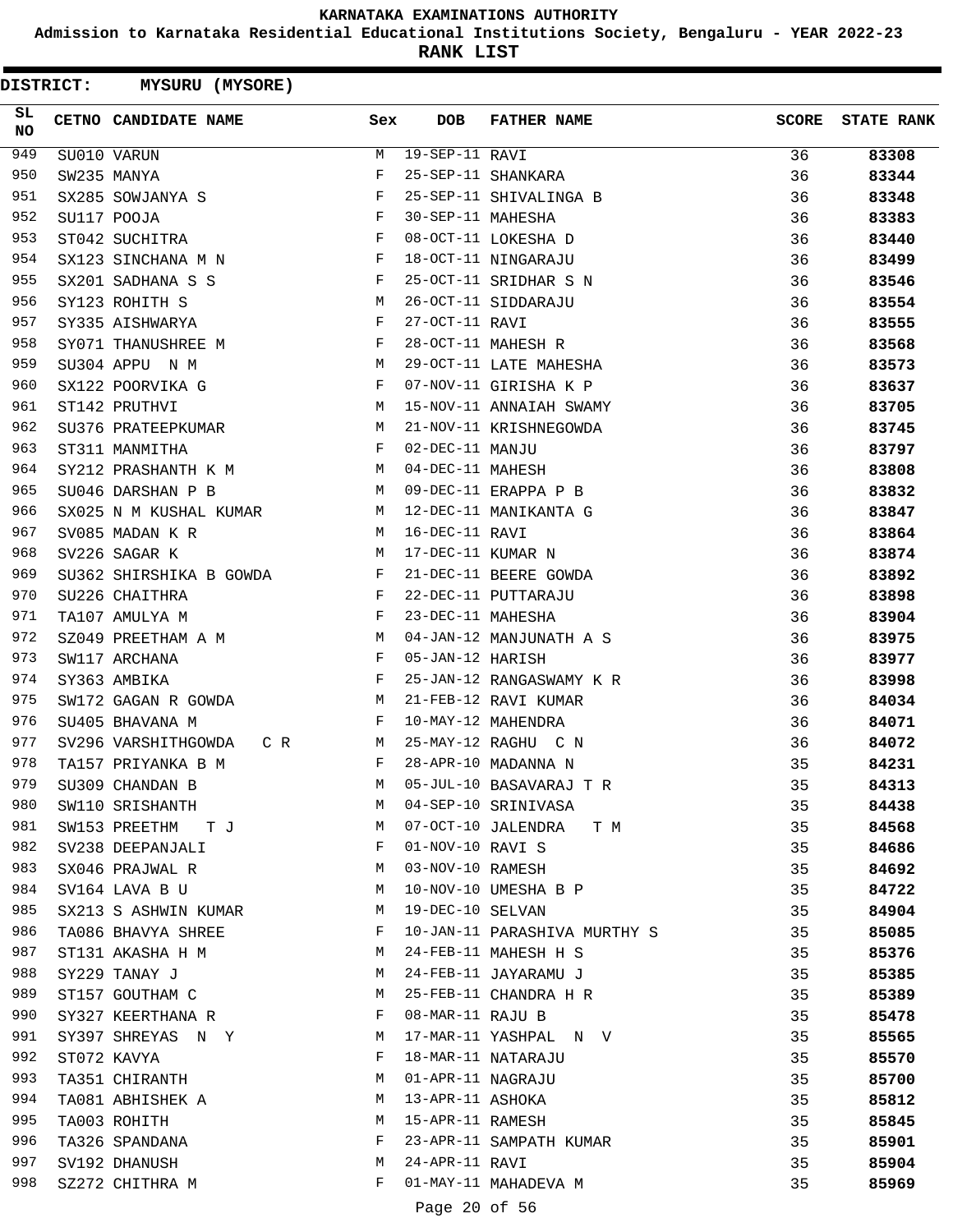KARNATAKA EXAMINATIONS AUTHORITY

Admission to Karnataka Residential Educational Institutions Society, Bengaluru - YEAR 2022-23

RANK LIST

**DISTRICT: MYSURU (MYSORE)**

| SL NO | CETNO | CANDIDATE NAME | Sex | DOB | FATHER NAME | SCORE | STATE RANK |
|---|---|---|---|---|---|---|---|
| 949 | SU010 | VARUN | M | 19-SEP-11 | RAVI | 36 | 83308 |
| 950 | SW235 | MANYA | F | 25-SEP-11 | SHANKARA | 36 | 83344 |
| 951 | SX285 | SOWJANYA S | F | 25-SEP-11 | SHIVALINGA B | 36 | 83348 |
| 952 | SU117 | POOJA | F | 30-SEP-11 | MAHESHA | 36 | 83383 |
| 953 | ST042 | SUCHITRA | F | 08-OCT-11 | LOKESHA D | 36 | 83440 |
| 954 | SX123 | SINCHANA M N | F | 18-OCT-11 | NINGARAJU | 36 | 83499 |
| 955 | SX201 | SADHANA S S | F | 25-OCT-11 | SRIDHAR S N | 36 | 83546 |
| 956 | SY123 | ROHITH S | M | 26-OCT-11 | SIDDARAJU | 36 | 83554 |
| 957 | SY335 | AISHWARYA | F | 27-OCT-11 | RAVI | 36 | 83555 |
| 958 | SY071 | THANUSHREE M | F | 28-OCT-11 | MAHESH R | 36 | 83568 |
| 959 | SU304 | APPU N M | M | 29-OCT-11 | LATE MAHESHA | 36 | 83573 |
| 960 | SX122 | POORVIKA G | F | 07-NOV-11 | GIRISHA K P | 36 | 83637 |
| 961 | ST142 | PRUTHVI | M | 15-NOV-11 | ANNAIAH SWAMY | 36 | 83705 |
| 962 | SU376 | PRATEEPKUMAR | M | 21-NOV-11 | KRISHNEGOWDA | 36 | 83745 |
| 963 | ST311 | MANMITHA | F | 02-DEC-11 | MANJU | 36 | 83797 |
| 964 | SY212 | PRASHANTH K M | M | 04-DEC-11 | MAHESH | 36 | 83808 |
| 965 | SU046 | DARSHAN P B | M | 09-DEC-11 | ERAPPA P B | 36 | 83832 |
| 966 | SX025 | N M KUSHAL KUMAR | M | 12-DEC-11 | MANIKANTA G | 36 | 83847 |
| 967 | SV085 | MADAN K R | M | 16-DEC-11 | RAVI | 36 | 83864 |
| 968 | SV226 | SAGAR K | M | 17-DEC-11 | KUMAR N | 36 | 83874 |
| 969 | SU362 | SHIRSHIKA B GOWDA | F | 21-DEC-11 | BEERE GOWDA | 36 | 83892 |
| 970 | SU226 | CHAITHRA | F | 22-DEC-11 | PUTTARAJU | 36 | 83898 |
| 971 | TA107 | AMULYA M | F | 23-DEC-11 | MAHESHA | 36 | 83904 |
| 972 | SZ049 | PREETHAM A M | M | 04-JAN-12 | MANJUNATH A S | 36 | 83975 |
| 973 | SW117 | ARCHANA | F | 05-JAN-12 | HARISH | 36 | 83977 |
| 974 | SY363 | AMBIKA | F | 25-JAN-12 | RANGASWAMY K R | 36 | 83998 |
| 975 | SW172 | GAGAN R GOWDA | M | 21-FEB-12 | RAVI KUMAR | 36 | 84034 |
| 976 | SU405 | BHAVANA M | F | 10-MAY-12 | MAHENDRA | 36 | 84071 |
| 977 | SV296 | VARSHITHGOWDA C R | M | 25-MAY-12 | RAGHU C N | 36 | 84072 |
| 978 | TA157 | PRIYANKA B M | F | 28-APR-10 | MADANNA N | 35 | 84231 |
| 979 | SU309 | CHANDAN B | M | 05-JUL-10 | BASAVARAJ T R | 35 | 84313 |
| 980 | SW110 | SRISHANTH | M | 04-SEP-10 | SRINIVASA | 35 | 84438 |
| 981 | SW153 | PREETHM T J | M | 07-OCT-10 | JALENDRA T M | 35 | 84568 |
| 982 | SV238 | DEEPANJALI | F | 01-NOV-10 | RAVI S | 35 | 84686 |
| 983 | SX046 | PRAJWAL R | M | 03-NOV-10 | RAMESH | 35 | 84692 |
| 984 | SV164 | LAVA B U | M | 10-NOV-10 | UMESHA B P | 35 | 84722 |
| 985 | SX213 | S ASHWIN KUMAR | M | 19-DEC-10 | SELVAN | 35 | 84904 |
| 986 | TA086 | BHAVYA SHREE | F | 10-JAN-11 | PARASHIVA MURTHY S | 35 | 85085 |
| 987 | ST131 | AKASHA H M | M | 24-FEB-11 | MAHESH H S | 35 | 85376 |
| 988 | SY229 | TANAY J | M | 24-FEB-11 | JAYARAMU J | 35 | 85385 |
| 989 | ST157 | GOUTHAM C | M | 25-FEB-11 | CHANDRA H R | 35 | 85389 |
| 990 | SY327 | KEERTHANA R | F | 08-MAR-11 | RAJU B | 35 | 85478 |
| 991 | SY397 | SHREYAS N Y | M | 17-MAR-11 | YASHPAL N V | 35 | 85565 |
| 992 | ST072 | KAVYA | F | 18-MAR-11 | NATARAJU | 35 | 85570 |
| 993 | TA351 | CHIRANTH | M | 01-APR-11 | NAGRAJU | 35 | 85700 |
| 994 | TA081 | ABHISHEK A | M | 13-APR-11 | ASHOKA | 35 | 85812 |
| 995 | TA003 | ROHITH | M | 15-APR-11 | RAMESH | 35 | 85845 |
| 996 | TA326 | SPANDANA | F | 23-APR-11 | SAMPATH KUMAR | 35 | 85901 |
| 997 | SV192 | DHANUSH | M | 24-APR-11 | RAVI | 35 | 85904 |
| 998 | SZ272 | CHITHRA M | F | 01-MAY-11 | MAHADEVA M | 35 | 85969 |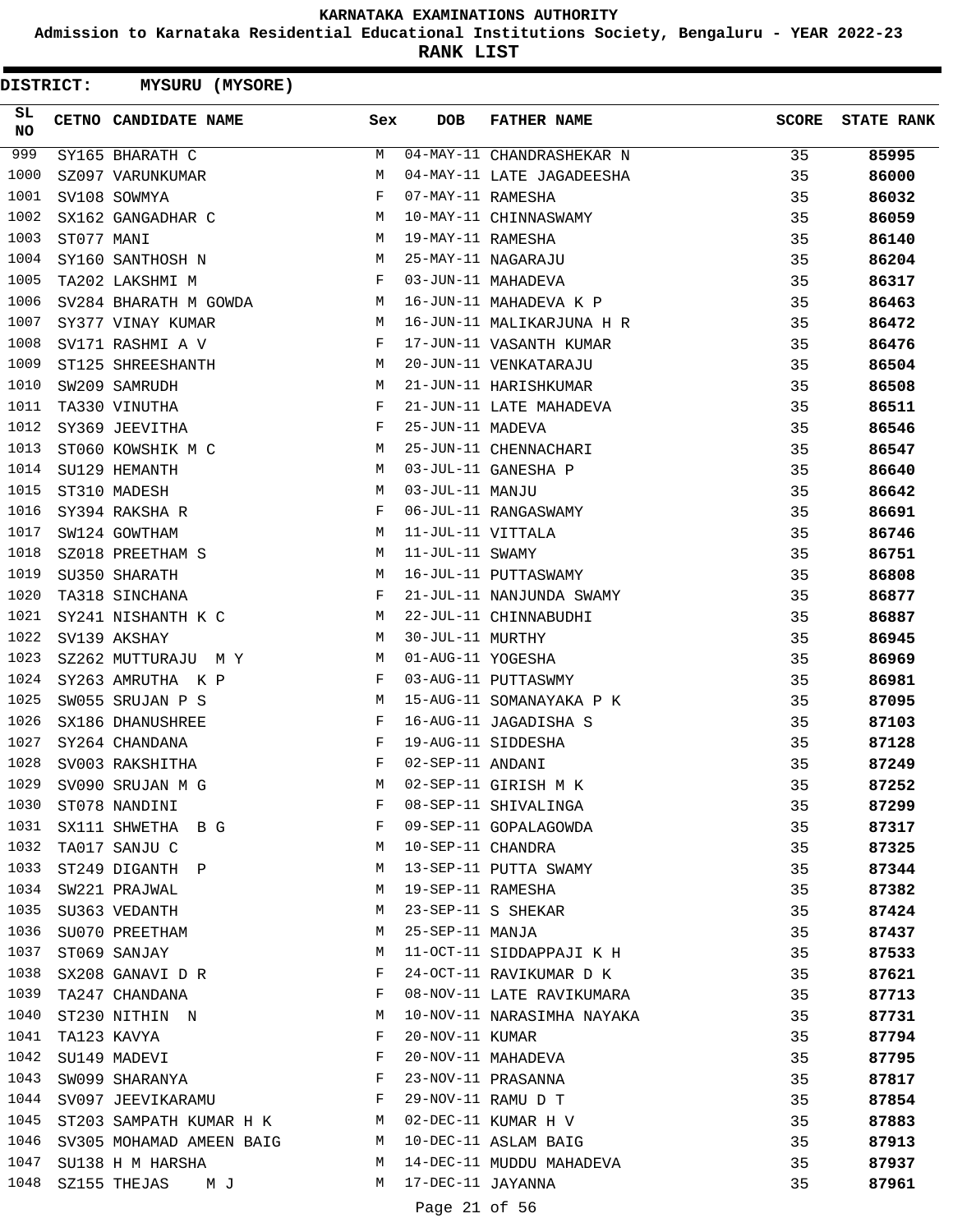# KARNATAKA EXAMINATIONS AUTHORITY

**Admission to Karnataka Residential Educational Institutions Society, Bengaluru - YEAR 2022-23**

**RANK LIST**

**DISTRICT: MYSURU (MYSORE)**

| SL NO | CETNO | CANDIDATE NAME | Sex | DOB | FATHER NAME | SCORE | STATE RANK |
|---|---|---|---|---|---|---|---|
| 999 | SY165 | BHARATH C | M | 04-MAY-11 | CHANDRASHEKAR N | 35 | **85995** |
| 1000 | SZ097 | VARUNKUMAR | M | 04-MAY-11 | LATE JAGADEESHA | 35 | **86000** |
| 1001 | SV108 | SOWMYA | F | 07-MAY-11 | RAMESHA | 35 | **86032** |
| 1002 | SX162 | GANGADHAR C | M | 10-MAY-11 | CHINNASWAMY | 35 | **86059** |
| 1003 | ST077 | MANI | M | 19-MAY-11 | RAMESHA | 35 | **86140** |
| 1004 | SY160 | SANTHOSH N | M | 25-MAY-11 | NAGARAJU | 35 | **86204** |
| 1005 | TA202 | LAKSHMI M | F | 03-JUN-11 | MAHADEVA | 35 | **86317** |
| 1006 | SV284 | BHARATH M GOWDA | M | 16-JUN-11 | MAHADEVA K P | 35 | **86463** |
| 1007 | SY377 | VINAY KUMAR | M | 16-JUN-11 | MALIKARJUNA H R | 35 | **86472** |
| 1008 | SV171 | RASHMI A V | F | 17-JUN-11 | VASANTH KUMAR | 35 | **86476** |
| 1009 | ST125 | SHREESHANTH | M | 20-JUN-11 | VENKATARAJU | 35 | **86504** |
| 1010 | SW209 | SAMRUDH | M | 21-JUN-11 | HARISHKUMAR | 35 | **86508** |
| 1011 | TA330 | VINUTHA | F | 21-JUN-11 | LATE MAHADEVA | 35 | **86511** |
| 1012 | SY369 | JEEVITHA | F | 25-JUN-11 | MADEVA | 35 | **86546** |
| 1013 | ST060 | KOWSHIK M C | M | 25-JUN-11 | CHENNACHARI | 35 | **86547** |
| 1014 | SU129 | HEMANTH | M | 03-JUL-11 | GANESHA P | 35 | **86640** |
| 1015 | ST310 | MADESH | M | 03-JUL-11 | MANJU | 35 | **86642** |
| 1016 | SY394 | RAKSHA R | F | 06-JUL-11 | RANGASWAMY | 35 | **86691** |
| 1017 | SW124 | GOWTHAM | M | 11-JUL-11 | VITTALA | 35 | **86746** |
| 1018 | SZ018 | PREETHAM S | M | 11-JUL-11 | SWAMY | 35 | **86751** |
| 1019 | SU350 | SHARATH | M | 16-JUL-11 | PUTTASWAMY | 35 | **86808** |
| 1020 | TA318 | SINCHANA | F | 21-JUL-11 | NANJUNDA SWAMY | 35 | **86877** |
| 1021 | SY241 | NISHANTH K C | M | 22-JUL-11 | CHINNABUDHI | 35 | **86887** |
| 1022 | SV139 | AKSHAY | M | 30-JUL-11 | MURTHY | 35 | **86945** |
| 1023 | SZ262 | MUTTURAJU M Y | M | 01-AUG-11 | YOGESHA | 35 | **86969** |
| 1024 | SY263 | AMRUTHA K P | F | 03-AUG-11 | PUTTASWMY | 35 | **86981** |
| 1025 | SW055 | SRUJAN P S | M | 15-AUG-11 | SOMANAYAKA P K | 35 | **87095** |
| 1026 | SX186 | DHANUSHREE | F | 16-AUG-11 | JAGADISHA S | 35 | **87103** |
| 1027 | SY264 | CHANDANA | F | 19-AUG-11 | SIDDESHA | 35 | **87128** |
| 1028 | SV003 | RAKSHITHA | F | 02-SEP-11 | ANDANI | 35 | **87249** |
| 1029 | SV090 | SRUJAN M G | M | 02-SEP-11 | GIRISH M K | 35 | **87252** |
| 1030 | ST078 | NANDINI | F | 08-SEP-11 | SHIVALINGA | 35 | **87299** |
| 1031 | SX111 | SHWETHA B G | F | 09-SEP-11 | GOPALAGOWDA | 35 | **87317** |
| 1032 | TA017 | SANJU C | M | 10-SEP-11 | CHANDRA | 35 | **87325** |
| 1033 | ST249 | DIGANTH P | M | 13-SEP-11 | PUTTA SWAMY | 35 | **87344** |
| 1034 | SW221 | PRAJWAL | M | 19-SEP-11 | RAMESHA | 35 | **87382** |
| 1035 | SU363 | VEDANTH | M | 23-SEP-11 | S SHEKAR | 35 | **87424** |
| 1036 | SU070 | PREETHAM | M | 25-SEP-11 | MANJA | 35 | **87437** |
| 1037 | ST069 | SANJAY | M | 11-OCT-11 | SIDDAPPAJI K H | 35 | **87533** |
| 1038 | SX208 | GANAVI D R | F | 24-OCT-11 | RAVIKUMAR D K | 35 | **87621** |
| 1039 | TA247 | CHANDANA | F | 08-NOV-11 | LATE RAVIKUMARA | 35 | **87713** |
| 1040 | ST230 | NITHIN N | M | 10-NOV-11 | NARASIMHA NAYAKA | 35 | **87731** |
| 1041 | TA123 | KAVYA | F | 20-NOV-11 | KUMAR | 35 | **87794** |
| 1042 | SU149 | MADEVI | F | 20-NOV-11 | MAHADEVA | 35 | **87795** |
| 1043 | SW099 | SHARANYA | F | 23-NOV-11 | PRASANNA | 35 | **87817** |
| 1044 | SV097 | JEEVIKARAMU | F | 29-NOV-11 | RAMU D T | 35 | **87854** |
| 1045 | ST203 | SAMPATH KUMAR H K | M | 02-DEC-11 | KUMAR H V | 35 | **87883** |
| 1046 | SV305 | MOHAMAD AMEEN BAIG | M | 10-DEC-11 | ASLAM BAIG | 35 | **87913** |
| 1047 | SU138 | H M HARSHA | M | 14-DEC-11 | MUDDU MAHADEVA | 35 | **87937** |
| 1048 | SZ155 | THEJAS M J | M | 17-DEC-11 | JAYANNA | 35 | **87961** |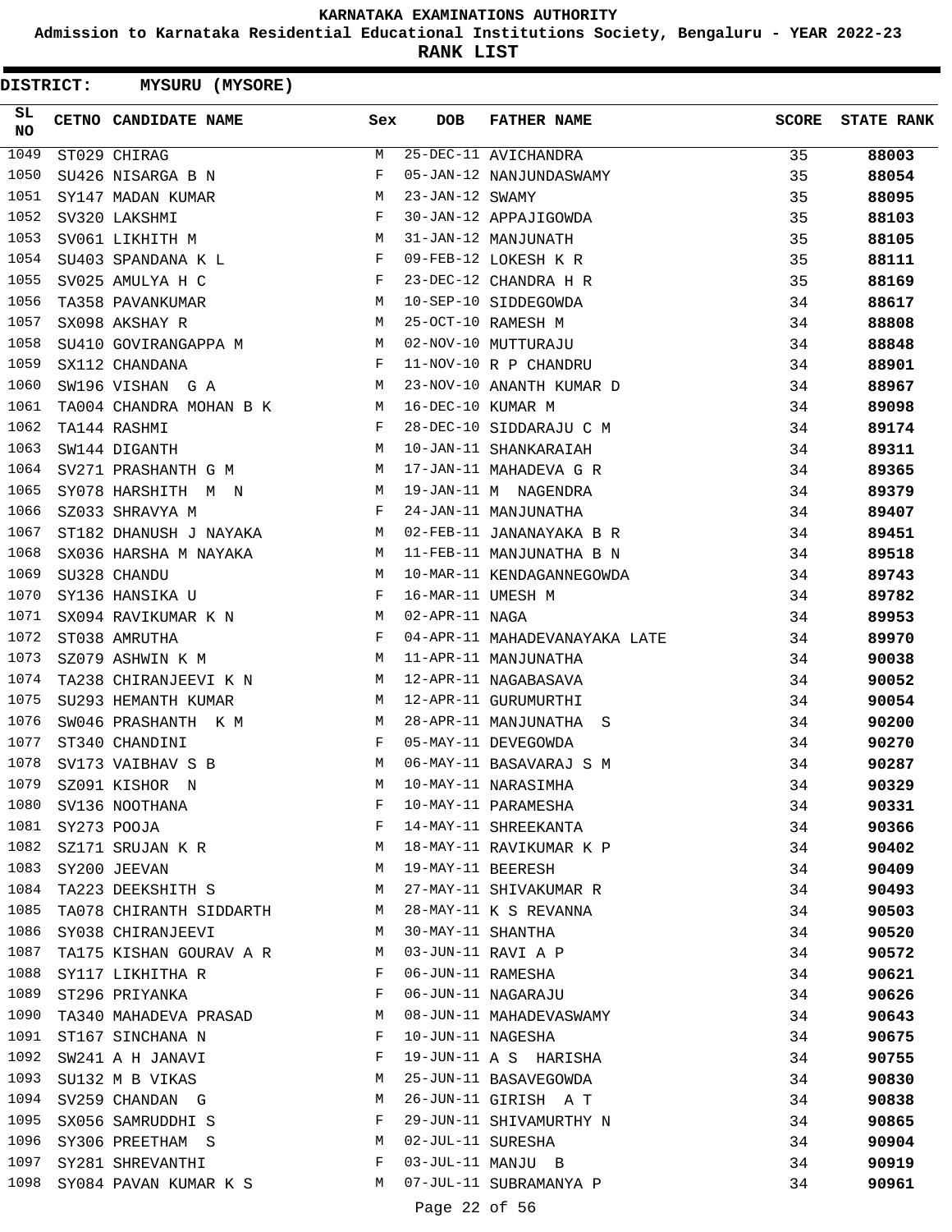**KARNATAKA EXAMINATIONS AUTHORITY**

**Admission to Karnataka Residential Educational Institutions Society, Bengaluru - YEAR 2022-23**

**RANK LIST**

**DISTRICT: MYSURU (MYSORE)**

| SL NO | CETNO | CANDIDATE NAME | Sex | DOB | FATHER NAME | SCORE | STATE RANK |
|---|---|---|---|---|---|---|---|
| 1049 | ST029 | CHIRAG | M | 25-DEC-11 | AVICHANDRA | 35 | 88003 |
| 1050 | SU426 | NISARGA B N | F | 05-JAN-12 | NANJUNDASWAMY | 35 | 88054 |
| 1051 | SY147 | MADAN KUMAR | M | 23-JAN-12 | SWAMY | 35 | 88095 |
| 1052 | SV320 | LAKSHMI | F | 30-JAN-12 | APPAJIGOWDA | 35 | 88103 |
| 1053 | SV061 | LIKHITH M | M | 31-JAN-12 | MANJUNATH | 35 | 88105 |
| 1054 | SU403 | SPANDANA K L | F | 09-FEB-12 | LOKESH K R | 35 | 88111 |
| 1055 | SV025 | AMULYA H C | F | 23-DEC-12 | CHANDRA H R | 35 | 88169 |
| 1056 | TA358 | PAVANKUMAR | M | 10-SEP-10 | SIDDEGOWDA | 34 | 88617 |
| 1057 | SX098 | AKSHAY R | M | 25-OCT-10 | RAMESH M | 34 | 88808 |
| 1058 | SU410 | GOVIRANGAPPA M | M | 02-NOV-10 | MUTTURAJU | 34 | 88848 |
| 1059 | SX112 | CHANDANA | F | 11-NOV-10 | R P CHANDRU | 34 | 88901 |
| 1060 | SW196 | VISHAN G A | M | 23-NOV-10 | ANANTH KUMAR D | 34 | 88967 |
| 1061 | TA004 | CHANDRA MOHAN B K | M | 16-DEC-10 | KUMAR M | 34 | 89098 |
| 1062 | TA144 | RASHMI | F | 28-DEC-10 | SIDDARAJU C M | 34 | 89174 |
| 1063 | SW144 | DIGANTH | M | 10-JAN-11 | SHANKARAIAH | 34 | 89311 |
| 1064 | SV271 | PRASHANTH G M | M | 17-JAN-11 | MAHADEVA G R | 34 | 89365 |
| 1065 | SY078 | HARSHITH M N | M | 19-JAN-11 | M NAGENDRA | 34 | 89379 |
| 1066 | SZ033 | SHRAVYA M | F | 24-JAN-11 | MANJUNATHA | 34 | 89407 |
| 1067 | ST182 | DHANUSH J NAYAKA | M | 02-FEB-11 | JANANAYAKA B R | 34 | 89451 |
| 1068 | SX036 | HARSHA M NAYAKA | M | 11-FEB-11 | MANJUNATHA B N | 34 | 89518 |
| 1069 | SU328 | CHANDU | M | 10-MAR-11 | KENDAGANNEGOWDA | 34 | 89743 |
| 1070 | SY136 | HANSIKA U | F | 16-MAR-11 | UMESH M | 34 | 89782 |
| 1071 | SX094 | RAVIKUMAR K N | M | 02-APR-11 | NAGA | 34 | 89953 |
| 1072 | ST038 | AMRUTHA | F | 04-APR-11 | MAHADEVANAYAKA LATE | 34 | 89970 |
| 1073 | SZ079 | ASHWIN K M | M | 11-APR-11 | MANJUNATHA | 34 | 90038 |
| 1074 | TA238 | CHIRANJEEVI K N | M | 12-APR-11 | NAGABASAVA | 34 | 90052 |
| 1075 | SU293 | HEMANTH KUMAR | M | 12-APR-11 | GURUMURTHI | 34 | 90054 |
| 1076 | SW046 | PRASHANTH K M | M | 28-APR-11 | MANJUNATHA S | 34 | 90200 |
| 1077 | ST340 | CHANDINI | F | 05-MAY-11 | DEVEGOWDA | 34 | 90270 |
| 1078 | SV173 | VAIBHAV S B | M | 06-MAY-11 | BASAVARAJ S M | 34 | 90287 |
| 1079 | SZ091 | KISHOR N | M | 10-MAY-11 | NARASIMHA | 34 | 90329 |
| 1080 | SV136 | NOOTHANA | F | 10-MAY-11 | PARAMESHA | 34 | 90331 |
| 1081 | SY273 | POOJA | F | 14-MAY-11 | SHREEKANTA | 34 | 90366 |
| 1082 | SZ171 | SRUJAN K R | M | 18-MAY-11 | RAVIKUMAR K P | 34 | 90402 |
| 1083 | SY200 | JEEVAN | M | 19-MAY-11 | BEERESH | 34 | 90409 |
| 1084 | TA223 | DEEKSHITH S | M | 27-MAY-11 | SHIVAKUMAR R | 34 | 90493 |
| 1085 | TA078 | CHIRANTH SIDDARTH | M | 28-MAY-11 | K S REVANNA | 34 | 90503 |
| 1086 | SY038 | CHIRANJEEVI | M | 30-MAY-11 | SHANTHA | 34 | 90520 |
| 1087 | TA175 | KISHAN GOURAV A R | M | 03-JUN-11 | RAVI A P | 34 | 90572 |
| 1088 | SY117 | LIKHITHA R | F | 06-JUN-11 | RAMESHA | 34 | 90621 |
| 1089 | ST296 | PRIYANKA | F | 06-JUN-11 | NAGARAJU | 34 | 90626 |
| 1090 | TA340 | MAHADEVA PRASAD | M | 08-JUN-11 | MAHADEVASWAMY | 34 | 90643 |
| 1091 | ST167 | SINCHANA N | F | 10-JUN-11 | NAGESHA | 34 | 90675 |
| 1092 | SW241 | A H JANAVI | F | 19-JUN-11 | A S HARISHA | 34 | 90755 |
| 1093 | SU132 | M B VIKAS | M | 25-JUN-11 | BASAVEGOWDA | 34 | 90830 |
| 1094 | SV259 | CHANDAN G | M | 26-JUN-11 | GIRISH A T | 34 | 90838 |
| 1095 | SX056 | SAMRUDDHI S | F | 29-JUN-11 | SHIVAMURTHY N | 34 | 90865 |
| 1096 | SY306 | PREETHAM S | M | 02-JUL-11 | SURESHA | 34 | 90904 |
| 1097 | SY281 | SHREVANTHI | F | 03-JUL-11 | MANJU B | 34 | 90919 |
| 1098 | SY084 | PAVAN KUMAR K S | M | 07-JUL-11 | SUBRAMANYA P | 34 | 90961 |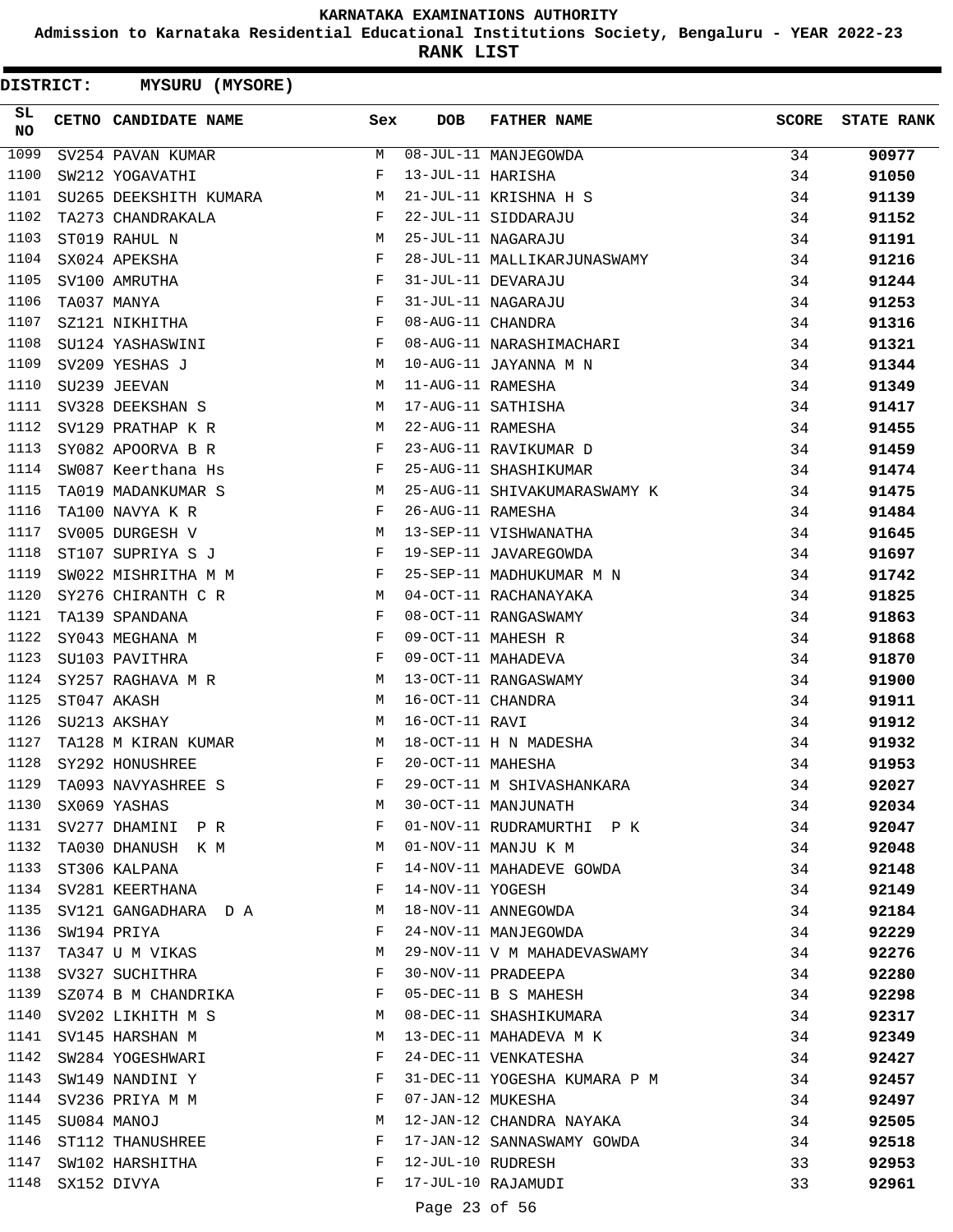# KARNATAKA EXAMINATIONS AUTHORITY

## Admission to Karnataka Residential Educational Institutions Society, Bengaluru - YEAR 2022-23

## RANK LIST

**DISTRICT: MYSURU (MYSORE)**

| SL NO | CETNO | CANDIDATE NAME | Sex | DOB | FATHER NAME | SCORE | STATE RANK |
|---|---|---|---|---|---|---|---|
| 1099 | SV254 | PAVAN KUMAR | M | 08-JUL-11 | MANJEGOWDA | 34 | 90977 |
| 1100 | SW212 | YOGAVATHI | F | 13-JUL-11 | HARISHA | 34 | 91050 |
| 1101 | SU265 | DEEKSHITH KUMARA | M | 21-JUL-11 | KRISHNA H S | 34 | 91139 |
| 1102 | TA273 | CHANDRAKALA | F | 22-JUL-11 | SIDDARAJU | 34 | 91152 |
| 1103 | ST019 | RAHUL N | M | 25-JUL-11 | NAGARAJU | 34 | 91191 |
| 1104 | SX024 | APEKSHA | F | 28-JUL-11 | MALLIKARJUNASWAMY | 34 | 91216 |
| 1105 | SV100 | AMRUTHA | F | 31-JUL-11 | DEVARAJU | 34 | 91244 |
| 1106 | TA037 | MANYA | F | 31-JUL-11 | NAGARAJU | 34 | 91253 |
| 1107 | SZ121 | NIKHITHA | F | 08-AUG-11 | CHANDRA | 34 | 91316 |
| 1108 | SU124 | YASHASWINI | F | 08-AUG-11 | NARASHIMACHARI | 34 | 91321 |
| 1109 | SV209 | YESHAS J | M | 10-AUG-11 | JAYANNA M N | 34 | 91344 |
| 1110 | SU239 | JEEVAN | M | 11-AUG-11 | RAMESHA | 34 | 91349 |
| 1111 | SV328 | DEEKSHAN S | M | 17-AUG-11 | SATHISHA | 34 | 91417 |
| 1112 | SV129 | PRATHAP K R | M | 22-AUG-11 | RAMESHA | 34 | 91455 |
| 1113 | SY082 | APOORVA B R | F | 23-AUG-11 | RAVIKUMAR D | 34 | 91459 |
| 1114 | SW087 | Keerthana Hs | F | 25-AUG-11 | SHASHIKUMAR | 34 | 91474 |
| 1115 | TA019 | MADANKUMAR S | M | 25-AUG-11 | SHIVAKUMARASWAMY K | 34 | 91475 |
| 1116 | TA100 | NAVYA K R | F | 26-AUG-11 | RAMESHA | 34 | 91484 |
| 1117 | SV005 | DURGESH V | M | 13-SEP-11 | VISHWANATHA | 34 | 91645 |
| 1118 | ST107 | SUPRIYA S J | F | 19-SEP-11 | JAVAREGOWDA | 34 | 91697 |
| 1119 | SW022 | MISHRITHA M M | F | 25-SEP-11 | MADHUKUMAR M N | 34 | 91742 |
| 1120 | SY276 | CHIRANTH C R | M | 04-OCT-11 | RACHANAYAKA | 34 | 91825 |
| 1121 | TA139 | SPANDANA | F | 08-OCT-11 | RANGASWAMY | 34 | 91863 |
| 1122 | SY043 | MEGHANA M | F | 09-OCT-11 | MAHESH R | 34 | 91868 |
| 1123 | SU103 | PAVITHRA | F | 09-OCT-11 | MAHADEVA | 34 | 91870 |
| 1124 | SY257 | RAGHAVA M R | M | 13-OCT-11 | RANGASWAMY | 34 | 91900 |
| 1125 | ST047 | AKASH | M | 16-OCT-11 | CHANDRA | 34 | 91911 |
| 1126 | SU213 | AKSHAY | M | 16-OCT-11 | RAVI | 34 | 91912 |
| 1127 | TA128 | M KIRAN KUMAR | M | 18-OCT-11 | H N MADESHA | 34 | 91932 |
| 1128 | SY292 | HONUSHREE | F | 20-OCT-11 | MAHESHA | 34 | 91953 |
| 1129 | TA093 | NAVYASHREE S | F | 29-OCT-11 | M SHIVASHANKARA | 34 | 92027 |
| 1130 | SX069 | YASHAS | M | 30-OCT-11 | MANJUNATH | 34 | 92034 |
| 1131 | SV277 | DHAMINI P R | F | 01-NOV-11 | RUDRAMURTHI P K | 34 | 92047 |
| 1132 | TA030 | DHANUSH K M | M | 01-NOV-11 | MANJU K M | 34 | 92048 |
| 1133 | ST306 | KALPANA | F | 14-NOV-11 | MAHADEVE GOWDA | 34 | 92148 |
| 1134 | SV281 | KEERTHANA | F | 14-NOV-11 | YOGESH | 34 | 92149 |
| 1135 | SV121 | GANGADHARA D A | M | 18-NOV-11 | ANNEGOWDA | 34 | 92184 |
| 1136 | SW194 | PRIYA | F | 24-NOV-11 | MANJEGOWDA | 34 | 92229 |
| 1137 | TA347 | U M VIKAS | M | 29-NOV-11 | V M MAHADEVASWAMY | 34 | 92276 |
| 1138 | SV327 | SUCHITHRA | F | 30-NOV-11 | PRADEEPA | 34 | 92280 |
| 1139 | SZ074 | B M CHANDRIKA | F | 05-DEC-11 | B S MAHESH | 34 | 92298 |
| 1140 | SV202 | LIKHITH M S | M | 08-DEC-11 | SHASHIKUMARA | 34 | 92317 |
| 1141 | SV145 | HARSHAN M | M | 13-DEC-11 | MAHADEVA M K | 34 | 92349 |
| 1142 | SW284 | YOGESHWARI | F | 24-DEC-11 | VENKATESHA | 34 | 92427 |
| 1143 | SW149 | NANDINI Y | F | 31-DEC-11 | YOGESHA KUMARA P M | 34 | 92457 |
| 1144 | SV236 | PRIYA M M | F | 07-JAN-12 | MUKESHA | 34 | 92497 |
| 1145 | SU084 | MANOJ | M | 12-JAN-12 | CHANDRA NAYAKA | 34 | 92505 |
| 1146 | ST112 | THANUSHREE | F | 17-JAN-12 | SANNASWAMY GOWDA | 34 | 92518 |
| 1147 | SW102 | HARSHITHA | F | 12-JUL-10 | RUDRESH | 33 | 92953 |
| 1148 | SX152 | DIVYA | F | 17-JUL-10 | RAJAMUDI | 33 | 92961 |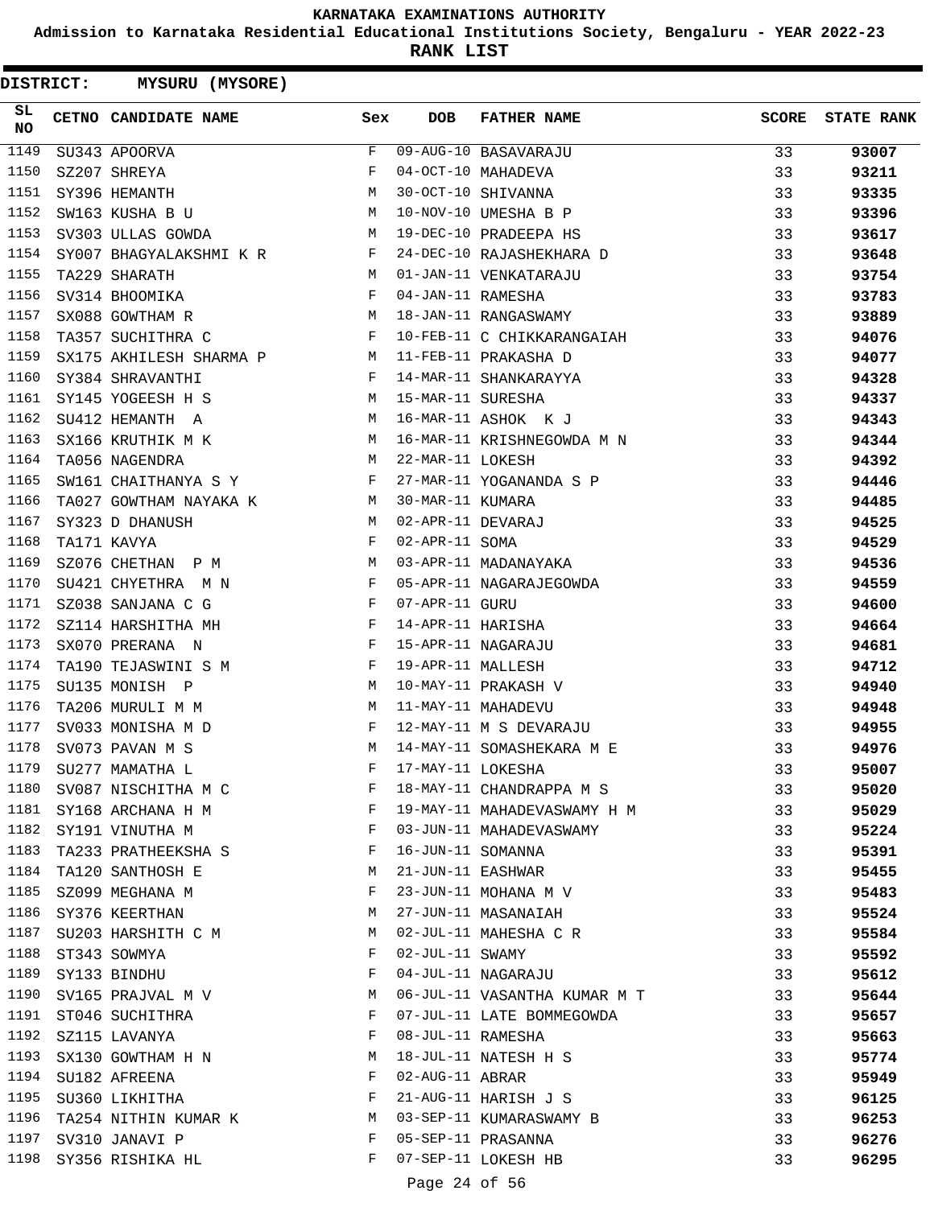KARNATAKA EXAMINATIONS AUTHORITY

Admission to Karnataka Residential Educational Institutions Society, Bengaluru - YEAR 2022-23

**RANK LIST**

**DISTRICT: MYSURU (MYSORE)**

| SL NO | CETNO | CANDIDATE NAME | Sex | DOB | FATHER NAME | SCORE | STATE RANK |
|---|---|---|---|---|---|---|---|
| 1149 | SU343 | APOORVA | F | 09-AUG-10 | BASAVARAJU | 33 | **93007** |
| 1150 | SZ207 | SHREYA | F | 04-OCT-10 | MAHADEVA | 33 | **93211** |
| 1151 | SY396 | HEMANTH | M | 30-OCT-10 | SHIVANNA | 33 | **93335** |
| 1152 | SW163 | KUSHA B U | M | 10-NOV-10 | UMESHA B P | 33 | **93396** |
| 1153 | SV303 | ULLAS GOWDA | M | 19-DEC-10 | PRADEEPA HS | 33 | **93617** |
| 1154 | SY007 | BHAGYALAKSHMI K R | F | 24-DEC-10 | RAJASHEKHARA D | 33 | **93648** |
| 1155 | TA229 | SHARATH | M | 01-JAN-11 | VENKATARAJU | 33 | **93754** |
| 1156 | SV314 | BHOOMIKA | F | 04-JAN-11 | RAMESHA | 33 | **93783** |
| 1157 | SX088 | GOWTHAM R | M | 18-JAN-11 | RANGASWAMY | 33 | **93889** |
| 1158 | TA357 | SUCHITHRA C | F | 10-FEB-11 | C CHIKKARANGAIAH | 33 | **94076** |
| 1159 | SX175 | AKHILESH SHARMA P | M | 11-FEB-11 | PRAKASHA D | 33 | **94077** |
| 1160 | SY384 | SHRAVANTHI | F | 14-MAR-11 | SHANKARAYYA | 33 | **94328** |
| 1161 | SY145 | YOGEESH H S | M | 15-MAR-11 | SURESHA | 33 | **94337** |
| 1162 | SU412 | HEMANTH A | M | 16-MAR-11 | ASHOK K J | 33 | **94343** |
| 1163 | SX166 | KRUTHIK M K | M | 16-MAR-11 | KRISHNEGOWDA M N | 33 | **94344** |
| 1164 | TA056 | NAGENDRA | M | 22-MAR-11 | LOKESH | 33 | **94392** |
| 1165 | SW161 | CHAITHANYA S Y | F | 27-MAR-11 | YOGANANDA S P | 33 | **94446** |
| 1166 | TA027 | GOWTHAM NAYAKA K | M | 30-MAR-11 | KUMARA | 33 | **94485** |
| 1167 | SY323 | D DHANUSH | M | 02-APR-11 | DEVARAJ | 33 | **94525** |
| 1168 | TA171 | KAVYA | F | 02-APR-11 | SOMA | 33 | **94529** |
| 1169 | SZ076 | CHETHAN P M | M | 03-APR-11 | MADANAYAKA | 33 | **94536** |
| 1170 | SU421 | CHYETHRA M N | F | 05-APR-11 | NAGARAJEGOWDA | 33 | **94559** |
| 1171 | SZ038 | SANJANA C G | F | 07-APR-11 | GURU | 33 | **94600** |
| 1172 | SZ114 | HARSHITHA MH | F | 14-APR-11 | HARISHA | 33 | **94664** |
| 1173 | SX070 | PRERANA N | F | 15-APR-11 | NAGARAJU | 33 | **94681** |
| 1174 | TA190 | TEJASWINI S M | F | 19-APR-11 | MALLESH | 33 | **94712** |
| 1175 | SU135 | MONISH P | M | 10-MAY-11 | PRAKASH V | 33 | **94940** |
| 1176 | TA206 | MURULI M M | M | 11-MAY-11 | MAHADEVU | 33 | **94948** |
| 1177 | SV033 | MONISHA M D | F | 12-MAY-11 | M S DEVARAJU | 33 | **94955** |
| 1178 | SV073 | PAVAN M S | M | 14-MAY-11 | SOMASHEKARA M E | 33 | **94976** |
| 1179 | SU277 | MAMATHA L | F | 17-MAY-11 | LOKESHA | 33 | **95007** |
| 1180 | SV087 | NISCHITHA M C | F | 18-MAY-11 | CHANDRAPPA M S | 33 | **95020** |
| 1181 | SY168 | ARCHANA H M | F | 19-MAY-11 | MAHADEVASWAMY H M | 33 | **95029** |
| 1182 | SY191 | VINUTHA M | F | 03-JUN-11 | MAHADEVASWAMY | 33 | **95224** |
| 1183 | TA233 | PRATHEEKSHA S | F | 16-JUN-11 | SOMANNA | 33 | **95391** |
| 1184 | TA120 | SANTHOSH E | M | 21-JUN-11 | EASHWAR | 33 | **95455** |
| 1185 | SZ099 | MEGHANA M | F | 23-JUN-11 | MOHANA M V | 33 | **95483** |
| 1186 | SY376 | KEERTHAN | M | 27-JUN-11 | MASANAIAH | 33 | **95524** |
| 1187 | SU203 | HARSHITH C M | M | 02-JUL-11 | MAHESHA C R | 33 | **95584** |
| 1188 | ST343 | SOWMYA | F | 02-JUL-11 | SWAMY | 33 | **95592** |
| 1189 | SY133 | BINDHU | F | 04-JUL-11 | NAGARAJU | 33 | **95612** |
| 1190 | SV165 | PRAJVAL M V | M | 06-JUL-11 | VASANTHA KUMAR M T | 33 | **95644** |
| 1191 | ST046 | SUCHITHRA | F | 07-JUL-11 | LATE BOMMEGOWDA | 33 | **95657** |
| 1192 | SZ115 | LAVANYA | F | 08-JUL-11 | RAMESHA | 33 | **95663** |
| 1193 | SX130 | GOWTHAM H N | M | 18-JUL-11 | NATESH H S | 33 | **95774** |
| 1194 | SU182 | AFREENA | F | 02-AUG-11 | ABRAR | 33 | **95949** |
| 1195 | SU360 | LIKHITHA | F | 21-AUG-11 | HARISH J S | 33 | **96125** |
| 1196 | TA254 | NITHIN KUMAR K | M | 03-SEP-11 | KUMARASWAMY B | 33 | **96253** |
| 1197 | SV310 | JANAVI P | F | 05-SEP-11 | PRASANNA | 33 | **96276** |
| 1198 | SY356 | RISHIKA HL | F | 07-SEP-11 | LOKESH HB | 33 | **96295** |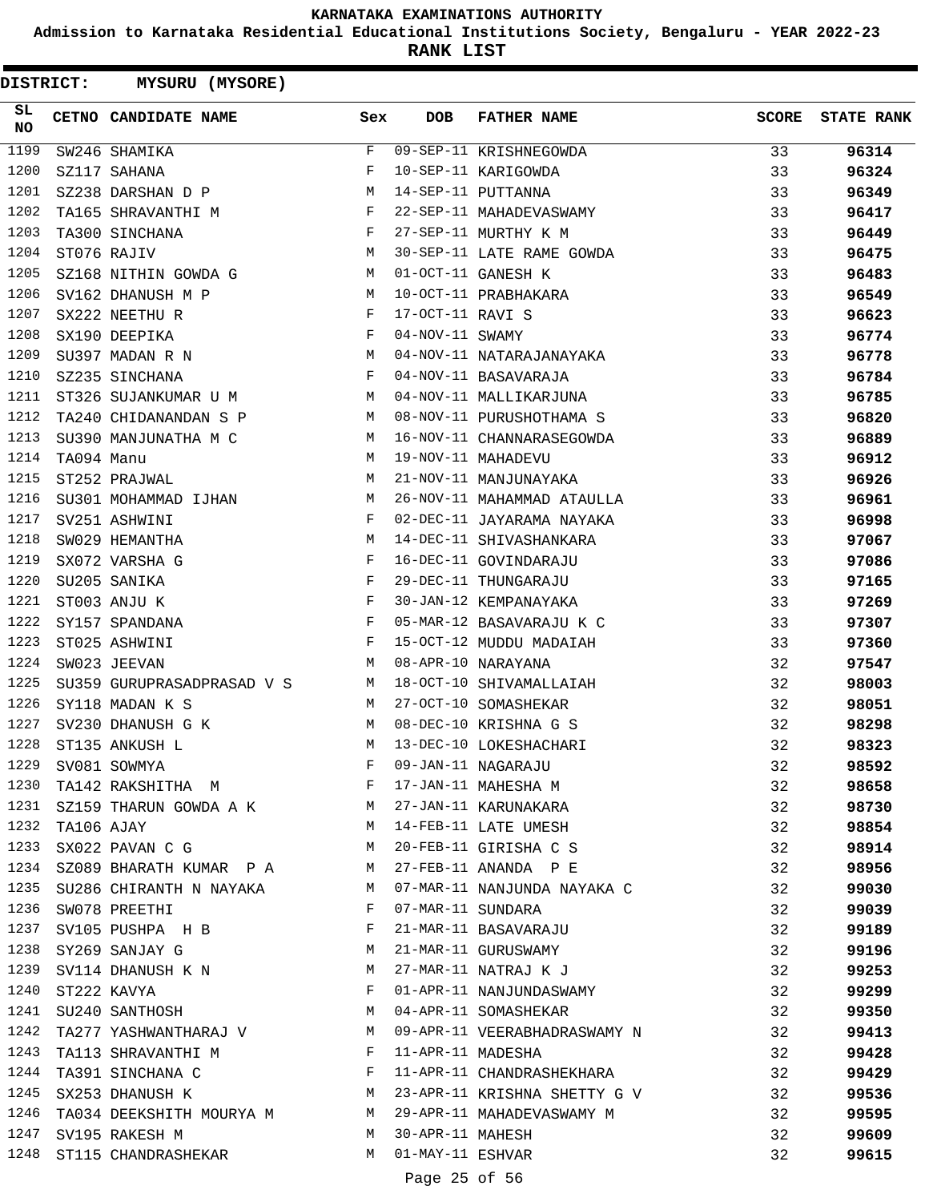**KARNATAKA EXAMINATIONS AUTHORITY**

**Admission to Karnataka Residential Educational Institutions Society, Bengaluru - YEAR 2022-23**

**RANK LIST**

**DISTRICT: MYSURU (MYSORE)**

| SL NO | CETNO | CANDIDATE NAME | Sex | DOB | FATHER NAME | SCORE | STATE RANK |
|---|---|---|---|---|---|---|---|
| 1199 | SW246 | SHAMIKA | F | 09-SEP-11 | KRISHNEGOWDA | 33 | **96314** |
| 1200 | SZ117 | SAHANA | F | 10-SEP-11 | KARIGOWDA | 33 | **96324** |
| 1201 | SZ238 | DARSHAN D P | M | 14-SEP-11 | PUTTANNA | 33 | **96349** |
| 1202 | TA165 | SHRAVANTHI M | F | 22-SEP-11 | MAHADEVASWAMY | 33 | **96417** |
| 1203 | TA300 | SINCHANA | F | 27-SEP-11 | MURTHY K M | 33 | **96449** |
| 1204 | ST076 | RAJIV | M | 30-SEP-11 | LATE RAME GOWDA | 33 | **96475** |
| 1205 | SZ168 | NITHIN GOWDA G | M | 01-OCT-11 | GANESH K | 33 | **96483** |
| 1206 | SV162 | DHANUSH M P | M | 10-OCT-11 | PRABHAKARA | 33 | **96549** |
| 1207 | SX222 | NEETHU R | F | 17-OCT-11 | RAVI S | 33 | **96623** |
| 1208 | SX190 | DEEPIKA | F | 04-NOV-11 | SWAMY | 33 | **96774** |
| 1209 | SU397 | MADAN R N | M | 04-NOV-11 | NATARAJANAYAKA | 33 | **96778** |
| 1210 | SZ235 | SINCHANA | F | 04-NOV-11 | BASAVARAJA | 33 | **96784** |
| 1211 | ST326 | SUJANKUMAR U M | M | 04-NOV-11 | MALLIKARJUNA | 33 | **96785** |
| 1212 | TA240 | CHIDANANDAN S P | M | 08-NOV-11 | PURUSHOTHAMA S | 33 | **96820** |
| 1213 | SU390 | MANJUNATHA M C | M | 16-NOV-11 | CHANNARASEGOWDA | 33 | **96889** |
| 1214 | TA094 | Manu | M | 19-NOV-11 | MAHADEVU | 33 | **96912** |
| 1215 | ST252 | PRAJWAL | M | 21-NOV-11 | MANJUNAYAKA | 33 | **96926** |
| 1216 | SU301 | MOHAMMAD IJHAN | M | 26-NOV-11 | MAHAMMAD ATAULLA | 33 | **96961** |
| 1217 | SV251 | ASHWINI | F | 02-DEC-11 | JAYARAMA NAYAKA | 33 | **96998** |
| 1218 | SW029 | HEMANTHA | M | 14-DEC-11 | SHIVASHANKARA | 33 | **97067** |
| 1219 | SX072 | VARSHA G | F | 16-DEC-11 | GOVINDARAJU | 33 | **97086** |
| 1220 | SU205 | SANIKA | F | 29-DEC-11 | THUNGARAJU | 33 | **97165** |
| 1221 | ST003 | ANJU K | F | 30-JAN-12 | KEMPANAYAKA | 33 | **97269** |
| 1222 | SY157 | SPANDANA | F | 05-MAR-12 | BASAVARAJU K C | 33 | **97307** |
| 1223 | ST025 | ASHWINI | F | 15-OCT-12 | MUDDU MADAIAH | 33 | **97360** |
| 1224 | SW023 | JEEVAN | M | 08-APR-10 | NARAYANA | 32 | **97547** |
| 1225 | SU359 | GURUPRASADPRASAD V S | M | 18-OCT-10 | SHIVAMALLAIAH | 32 | **98003** |
| 1226 | SY118 | MADAN K S | M | 27-OCT-10 | SOMASHEKAR | 32 | **98051** |
| 1227 | SV230 | DHANUSH G K | M | 08-DEC-10 | KRISHNA G S | 32 | **98298** |
| 1228 | ST135 | ANKUSH L | M | 13-DEC-10 | LOKESHACHARI | 32 | **98323** |
| 1229 | SV081 | SOWMYA | F | 09-JAN-11 | NAGARAJU | 32 | **98592** |
| 1230 | TA142 | RAKSHITHA M | F | 17-JAN-11 | MAHESHA M | 32 | **98658** |
| 1231 | SZ159 | THARUN GOWDA A K | M | 27-JAN-11 | KARUNAKARA | 32 | **98730** |
| 1232 | TA106 | AJAY | M | 14-FEB-11 | LATE UMESH | 32 | **98854** |
| 1233 | SX022 | PAVAN C G | M | 20-FEB-11 | GIRISHA C S | 32 | **98914** |
| 1234 | SZ089 | BHARATH KUMAR P A | M | 27-FEB-11 | ANANDA P E | 32 | **98956** |
| 1235 | SU286 | CHIRANTH N NAYAKA | M | 07-MAR-11 | NANJUNDA NAYAKA C | 32 | **99030** |
| 1236 | SW078 | PREETHI | F | 07-MAR-11 | SUNDARA | 32 | **99039** |
| 1237 | SV105 | PUSHPA H B | F | 21-MAR-11 | BASAVARAJU | 32 | **99189** |
| 1238 | SY269 | SANJAY G | M | 21-MAR-11 | GURUSWAMY | 32 | **99196** |
| 1239 | SV114 | DHANUSH K N | M | 27-MAR-11 | NATRAJ K J | 32 | **99253** |
| 1240 | ST222 | KAVYA | F | 01-APR-11 | NANJUNDASWAMY | 32 | **99299** |
| 1241 | SU240 | SANTHOSH | M | 04-APR-11 | SOMASHEKAR | 32 | **99350** |
| 1242 | TA277 | YASHWANTHARAJ V | M | 09-APR-11 | VEERABHADRASWAMY N | 32 | **99413** |
| 1243 | TA113 | SHRAVANTHI M | F | 11-APR-11 | MADESHA | 32 | **99428** |
| 1244 | TA391 | SINCHANA C | F | 11-APR-11 | CHANDRASHEKHARA | 32 | **99429** |
| 1245 | SX253 | DHANUSH K | M | 23-APR-11 | KRISHNA SHETTY G V | 32 | **99536** |
| 1246 | TA034 | DEEKSHITH MOURYA M | M | 29-APR-11 | MAHADEVASWAMY M | 32 | **99595** |
| 1247 | SV195 | RAKESH M | M | 30-APR-11 | MAHESH | 32 | **99609** |
| 1248 | ST115 | CHANDRASHEKAR | M | 01-MAY-11 | ESHVAR | 32 | **99615** |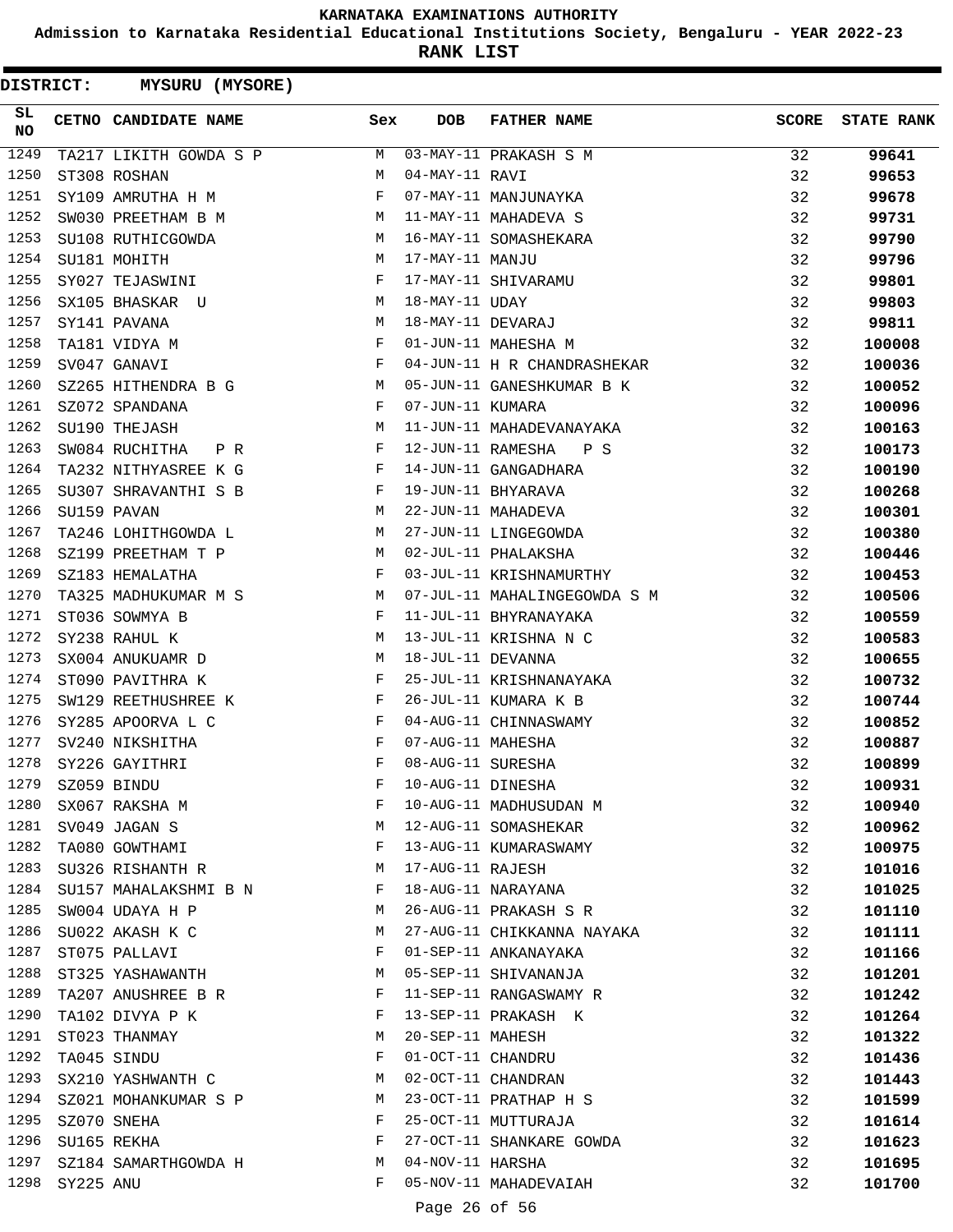**KARNATAKA EXAMINATIONS AUTHORITY**

**Admission to Karnataka Residential Educational Institutions Society, Bengaluru - YEAR 2022-23**

**RANK LIST**

**DISTRICT: MYSURU (MYSORE)**

| SL NO | CETNO | CANDIDATE NAME | Sex | DOB | FATHER NAME | SCORE | STATE RANK |
|---|---|---|---|---|---|---|---|
| 1249 | TA217 | LIKITH GOWDA S P | M | 03-MAY-11 | PRAKASH S M | 32 | **99641** |
| 1250 | ST308 | ROSHAN | M | 04-MAY-11 | RAVI | 32 | **99653** |
| 1251 | SY109 | AMRUTHA H M | F | 07-MAY-11 | MANJUNAYKA | 32 | **99678** |
| 1252 | SW030 | PREETHAM B M | M | 11-MAY-11 | MAHADEVA S | 32 | **99731** |
| 1253 | SU108 | RUTHICGOWDA | M | 16-MAY-11 | SOMASHEKARA | 32 | **99790** |
| 1254 | SU181 | MOHITH | M | 17-MAY-11 | MANJU | 32 | **99796** |
| 1255 | SY027 | TEJASWINI | F | 17-MAY-11 | SHIVARAMU | 32 | **99801** |
| 1256 | SX105 | BHASKAR U | M | 18-MAY-11 | UDAY | 32 | **99803** |
| 1257 | SY141 | PAVANA | M | 18-MAY-11 | DEVARAJ | 32 | **99811** |
| 1258 | TA181 | VIDYA M | F | 01-JUN-11 | MAHESHA M | 32 | **100008** |
| 1259 | SV047 | GANAVI | F | 04-JUN-11 | H R CHANDRASHEKAR | 32 | **100036** |
| 1260 | SZ265 | HITHENDRA B G | M | 05-JUN-11 | GANESHKUMAR B K | 32 | **100052** |
| 1261 | SZ072 | SPANDANA | F | 07-JUN-11 | KUMARA | 32 | **100096** |
| 1262 | SU190 | THEJASH | M | 11-JUN-11 | MAHADEVANAYAKA | 32 | **100163** |
| 1263 | SW084 | RUCHITHA P R | F | 12-JUN-11 | RAMESHA P S | 32 | **100173** |
| 1264 | TA232 | NITHYASREE K G | F | 14-JUN-11 | GANGADHARA | 32 | **100190** |
| 1265 | SU307 | SHRAVANTHI S B | F | 19-JUN-11 | BHYARAVA | 32 | **100268** |
| 1266 | SU159 | PAVAN | M | 22-JUN-11 | MAHADEVA | 32 | **100301** |
| 1267 | TA246 | LOHITHGOWDA L | M | 27-JUN-11 | LINGEGOWDA | 32 | **100380** |
| 1268 | SZ199 | PREETHAM T P | M | 02-JUL-11 | PHALAKSHA | 32 | **100446** |
| 1269 | SZ183 | HEMALATHA | F | 03-JUL-11 | KRISHNAMURTHY | 32 | **100453** |
| 1270 | TA325 | MADHUKUMAR M S | M | 07-JUL-11 | MAHALINGEGOWDA S M | 32 | **100506** |
| 1271 | ST036 | SOWMYA B | F | 11-JUL-11 | BHYRANAYAKA | 32 | **100559** |
| 1272 | SY238 | RAHUL K | M | 13-JUL-11 | KRISHNA N C | 32 | **100583** |
| 1273 | SX004 | ANUKUAMR D | M | 18-JUL-11 | DEVANNA | 32 | **100655** |
| 1274 | ST090 | PAVITHRA K | F | 25-JUL-11 | KRISHNANAYAKA | 32 | **100732** |
| 1275 | SW129 | REETHUSHREE K | F | 26-JUL-11 | KUMARA K B | 32 | **100744** |
| 1276 | SY285 | APOORVA L C | F | 04-AUG-11 | CHINNASWAMY | 32 | **100852** |
| 1277 | SV240 | NIKSHITHA | F | 07-AUG-11 | MAHESHA | 32 | **100887** |
| 1278 | SY226 | GAYITHRI | F | 08-AUG-11 | SURESHA | 32 | **100899** |
| 1279 | SZ059 | BINDU | F | 10-AUG-11 | DINESHA | 32 | **100931** |
| 1280 | SX067 | RAKSHA M | F | 10-AUG-11 | MADHUSUDAN M | 32 | **100940** |
| 1281 | SV049 | JAGAN S | M | 12-AUG-11 | SOMASHEKAR | 32 | **100962** |
| 1282 | TA080 | GOWTHAMI | F | 13-AUG-11 | KUMARASWAMY | 32 | **100975** |
| 1283 | SU326 | RISHANTH R | M | 17-AUG-11 | RAJESH | 32 | **101016** |
| 1284 | SU157 | MAHALAKSHMI B N | F | 18-AUG-11 | NARAYANA | 32 | **101025** |
| 1285 | SW004 | UDAYA H P | M | 26-AUG-11 | PRAKASH S R | 32 | **101110** |
| 1286 | SU022 | AKASH K C | M | 27-AUG-11 | CHIKKANNA NAYAKA | 32 | **101111** |
| 1287 | ST075 | PALLAVI | F | 01-SEP-11 | ANKANAYAKA | 32 | **101166** |
| 1288 | ST325 | YASHAWANTH | M | 05-SEP-11 | SHIVANANJA | 32 | **101201** |
| 1289 | TA207 | ANUSHREE B R | F | 11-SEP-11 | RANGASWAMY R | 32 | **101242** |
| 1290 | TA102 | DIVYA P K | F | 13-SEP-11 | PRAKASH K | 32 | **101264** |
| 1291 | ST023 | THANMAY | M | 20-SEP-11 | MAHESH | 32 | **101322** |
| 1292 | TA045 | SINDU | F | 01-OCT-11 | CHANDRU | 32 | **101436** |
| 1293 | SX210 | YASHWANTH C | M | 02-OCT-11 | CHANDRAN | 32 | **101443** |
| 1294 | SZ021 | MOHANKUMAR S P | M | 23-OCT-11 | PRATHAP H S | 32 | **101599** |
| 1295 | SZ070 | SNEHA | F | 25-OCT-11 | MUTTURAJA | 32 | **101614** |
| 1296 | SU165 | REKHA | F | 27-OCT-11 | SHANKARE GOWDA | 32 | **101623** |
| 1297 | SZ184 | SAMARTHGOWDA H | M | 04-NOV-11 | HARSHA | 32 | **101695** |
| 1298 | SY225 | ANU | F | 05-NOV-11 | MAHADEVAIAH | 32 | **101700** |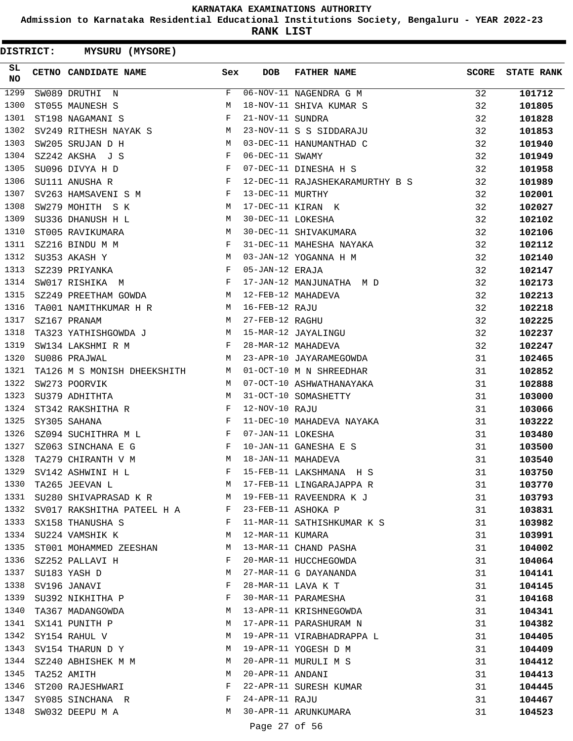KARNATAKA EXAMINATIONS AUTHORITY

Admission to Karnataka Residential Educational Institutions Society, Bengaluru - YEAR 2022-23

RANK LIST

DISTRICT: MYSURU (MYSORE)

| SL NO | CETNO | CANDIDATE NAME | Sex | DOB | FATHER NAME | SCORE | STATE RANK |
|---|---|---|---|---|---|---|---|
| 1299 | SW089 | DRUTHI N | F | 06-NOV-11 | NAGENDRA G M | 32 | **101712** |
| 1300 | ST055 | MAUNESH S | M | 18-NOV-11 | SHIVA KUMAR S | 32 | **101805** |
| 1301 | ST198 | NAGAMANI S | F | 21-NOV-11 | SUNDRA | 32 | **101828** |
| 1302 | SV249 | RITHESH NAYAK S | M | 23-NOV-11 | S S SIDDARAJU | 32 | **101853** |
| 1303 | SW205 | SRUJAN D H | M | 03-DEC-11 | HANUMANTHAD C | 32 | **101940** |
| 1304 | SZ242 | AKSHA J S | F | 06-DEC-11 | SWAMY | 32 | **101949** |
| 1305 | SU096 | DIVYA H D | F | 07-DEC-11 | DINESHA H S | 32 | **101958** |
| 1306 | SU111 | ANUSHA R | F | 12-DEC-11 | RAJASHEKARAMURTHY B S | 32 | **101989** |
| 1307 | SV263 | HAMSAVENI S M | F | 13-DEC-11 | MURTHY | 32 | **102001** |
| 1308 | SW279 | MOHITH S K | M | 17-DEC-11 | KIRAN K | 32 | **102027** |
| 1309 | SU336 | DHANUSH H L | M | 30-DEC-11 | LOKESHA | 32 | **102102** |
| 1310 | ST005 | RAVIKUMARA | M | 30-DEC-11 | SHIVAKUMARA | 32 | **102106** |
| 1311 | SZ216 | BINDU M M | F | 31-DEC-11 | MAHESHA NAYAKA | 32 | **102112** |
| 1312 | SU353 | AKASH Y | M | 03-JAN-12 | YOGANNA H M | 32 | **102140** |
| 1313 | SZ239 | PRIYANKA | F | 05-JAN-12 | ERAJA | 32 | **102147** |
| 1314 | SW017 | RISHIKA M | F | 17-JAN-12 | MANJUNATHA M D | 32 | **102173** |
| 1315 | SZ249 | PREETHAM GOWDA | M | 12-FEB-12 | MAHADEVA | 32 | **102213** |
| 1316 | TA001 | NAMITHKUMAR H R | M | 16-FEB-12 | RAJU | 32 | **102218** |
| 1317 | SZ167 | PRANAM | M | 27-FEB-12 | RAGHU | 32 | **102225** |
| 1318 | TA323 | YATHISHGOWDA J | M | 15-MAR-12 | JAYALINGU | 32 | **102237** |
| 1319 | SW134 | LAKSHMI R M | F | 28-MAR-12 | MAHADEVA | 32 | **102247** |
| 1320 | SU086 | PRAJWAL | M | 23-APR-10 | JAYARAMEGOWDA | 31 | **102465** |
| 1321 | TA126 | M S MONISH DHEEKSHITH | M | 01-OCT-10 | M N SHREEDHAR | 31 | **102852** |
| 1322 | SW273 | POORVIK | M | 07-OCT-10 | ASHWATHANAYAKA | 31 | **102888** |
| 1323 | SU379 | ADHITHTA | M | 31-OCT-10 | SOMASHETTY | 31 | **103000** |
| 1324 | ST342 | RAKSHITHA R | F | 12-NOV-10 | RAJU | 31 | **103066** |
| 1325 | SY305 | SAHANA | F | 11-DEC-10 | MAHADEVA NAYAKA | 31 | **103222** |
| 1326 | SZ094 | SUCHITHRA M L | F | 07-JAN-11 | LOKESHA | 31 | **103480** |
| 1327 | SZ063 | SINCHANA E G | F | 10-JAN-11 | GANESHA E S | 31 | **103500** |
| 1328 | TA279 | CHIRANTH V M | M | 18-JAN-11 | MAHADEVA | 31 | **103540** |
| 1329 | SV142 | ASHWINI H L | F | 15-FEB-11 | LAKSHMANA H S | 31 | **103750** |
| 1330 | TA265 | JEEVAN L | M | 17-FEB-11 | LINGARAJAPPA R | 31 | **103770** |
| 1331 | SU280 | SHIVAPRASAD K R | M | 19-FEB-11 | RAVEENDRA K J | 31 | **103793** |
| 1332 | SV017 | RAKSHITHA PATEEL H A | F | 23-FEB-11 | ASHOKA P | 31 | **103831** |
| 1333 | SX158 | THANUSHA S | F | 11-MAR-11 | SATHISHKUMAR K S | 31 | **103982** |
| 1334 | SU224 | VAMSHIK K | M | 12-MAR-11 | KUMARA | 31 | **103991** |
| 1335 | ST001 | MOHAMMED ZEESHAN | M | 13-MAR-11 | CHAND PASHA | 31 | **104002** |
| 1336 | SZ252 | PALLAVI H | F | 20-MAR-11 | HUCCHEGOWDA | 31 | **104064** |
| 1337 | SU183 | YASH D | M | 27-MAR-11 | G DAYANANDA | 31 | **104141** |
| 1338 | SV196 | JANAVI | F | 28-MAR-11 | LAVA K T | 31 | **104145** |
| 1339 | SU392 | NIKHITHA P | F | 30-MAR-11 | PARAMESHA | 31 | **104168** |
| 1340 | TA367 | MADANGOWDA | M | 13-APR-11 | KRISHNEGOWDA | 31 | **104341** |
| 1341 | SX141 | PUNITH P | M | 17-APR-11 | PARASHURAM N | 31 | **104382** |
| 1342 | SY154 | RAHUL V | M | 19-APR-11 | VIRABHADRAPPA L | 31 | **104405** |
| 1343 | SV154 | THARUN D Y | M | 19-APR-11 | YOGESH D M | 31 | **104409** |
| 1344 | SZ240 | ABHISHEK M M | M | 20-APR-11 | MURULI M S | 31 | **104412** |
| 1345 | TA252 | AMITH | M | 20-APR-11 | ANDANI | 31 | **104413** |
| 1346 | ST200 | RAJESHWARI | F | 22-APR-11 | SURESH KUMAR | 31 | **104445** |
| 1347 | SY085 | SINCHANA R | F | 24-APR-11 | RAJU | 31 | **104467** |
| 1348 | SW032 | DEEPU M A | M | 30-APR-11 | ARUNKUMARA | 31 | **104523** |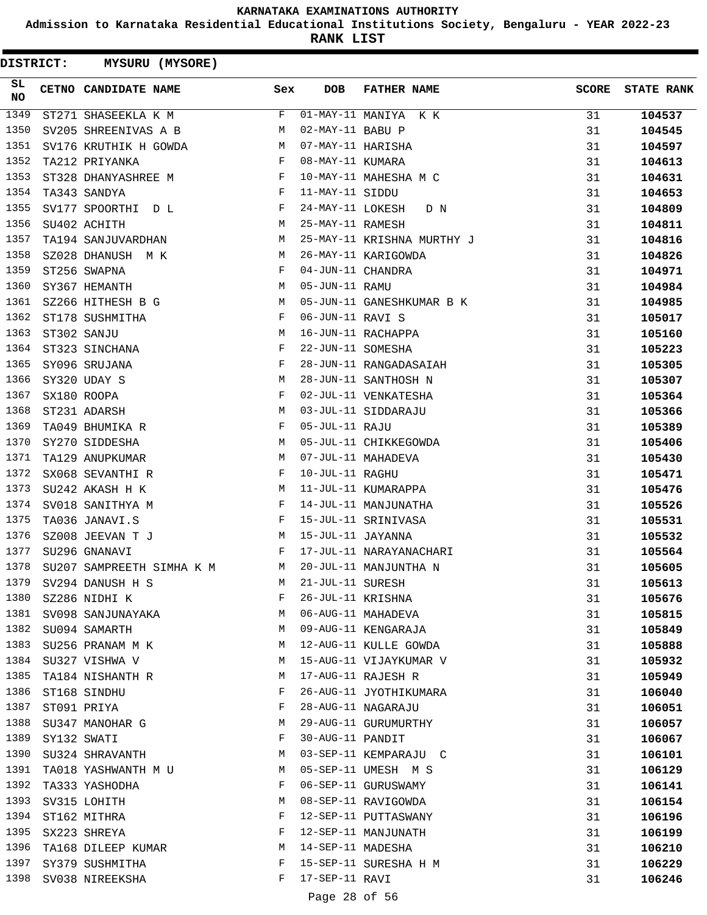KARNATAKA EXAMINATIONS AUTHORITY

Admission to Karnataka Residential Educational Institutions Society, Bengaluru - YEAR 2022-23

RANK LIST

**DISTRICT: MYSURU (MYSORE)**

| SL NO | CETNO | CANDIDATE NAME | Sex | DOB | FATHER NAME | SCORE | STATE RANK |
|---|---|---|---|---|---|---|---|
| 1349 | ST271 | SHASEEKLA K M | F | 01-MAY-11 | MANIYA K K | 31 | **104537** |
| 1350 | SV205 | SHREENIVAS A B | M | 02-MAY-11 | BABU P | 31 | **104545** |
| 1351 | SV176 | KRUTHIK H GOWDA | M | 07-MAY-11 | HARISHA | 31 | **104597** |
| 1352 | TA212 | PRIYANKA | F | 08-MAY-11 | KUMARA | 31 | **104613** |
| 1353 | ST328 | DHANYASHREE M | F | 10-MAY-11 | MAHESHA M C | 31 | **104631** |
| 1354 | TA343 | SANDYA | F | 11-MAY-11 | SIDDU | 31 | **104653** |
| 1355 | SV177 | SPOORTHI D L | F | 24-MAY-11 | LOKESH D N | 31 | **104809** |
| 1356 | SU402 | ACHITH | M | 25-MAY-11 | RAMESH | 31 | **104811** |
| 1357 | TA194 | SANJUVARDHAN | M | 25-MAY-11 | KRISHNA MURTHY J | 31 | **104816** |
| 1358 | SZ028 | DHANUSH M K | M | 26-MAY-11 | KARIGOWDA | 31 | **104826** |
| 1359 | ST256 | SWAPNA | F | 04-JUN-11 | CHANDRA | 31 | **104971** |
| 1360 | SY367 | HEMANTH | M | 05-JUN-11 | RAMU | 31 | **104984** |
| 1361 | SZ266 | HITHESH B G | M | 05-JUN-11 | GANESHKUMAR B K | 31 | **104985** |
| 1362 | ST178 | SUSHMITHA | F | 06-JUN-11 | RAVI S | 31 | **105017** |
| 1363 | ST302 | SANJU | M | 16-JUN-11 | RACHAPPA | 31 | **105160** |
| 1364 | ST323 | SINCHANA | F | 22-JUN-11 | SOMESHA | 31 | **105223** |
| 1365 | SY096 | SRUJANA | F | 28-JUN-11 | RANGADASAIAH | 31 | **105305** |
| 1366 | SY320 | UDAY S | M | 28-JUN-11 | SANTHOSH N | 31 | **105307** |
| 1367 | SX180 | ROOPA | F | 02-JUL-11 | VENKATESHA | 31 | **105364** |
| 1368 | ST231 | ADARSH | M | 03-JUL-11 | SIDDARAJU | 31 | **105366** |
| 1369 | TA049 | BHUMIKA R | F | 05-JUL-11 | RAJU | 31 | **105389** |
| 1370 | SY270 | SIDDESHA | M | 05-JUL-11 | CHIKKEGOWDA | 31 | **105406** |
| 1371 | TA129 | ANUPKUMAR | M | 07-JUL-11 | MAHADEVA | 31 | **105430** |
| 1372 | SX068 | SEVANTHI R | F | 10-JUL-11 | RAGHU | 31 | **105471** |
| 1373 | SU242 | AKASH H K | M | 11-JUL-11 | KUMARAPPA | 31 | **105476** |
| 1374 | SV018 | SANITHYA M | F | 14-JUL-11 | MANJUNATHA | 31 | **105526** |
| 1375 | TA036 | JANAVI.S | F | 15-JUL-11 | SRINIVASA | 31 | **105531** |
| 1376 | SZ008 | JEEVAN T J | M | 15-JUL-11 | JAYANNA | 31 | **105532** |
| 1377 | SU296 | GNANAVI | F | 17-JUL-11 | NARAYANACHARI | 31 | **105564** |
| 1378 | SU207 | SAMPREETH SIMHA K M | M | 20-JUL-11 | MANJUNTHA N | 31 | **105605** |
| 1379 | SV294 | DANUSH H S | M | 21-JUL-11 | SURESH | 31 | **105613** |
| 1380 | SZ286 | NIDHI K | F | 26-JUL-11 | KRISHNA | 31 | **105676** |
| 1381 | SV098 | SANJUNAYAKA | M | 06-AUG-11 | MAHADEVA | 31 | **105815** |
| 1382 | SU094 | SAMARTH | M | 09-AUG-11 | KENGARAJA | 31 | **105849** |
| 1383 | SU256 | PRANAM M K | M | 12-AUG-11 | KULLE GOWDA | 31 | **105888** |
| 1384 | SU327 | VISHWA V | M | 15-AUG-11 | VIJAYKUMAR V | 31 | **105932** |
| 1385 | TA184 | NISHANTH R | M | 17-AUG-11 | RAJESH R | 31 | **105949** |
| 1386 | ST168 | SINDHU | F | 26-AUG-11 | JYOTHIKUMARA | 31 | **106040** |
| 1387 | ST091 | PRIYA | F | 28-AUG-11 | NAGARAJU | 31 | **106051** |
| 1388 | SU347 | MANOHAR G | M | 29-AUG-11 | GURUMURTHY | 31 | **106057** |
| 1389 | SY132 | SWATI | F | 30-AUG-11 | PANDIT | 31 | **106067** |
| 1390 | SU324 | SHRAVANTH | M | 03-SEP-11 | KEMPARAJU C | 31 | **106101** |
| 1391 | TA018 | YASHWANTH M U | M | 05-SEP-11 | UMESH M S | 31 | **106129** |
| 1392 | TA333 | YASHODHA | F | 06-SEP-11 | GURUSWAMY | 31 | **106141** |
| 1393 | SV315 | LOHITH | M | 08-SEP-11 | RAVIGOWDA | 31 | **106154** |
| 1394 | ST162 | MITHRA | F | 12-SEP-11 | PUTTASWANY | 31 | **106196** |
| 1395 | SX223 | SHREYA | F | 12-SEP-11 | MANJUNATH | 31 | **106199** |
| 1396 | TA168 | DILEEP KUMAR | M | 14-SEP-11 | MADESHA | 31 | **106210** |
| 1397 | SY379 | SUSHMITHA | F | 15-SEP-11 | SURESHA H M | 31 | **106229** |
| 1398 | SV038 | NIREEKSHA | F | 17-SEP-11 | RAVI | 31 | **106246** |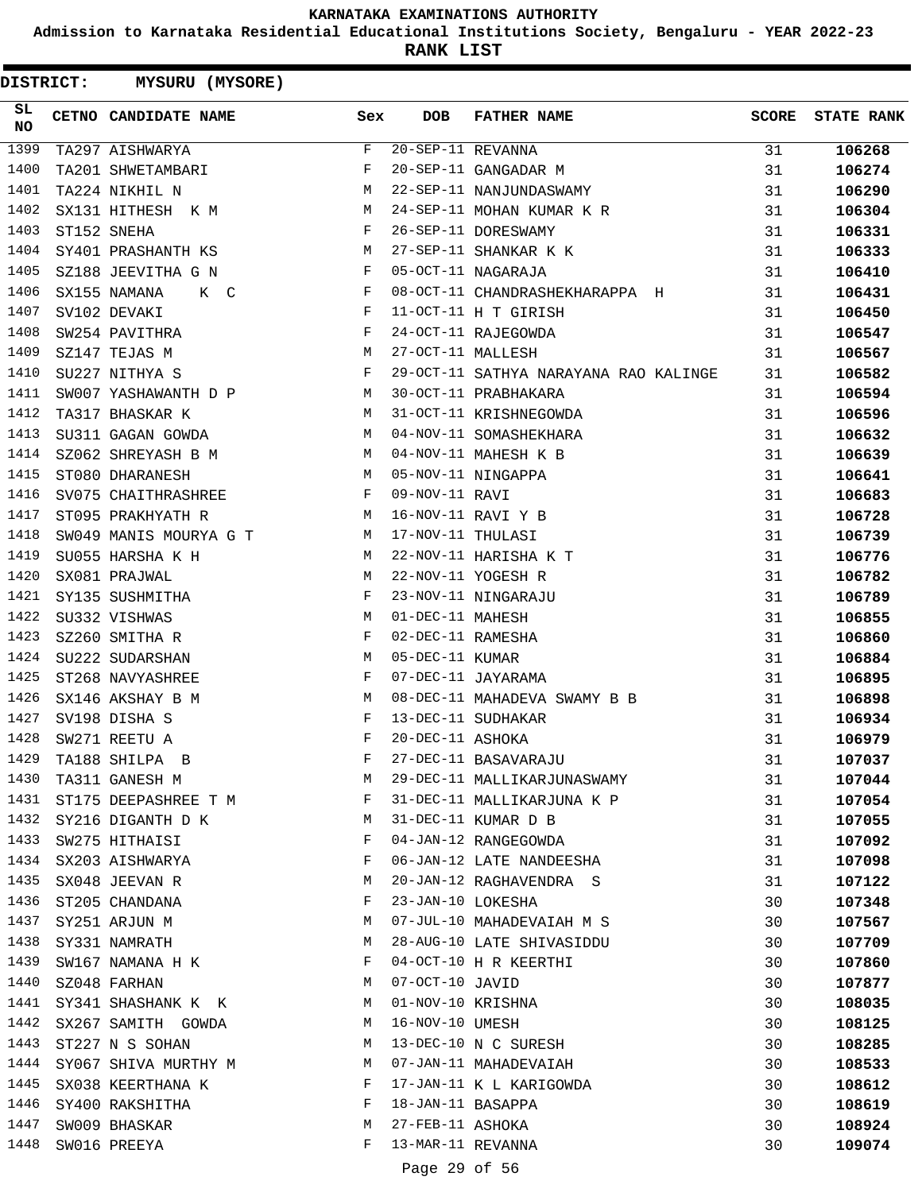# KARNATAKA EXAMINATIONS AUTHORITY

**Admission to Karnataka Residential Educational Institutions Society, Bengaluru - YEAR 2022-23**

**RANK LIST**

**DISTRICT: MYSURU (MYSORE)**

| SL NO | CETNO | CANDIDATE NAME | Sex | DOB | FATHER NAME | SCORE | STATE RANK |
|---|---|---|---|---|---|---|---|
| 1399 | TA297 | AISHWARYA | F | 20-SEP-11 | REVANNA | 31 | **106268** |
| 1400 | TA201 | SHWETAMBARI | F | 20-SEP-11 | GANGADAR M | 31 | **106274** |
| 1401 | TA224 | NIKHIL N | M | 22-SEP-11 | NANJUNDASWAMY | 31 | **106290** |
| 1402 | SX131 | HITHESH K M | M | 24-SEP-11 | MOHAN KUMAR K R | 31 | **106304** |
| 1403 | ST152 | SNEHA | F | 26-SEP-11 | DORESWAMY | 31 | **106331** |
| 1404 | SY401 | PRASHANTH KS | M | 27-SEP-11 | SHANKAR K K | 31 | **106333** |
| 1405 | SZ188 | JEEVITHA G N | F | 05-OCT-11 | NAGARAJA | 31 | **106410** |
| 1406 | SX155 | NAMANA K C | F | 08-OCT-11 | CHANDRASHEKHARAPPA H | 31 | **106431** |
| 1407 | SV102 | DEVAKI | F | 11-OCT-11 | H T GIRISH | 31 | **106450** |
| 1408 | SW254 | PAVITHRA | F | 24-OCT-11 | RAJEGOWDA | 31 | **106547** |
| 1409 | SZ147 | TEJAS M | M | 27-OCT-11 | MALLESH | 31 | **106567** |
| 1410 | SU227 | NITHYA S | F | 29-OCT-11 | SATHYA NARAYANA RAO KALINGE | 31 | **106582** |
| 1411 | SW007 | YASHAWANTH D P | M | 30-OCT-11 | PRABHAKARA | 31 | **106594** |
| 1412 | TA317 | BHASKAR K | M | 31-OCT-11 | KRISHNEGOWDA | 31 | **106596** |
| 1413 | SU311 | GAGAN GOWDA | M | 04-NOV-11 | SOMASHEKHARA | 31 | **106632** |
| 1414 | SZ062 | SHREYASH B M | M | 04-NOV-11 | MAHESH K B | 31 | **106639** |
| 1415 | ST080 | DHARANESH | M | 05-NOV-11 | NINGAPPA | 31 | **106641** |
| 1416 | SV075 | CHAITHRASHREE | F | 09-NOV-11 | RAVI | 31 | **106683** |
| 1417 | ST095 | PRAKHYATH R | M | 16-NOV-11 | RAVI Y B | 31 | **106728** |
| 1418 | SW049 | MANIS MOURYA G T | M | 17-NOV-11 | THULASI | 31 | **106739** |
| 1419 | SU055 | HARSHA K H | M | 22-NOV-11 | HARISHA K T | 31 | **106776** |
| 1420 | SX081 | PRAJWAL | M | 22-NOV-11 | YOGESH R | 31 | **106782** |
| 1421 | SY135 | SUSHMITHA | F | 23-NOV-11 | NINGARAJU | 31 | **106789** |
| 1422 | SU332 | VISHWAS | M | 01-DEC-11 | MAHESH | 31 | **106855** |
| 1423 | SZ260 | SMITHA R | F | 02-DEC-11 | RAMESHA | 31 | **106860** |
| 1424 | SU222 | SUDARSHAN | M | 05-DEC-11 | KUMAR | 31 | **106884** |
| 1425 | ST268 | NAVYASHREE | F | 07-DEC-11 | JAYARAMA | 31 | **106895** |
| 1426 | SX146 | AKSHAY B M | M | 08-DEC-11 | MAHADEVA SWAMY B B | 31 | **106898** |
| 1427 | SV198 | DISHA S | F | 13-DEC-11 | SUDHAKAR | 31 | **106934** |
| 1428 | SW271 | REETU A | F | 20-DEC-11 | ASHOKA | 31 | **106979** |
| 1429 | TA188 | SHILPA B | F | 27-DEC-11 | BASAVARAJU | 31 | **107037** |
| 1430 | TA311 | GANESH M | M | 29-DEC-11 | MALLIKARJUNASWAMY | 31 | **107044** |
| 1431 | ST175 | DEEPASHREE T M | F | 31-DEC-11 | MALLIKARJUNA K P | 31 | **107054** |
| 1432 | SY216 | DIGANTH D K | M | 31-DEC-11 | KUMAR D B | 31 | **107055** |
| 1433 | SW275 | HITHAISI | F | 04-JAN-12 | RANGEGOWDA | 31 | **107092** |
| 1434 | SX203 | AISHWARYA | F | 06-JAN-12 | LATE NANDEESHA | 31 | **107098** |
| 1435 | SX048 | JEEVAN R | M | 20-JAN-12 | RAGHAVENDRA S | 31 | **107122** |
| 1436 | ST205 | CHANDANA | F | 23-JAN-10 | LOKESHA | 30 | **107348** |
| 1437 | SY251 | ARJUN M | M | 07-JUL-10 | MAHADEVAIAH M S | 30 | **107567** |
| 1438 | SY331 | NAMRATH | M | 28-AUG-10 | LATE SHIVASIDDU | 30 | **107709** |
| 1439 | SW167 | NAMANA H K | F | 04-OCT-10 | H R KEERTHI | 30 | **107860** |
| 1440 | SZ048 | FARHAN | M | 07-OCT-10 | JAVID | 30 | **107877** |
| 1441 | SY341 | SHASHANK K K | M | 01-NOV-10 | KRISHNA | 30 | **108035** |
| 1442 | SX267 | SAMITH GOWDA | M | 16-NOV-10 | UMESH | 30 | **108125** |
| 1443 | ST227 | N S SOHAN | M | 13-DEC-10 | N C SURESH | 30 | **108285** |
| 1444 | SY067 | SHIVA MURTHY M | M | 07-JAN-11 | MAHADEVAIAH | 30 | **108533** |
| 1445 | SX038 | KEERTHANA K | F | 17-JAN-11 | K L KARIGOWDA | 30 | **108612** |
| 1446 | SY400 | RAKSHITHA | F | 18-JAN-11 | BASAPPA | 30 | **108619** |
| 1447 | SW009 | BHASKAR | M | 27-FEB-11 | ASHOKA | 30 | **108924** |
| 1448 | SW016 | PREEYA | F | 13-MAR-11 | REVANNA | 30 | **109074** |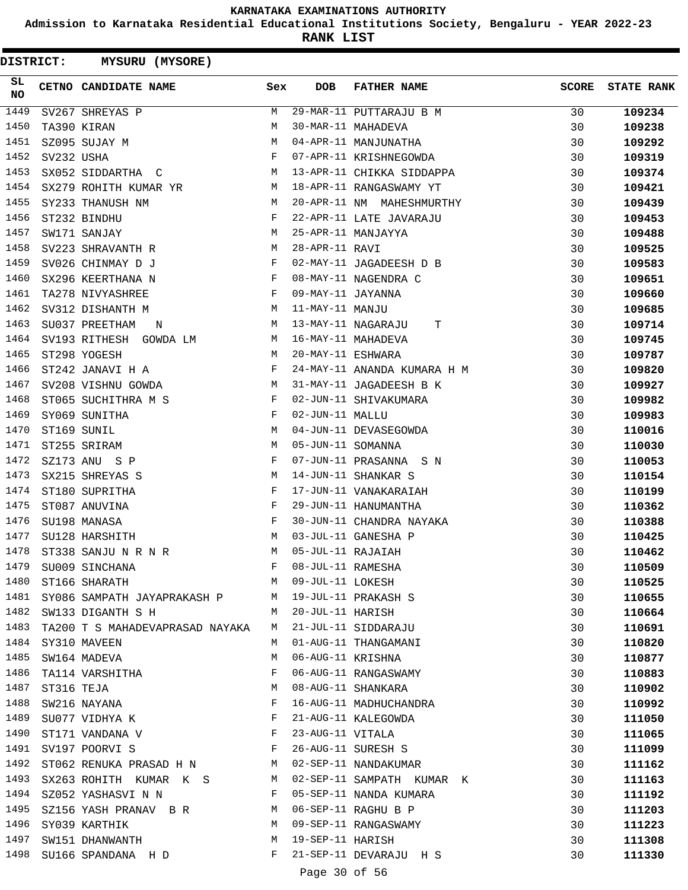# KARNATAKA EXAMINATIONS AUTHORITY

**Admission to Karnataka Residential Educational Institutions Society, Bengaluru - YEAR 2022-23**

**RANK LIST**

**DISTRICT: MYSURU (MYSORE)**

| SL NO | CETNO | CANDIDATE NAME | Sex | DOB | FATHER NAME | SCORE | STATE RANK |
|---|---|---|---|---|---|---|---|
| 1449 | SV267 | SHREYAS P | M | 29-MAR-11 | PUTTARAJU B M | 30 | 109234 |
| 1450 | TA390 | KIRAN | M | 30-MAR-11 | MAHADEVA | 30 | 109238 |
| 1451 | SZ095 | SUJAY M | M | 04-APR-11 | MANJUNATHA | 30 | 109292 |
| 1452 | SV232 | USHA | F | 07-APR-11 | KRISHNEGOWDA | 30 | 109319 |
| 1453 | SX052 | SIDDARTHA C | M | 13-APR-11 | CHIKKA SIDDAPPA | 30 | 109374 |
| 1454 | SX279 | ROHITH KUMAR YR | M | 18-APR-11 | RANGASWAMY YT | 30 | 109421 |
| 1455 | SY233 | THANUSH NM | M | 20-APR-11 | NM MAHESHMURTHY | 30 | 109439 |
| 1456 | ST232 | BINDHU | F | 22-APR-11 | LATE JAVARAJU | 30 | 109453 |
| 1457 | SW171 | SANJAY | M | 25-APR-11 | MANJAYYA | 30 | 109488 |
| 1458 | SV223 | SHRAVANTH R | M | 28-APR-11 | RAVI | 30 | 109525 |
| 1459 | SV026 | CHINMAY D J | F | 02-MAY-11 | JAGADEESH D B | 30 | 109583 |
| 1460 | SX296 | KEERTHANA N | F | 08-MAY-11 | NAGENDRA C | 30 | 109651 |
| 1461 | TA278 | NIVYASHREE | F | 09-MAY-11 | JAYANNA | 30 | 109660 |
| 1462 | SV312 | DISHANTH M | M | 11-MAY-11 | MANJU | 30 | 109685 |
| 1463 | SU037 | PREETHAM N | M | 13-MAY-11 | NAGARAJU T | 30 | 109714 |
| 1464 | SV193 | RITHESH GOWDA LM | M | 16-MAY-11 | MAHADEVA | 30 | 109745 |
| 1465 | ST298 | YOGESH | M | 20-MAY-11 | ESHWARA | 30 | 109787 |
| 1466 | ST242 | JANAVI H A | F | 24-MAY-11 | ANANDA KUMARA H M | 30 | 109820 |
| 1467 | SV208 | VISHNU GOWDA | M | 31-MAY-11 | JAGADEESH B K | 30 | 109927 |
| 1468 | ST065 | SUCHITHRA M S | F | 02-JUN-11 | SHIVAKUMARA | 30 | 109982 |
| 1469 | SY069 | SUNITHA | F | 02-JUN-11 | MALLU | 30 | 109983 |
| 1470 | ST169 | SUNIL | M | 04-JUN-11 | DEVASEGOWDA | 30 | 110016 |
| 1471 | ST255 | SRIRAM | M | 05-JUN-11 | SOMANNA | 30 | 110030 |
| 1472 | SZ173 | ANU S P | F | 07-JUN-11 | PRASANNA S N | 30 | 110053 |
| 1473 | SX215 | SHREYAS S | M | 14-JUN-11 | SHANKAR S | 30 | 110154 |
| 1474 | ST180 | SUPRITHA | F | 17-JUN-11 | VANAKARAIAH | 30 | 110199 |
| 1475 | ST087 | ANUVINA | F | 29-JUN-11 | HANUMANTHA | 30 | 110362 |
| 1476 | SU198 | MANASA | F | 30-JUN-11 | CHANDRA NAYAKA | 30 | 110388 |
| 1477 | SU128 | HARSHITH | M | 03-JUL-11 | GANESHA P | 30 | 110425 |
| 1478 | ST338 | SANJU N R N R | M | 05-JUL-11 | RAJAIAH | 30 | 110462 |
| 1479 | SU009 | SINCHANA | F | 08-JUL-11 | RAMESHA | 30 | 110509 |
| 1480 | ST166 | SHARATH | M | 09-JUL-11 | LOKESH | 30 | 110525 |
| 1481 | SY086 | SAMPATH JAYAPRAKASH P | M | 19-JUL-11 | PRAKASH S | 30 | 110655 |
| 1482 | SW133 | DIGANTH S H | M | 20-JUL-11 | HARISH | 30 | 110664 |
| 1483 | TA200 | T S MAHADEVAPRASAD NAYAKA | M | 21-JUL-11 | SIDDARAJU | 30 | 110691 |
| 1484 | SY310 | MAVEEN | M | 01-AUG-11 | THANGAMANI | 30 | 110820 |
| 1485 | SW164 | MADEVA | M | 06-AUG-11 | KRISHNA | 30 | 110877 |
| 1486 | TA114 | VARSHITHA | F | 06-AUG-11 | RANGASWAMY | 30 | 110883 |
| 1487 | ST316 | TEJA | M | 08-AUG-11 | SHANKARA | 30 | 110902 |
| 1488 | SW216 | NAYANA | F | 16-AUG-11 | MADHUCHANDRA | 30 | 110992 |
| 1489 | SU077 | VIDHYA K | F | 21-AUG-11 | KALEGOWDA | 30 | 111050 |
| 1490 | ST171 | VANDANA V | F | 23-AUG-11 | VITALA | 30 | 111065 |
| 1491 | SV197 | POORVI S | F | 26-AUG-11 | SURESH S | 30 | 111099 |
| 1492 | ST062 | RENUKA PRASAD H N | M | 02-SEP-11 | NANDAKUMAR | 30 | 111162 |
| 1493 | SX263 | ROHITH KUMAR K S | M | 02-SEP-11 | SAMPATH KUMAR K | 30 | 111163 |
| 1494 | SZ052 | YASHASVI N N | F | 05-SEP-11 | NANDA KUMARA | 30 | 111192 |
| 1495 | SZ156 | YASH PRANAV B R | M | 06-SEP-11 | RAGHU B P | 30 | 111203 |
| 1496 | SY039 | KARTHIK | M | 09-SEP-11 | RANGASWAMY | 30 | 111223 |
| 1497 | SW151 | DHANWANTH | M | 19-SEP-11 | HARISH | 30 | 111308 |
| 1498 | SU166 | SPANDANA H D | F | 21-SEP-11 | DEVARAJU H S | 30 | 111330 |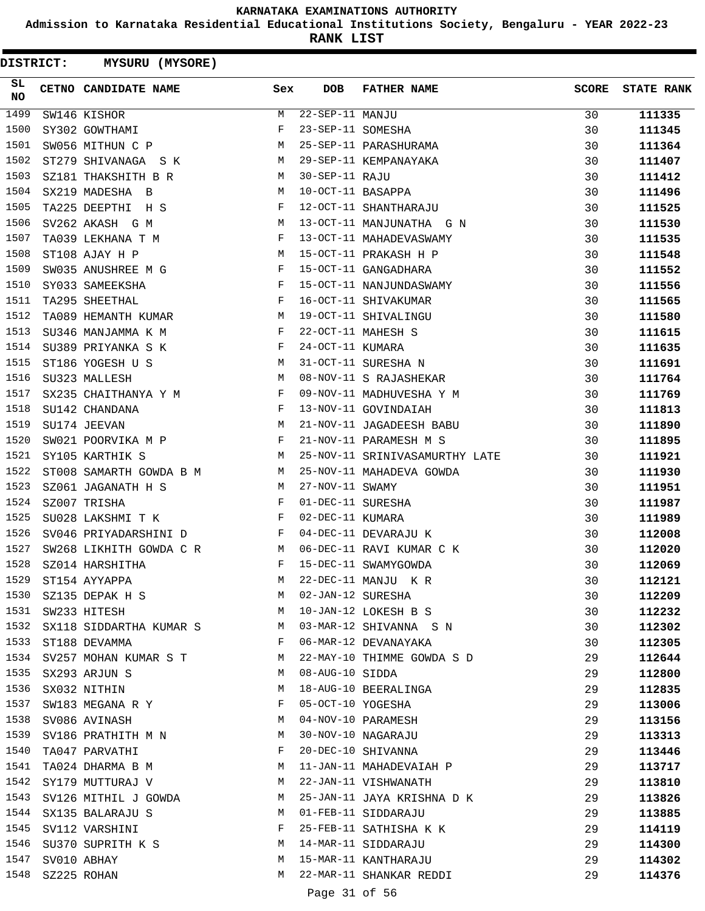KARNATAKA EXAMINATIONS AUTHORITY

Admission to Karnataka Residential Educational Institutions Society, Bengaluru - YEAR 2022-23

RANK LIST

**DISTRICT: MYSURU (MYSORE)**

| SL NO | CETNO | CANDIDATE NAME | Sex | DOB | FATHER NAME | SCORE | STATE RANK |
|---|---|---|---|---|---|---|---|
| 1499 | SW146 | KISHOR | M | 22-SEP-11 | MANJU | 30 | 111335 |
| 1500 | SY302 | GOWTHAMI | F | 23-SEP-11 | SOMESHA | 30 | 111345 |
| 1501 | SW056 | MITHUN C P | M | 25-SEP-11 | PARASHURAMA | 30 | 111364 |
| 1502 | ST279 | SHIVANAGA S K | M | 29-SEP-11 | KEMPANAYAKA | 30 | 111407 |
| 1503 | SZ181 | THAKSHITH B R | M | 30-SEP-11 | RAJU | 30 | 111412 |
| 1504 | SX219 | MADESHA B | M | 10-OCT-11 | BASAPPA | 30 | 111496 |
| 1505 | TA225 | DEEPTHI H S | F | 12-OCT-11 | SHANTHARAJU | 30 | 111525 |
| 1506 | SV262 | AKASH G M | M | 13-OCT-11 | MANJUNATHA G N | 30 | 111530 |
| 1507 | TA039 | LEKHANA T M | F | 13-OCT-11 | MAHADEVASWAMY | 30 | 111535 |
| 1508 | ST108 | AJAY H P | M | 15-OCT-11 | PRAKASH H P | 30 | 111548 |
| 1509 | SW035 | ANUSHREE M G | F | 15-OCT-11 | GANGADHARA | 30 | 111552 |
| 1510 | SY033 | SAMEEKSHA | F | 15-OCT-11 | NANJUNDASWAMY | 30 | 111556 |
| 1511 | TA295 | SHEETHAL | F | 16-OCT-11 | SHIVAKUMAR | 30 | 111565 |
| 1512 | TA089 | HEMANTH KUMAR | M | 19-OCT-11 | SHIVALINGU | 30 | 111580 |
| 1513 | SU346 | MANJAMMA K M | F | 22-OCT-11 | MAHESH S | 30 | 111615 |
| 1514 | SU389 | PRIYANKA S K | F | 24-OCT-11 | KUMARA | 30 | 111635 |
| 1515 | ST186 | YOGESH U S | M | 31-OCT-11 | SURESHA N | 30 | 111691 |
| 1516 | SU323 | MALLESH | M | 08-NOV-11 | S RAJASHEKAR | 30 | 111764 |
| 1517 | SX235 | CHAITHANYA Y M | F | 09-NOV-11 | MADHUVESHA Y M | 30 | 111769 |
| 1518 | SU142 | CHANDANA | F | 13-NOV-11 | GOVINDAIAH | 30 | 111813 |
| 1519 | SU174 | JEEVAN | M | 21-NOV-11 | JAGADEESH BABU | 30 | 111890 |
| 1520 | SW021 | POORVIKA M P | F | 21-NOV-11 | PARAMESH M S | 30 | 111895 |
| 1521 | SY105 | KARTHIK S | M | 25-NOV-11 | SRINIVASAMURTHY LATE | 30 | 111921 |
| 1522 | ST008 | SAMARTH GOWDA B M | M | 25-NOV-11 | MAHADEVA GOWDA | 30 | 111930 |
| 1523 | SZ061 | JAGANATH H S | M | 27-NOV-11 | SWAMY | 30 | 111951 |
| 1524 | SZ007 | TRISHA | F | 01-DEC-11 | SURESHA | 30 | 111987 |
| 1525 | SU028 | LAKSHMI T K | F | 02-DEC-11 | KUMARA | 30 | 111989 |
| 1526 | SV046 | PRIYADARSHINI D | F | 04-DEC-11 | DEVARAJU K | 30 | 112008 |
| 1527 | SW268 | LIKHITH GOWDA C R | M | 06-DEC-11 | RAVI KUMAR C K | 30 | 112020 |
| 1528 | SZ014 | HARSHITHA | F | 15-DEC-11 | SWAMYGOWDA | 30 | 112069 |
| 1529 | ST154 | AYYAPPA | M | 22-DEC-11 | MANJU K R | 30 | 112121 |
| 1530 | SZ135 | DEPAK H S | M | 02-JAN-12 | SURESHA | 30 | 112209 |
| 1531 | SW233 | HITESH | M | 10-JAN-12 | LOKESH B S | 30 | 112232 |
| 1532 | SX118 | SIDDARTHA KUMAR S | M | 03-MAR-12 | SHIVANNA S N | 30 | 112302 |
| 1533 | ST188 | DEVAMMA | F | 06-MAR-12 | DEVANAYAKA | 30 | 112305 |
| 1534 | SV257 | MOHAN KUMAR S T | M | 22-MAY-10 | THIMME GOWDA S D | 29 | 112644 |
| 1535 | SX293 | ARJUN S | M | 08-AUG-10 | SIDDA | 29 | 112800 |
| 1536 | SX032 | NITHIN | M | 18-AUG-10 | BEERALINGA | 29 | 112835 |
| 1537 | SW183 | MEGANA R Y | F | 05-OCT-10 | YOGESHA | 29 | 113006 |
| 1538 | SV086 | AVINASH | M | 04-NOV-10 | PARAMESH | 29 | 113156 |
| 1539 | SV186 | PRATHITH M N | M | 30-NOV-10 | NAGARAJU | 29 | 113313 |
| 1540 | TA047 | PARVATHI | F | 20-DEC-10 | SHIVANNA | 29 | 113446 |
| 1541 | TA024 | DHARMA B M | M | 11-JAN-11 | MAHADEVAIAH P | 29 | 113717 |
| 1542 | SY179 | MUTTURAJ V | M | 22-JAN-11 | VISHWANATH | 29 | 113810 |
| 1543 | SV126 | MITHIL J GOWDA | M | 25-JAN-11 | JAYA KRISHNA D K | 29 | 113826 |
| 1544 | SX135 | BALARAJU S | M | 01-FEB-11 | SIDDARAJU | 29 | 113885 |
| 1545 | SV112 | VARSHINI | F | 25-FEB-11 | SATHISHA K K | 29 | 114119 |
| 1546 | SU370 | SUPRITH K S | M | 14-MAR-11 | SIDDARAJU | 29 | 114300 |
| 1547 | SV010 | ABHAY | M | 15-MAR-11 | KANTHARAJU | 29 | 114302 |
| 1548 | SZ225 | ROHAN | M | 22-MAR-11 | SHANKAR REDDI | 29 | 114376 |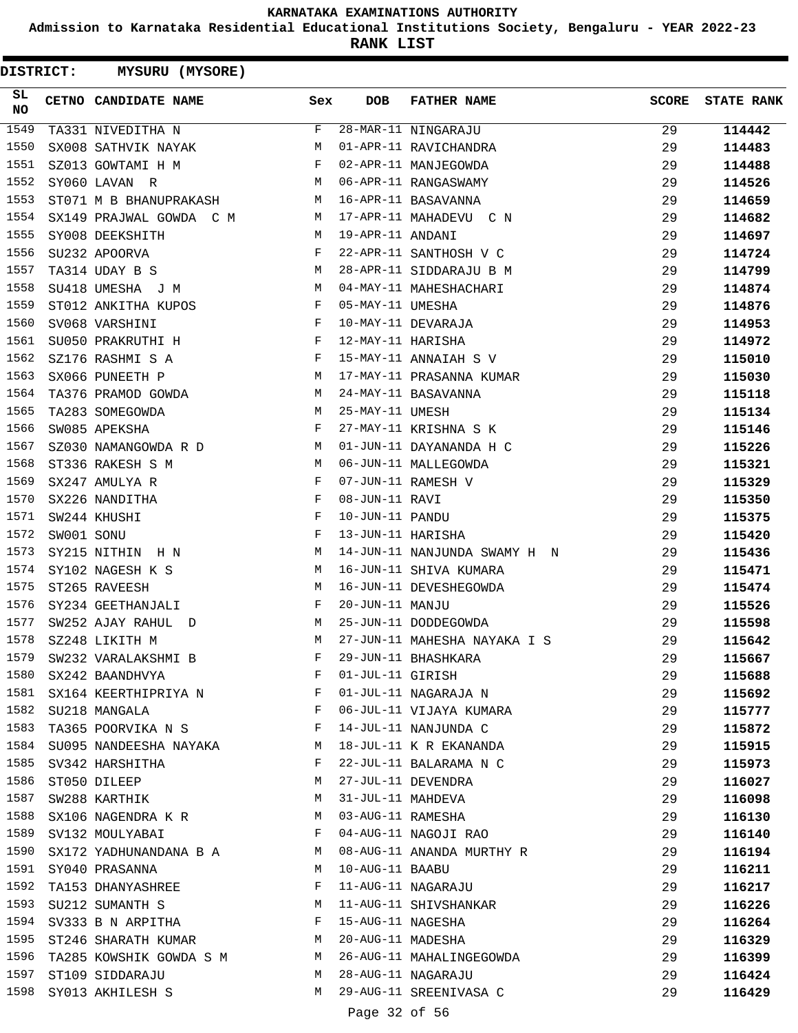KARNATAKA EXAMINATIONS AUTHORITY

Admission to Karnataka Residential Educational Institutions Society, Bengaluru - YEAR 2022-23

**RANK LIST**

**DISTRICT: MYSURU (MYSORE)**

| SL NO | CETNO | CANDIDATE NAME | Sex | DOB | FATHER NAME | SCORE | STATE RANK |
|---|---|---|---|---|---|---|---|
| 1549 | TA331 | NIVEDITHA N | F | 28-MAR-11 | NINGARAJU | 29 | 114442 |
| 1550 | SX008 | SATHVIK NAYAK | M | 01-APR-11 | RAVICHANDRA | 29 | 114483 |
| 1551 | SZ013 | GOWTAMI H M | F | 02-APR-11 | MANJEGOWDA | 29 | 114488 |
| 1552 | SY060 | LAVAN R | M | 06-APR-11 | RANGASWAMY | 29 | 114526 |
| 1553 | ST071 | M B BHANUPRAKASH | M | 16-APR-11 | BASAVANNA | 29 | 114659 |
| 1554 | SX149 | PRAJWAL GOWDA C M | M | 17-APR-11 | MAHADEVU C N | 29 | 114682 |
| 1555 | SY008 | DEEKSHITH | M | 19-APR-11 | ANDANI | 29 | 114697 |
| 1556 | SU232 | APOORVA | F | 22-APR-11 | SANTHOSH V C | 29 | 114724 |
| 1557 | TA314 | UDAY B S | M | 28-APR-11 | SIDDARAJU B M | 29 | 114799 |
| 1558 | SU418 | UMESHA J M | M | 04-MAY-11 | MAHESHACHARI | 29 | 114874 |
| 1559 | ST012 | ANKITHA KUPOS | F | 05-MAY-11 | UMESHA | 29 | 114876 |
| 1560 | SV068 | VARSHINI | F | 10-MAY-11 | DEVARAJA | 29 | 114953 |
| 1561 | SU050 | PRAKRUTHI H | F | 12-MAY-11 | HARISHA | 29 | 114972 |
| 1562 | SZ176 | RASHMI S A | F | 15-MAY-11 | ANNAIAH S V | 29 | 115010 |
| 1563 | SX066 | PUNEETH P | M | 17-MAY-11 | PRASANNA KUMAR | 29 | 115030 |
| 1564 | TA376 | PRAMOD GOWDA | M | 24-MAY-11 | BASAVANNA | 29 | 115118 |
| 1565 | TA283 | SOMEGOWDA | M | 25-MAY-11 | UMESH | 29 | 115134 |
| 1566 | SW085 | APEKSHA | F | 27-MAY-11 | KRISHNA S K | 29 | 115146 |
| 1567 | SZ030 | NAMANGOWDA R D | M | 01-JUN-11 | DAYANANDA H C | 29 | 115226 |
| 1568 | ST336 | RAKESH S M | M | 06-JUN-11 | MALLEGOWDA | 29 | 115321 |
| 1569 | SX247 | AMULYA R | F | 07-JUN-11 | RAMESH V | 29 | 115329 |
| 1570 | SX226 | NANDITHA | F | 08-JUN-11 | RAVI | 29 | 115350 |
| 1571 | SW244 | KHUSHI | F | 10-JUN-11 | PANDU | 29 | 115375 |
| 1572 | SW001 | SONU | F | 13-JUN-11 | HARISHA | 29 | 115420 |
| 1573 | SY215 | NITHIN H N | M | 14-JUN-11 | NANJUNDA SWAMY H N | 29 | 115436 |
| 1574 | SY102 | NAGESH K S | M | 16-JUN-11 | SHIVA KUMARA | 29 | 115471 |
| 1575 | ST265 | RAVEESH | M | 16-JUN-11 | DEVESHEGOWDA | 29 | 115474 |
| 1576 | SY234 | GEETHANJALI | F | 20-JUN-11 | MANJU | 29 | 115526 |
| 1577 | SW252 | AJAY RAHUL D | M | 25-JUN-11 | DODDEGOWDA | 29 | 115598 |
| 1578 | SZ248 | LIKITH M | M | 27-JUN-11 | MAHESHA NAYAKA I S | 29 | 115642 |
| 1579 | SW232 | VARALAKSHMI B | F | 29-JUN-11 | BHASHKARA | 29 | 115667 |
| 1580 | SX242 | BAANDHVYA | F | 01-JUL-11 | GIRISH | 29 | 115688 |
| 1581 | SX164 | KEERTHIPRIYA N | F | 01-JUL-11 | NAGARAJA N | 29 | 115692 |
| 1582 | SU218 | MANGALA | F | 06-JUL-11 | VIJAYA KUMARA | 29 | 115777 |
| 1583 | TA365 | POORVIKA N S | F | 14-JUL-11 | NANJUNDA C | 29 | 115872 |
| 1584 | SU095 | NANDEESHA NAYAKA | M | 18-JUL-11 | K R EKANANDA | 29 | 115915 |
| 1585 | SV342 | HARSHITHA | F | 22-JUL-11 | BALARAMA N C | 29 | 115973 |
| 1586 | ST050 | DILEEP | M | 27-JUL-11 | DEVENDRA | 29 | 116027 |
| 1587 | SW288 | KARTHIK | M | 31-JUL-11 | MAHDEVA | 29 | 116098 |
| 1588 | SX106 | NAGENDRA K R | M | 03-AUG-11 | RAMESHA | 29 | 116130 |
| 1589 | SV132 | MOULYABAI | F | 04-AUG-11 | NAGOJI RAO | 29 | 116140 |
| 1590 | SX172 | YADHUNANDANA B A | M | 08-AUG-11 | ANANDA MURTHY R | 29 | 116194 |
| 1591 | SY040 | PRASANNA | M | 10-AUG-11 | BAABU | 29 | 116211 |
| 1592 | TA153 | DHANYASHREE | F | 11-AUG-11 | NAGARAJU | 29 | 116217 |
| 1593 | SU212 | SUMANTH S | M | 11-AUG-11 | SHIVSHANKAR | 29 | 116226 |
| 1594 | SV333 | B N ARPITHA | F | 15-AUG-11 | NAGESHA | 29 | 116264 |
| 1595 | ST246 | SHARATH KUMAR | M | 20-AUG-11 | MADESHA | 29 | 116329 |
| 1596 | TA285 | KOWSHIK GOWDA S M | M | 26-AUG-11 | MAHALINGEGOWDA | 29 | 116399 |
| 1597 | ST109 | SIDDARAJU | M | 28-AUG-11 | NAGARAJU | 29 | 116424 |
| 1598 | SY013 | AKHILESH S | M | 29-AUG-11 | SREENIVASA C | 29 | 116429 |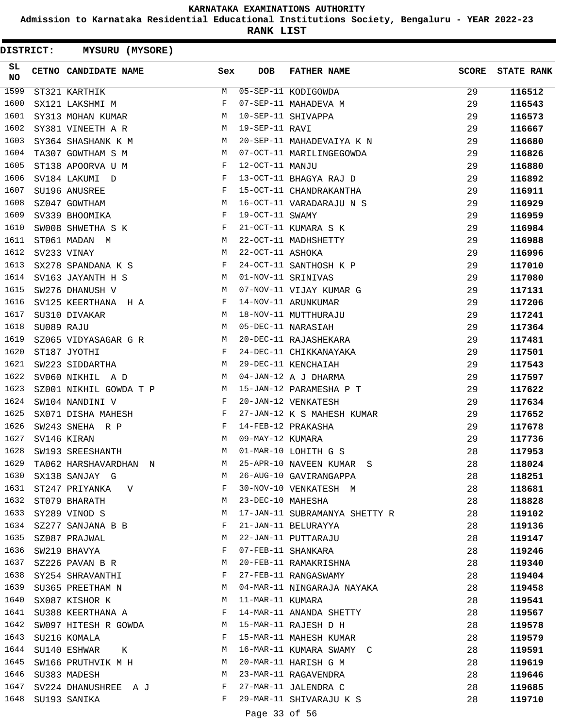KARNATAKA EXAMINATIONS AUTHORITY

Admission to Karnataka Residential Educational Institutions Society, Bengaluru - YEAR 2022-23

**RANK LIST**

**DISTRICT: MYSURU (MYSORE)**

| SL NO | CETNO | CANDIDATE NAME | Sex | DOB | FATHER NAME | SCORE | STATE RANK |
|---|---|---|---|---|---|---|---|
| 1599 | ST321 | KARTHIK | M | 05-SEP-11 | KODIGOWDA | 29 | 116512 |
| 1600 | SX121 | LAKSHMI M | F | 07-SEP-11 | MAHADEVA M | 29 | 116543 |
| 1601 | SY313 | MOHAN KUMAR | M | 10-SEP-11 | SHIVAPPA | 29 | 116573 |
| 1602 | SY381 | VINEETH A R | M | 19-SEP-11 | RAVI | 29 | 116667 |
| 1603 | SY364 | SHASHANK K M | M | 20-SEP-11 | MAHADEVAIYA K N | 29 | 116680 |
| 1604 | TA307 | GOWTHAM S M | M | 07-OCT-11 | MARILINGEGOWDA | 29 | 116826 |
| 1605 | ST138 | APOORVA U M | F | 12-OCT-11 | MANJU | 29 | 116880 |
| 1606 | SV184 | LAKUMI D | F | 13-OCT-11 | BHAGYA RAJ D | 29 | 116892 |
| 1607 | SU196 | ANUSREE | F | 15-OCT-11 | CHANDRAKANTHA | 29 | 116911 |
| 1608 | SZ047 | GOWTHAM | M | 16-OCT-11 | VARADARAJU N S | 29 | 116929 |
| 1609 | SV339 | BHOOMIKA | F | 19-OCT-11 | SWAMY | 29 | 116959 |
| 1610 | SW008 | SHWETHA S K | F | 21-OCT-11 | KUMARA S K | 29 | 116984 |
| 1611 | ST061 | MADAN M | M | 22-OCT-11 | MADHSHETTY | 29 | 116988 |
| 1612 | SV233 | VINAY | M | 22-OCT-11 | ASHOKA | 29 | 116996 |
| 1613 | SX278 | SPANDANA K S | F | 24-OCT-11 | SANTHOSH K P | 29 | 117010 |
| 1614 | SV163 | JAYANTH H S | M | 01-NOV-11 | SRINIVAS | 29 | 117080 |
| 1615 | SW276 | DHANUSH V | M | 07-NOV-11 | VIJAY KUMAR G | 29 | 117131 |
| 1616 | SV125 | KEERTHANA H A | F | 14-NOV-11 | ARUNKUMAR | 29 | 117206 |
| 1617 | SU310 | DIVAKAR | M | 18-NOV-11 | MUTTHURAJU | 29 | 117241 |
| 1618 | SU089 | RAJU | M | 05-DEC-11 | NARASIAH | 29 | 117364 |
| 1619 | SZ065 | VIDYASAGAR G R | M | 20-DEC-11 | RAJASHEKARA | 29 | 117481 |
| 1620 | ST187 | JYOTHI | F | 24-DEC-11 | CHIKKANAYAKA | 29 | 117501 |
| 1621 | SW223 | SIDDARTHA | M | 29-DEC-11 | KENCHAIAH | 29 | 117543 |
| 1622 | SV060 | NIKHIL A D | M | 04-JAN-12 | A J DHARMA | 29 | 117597 |
| 1623 | SZ001 | NIKHIL GOWDA T P | M | 15-JAN-12 | PARAMESHA P T | 29 | 117622 |
| 1624 | SW104 | NANDINI V | F | 20-JAN-12 | VENKATESH | 29 | 117634 |
| 1625 | SX071 | DISHA MAHESH | F | 27-JAN-12 | K S MAHESH KUMAR | 29 | 117652 |
| 1626 | SW243 | SNEHA R P | F | 14-FEB-12 | PRAKASHA | 29 | 117678 |
| 1627 | SV146 | KIRAN | M | 09-MAY-12 | KUMARA | 29 | 117736 |
| 1628 | SW193 | SREESHANTH | M | 01-MAR-10 | LOHITH G S | 28 | 117953 |
| 1629 | TA062 | HARSHAVARDHAN N | M | 25-APR-10 | NAVEEN KUMAR S | 28 | 118024 |
| 1630 | SX138 | SANJAY G | M | 26-AUG-10 | GAVIRANGAPPA | 28 | 118251 |
| 1631 | ST247 | PRIYANKA V | F | 30-NOV-10 | VENKATESH M | 28 | 118681 |
| 1632 | ST079 | BHARATH | M | 23-DEC-10 | MAHESHA | 28 | 118828 |
| 1633 | SY289 | VINOD S | M | 17-JAN-11 | SUBRAMANYA SHETTY R | 28 | 119102 |
| 1634 | SZ277 | SANJANA B B | F | 21-JAN-11 | BELURAYYA | 28 | 119136 |
| 1635 | SZ087 | PRAJWAL | M | 22-JAN-11 | PUTTARAJU | 28 | 119147 |
| 1636 | SW219 | BHAVYA | F | 07-FEB-11 | SHANKARA | 28 | 119246 |
| 1637 | SZ226 | PAVAN B R | M | 20-FEB-11 | RAMAKRISHNA | 28 | 119340 |
| 1638 | SY254 | SHRAVANTHI | F | 27-FEB-11 | RANGASWAMY | 28 | 119404 |
| 1639 | SU365 | PREETHAM N | M | 04-MAR-11 | NINGARAJA NAYAKA | 28 | 119458 |
| 1640 | SX087 | KISHOR K | M | 11-MAR-11 | KUMARA | 28 | 119541 |
| 1641 | SU388 | KEERTHANA A | F | 14-MAR-11 | ANANDA SHETTY | 28 | 119567 |
| 1642 | SW097 | HITESH R GOWDA | M | 15-MAR-11 | RAJESH D H | 28 | 119578 |
| 1643 | SU216 | KOMALA | F | 15-MAR-11 | MAHESH KUMAR | 28 | 119579 |
| 1644 | SU140 | ESHWAR K | M | 16-MAR-11 | KUMARA SWAMY C | 28 | 119591 |
| 1645 | SW166 | PRUTHVIK M H | M | 20-MAR-11 | HARISH G M | 28 | 119619 |
| 1646 | SU383 | MADESH | M | 23-MAR-11 | RAGAVENDRA | 28 | 119646 |
| 1647 | SV224 | DHANUSHREE A J | F | 27-MAR-11 | JALENDRA C | 28 | 119685 |
| 1648 | SU193 | SANIKA | F | 29-MAR-11 | SHIVARAJU K S | 28 | 119710 |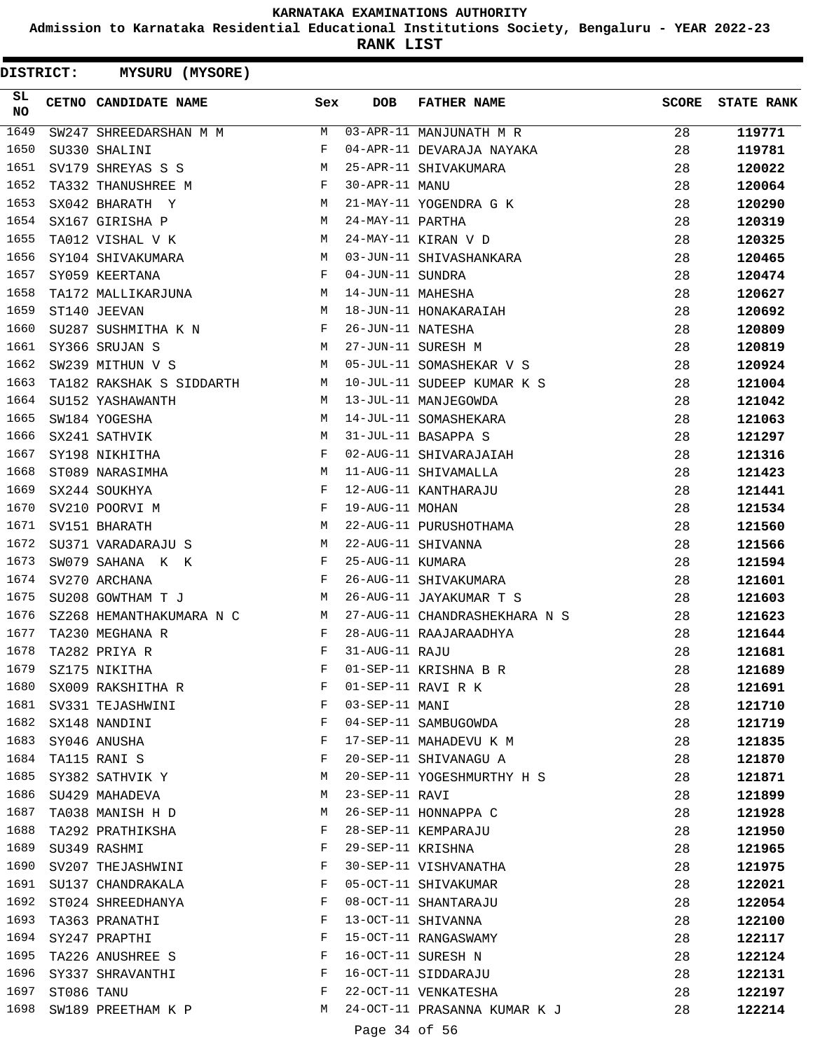KARNATAKA EXAMINATIONS AUTHORITY

Admission to Karnataka Residential Educational Institutions Society, Bengaluru - YEAR 2022-23

**RANK LIST**

**DISTRICT: MYSURU (MYSORE)**

| SL NO | CETNO | CANDIDATE NAME | Sex | DOB | FATHER NAME | SCORE | STATE RANK |
|---|---|---|---|---|---|---|---|
| 1649 | SW247 | SHREEDARSHAN M M | M | 03-APR-11 | MANJUNATH M R | 28 | **119771** |
| 1650 | SU330 | SHALINI | F | 04-APR-11 | DEVARAJA NAYAKA | 28 | **119781** |
| 1651 | SV179 | SHREYAS S S | M | 25-APR-11 | SHIVAKUMARA | 28 | **120022** |
| 1652 | TA332 | THANUSHREE M | F | 30-APR-11 | MANU | 28 | **120064** |
| 1653 | SX042 | BHARATH Y | M | 21-MAY-11 | YOGENDRA G K | 28 | **120290** |
| 1654 | SX167 | GIRISHA P | M | 24-MAY-11 | PARTHA | 28 | **120319** |
| 1655 | TA012 | VISHAL V K | M | 24-MAY-11 | KIRAN V D | 28 | **120325** |
| 1656 | SY104 | SHIVAKUMARA | M | 03-JUN-11 | SHIVASHANKARA | 28 | **120465** |
| 1657 | SY059 | KEERTANA | F | 04-JUN-11 | SUNDRA | 28 | **120474** |
| 1658 | TA172 | MALLIKARJUNA | M | 14-JUN-11 | MAHESHA | 28 | **120627** |
| 1659 | ST140 | JEEVAN | M | 18-JUN-11 | HONAKARAIAH | 28 | **120692** |
| 1660 | SU287 | SUSHMITHA K N | F | 26-JUN-11 | NATESHA | 28 | **120809** |
| 1661 | SY366 | SRUJAN S | M | 27-JUN-11 | SURESH M | 28 | **120819** |
| 1662 | SW239 | MITHUN V S | M | 05-JUL-11 | SOMASHEKAR V S | 28 | **120924** |
| 1663 | TA182 | RAKSHAK S SIDDARTH | M | 10-JUL-11 | SUDEEP KUMAR K S | 28 | **121004** |
| 1664 | SU152 | YASHAWANTH | M | 13-JUL-11 | MANJEGOWDA | 28 | **121042** |
| 1665 | SW184 | YOGESHA | M | 14-JUL-11 | SOMASHEKARA | 28 | **121063** |
| 1666 | SX241 | SATHVIK | M | 31-JUL-11 | BASAPPA S | 28 | **121297** |
| 1667 | SY198 | NIKHITHA | F | 02-AUG-11 | SHIVARAJAIAH | 28 | **121316** |
| 1668 | ST089 | NARASIMHA | M | 11-AUG-11 | SHIVAMALLA | 28 | **121423** |
| 1669 | SX244 | SOUKHYA | F | 12-AUG-11 | KANTHARAJU | 28 | **121441** |
| 1670 | SV210 | POORVI M | F | 19-AUG-11 | MOHAN | 28 | **121534** |
| 1671 | SV151 | BHARATH | M | 22-AUG-11 | PURUSHOTHAMA | 28 | **121560** |
| 1672 | SU371 | VARADARAJU S | M | 22-AUG-11 | SHIVANNA | 28 | **121566** |
| 1673 | SW079 | SAHANA K K | F | 25-AUG-11 | KUMARA | 28 | **121594** |
| 1674 | SV270 | ARCHANA | F | 26-AUG-11 | SHIVAKUMARA | 28 | **121601** |
| 1675 | SU208 | GOWTHAM T J | M | 26-AUG-11 | JAYAKUMAR T S | 28 | **121603** |
| 1676 | SZ268 | HEMANTHAKUMARA N C | M | 27-AUG-11 | CHANDRASHEKHARA N S | 28 | **121623** |
| 1677 | TA230 | MEGHANA R | F | 28-AUG-11 | RAAJARAADHYA | 28 | **121644** |
| 1678 | TA282 | PRIYA R | F | 31-AUG-11 | RAJU | 28 | **121681** |
| 1679 | SZ175 | NIKITHA | F | 01-SEP-11 | KRISHNA B R | 28 | **121689** |
| 1680 | SX009 | RAKSHITHA R | F | 01-SEP-11 | RAVI R K | 28 | **121691** |
| 1681 | SV331 | TEJASHWINI | F | 03-SEP-11 | MANI | 28 | **121710** |
| 1682 | SX148 | NANDINI | F | 04-SEP-11 | SAMBUGOWDA | 28 | **121719** |
| 1683 | SY046 | ANUSHA | F | 17-SEP-11 | MAHADEVU K M | 28 | **121835** |
| 1684 | TA115 | RANI S | F | 20-SEP-11 | SHIVANAGU A | 28 | **121870** |
| 1685 | SY382 | SATHVIK Y | M | 20-SEP-11 | YOGESHMURTHY H S | 28 | **121871** |
| 1686 | SU429 | MAHADEVA | M | 23-SEP-11 | RAVI | 28 | **121899** |
| 1687 | TA038 | MANISH H D | M | 26-SEP-11 | HONNAPPA C | 28 | **121928** |
| 1688 | TA292 | PRATHIKSHA | F | 28-SEP-11 | KEMPARAJU | 28 | **121950** |
| 1689 | SU349 | RASHMI | F | 29-SEP-11 | KRISHNA | 28 | **121965** |
| 1690 | SV207 | THEJASHWINI | F | 30-SEP-11 | VISHVANATHA | 28 | **121975** |
| 1691 | SU137 | CHANDRAKALA | F | 05-OCT-11 | SHIVAKUMAR | 28 | **122021** |
| 1692 | ST024 | SHREEDHANYA | F | 08-OCT-11 | SHANTARAJU | 28 | **122054** |
| 1693 | TA363 | PRANATHI | F | 13-OCT-11 | SHIVANNA | 28 | **122100** |
| 1694 | SY247 | PRAPTHI | F | 15-OCT-11 | RANGASWAMY | 28 | **122117** |
| 1695 | TA226 | ANUSHREE S | F | 16-OCT-11 | SURESH N | 28 | **122124** |
| 1696 | SY337 | SHRAVANTHI | F | 16-OCT-11 | SIDDARAJU | 28 | **122131** |
| 1697 | ST086 | TANU | F | 22-OCT-11 | VENKATESHA | 28 | **122197** |
| 1698 | SW189 | PREETHAM K P | M | 24-OCT-11 | PRASANNA KUMAR K J | 28 | **122214** |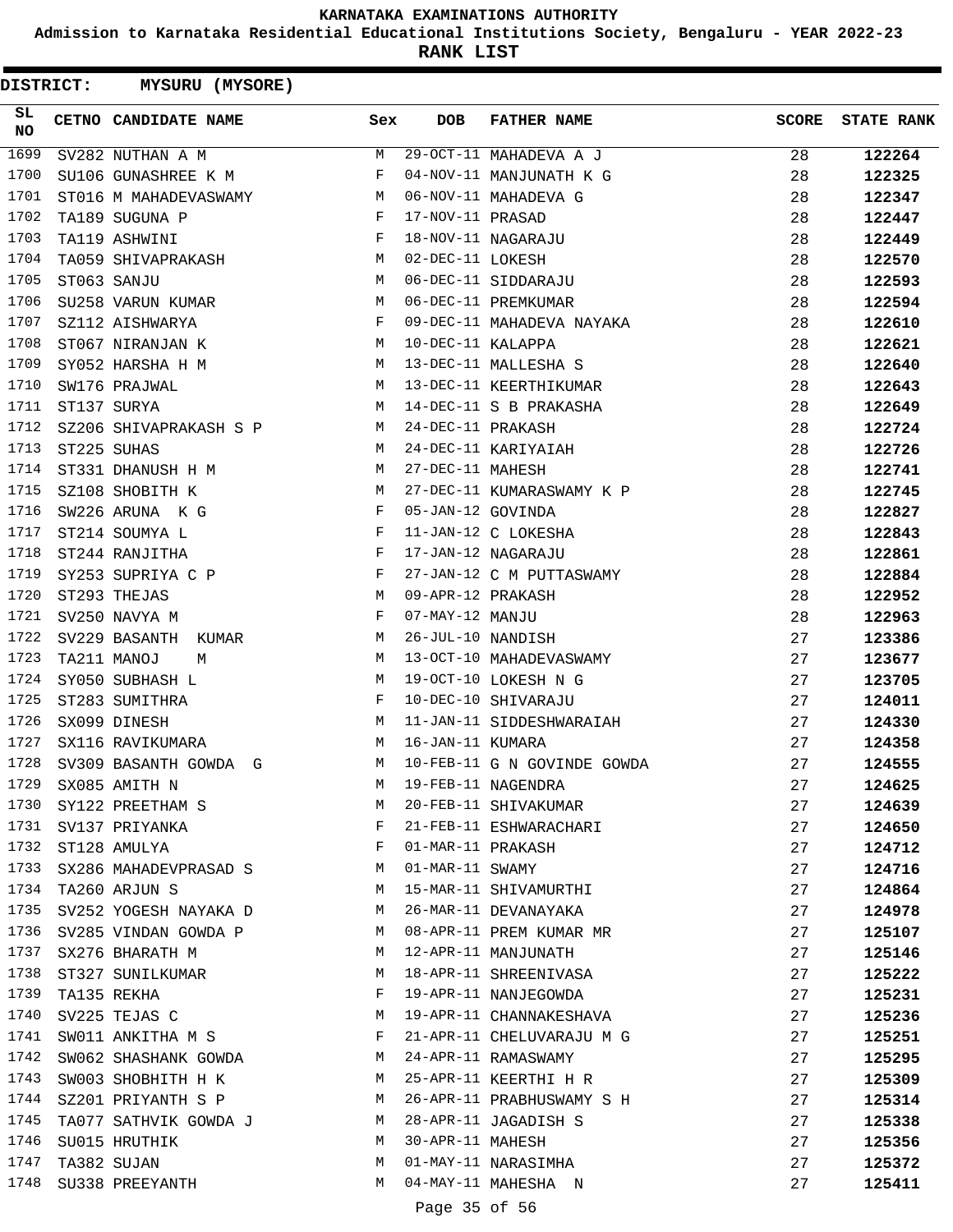KARNATAKA EXAMINATIONS AUTHORITY

Admission to Karnataka Residential Educational Institutions Society, Bengaluru - YEAR 2022-23

**RANK LIST**

**DISTRICT: MYSURU (MYSORE)**

| SL NO | CETNO | CANDIDATE NAME | Sex | DOB | FATHER NAME | SCORE | STATE RANK |
|---|---|---|---|---|---|---|---|
| 1699 | SV282 | NUTHAN A M | M | 29-OCT-11 | MAHADEVA A J | 28 | **122264** |
| 1700 | SU106 | GUNASHREE K M | F | 04-NOV-11 | MANJUNATH K G | 28 | **122325** |
| 1701 | ST016 | M MAHADEVASWAMY | M | 06-NOV-11 | MAHADEVA G | 28 | **122347** |
| 1702 | TA189 | SUGUNA P | F | 17-NOV-11 | PRASAD | 28 | **122447** |
| 1703 | TA119 | ASHWINI | F | 18-NOV-11 | NAGARAJU | 28 | **122449** |
| 1704 | TA059 | SHIVAPRAKASH | M | 02-DEC-11 | LOKESH | 28 | **122570** |
| 1705 | ST063 | SANJU | M | 06-DEC-11 | SIDDARAJU | 28 | **122593** |
| 1706 | SU258 | VARUN KUMAR | M | 06-DEC-11 | PREMKUMAR | 28 | **122594** |
| 1707 | SZ112 | AISHWARYA | F | 09-DEC-11 | MAHADEVA NAYAKA | 28 | **122610** |
| 1708 | ST067 | NIRANJAN K | M | 10-DEC-11 | KALAPPA | 28 | **122621** |
| 1709 | SY052 | HARSHA H M | M | 13-DEC-11 | MALLESHA S | 28 | **122640** |
| 1710 | SW176 | PRAJWAL | M | 13-DEC-11 | KEERTHIKUMAR | 28 | **122643** |
| 1711 | ST137 | SURYA | M | 14-DEC-11 | S B PRAKASHA | 28 | **122649** |
| 1712 | SZ206 | SHIVAPRAKASH S P | M | 24-DEC-11 | PRAKASH | 28 | **122724** |
| 1713 | ST225 | SUHAS | M | 24-DEC-11 | KARIYAIAH | 28 | **122726** |
| 1714 | ST331 | DHANUSH H M | M | 27-DEC-11 | MAHESH | 28 | **122741** |
| 1715 | SZ108 | SHOBITH K | M | 27-DEC-11 | KUMARASWAMY K P | 28 | **122745** |
| 1716 | SW226 | ARUNA K G | F | 05-JAN-12 | GOVINDA | 28 | **122827** |
| 1717 | ST214 | SOUMYA L | F | 11-JAN-12 | C LOKESHA | 28 | **122843** |
| 1718 | ST244 | RANJITHA | F | 17-JAN-12 | NAGARAJU | 28 | **122861** |
| 1719 | SY253 | SUPRIYA C P | F | 27-JAN-12 | C M PUTTASWAMY | 28 | **122884** |
| 1720 | ST293 | THEJAS | M | 09-APR-12 | PRAKASH | 28 | **122952** |
| 1721 | SV250 | NAVYA M | F | 07-MAY-12 | MANJU | 28 | **122963** |
| 1722 | SV229 | BASANTH KUMAR | M | 26-JUL-10 | NANDISH | 27 | **123386** |
| 1723 | TA211 | MANOJ M | M | 13-OCT-10 | MAHADEVASWAMY | 27 | **123677** |
| 1724 | SY050 | SUBHASH L | M | 19-OCT-10 | LOKESH N G | 27 | **123705** |
| 1725 | ST283 | SUMITHRA | F | 10-DEC-10 | SHIVARAJU | 27 | **124011** |
| 1726 | SX099 | DINESH | M | 11-JAN-11 | SIDDESHWARAIAH | 27 | **124330** |
| 1727 | SX116 | RAVIKUMARA | M | 16-JAN-11 | KUMARA | 27 | **124358** |
| 1728 | SV309 | BASANTH GOWDA G | M | 10-FEB-11 | G N GOVINDE GOWDA | 27 | **124555** |
| 1729 | SX085 | AMITH N | M | 19-FEB-11 | NAGENDRA | 27 | **124625** |
| 1730 | SY122 | PREETHAM S | M | 20-FEB-11 | SHIVAKUMAR | 27 | **124639** |
| 1731 | SV137 | PRIYANKA | F | 21-FEB-11 | ESHWARACHARI | 27 | **124650** |
| 1732 | ST128 | AMULYA | F | 01-MAR-11 | PRAKASH | 27 | **124712** |
| 1733 | SX286 | MAHADEVPRASAD S | M | 01-MAR-11 | SWAMY | 27 | **124716** |
| 1734 | TA260 | ARJUN S | M | 15-MAR-11 | SHIVAMURTHI | 27 | **124864** |
| 1735 | SV252 | YOGESH NAYAKA D | M | 26-MAR-11 | DEVANAYAKA | 27 | **124978** |
| 1736 | SV285 | VINDAN GOWDA P | M | 08-APR-11 | PREM KUMAR MR | 27 | **125107** |
| 1737 | SX276 | BHARATH M | M | 12-APR-11 | MANJUNATH | 27 | **125146** |
| 1738 | ST327 | SUNILKUMAR | M | 18-APR-11 | SHREENIVASA | 27 | **125222** |
| 1739 | TA135 | REKHA | F | 19-APR-11 | NANJEGOWDA | 27 | **125231** |
| 1740 | SV225 | TEJAS C | M | 19-APR-11 | CHANNAKESHAVA | 27 | **125236** |
| 1741 | SW011 | ANKITHA M S | F | 21-APR-11 | CHELUVARAJU M G | 27 | **125251** |
| 1742 | SW062 | SHASHANK GOWDA | M | 24-APR-11 | RAMASWAMY | 27 | **125295** |
| 1743 | SW003 | SHOBHITH H K | M | 25-APR-11 | KEERTHI H R | 27 | **125309** |
| 1744 | SZ201 | PRIYANTH S P | M | 26-APR-11 | PRABHUSWAMY S H | 27 | **125314** |
| 1745 | TA077 | SATHVIK GOWDA J | M | 28-APR-11 | JAGADISH S | 27 | **125338** |
| 1746 | SU015 | HRUTHIK | M | 30-APR-11 | MAHESH | 27 | **125356** |
| 1747 | TA382 | SUJAN | M | 01-MAY-11 | NARASIMHA | 27 | **125372** |
| 1748 | SU338 | PREEYANTH | M | 04-MAY-11 | MAHESHA N | 27 | **125411** |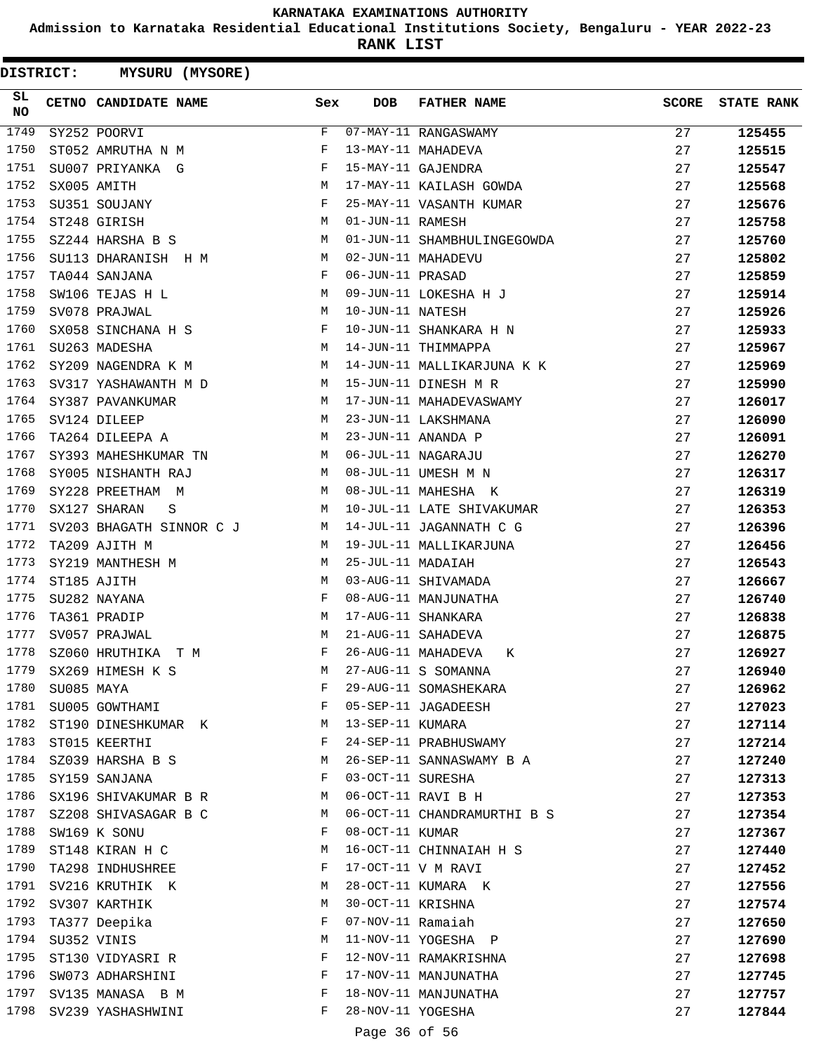KARNATAKA EXAMINATIONS AUTHORITY

Admission to Karnataka Residential Educational Institutions Society, Bengaluru - YEAR 2022-23

**RANK LIST**

**DISTRICT: MYSURU (MYSORE)**

| SL NO | CETNO | CANDIDATE NAME | Sex | DOB | FATHER NAME | SCORE | STATE RANK |
|---|---|---|---|---|---|---|---|
| 1749 | SY252 | POORVI | F | 07-MAY-11 | RANGASWAMY | 27 | **125455** |
| 1750 | ST052 | AMRUTHA N M | F | 13-MAY-11 | MAHADEVA | 27 | **125515** |
| 1751 | SU007 | PRIYANKA G | F | 15-MAY-11 | GAJENDRA | 27 | **125547** |
| 1752 | SX005 | AMITH | M | 17-MAY-11 | KAILASH GOWDA | 27 | **125568** |
| 1753 | SU351 | SOUJANY | F | 25-MAY-11 | VASANTH KUMAR | 27 | **125676** |
| 1754 | ST248 | GIRISH | M | 01-JUN-11 | RAMESH | 27 | **125758** |
| 1755 | SZ244 | HARSHA B S | M | 01-JUN-11 | SHAMBHULINGEGOWDA | 27 | **125760** |
| 1756 | SU113 | DHARANISH H M | M | 02-JUN-11 | MAHADEVU | 27 | **125802** |
| 1757 | TA044 | SANJANA | F | 06-JUN-11 | PRASAD | 27 | **125859** |
| 1758 | SW106 | TEJAS H L | M | 09-JUN-11 | LOKESHA H J | 27 | **125914** |
| 1759 | SV078 | PRAJWAL | M | 10-JUN-11 | NATESH | 27 | **125926** |
| 1760 | SX058 | SINCHANA H S | F | 10-JUN-11 | SHANKARA H N | 27 | **125933** |
| 1761 | SU263 | MADESHA | M | 14-JUN-11 | THIMMAPPA | 27 | **125967** |
| 1762 | SY209 | NAGENDRA K M | M | 14-JUN-11 | MALLIKARJUNA K K | 27 | **125969** |
| 1763 | SV317 | YASHAWANTH M D | M | 15-JUN-11 | DINESH M R | 27 | **125990** |
| 1764 | SY387 | PAVANKUMAR | M | 17-JUN-11 | MAHADEVASWAMY | 27 | **126017** |
| 1765 | SV124 | DILEEP | M | 23-JUN-11 | LAKSHMANA | 27 | **126090** |
| 1766 | TA264 | DILEEPA A | M | 23-JUN-11 | ANANDA P | 27 | **126091** |
| 1767 | SY393 | MAHESHKUMAR TN | M | 06-JUL-11 | NAGARAJU | 27 | **126270** |
| 1768 | SY005 | NISHANTH RAJ | M | 08-JUL-11 | UMESH M N | 27 | **126317** |
| 1769 | SY228 | PREETHAM M | M | 08-JUL-11 | MAHESHA K | 27 | **126319** |
| 1770 | SX127 | SHARAN S | M | 10-JUL-11 | LATE SHIVAKUMAR | 27 | **126353** |
| 1771 | SV203 | BHAGATH SINNOR C J | M | 14-JUL-11 | JAGANNATH C G | 27 | **126396** |
| 1772 | TA209 | AJITH M | M | 19-JUL-11 | MALLIKARJUNA | 27 | **126456** |
| 1773 | SY219 | MANTHESH M | M | 25-JUL-11 | MADAIAH | 27 | **126543** |
| 1774 | ST185 | AJITH | M | 03-AUG-11 | SHIVAMADA | 27 | **126667** |
| 1775 | SU282 | NAYANA | F | 08-AUG-11 | MANJUNATHA | 27 | **126740** |
| 1776 | TA361 | PRADIP | M | 17-AUG-11 | SHANKARA | 27 | **126838** |
| 1777 | SV057 | PRAJWAL | M | 21-AUG-11 | SAHADEVA | 27 | **126875** |
| 1778 | SZ060 | HRUTHIKA T M | F | 26-AUG-11 | MAHADEVA K | 27 | **126927** |
| 1779 | SX269 | HIMESH K S | M | 27-AUG-11 | S SOMANNA | 27 | **126940** |
| 1780 | SU085 | MAYA | F | 29-AUG-11 | SOMASHEKARA | 27 | **126962** |
| 1781 | SU005 | GOWTHAMI | F | 05-SEP-11 | JAGADEESH | 27 | **127023** |
| 1782 | ST190 | DINESHKUMAR K | M | 13-SEP-11 | KUMARA | 27 | **127114** |
| 1783 | ST015 | KEERTHI | F | 24-SEP-11 | PRABHUSWAMY | 27 | **127214** |
| 1784 | SZ039 | HARSHA B S | M | 26-SEP-11 | SANNASWAMY B A | 27 | **127240** |
| 1785 | SY159 | SANJANA | F | 03-OCT-11 | SURESHA | 27 | **127313** |
| 1786 | SX196 | SHIVAKUMAR B R | M | 06-OCT-11 | RAVI B H | 27 | **127353** |
| 1787 | SZ208 | SHIVASAGAR B C | M | 06-OCT-11 | CHANDRAMURTHI B S | 27 | **127354** |
| 1788 | SW169 | K SONU | F | 08-OCT-11 | KUMAR | 27 | **127367** |
| 1789 | ST148 | KIRAN H C | M | 16-OCT-11 | CHINNAIAH H S | 27 | **127440** |
| 1790 | TA298 | INDHUSHREE | F | 17-OCT-11 | V M RAVI | 27 | **127452** |
| 1791 | SV216 | KRUTHIK K | M | 28-OCT-11 | KUMARA K | 27 | **127556** |
| 1792 | SV307 | KARTHIK | M | 30-OCT-11 | KRISHNA | 27 | **127574** |
| 1793 | TA377 | Deepika | F | 07-NOV-11 | Ramaiah | 27 | **127650** |
| 1794 | SU352 | VINIS | M | 11-NOV-11 | YOGESHA P | 27 | **127690** |
| 1795 | ST130 | VIDYASRI R | F | 12-NOV-11 | RAMAKRISHNA | 27 | **127698** |
| 1796 | SW073 | ADHARSHINI | F | 17-NOV-11 | MANJUNATHA | 27 | **127745** |
| 1797 | SV135 | MANASA B M | F | 18-NOV-11 | MANJUNATHA | 27 | **127757** |
| 1798 | SV239 | YASHASHWINI | F | 28-NOV-11 | YOGESHA | 27 | **127844** |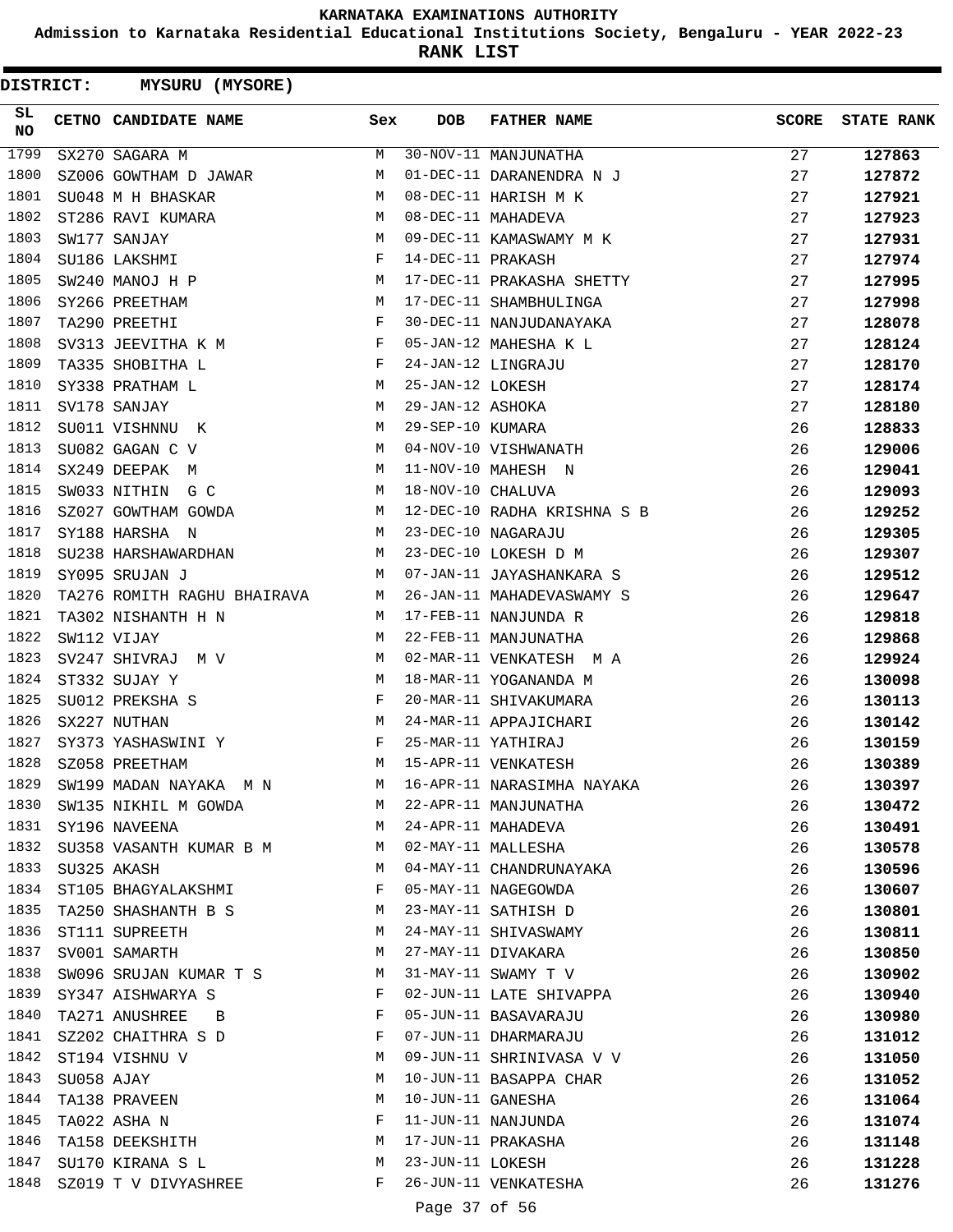KARNATAKA EXAMINATIONS AUTHORITY

Admission to Karnataka Residential Educational Institutions Society, Bengaluru - YEAR 2022-23

RANK LIST

DISTRICT: MYSURU (MYSORE)

| SL NO | CETNO | CANDIDATE NAME | Sex | DOB | FATHER NAME | SCORE | STATE RANK |
|---|---|---|---|---|---|---|---|
| 1799 | SX270 | SAGARA M | M | 30-NOV-11 | MANJUNATHA | 27 | 127863 |
| 1800 | SZ006 | GOWTHAM D JAWAR | M | 01-DEC-11 | DARANENDRA N J | 27 | 127872 |
| 1801 | SU048 | M H BHASKAR | M | 08-DEC-11 | HARISH M K | 27 | 127921 |
| 1802 | ST286 | RAVI KUMARA | M | 08-DEC-11 | MAHADEVA | 27 | 127923 |
| 1803 | SW177 | SANJAY | M | 09-DEC-11 | KAMASWAMY M K | 27 | 127931 |
| 1804 | SU186 | LAKSHMI | F | 14-DEC-11 | PRAKASH | 27 | 127974 |
| 1805 | SW240 | MANOJ H P | M | 17-DEC-11 | PRAKASHA SHETTY | 27 | 127995 |
| 1806 | SY266 | PREETHAM | M | 17-DEC-11 | SHAMBHULINGA | 27 | 127998 |
| 1807 | TA290 | PREETHI | F | 30-DEC-11 | NANJUDANAYAKA | 27 | 128078 |
| 1808 | SV313 | JEEVITHA K M | F | 05-JAN-12 | MAHESHA K L | 27 | 128124 |
| 1809 | TA335 | SHOBITHA L | F | 24-JAN-12 | LINGRAJU | 27 | 128170 |
| 1810 | SY338 | PRATHAM L | M | 25-JAN-12 | LOKESH | 27 | 128174 |
| 1811 | SV178 | SANJAY | M | 29-JAN-12 | ASHOKA | 27 | 128180 |
| 1812 | SU011 | VISHNNU K | M | 29-SEP-10 | KUMARA | 26 | 128833 |
| 1813 | SU082 | GAGAN C V | M | 04-NOV-10 | VISHWANATH | 26 | 129006 |
| 1814 | SX249 | DEEPAK M | M | 11-NOV-10 | MAHESH N | 26 | 129041 |
| 1815 | SW033 | NITHIN G C | M | 18-NOV-10 | CHALUVA | 26 | 129093 |
| 1816 | SZ027 | GOWTHAM GOWDA | M | 12-DEC-10 | RADHA KRISHNA S B | 26 | 129252 |
| 1817 | SY188 | HARSHA N | M | 23-DEC-10 | NAGARAJU | 26 | 129305 |
| 1818 | SU238 | HARSHAWARDHAN | M | 23-DEC-10 | LOKESH D M | 26 | 129307 |
| 1819 | SY095 | SRUJAN J | M | 07-JAN-11 | JAYASHANKARA S | 26 | 129512 |
| 1820 | TA276 | ROMITH RAGHU BHAIRAVA | M | 26-JAN-11 | MAHADEVASWAMY S | 26 | 129647 |
| 1821 | TA302 | NISHANTH H N | M | 17-FEB-11 | NANJUNDA R | 26 | 129818 |
| 1822 | SW112 | VIJAY | M | 22-FEB-11 | MANJUNATHA | 26 | 129868 |
| 1823 | SV247 | SHIVRAJ M V | M | 02-MAR-11 | VENKATESH M A | 26 | 129924 |
| 1824 | ST332 | SUJAY Y | M | 18-MAR-11 | YOGANANDA M | 26 | 130098 |
| 1825 | SU012 | PREKSHA S | F | 20-MAR-11 | SHIVAKUMARA | 26 | 130113 |
| 1826 | SX227 | NUTHAN | M | 24-MAR-11 | APPAJICHARI | 26 | 130142 |
| 1827 | SY373 | YASHASWINI Y | F | 25-MAR-11 | YATHIRAJ | 26 | 130159 |
| 1828 | SZ058 | PREETHAM | M | 15-APR-11 | VENKATESH | 26 | 130389 |
| 1829 | SW199 | MADAN NAYAKA M N | M | 16-APR-11 | NARASIMHA NAYAKA | 26 | 130397 |
| 1830 | SW135 | NIKHIL M GOWDA | M | 22-APR-11 | MANJUNATHA | 26 | 130472 |
| 1831 | SY196 | NAVEENA | M | 24-APR-11 | MAHADEVA | 26 | 130491 |
| 1832 | SU358 | VASANTH KUMAR B M | M | 02-MAY-11 | MALLESHA | 26 | 130578 |
| 1833 | SU325 | AKASH | M | 04-MAY-11 | CHANDRUNAYAKA | 26 | 130596 |
| 1834 | ST105 | BHAGYALAKSHMI | F | 05-MAY-11 | NAGEGOWDA | 26 | 130607 |
| 1835 | TA250 | SHASHANTH B S | M | 23-MAY-11 | SATHISH D | 26 | 130801 |
| 1836 | ST111 | SUPREETH | M | 24-MAY-11 | SHIVASWAMY | 26 | 130811 |
| 1837 | SV001 | SAMARTH | M | 27-MAY-11 | DIVAKARA | 26 | 130850 |
| 1838 | SW096 | SRUJAN KUMAR T S | M | 31-MAY-11 | SWAMY T V | 26 | 130902 |
| 1839 | SY347 | AISHWARYA S | F | 02-JUN-11 | LATE SHIVAPPA | 26 | 130940 |
| 1840 | TA271 | ANUSHREE B | F | 05-JUN-11 | BASAVARAJU | 26 | 130980 |
| 1841 | SZ202 | CHAITHRA S D | F | 07-JUN-11 | DHARMARAJU | 26 | 131012 |
| 1842 | ST194 | VISHNU V | M | 09-JUN-11 | SHRINIVASA V V | 26 | 131050 |
| 1843 | SU058 | AJAY | M | 10-JUN-11 | BASAPPA CHAR | 26 | 131052 |
| 1844 | TA138 | PRAVEEN | M | 10-JUN-11 | GANESHA | 26 | 131064 |
| 1845 | TA022 | ASHA N | F | 11-JUN-11 | NANJUNDA | 26 | 131074 |
| 1846 | TA158 | DEEKSHITH | M | 17-JUN-11 | PRAKASHA | 26 | 131148 |
| 1847 | SU170 | KIRANA S L | M | 23-JUN-11 | LOKESH | 26 | 131228 |
| 1848 | SZ019 | T V DIVYASHREE | F | 26-JUN-11 | VENKATESHA | 26 | 131276 |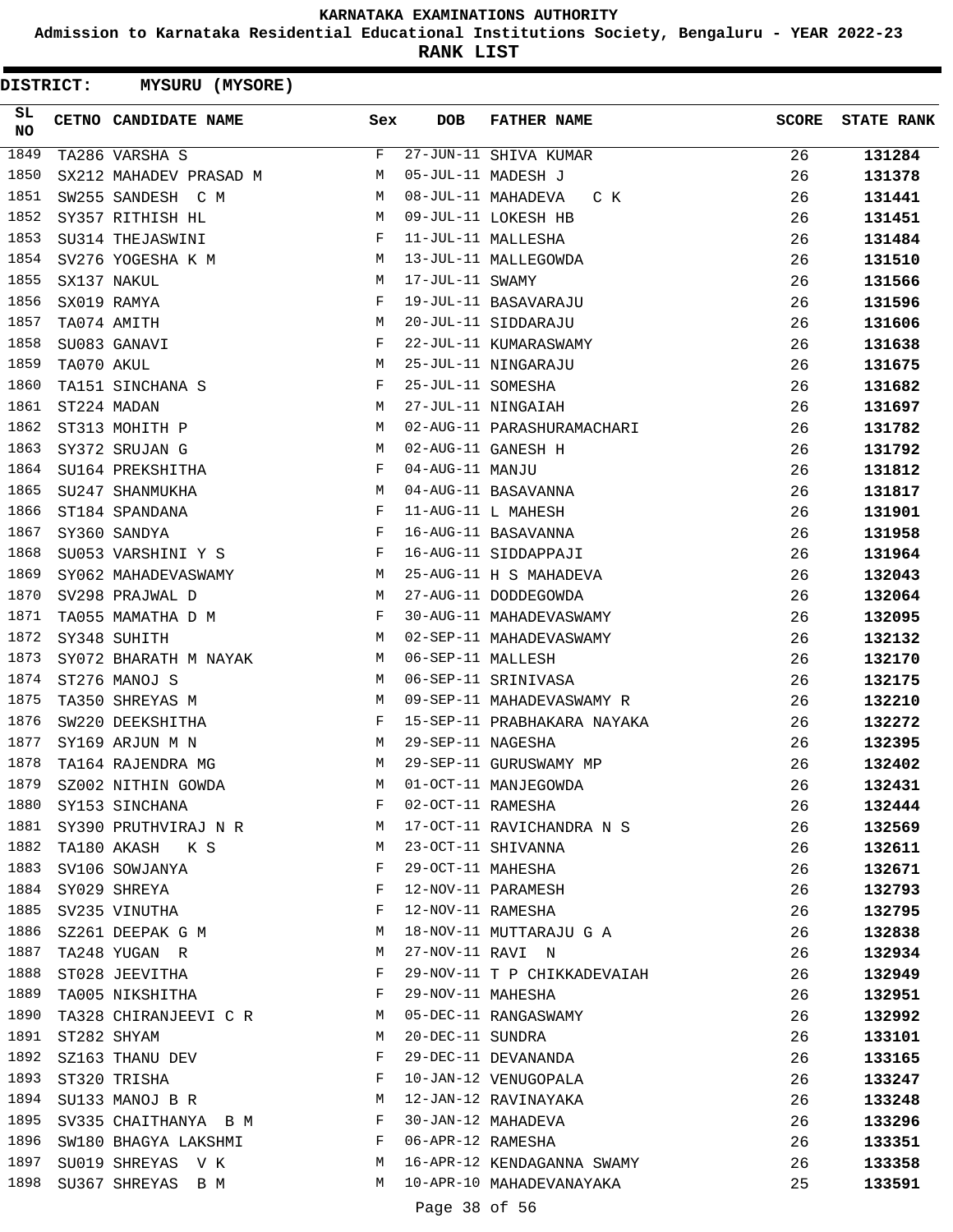KARNATAKA EXAMINATIONS AUTHORITY

Admission to Karnataka Residential Educational Institutions Society, Bengaluru - YEAR 2022-23

**RANK LIST**

**DISTRICT: MYSURU (MYSORE)**

| SL NO | CETNO | CANDIDATE NAME | Sex | DOB | FATHER NAME | SCORE | STATE RANK |
|---|---|---|---|---|---|---|---|
| 1849 | TA286 | VARSHA S | F | 27-JUN-11 | SHIVA KUMAR | 26 | 131284 |
| 1850 | SX212 | MAHADEV PRASAD M | M | 05-JUL-11 | MADESH J | 26 | 131378 |
| 1851 | SW255 | SANDESH C M | M | 08-JUL-11 | MAHADEVA C K | 26 | 131441 |
| 1852 | SY357 | RITHISH HL | M | 09-JUL-11 | LOKESH HB | 26 | 131451 |
| 1853 | SU314 | THEJASWINI | F | 11-JUL-11 | MALLESHA | 26 | 131484 |
| 1854 | SV276 | YOGESHA K M | M | 13-JUL-11 | MALLEGOWDA | 26 | 131510 |
| 1855 | SX137 | NAKUL | M | 17-JUL-11 | SWAMY | 26 | 131566 |
| 1856 | SX019 | RAMYA | F | 19-JUL-11 | BASAVARAJU | 26 | 131596 |
| 1857 | TA074 | AMITH | M | 20-JUL-11 | SIDDARAJU | 26 | 131606 |
| 1858 | SU083 | GANAVI | F | 22-JUL-11 | KUMARASWAMY | 26 | 131638 |
| 1859 | TA070 | AKUL | M | 25-JUL-11 | NINGARAJU | 26 | 131675 |
| 1860 | TA151 | SINCHANA S | F | 25-JUL-11 | SOMESHA | 26 | 131682 |
| 1861 | ST224 | MADAN | M | 27-JUL-11 | NINGAIAH | 26 | 131697 |
| 1862 | ST313 | MOHITH P | M | 02-AUG-11 | PARASHURAMACHARI | 26 | 131782 |
| 1863 | SY372 | SRUJAN G | M | 02-AUG-11 | GANESH H | 26 | 131792 |
| 1864 | SU164 | PREKSHITHA | F | 04-AUG-11 | MANJU | 26 | 131812 |
| 1865 | SU247 | SHANMUKHA | M | 04-AUG-11 | BASAVANNA | 26 | 131817 |
| 1866 | ST184 | SPANDANA | F | 11-AUG-11 | L MAHESH | 26 | 131901 |
| 1867 | SY360 | SANDYA | F | 16-AUG-11 | BASAVANNA | 26 | 131958 |
| 1868 | SU053 | VARSHINI Y S | F | 16-AUG-11 | SIDDAPPAJI | 26 | 131964 |
| 1869 | SY062 | MAHADEVASWAMY | M | 25-AUG-11 | H S MAHADEVA | 26 | 132043 |
| 1870 | SV298 | PRAJWAL D | M | 27-AUG-11 | DODDEGOWDA | 26 | 132064 |
| 1871 | TA055 | MAMATHA D M | F | 30-AUG-11 | MAHADEVASWAMY | 26 | 132095 |
| 1872 | SY348 | SUHITH | M | 02-SEP-11 | MAHADEVASWAMY | 26 | 132132 |
| 1873 | SY072 | BHARATH M NAYAK | M | 06-SEP-11 | MALLESH | 26 | 132170 |
| 1874 | ST276 | MANOJ S | M | 06-SEP-11 | SRINIVASA | 26 | 132175 |
| 1875 | TA350 | SHREYAS M | M | 09-SEP-11 | MAHADEVASWAMY R | 26 | 132210 |
| 1876 | SW220 | DEEKSHITHA | F | 15-SEP-11 | PRABHAKARA NAYAKA | 26 | 132272 |
| 1877 | SY169 | ARJUN M N | M | 29-SEP-11 | NAGESHA | 26 | 132395 |
| 1878 | TA164 | RAJENDRA MG | M | 29-SEP-11 | GURUSWAMY MP | 26 | 132402 |
| 1879 | SZ002 | NITHIN GOWDA | M | 01-OCT-11 | MANJEGOWDA | 26 | 132431 |
| 1880 | SY153 | SINCHANA | F | 02-OCT-11 | RAMESHA | 26 | 132444 |
| 1881 | SY390 | PRUTHVIRAJ N R | M | 17-OCT-11 | RAVICHANDRA N S | 26 | 132569 |
| 1882 | TA180 | AKASH K S | M | 23-OCT-11 | SHIVANNA | 26 | 132611 |
| 1883 | SV106 | SOWJANYA | F | 29-OCT-11 | MAHESHA | 26 | 132671 |
| 1884 | SY029 | SHREYA | F | 12-NOV-11 | PARAMESH | 26 | 132793 |
| 1885 | SV235 | VINUTHA | F | 12-NOV-11 | RAMESHA | 26 | 132795 |
| 1886 | SZ261 | DEEPAK G M | M | 18-NOV-11 | MUTTARAJU G A | 26 | 132838 |
| 1887 | TA248 | YUGAN R | M | 27-NOV-11 | RAVI N | 26 | 132934 |
| 1888 | ST028 | JEEVITHA | F | 29-NOV-11 | T P CHIKKADEVAIAH | 26 | 132949 |
| 1889 | TA005 | NIKSHITHA | F | 29-NOV-11 | MAHESHA | 26 | 132951 |
| 1890 | TA328 | CHIRANJEEVI C R | M | 05-DEC-11 | RANGASWAMY | 26 | 132992 |
| 1891 | ST282 | SHYAM | M | 20-DEC-11 | SUNDRA | 26 | 133101 |
| 1892 | SZ163 | THANU DEV | F | 29-DEC-11 | DEVANANDA | 26 | 133165 |
| 1893 | ST320 | TRISHA | F | 10-JAN-12 | VENUGOPALA | 26 | 133247 |
| 1894 | SU133 | MANOJ B R | M | 12-JAN-12 | RAVINAYAKA | 26 | 133248 |
| 1895 | SV335 | CHAITHANYA B M | F | 30-JAN-12 | MAHADEVA | 26 | 133296 |
| 1896 | SW180 | BHAGYA LAKSHMI | F | 06-APR-12 | RAMESHA | 26 | 133351 |
| 1897 | SU019 | SHREYAS V K | M | 16-APR-12 | KENDAGANNA SWAMY | 26 | 133358 |
| 1898 | SU367 | SHREYAS B M | M | 10-APR-10 | MAHADEVANAYAKA | 25 | 133591 |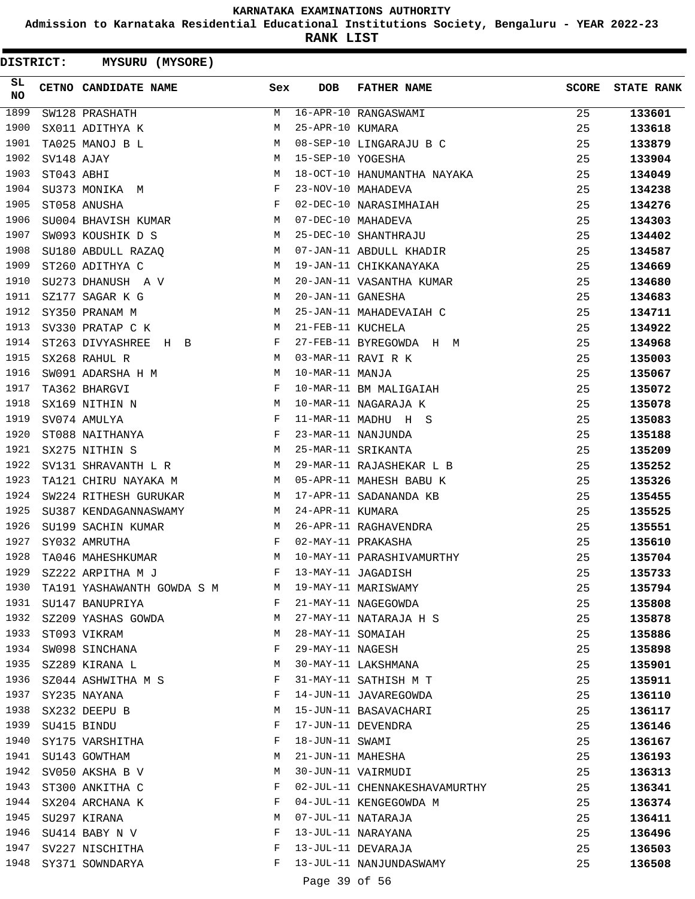KARNATAKA EXAMINATIONS AUTHORITY

Admission to Karnataka Residential Educational Institutions Society, Bengaluru - YEAR 2022-23

**RANK LIST**

**DISTRICT: MYSURU (MYSORE)**

| SL NO | CETNO | CANDIDATE NAME | Sex | DOB | FATHER NAME | SCORE | STATE RANK |
|---|---|---|---|---|---|---|---|
| 1899 | SW128 | PRASHATH | M | 16-APR-10 | RANGASWAMI | 25 | **133601** |
| 1900 | SX011 | ADITHYA K | M | 25-APR-10 | KUMARA | 25 | **133618** |
| 1901 | TA025 | MANOJ B L | M | 08-SEP-10 | LINGARAJU B C | 25 | **133879** |
| 1902 | SV148 | AJAY | M | 15-SEP-10 | YOGESHA | 25 | **133904** |
| 1903 | ST043 | ABHI | M | 18-OCT-10 | HANUMANTHA NAYAKA | 25 | **134049** |
| 1904 | SU373 | MONIKA M | F | 23-NOV-10 | MAHADEVA | 25 | **134238** |
| 1905 | ST058 | ANUSHA | F | 02-DEC-10 | NARASIMHAIAH | 25 | **134276** |
| 1906 | SU004 | BHAVISH KUMAR | M | 07-DEC-10 | MAHADEVA | 25 | **134303** |
| 1907 | SW093 | KOUSHIK D S | M | 25-DEC-10 | SHANTHRAJU | 25 | **134402** |
| 1908 | SU180 | ABDULL RAZAQ | M | 07-JAN-11 | ABDULL KHADIR | 25 | **134587** |
| 1909 | ST260 | ADITHYA C | M | 19-JAN-11 | CHIKKANAYAKA | 25 | **134669** |
| 1910 | SU273 | DHANUSH A V | M | 20-JAN-11 | VASANTHA KUMAR | 25 | **134680** |
| 1911 | SZ177 | SAGAR K G | M | 20-JAN-11 | GANESHA | 25 | **134683** |
| 1912 | SY350 | PRANAM M | M | 25-JAN-11 | MAHADEVAIAH C | 25 | **134711** |
| 1913 | SV330 | PRATAP C K | M | 21-FEB-11 | KUCHELA | 25 | **134922** |
| 1914 | ST263 | DIVYASHREE H B | F | 27-FEB-11 | BYREGOWDA H M | 25 | **134968** |
| 1915 | SX268 | RAHUL R | M | 03-MAR-11 | RAVI R K | 25 | **135003** |
| 1916 | SW091 | ADARSHA H M | M | 10-MAR-11 | MANJA | 25 | **135067** |
| 1917 | TA362 | BHARGVI | F | 10-MAR-11 | BM MALIGAIAH | 25 | **135072** |
| 1918 | SX169 | NITHIN N | M | 10-MAR-11 | NAGARAJA K | 25 | **135078** |
| 1919 | SV074 | AMULYA | F | 11-MAR-11 | MADHU H S | 25 | **135083** |
| 1920 | ST088 | NAITHANYA | F | 23-MAR-11 | NANJUNDA | 25 | **135188** |
| 1921 | SX275 | NITHIN S | M | 25-MAR-11 | SRIKANTA | 25 | **135209** |
| 1922 | SV131 | SHRAVANTH L R | M | 29-MAR-11 | RAJASHEKAR L B | 25 | **135252** |
| 1923 | TA121 | CHIRU NAYAKA M | M | 05-APR-11 | MAHESH BABU K | 25 | **135326** |
| 1924 | SW224 | RITHESH GURUKAR | M | 17-APR-11 | SADANANDA KB | 25 | **135455** |
| 1925 | SU387 | KENDAGANNASWAMY | M | 24-APR-11 | KUMARA | 25 | **135525** |
| 1926 | SU199 | SACHIN KUMAR | M | 26-APR-11 | RAGHAVENDRA | 25 | **135551** |
| 1927 | SY032 | AMRUTHA | F | 02-MAY-11 | PRAKASHA | 25 | **135610** |
| 1928 | TA046 | MAHESHKUMAR | M | 10-MAY-11 | PARASHIVAMURTHY | 25 | **135704** |
| 1929 | SZ222 | ARPITHA M J | F | 13-MAY-11 | JAGADISH | 25 | **135733** |
| 1930 | TA191 | YASHAWANTH GOWDA S M | M | 19-MAY-11 | MARISWAMY | 25 | **135794** |
| 1931 | SU147 | BANUPRIYA | F | 21-MAY-11 | NAGEGOWDA | 25 | **135808** |
| 1932 | SZ209 | YASHAS GOWDA | M | 27-MAY-11 | NATARAJA H S | 25 | **135878** |
| 1933 | ST093 | VIKRAM | M | 28-MAY-11 | SOMAIAH | 25 | **135886** |
| 1934 | SW098 | SINCHANA | F | 29-MAY-11 | NAGESH | 25 | **135898** |
| 1935 | SZ289 | KIRANA L | M | 30-MAY-11 | LAKSHMANA | 25 | **135901** |
| 1936 | SZ044 | ASHWITHA M S | F | 31-MAY-11 | SATHISH M T | 25 | **135911** |
| 1937 | SY235 | NAYANA | F | 14-JUN-11 | JAVAREGOWDA | 25 | **136110** |
| 1938 | SX232 | DEEPU B | M | 15-JUN-11 | BASAVACHARI | 25 | **136117** |
| 1939 | SU415 | BINDU | F | 17-JUN-11 | DEVENDRA | 25 | **136146** |
| 1940 | SY175 | VARSHITHA | F | 18-JUN-11 | SWAMI | 25 | **136167** |
| 1941 | SU143 | GOWTHAM | M | 21-JUN-11 | MAHESHA | 25 | **136193** |
| 1942 | SV050 | AKSHA B V | M | 30-JUN-11 | VAIRMUDI | 25 | **136313** |
| 1943 | ST300 | ANKITHA C | F | 02-JUL-11 | CHENNAKESHAVAMURTHY | 25 | **136341** |
| 1944 | SX204 | ARCHANA K | F | 04-JUL-11 | KENGEGOWDA M | 25 | **136374** |
| 1945 | SU297 | KIRANA | M | 07-JUL-11 | NATARAJA | 25 | **136411** |
| 1946 | SU414 | BABY N V | F | 13-JUL-11 | NARAYANA | 25 | **136496** |
| 1947 | SV227 | NISCHITHA | F | 13-JUL-11 | DEVARAJA | 25 | **136503** |
| 1948 | SY371 | SOWNDARYA | F | 13-JUL-11 | NANJUNDASWAMY | 25 | **136508** |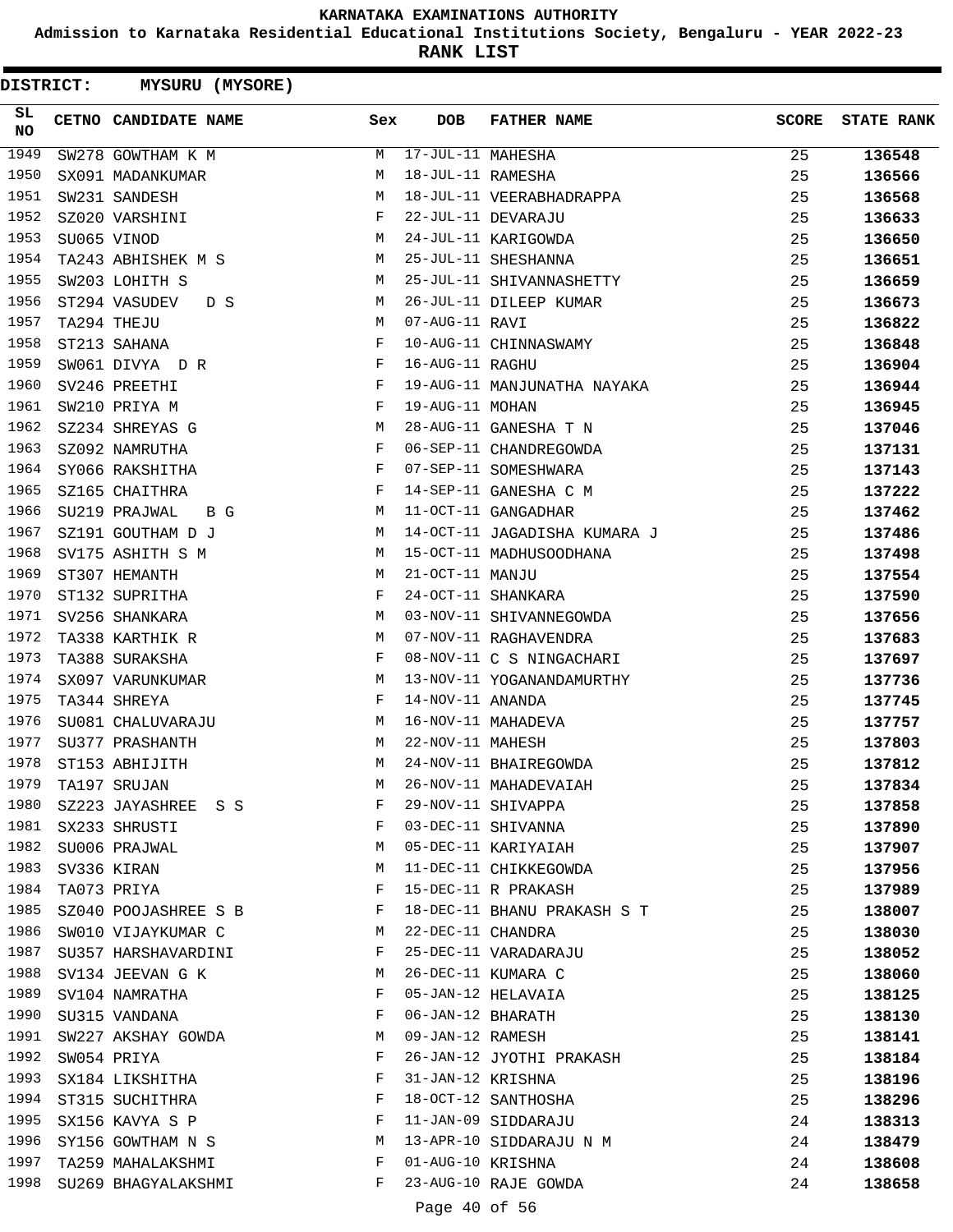# KARNATAKA EXAMINATIONS AUTHORITY

**Admission to Karnataka Residential Educational Institutions Society, Bengaluru - YEAR 2022-23**

**RANK LIST**

**DISTRICT: MYSURU (MYSORE)**

| SL NO | CETNO | CANDIDATE NAME | Sex | DOB | FATHER NAME | SCORE | STATE RANK |
|---|---|---|---|---|---|---|---|
| 1949 | SW278 | GOWTHAM K M | M | 17-JUL-11 | MAHESHA | 25 | 136548 |
| 1950 | SX091 | MADANKUMAR | M | 18-JUL-11 | RAMESHA | 25 | 136566 |
| 1951 | SW231 | SANDESH | M | 18-JUL-11 | VEERABHADRAPPA | 25 | 136568 |
| 1952 | SZ020 | VARSHINI | F | 22-JUL-11 | DEVARAJU | 25 | 136633 |
| 1953 | SU065 | VINOD | M | 24-JUL-11 | KARIGOWDA | 25 | 136650 |
| 1954 | TA243 | ABHISHEK M S | M | 25-JUL-11 | SHESHANNA | 25 | 136651 |
| 1955 | SW203 | LOHITH S | M | 25-JUL-11 | SHIVANNASHETTY | 25 | 136659 |
| 1956 | ST294 | VASUDEV D S | M | 26-JUL-11 | DILEEP KUMAR | 25 | 136673 |
| 1957 | TA294 | THEJU | M | 07-AUG-11 | RAVI | 25 | 136822 |
| 1958 | ST213 | SAHANA | F | 10-AUG-11 | CHINNASWAMY | 25 | 136848 |
| 1959 | SW061 | DIVYA D R | F | 16-AUG-11 | RAGHU | 25 | 136904 |
| 1960 | SV246 | PREETHI | F | 19-AUG-11 | MANJUNATHA NAYAKA | 25 | 136944 |
| 1961 | SW210 | PRIYA M | F | 19-AUG-11 | MOHAN | 25 | 136945 |
| 1962 | SZ234 | SHREYAS G | M | 28-AUG-11 | GANESHA T N | 25 | 137046 |
| 1963 | SZ092 | NAMRUTHA | F | 06-SEP-11 | CHANDREGOWDA | 25 | 137131 |
| 1964 | SY066 | RAKSHITHA | F | 07-SEP-11 | SOMESHWARA | 25 | 137143 |
| 1965 | SZ165 | CHAITHRA | F | 14-SEP-11 | GANESHA C M | 25 | 137222 |
| 1966 | SU219 | PRAJWAL B G | M | 11-OCT-11 | GANGADHAR | 25 | 137462 |
| 1967 | SZ191 | GOUTHAM D J | M | 14-OCT-11 | JAGADISHA KUMARA J | 25 | 137486 |
| 1968 | SV175 | ASHITH S M | M | 15-OCT-11 | MADHUSOODHANA | 25 | 137498 |
| 1969 | ST307 | HEMANTH | M | 21-OCT-11 | MANJU | 25 | 137554 |
| 1970 | ST132 | SUPRITHA | F | 24-OCT-11 | SHANKARA | 25 | 137590 |
| 1971 | SV256 | SHANKARA | M | 03-NOV-11 | SHIVANNEGOWDA | 25 | 137656 |
| 1972 | TA338 | KARTHIK R | M | 07-NOV-11 | RAGHAVENDRA | 25 | 137683 |
| 1973 | TA388 | SURAKSHA | F | 08-NOV-11 | C S NINGACHARI | 25 | 137697 |
| 1974 | SX097 | VARUNKUMAR | M | 13-NOV-11 | YOGANANDAMURTHY | 25 | 137736 |
| 1975 | TA344 | SHREYA | F | 14-NOV-11 | ANANDA | 25 | 137745 |
| 1976 | SU081 | CHALUVARAJU | M | 16-NOV-11 | MAHADEVA | 25 | 137757 |
| 1977 | SU377 | PRASHANTH | M | 22-NOV-11 | MAHESH | 25 | 137803 |
| 1978 | ST153 | ABHIJITH | M | 24-NOV-11 | BHAIREGOWDA | 25 | 137812 |
| 1979 | TA197 | SRUJAN | M | 26-NOV-11 | MAHADEVAIAH | 25 | 137834 |
| 1980 | SZ223 | JAYASHREE S S | F | 29-NOV-11 | SHIVAPPA | 25 | 137858 |
| 1981 | SX233 | SHRUSTI | F | 03-DEC-11 | SHIVANNA | 25 | 137890 |
| 1982 | SU006 | PRAJWAL | M | 05-DEC-11 | KARIYAIAH | 25 | 137907 |
| 1983 | SV336 | KIRAN | M | 11-DEC-11 | CHIKKEGOWDA | 25 | 137956 |
| 1984 | TA073 | PRIYA | F | 15-DEC-11 | R PRAKASH | 25 | 137989 |
| 1985 | SZ040 | POOJASHREE S B | F | 18-DEC-11 | BHANU PRAKASH S T | 25 | 138007 |
| 1986 | SW010 | VIJAYKUMAR C | M | 22-DEC-11 | CHANDRA | 25 | 138030 |
| 1987 | SU357 | HARSHAVARDINI | F | 25-DEC-11 | VARADARAJU | 25 | 138052 |
| 1988 | SV134 | JEEVAN G K | M | 26-DEC-11 | KUMARA C | 25 | 138060 |
| 1989 | SV104 | NAMRATHA | F | 05-JAN-12 | HELAVAIA | 25 | 138125 |
| 1990 | SU315 | VANDANA | F | 06-JAN-12 | BHARATH | 25 | 138130 |
| 1991 | SW227 | AKSHAY GOWDA | M | 09-JAN-12 | RAMESH | 25 | 138141 |
| 1992 | SW054 | PRIYA | F | 26-JAN-12 | JYOTHI PRAKASH | 25 | 138184 |
| 1993 | SX184 | LIKSHITHA | F | 31-JAN-12 | KRISHNA | 25 | 138196 |
| 1994 | ST315 | SUCHITHRA | F | 18-OCT-12 | SANTHOSHA | 25 | 138296 |
| 1995 | SX156 | KAVYA S P | F | 11-JAN-09 | SIDDARAJU | 24 | 138313 |
| 1996 | SY156 | GOWTHAM N S | M | 13-APR-10 | SIDDARAJU N M | 24 | 138479 |
| 1997 | TA259 | MAHALAKSHMI | F | 01-AUG-10 | KRISHNA | 24 | 138608 |
| 1998 | SU269 | BHAGYALAKSHMI | F | 23-AUG-10 | RAJE GOWDA | 24 | 138658 |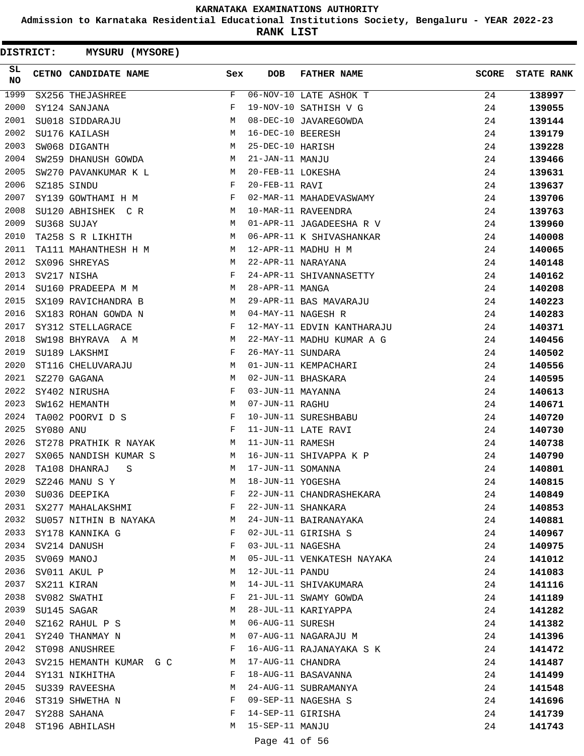KARNATAKA EXAMINATIONS AUTHORITY

Admission to Karnataka Residential Educational Institutions Society, Bengaluru - YEAR 2022-23

RANK LIST

DISTRICT: MYSURU (MYSORE)

| SL NO | CETNO | CANDIDATE NAME | Sex | DOB | FATHER NAME | SCORE | STATE RANK |
|---|---|---|---|---|---|---|---|
| 1999 | SX256 | THEJASHREE | F | 06-NOV-10 | LATE ASHOK T | 24 | **138997** |
| 2000 | SY124 | SANJANA | F | 19-NOV-10 | SATHISH V G | 24 | **139055** |
| 2001 | SU018 | SIDDARAJU | M | 08-DEC-10 | JAVAREGOWDA | 24 | **139144** |
| 2002 | SU176 | KAILASH | M | 16-DEC-10 | BEERESH | 24 | **139179** |
| 2003 | SW068 | DIGANTH | M | 25-DEC-10 | HARISH | 24 | **139228** |
| 2004 | SW259 | DHANUSH GOWDA | M | 21-JAN-11 | MANJU | 24 | **139466** |
| 2005 | SW270 | PAVANKUMAR K L | M | 20-FEB-11 | LOKESHA | 24 | **139631** |
| 2006 | SZ185 | SINDU | F | 20-FEB-11 | RAVI | 24 | **139637** |
| 2007 | SY139 | GOWTHAMI H M | F | 02-MAR-11 | MAHADEVASWAMY | 24 | **139706** |
| 2008 | SU120 | ABHISHEK C R | M | 10-MAR-11 | RAVEENDRA | 24 | **139763** |
| 2009 | SU368 | SUJAY | M | 01-APR-11 | JAGADEESHA R V | 24 | **139960** |
| 2010 | TA258 | S R LIKHITH | M | 06-APR-11 | K SHIVASHANKAR | 24 | **140008** |
| 2011 | TA111 | MAHANTHESH H M | M | 12-APR-11 | MADHU H M | 24 | **140065** |
| 2012 | SX096 | SHREYAS | M | 22-APR-11 | NARAYANA | 24 | **140148** |
| 2013 | SV217 | NISHA | F | 24-APR-11 | SHIVANNASETTY | 24 | **140162** |
| 2014 | SU160 | PRADEEPA M M | M | 28-APR-11 | MANGA | 24 | **140208** |
| 2015 | SX109 | RAVICHANDRA B | M | 29-APR-11 | BAS MAVARAJU | 24 | **140223** |
| 2016 | SX183 | ROHAN GOWDA N | M | 04-MAY-11 | NAGESH R | 24 | **140283** |
| 2017 | SY312 | STELLAGRACE | F | 12-MAY-11 | EDVIN KANTHARAJU | 24 | **140371** |
| 2018 | SW198 | BHYRAVA A M | M | 22-MAY-11 | MADHU KUMAR A G | 24 | **140456** |
| 2019 | SU189 | LAKSHMI | F | 26-MAY-11 | SUNDARA | 24 | **140502** |
| 2020 | ST116 | CHELUVARAJU | M | 01-JUN-11 | KEMPACHARI | 24 | **140556** |
| 2021 | SZ270 | GAGANA | M | 02-JUN-11 | BHASKARA | 24 | **140595** |
| 2022 | SY402 | NIRUSHA | F | 03-JUN-11 | MAYANNA | 24 | **140613** |
| 2023 | SW162 | HEMANTH | M | 07-JUN-11 | RAGHU | 24 | **140671** |
| 2024 | TA002 | POORVI D S | F | 10-JUN-11 | SURESHBABU | 24 | **140720** |
| 2025 | SY080 | ANU | F | 11-JUN-11 | LATE RAVI | 24 | **140730** |
| 2026 | ST278 | PRATHIK R NAYAK | M | 11-JUN-11 | RAMESH | 24 | **140738** |
| 2027 | SX065 | NANDISH KUMAR S | M | 16-JUN-11 | SHIVAPPA K P | 24 | **140790** |
| 2028 | TA108 | DHANRAJ S | M | 17-JUN-11 | SOMANNA | 24 | **140801** |
| 2029 | SZ246 | MANU S Y | M | 18-JUN-11 | YOGESHA | 24 | **140815** |
| 2030 | SU036 | DEEPIKA | F | 22-JUN-11 | CHANDRASHEKARA | 24 | **140849** |
| 2031 | SX277 | MAHALAKSHMI | F | 22-JUN-11 | SHANKARA | 24 | **140853** |
| 2032 | SU057 | NITHIN B NAYAKA | M | 24-JUN-11 | BAIRANAYAKA | 24 | **140881** |
| 2033 | SY178 | KANNIKA G | F | 02-JUL-11 | GIRISHA S | 24 | **140967** |
| 2034 | SV214 | DANUSH | F | 03-JUL-11 | NAGESHA | 24 | **140975** |
| 2035 | SV069 | MANOJ | M | 05-JUL-11 | VENKATESH NAYAKA | 24 | **141012** |
| 2036 | SV011 | AKUL P | M | 12-JUL-11 | PANDU | 24 | **141083** |
| 2037 | SX211 | KIRAN | M | 14-JUL-11 | SHIVAKUMARA | 24 | **141116** |
| 2038 | SV082 | SWATHI | F | 21-JUL-11 | SWAMY GOWDA | 24 | **141189** |
| 2039 | SU145 | SAGAR | M | 28-JUL-11 | KARIYAPPA | 24 | **141282** |
| 2040 | SZ162 | RAHUL P S | M | 06-AUG-11 | SURESH | 24 | **141382** |
| 2041 | SY240 | THANMAY N | M | 07-AUG-11 | NAGARAJU M | 24 | **141396** |
| 2042 | ST098 | ANUSHREE | F | 16-AUG-11 | RAJANAYAKA S K | 24 | **141472** |
| 2043 | SV215 | HEMANTH KUMAR G C | M | 17-AUG-11 | CHANDRA | 24 | **141487** |
| 2044 | SY131 | NIKHITHA | F | 18-AUG-11 | BASAVANNA | 24 | **141499** |
| 2045 | SU339 | RAVEESHA | M | 24-AUG-11 | SUBRAMANYA | 24 | **141548** |
| 2046 | ST319 | SHWETHA N | F | 09-SEP-11 | NAGESHA S | 24 | **141696** |
| 2047 | SY288 | SAHANA | F | 14-SEP-11 | GIRISHA | 24 | **141739** |
| 2048 | ST196 | ABHILASH | M | 15-SEP-11 | MANJU | 24 | **141743** |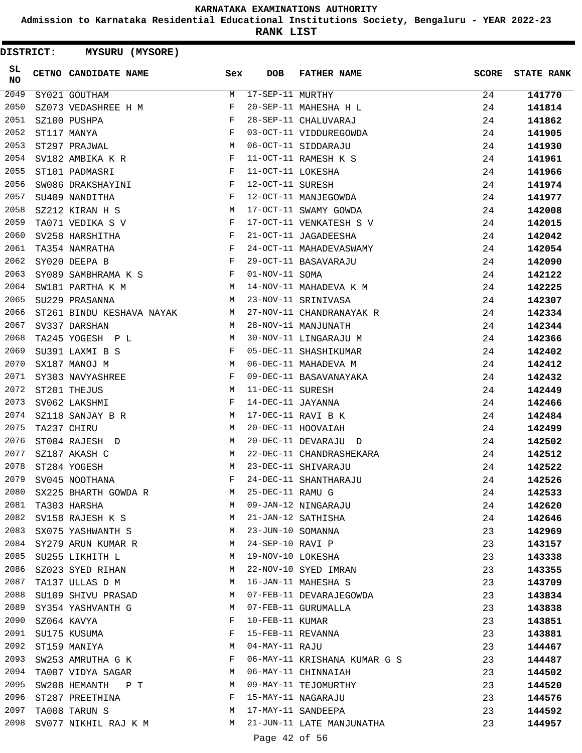KARNATAKA EXAMINATIONS AUTHORITY

Admission to Karnataka Residential Educational Institutions Society, Bengaluru - YEAR 2022-23

**RANK LIST**

**DISTRICT: MYSURU (MYSORE)**

| SL NO | CETNO | CANDIDATE NAME | Sex | DOB | FATHER NAME | SCORE | STATE RANK |
|---|---|---|---|---|---|---|---|
| 2049 | SY021 | GOUTHAM | M | 17-SEP-11 | MURTHY | 24 | **141770** |
| 2050 | SZ073 | VEDASHREE H M | F | 20-SEP-11 | MAHESHA H L | 24 | **141814** |
| 2051 | SZ100 | PUSHPA | F | 28-SEP-11 | CHALUVARAJ | 24 | **141862** |
| 2052 | ST117 | MANYA | F | 03-OCT-11 | VIDDUREGOWDA | 24 | **141905** |
| 2053 | ST297 | PRAJWAL | M | 06-OCT-11 | SIDDARAJU | 24 | **141930** |
| 2054 | SV182 | AMBIKA K R | F | 11-OCT-11 | RAMESH K S | 24 | **141961** |
| 2055 | ST101 | PADMASRI | F | 11-OCT-11 | LOKESHA | 24 | **141966** |
| 2056 | SW086 | DRAKSHAYINI | F | 12-OCT-11 | SURESH | 24 | **141974** |
| 2057 | SU409 | NANDITHA | F | 12-OCT-11 | MANJEGOWDA | 24 | **141977** |
| 2058 | SZ212 | KIRAN H S | M | 17-OCT-11 | SWAMY GOWDA | 24 | **142008** |
| 2059 | TA071 | VEDIKA S V | F | 17-OCT-11 | VENKATESH S V | 24 | **142015** |
| 2060 | SV258 | HARSHITHA | F | 21-OCT-11 | JAGADEESHA | 24 | **142042** |
| 2061 | TA354 | NAMRATHA | F | 24-OCT-11 | MAHADEVASWAMY | 24 | **142054** |
| 2062 | SY020 | DEEPA B | F | 29-OCT-11 | BASAVARAJU | 24 | **142090** |
| 2063 | SY089 | SAMBHRAMA K S | F | 01-NOV-11 | SOMA | 24 | **142122** |
| 2064 | SW181 | PARTHA K M | M | 14-NOV-11 | MAHADEVA K M | 24 | **142225** |
| 2065 | SU229 | PRASANNA | M | 23-NOV-11 | SRINIVASA | 24 | **142307** |
| 2066 | ST261 | BINDU KESHAVA NAYAK | M | 27-NOV-11 | CHANDRANAYAK R | 24 | **142334** |
| 2067 | SV337 | DARSHAN | M | 28-NOV-11 | MANJUNATH | 24 | **142344** |
| 2068 | TA245 | YOGESH P L | M | 30-NOV-11 | LINGARAJU M | 24 | **142366** |
| 2069 | SU391 | LAXMI B S | F | 05-DEC-11 | SHASHIKUMAR | 24 | **142402** |
| 2070 | SX187 | MANOJ M | M | 06-DEC-11 | MAHADEVA M | 24 | **142412** |
| 2071 | SY303 | NAVYASHREE | F | 09-DEC-11 | BASAVANAYAKA | 24 | **142432** |
| 2072 | ST201 | THEJUS | M | 11-DEC-11 | SURESH | 24 | **142449** |
| 2073 | SV062 | LAKSHMI | F | 14-DEC-11 | JAYANNA | 24 | **142466** |
| 2074 | SZ118 | SANJAY B R | M | 17-DEC-11 | RAVI B K | 24 | **142484** |
| 2075 | TA237 | CHIRU | M | 20-DEC-11 | HOOVAIAH | 24 | **142499** |
| 2076 | ST004 | RAJESH D | M | 20-DEC-11 | DEVARAJU D | 24 | **142502** |
| 2077 | SZ187 | AKASH C | M | 22-DEC-11 | CHANDRASHEKARA | 24 | **142512** |
| 2078 | ST284 | YOGESH | M | 23-DEC-11 | SHIVARAJU | 24 | **142522** |
| 2079 | SV045 | NOOTHANA | F | 24-DEC-11 | SHANTHARAJU | 24 | **142526** |
| 2080 | SX225 | BHARTH GOWDA R | M | 25-DEC-11 | RAMU G | 24 | **142533** |
| 2081 | TA303 | HARSHA | M | 09-JAN-12 | NINGARAJU | 24 | **142620** |
| 2082 | SV158 | RAJESH K S | M | 21-JAN-12 | SATHISHA | 24 | **142646** |
| 2083 | SX075 | YASHWANTH S | M | 23-JUN-10 | SOMANNA | 23 | **142969** |
| 2084 | SY279 | ARUN KUMAR R | M | 24-SEP-10 | RAVI P | 23 | **143157** |
| 2085 | SU255 | LIKHITH L | M | 19-NOV-10 | LOKESHA | 23 | **143338** |
| 2086 | SZ023 | SYED RIHAN | M | 22-NOV-10 | SYED IMRAN | 23 | **143355** |
| 2087 | TA137 | ULLAS D M | M | 16-JAN-11 | MAHESHA S | 23 | **143709** |
| 2088 | SU109 | SHIVU PRASAD | M | 07-FEB-11 | DEVARAJEGOWDA | 23 | **143834** |
| 2089 | SY354 | YASHVANTH G | M | 07-FEB-11 | GURUMALLA | 23 | **143838** |
| 2090 | SZ064 | KAVYA | F | 10-FEB-11 | KUMAR | 23 | **143851** |
| 2091 | SU175 | KUSUMA | F | 15-FEB-11 | REVANNA | 23 | **143881** |
| 2092 | ST159 | MANIYA | M | 04-MAY-11 | RAJU | 23 | **144467** |
| 2093 | SW253 | AMRUTHA G K | F | 06-MAY-11 | KRISHANA KUMAR G S | 23 | **144487** |
| 2094 | TA007 | VIDYA SAGAR | M | 06-MAY-11 | CHINNAIAH | 23 | **144502** |
| 2095 | SW208 | HEMANTH P T | M | 09-MAY-11 | TEJOMURTHY | 23 | **144520** |
| 2096 | ST287 | PREETHINA | F | 15-MAY-11 | NAGARAJU | 23 | **144576** |
| 2097 | TA008 | TARUN S | M | 17-MAY-11 | SANDEEPA | 23 | **144592** |
| 2098 | SV077 | NIKHIL RAJ K M | M | 21-JUN-11 | LATE MANJUNATHA | 23 | **144957** |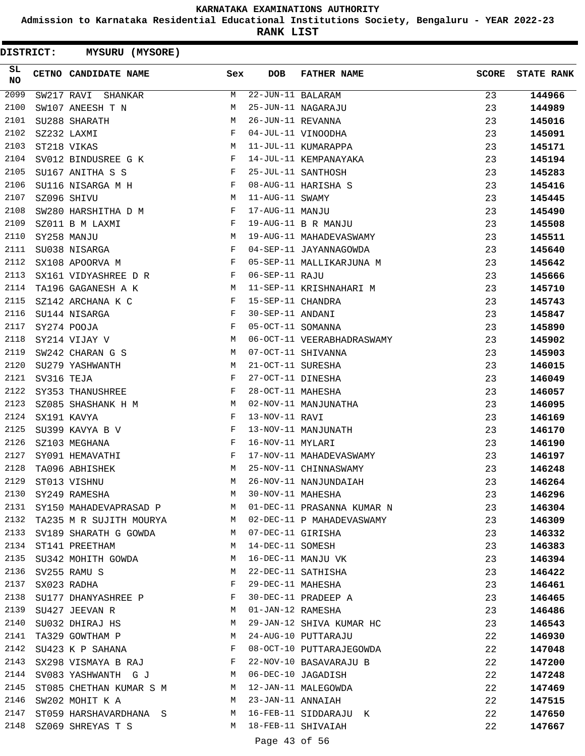# KARNATAKA EXAMINATIONS AUTHORITY

**Admission to Karnataka Residential Educational Institutions Society, Bengaluru - YEAR 2022-23**

**RANK LIST**

**DISTRICT: MYSURU (MYSORE)**

| SL NO | CETNO | CANDIDATE NAME | Sex | DOB | FATHER NAME | SCORE | STATE RANK |
|---|---|---|---|---|---|---|---|
| 2099 | SW217 | RAVI SHANKAR | M | 22-JUN-11 | BALARAM | 23 | 144966 |
| 2100 | SW107 | ANEESH T N | M | 25-JUN-11 | NAGARAJU | 23 | 144989 |
| 2101 | SU288 | SHARATH | M | 26-JUN-11 | REVANNA | 23 | 145016 |
| 2102 | SZ232 | LAXMI | F | 04-JUL-11 | VINOODHA | 23 | 145091 |
| 2103 | ST218 | VIKAS | M | 11-JUL-11 | KUMARAPPA | 23 | 145171 |
| 2104 | SV012 | BINDUSREE G K | F | 14-JUL-11 | KEMPANAYAKA | 23 | 145194 |
| 2105 | SU167 | ANITHA S S | F | 25-JUL-11 | SANTHOSH | 23 | 145283 |
| 2106 | SU116 | NISARGA M H | F | 08-AUG-11 | HARISHA S | 23 | 145416 |
| 2107 | SZ096 | SHIVU | M | 11-AUG-11 | SWAMY | 23 | 145445 |
| 2108 | SW280 | HARSHITHA D M | F | 17-AUG-11 | MANJU | 23 | 145490 |
| 2109 | SZ011 | B M LAXMI | F | 19-AUG-11 | B R MANJU | 23 | 145508 |
| 2110 | SY258 | MANJU | M | 19-AUG-11 | MAHADEVASWAMY | 23 | 145511 |
| 2111 | SU038 | NISARGA | F | 04-SEP-11 | JAYANNAGOWDA | 23 | 145640 |
| 2112 | SX108 | APOORVA M | F | 05-SEP-11 | MALLIKARJUNA M | 23 | 145642 |
| 2113 | SX161 | VIDYASHREE D R | F | 06-SEP-11 | RAJU | 23 | 145666 |
| 2114 | TA196 | GAGANESH A K | M | 11-SEP-11 | KRISHNAHARI M | 23 | 145710 |
| 2115 | SZ142 | ARCHANA K C | F | 15-SEP-11 | CHANDRA | 23 | 145743 |
| 2116 | SU144 | NISARGA | F | 30-SEP-11 | ANDANI | 23 | 145847 |
| 2117 | SY274 | POOJA | F | 05-OCT-11 | SOMANNA | 23 | 145890 |
| 2118 | SY214 | VIJAY V | M | 06-OCT-11 | VEERABHADRASWAMY | 23 | 145902 |
| 2119 | SW242 | CHARAN G S | M | 07-OCT-11 | SHIVANNA | 23 | 145903 |
| 2120 | SU279 | YASHWANTH | M | 21-OCT-11 | SURESHA | 23 | 146015 |
| 2121 | SV316 | TEJA | F | 27-OCT-11 | DINESHA | 23 | 146049 |
| 2122 | SY353 | THANUSHREE | F | 28-OCT-11 | MAHESHA | 23 | 146057 |
| 2123 | SZ085 | SHASHANK H M | M | 02-NOV-11 | MANJUNATHA | 23 | 146095 |
| 2124 | SX191 | KAVYA | F | 13-NOV-11 | RAVI | 23 | 146169 |
| 2125 | SU399 | KAVYA B V | F | 13-NOV-11 | MANJUNATH | 23 | 146170 |
| 2126 | SZ103 | MEGHANA | F | 16-NOV-11 | MYLARI | 23 | 146190 |
| 2127 | SY091 | HEMAVATHI | F | 17-NOV-11 | MAHADEVASWAMY | 23 | 146197 |
| 2128 | TA096 | ABHISHEK | M | 25-NOV-11 | CHINNASWAMY | 23 | 146248 |
| 2129 | ST013 | VISHNU | M | 26-NOV-11 | NANJUNDAIAH | 23 | 146264 |
| 2130 | SY249 | RAMESHA | M | 30-NOV-11 | MAHESHA | 23 | 146296 |
| 2131 | SY150 | MAHADEVAPRASAD P | M | 01-DEC-11 | PRASANNA KUMAR N | 23 | 146304 |
| 2132 | TA235 | M R SUJITH MOURYA | M | 02-DEC-11 | P MAHADEVASWAMY | 23 | 146309 |
| 2133 | SV189 | SHARATH G GOWDA | M | 07-DEC-11 | GIRISHA | 23 | 146332 |
| 2134 | ST141 | PREETHAM | M | 14-DEC-11 | SOMESH | 23 | 146383 |
| 2135 | SU342 | MOHITH GOWDA | M | 16-DEC-11 | MANJU VK | 23 | 146394 |
| 2136 | SV255 | RAMU S | M | 22-DEC-11 | SATHISHA | 23 | 146422 |
| 2137 | SX023 | RADHA | F | 29-DEC-11 | MAHESHA | 23 | 146461 |
| 2138 | SU177 | DHANYASHREE P | F | 30-DEC-11 | PRADEEP A | 23 | 146465 |
| 2139 | SU427 | JEEVAN R | M | 01-JAN-12 | RAMESHA | 23 | 146486 |
| 2140 | SU032 | DHIRAJ HS | M | 29-JAN-12 | SHIVA KUMAR HC | 23 | 146543 |
| 2141 | TA329 | GOWTHAM P | M | 24-AUG-10 | PUTTARAJU | 22 | 146930 |
| 2142 | SU423 | K P SAHANA | F | 08-OCT-10 | PUTTARAJEGOWDA | 22 | 147048 |
| 2143 | SX298 | VISMAYA B RAJ | F | 22-NOV-10 | BASAVARAJU B | 22 | 147200 |
| 2144 | SV083 | YASHWANTH G J | M | 06-DEC-10 | JAGADISH | 22 | 147248 |
| 2145 | ST085 | CHETHAN KUMAR S M | M | 12-JAN-11 | MALEGOWDA | 22 | 147469 |
| 2146 | SW202 | MOHIT K A | M | 23-JAN-11 | ANNAIAH | 22 | 147515 |
| 2147 | ST059 | HARSHAVARDHANA S | M | 16-FEB-11 | SIDDARAJU K | 22 | 147650 |
| 2148 | SZ069 | SHREYAS T S | M | 18-FEB-11 | SHIVAIAH | 22 | 147667 |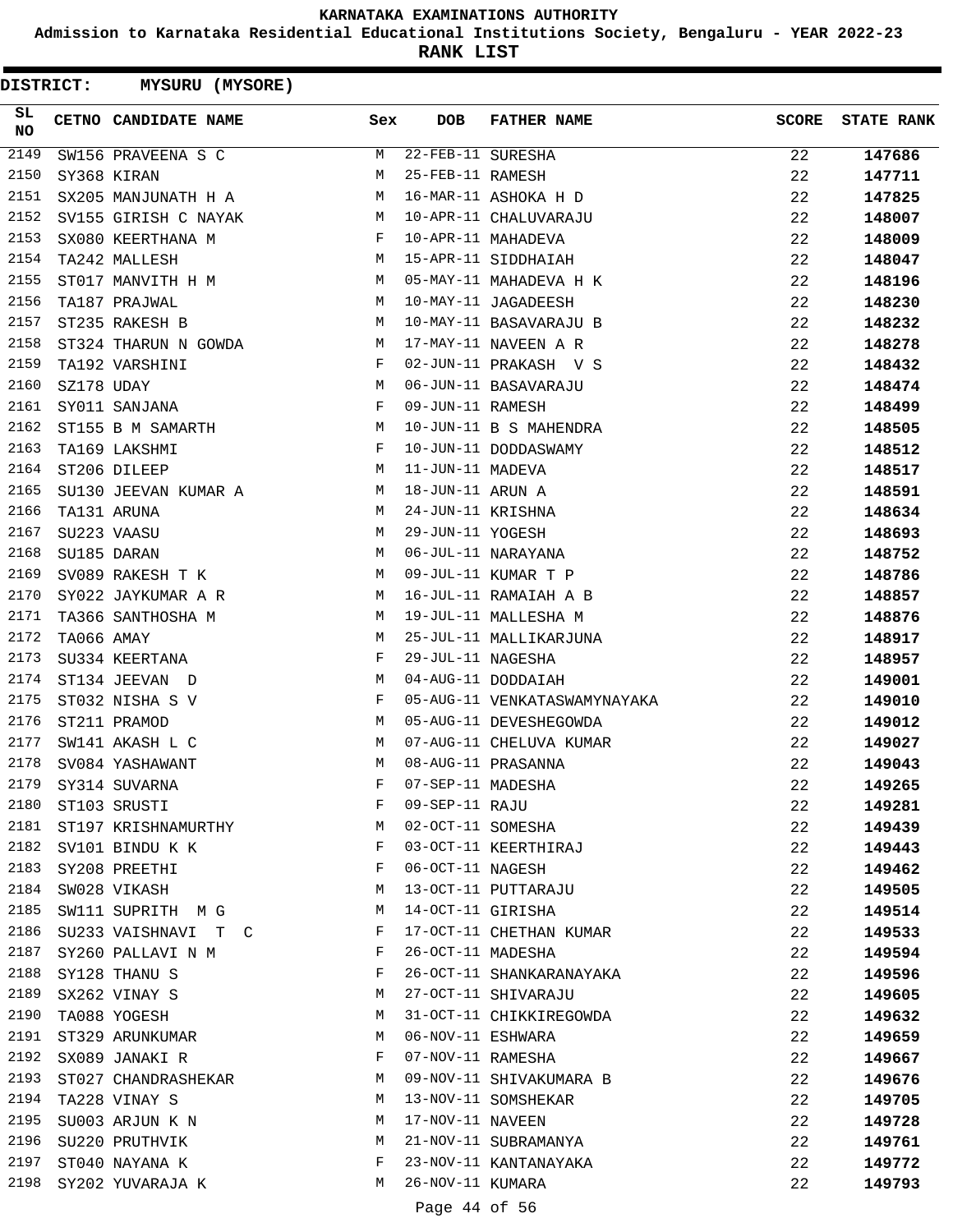KARNATAKA EXAMINATIONS AUTHORITY

Admission to Karnataka Residential Educational Institutions Society, Bengaluru - YEAR 2022-23

**RANK LIST**

**DISTRICT: MYSURU (MYSORE)**

| SL NO | CETNO | CANDIDATE NAME | Sex | DOB | FATHER NAME | SCORE | STATE RANK |
|---|---|---|---|---|---|---|---|
| 2149 | SW156 | PRAVEENA S C | M | 22-FEB-11 | SURESHA | 22 | **147686** |
| 2150 | SY368 | KIRAN | M | 25-FEB-11 | RAMESH | 22 | **147711** |
| 2151 | SX205 | MANJUNATH H A | M | 16-MAR-11 | ASHOKA H D | 22 | **147825** |
| 2152 | SV155 | GIRISH C NAYAK | M | 10-APR-11 | CHALUVARAJU | 22 | **148007** |
| 2153 | SX080 | KEERTHANA M | F | 10-APR-11 | MAHADEVA | 22 | **148009** |
| 2154 | TA242 | MALLESH | M | 15-APR-11 | SIDDHAIAH | 22 | **148047** |
| 2155 | ST017 | MANVITH H M | M | 05-MAY-11 | MAHADEVA H K | 22 | **148196** |
| 2156 | TA187 | PRAJWAL | M | 10-MAY-11 | JAGADEESH | 22 | **148230** |
| 2157 | ST235 | RAKESH B | M | 10-MAY-11 | BASAVARAJU B | 22 | **148232** |
| 2158 | ST324 | THARUN N GOWDA | M | 17-MAY-11 | NAVEEN A R | 22 | **148278** |
| 2159 | TA192 | VARSHINI | F | 02-JUN-11 | PRAKASH V S | 22 | **148432** |
| 2160 | SZ178 | UDAY | M | 06-JUN-11 | BASAVARAJU | 22 | **148474** |
| 2161 | SY011 | SANJANA | F | 09-JUN-11 | RAMESH | 22 | **148499** |
| 2162 | ST155 | B M SAMARTH | M | 10-JUN-11 | B S MAHENDRA | 22 | **148505** |
| 2163 | TA169 | LAKSHMI | F | 10-JUN-11 | DODDASWAMY | 22 | **148512** |
| 2164 | ST206 | DILEEP | M | 11-JUN-11 | MADEVA | 22 | **148517** |
| 2165 | SU130 | JEEVAN KUMAR A | M | 18-JUN-11 | ARUN A | 22 | **148591** |
| 2166 | TA131 | ARUNA | M | 24-JUN-11 | KRISHNA | 22 | **148634** |
| 2167 | SU223 | VAASU | M | 29-JUN-11 | YOGESH | 22 | **148693** |
| 2168 | SU185 | DARAN | M | 06-JUL-11 | NARAYANA | 22 | **148752** |
| 2169 | SV089 | RAKESH T K | M | 09-JUL-11 | KUMAR T P | 22 | **148786** |
| 2170 | SY022 | JAYKUMAR A R | M | 16-JUL-11 | RAMAIAH A B | 22 | **148857** |
| 2171 | TA366 | SANTHOSHA M | M | 19-JUL-11 | MALLESHA M | 22 | **148876** |
| 2172 | TA066 | AMAY | M | 25-JUL-11 | MALLIKARJUNA | 22 | **148917** |
| 2173 | SU334 | KEERTANA | F | 29-JUL-11 | NAGESHA | 22 | **148957** |
| 2174 | ST134 | JEEVAN D | M | 04-AUG-11 | DODDAIAH | 22 | **149001** |
| 2175 | ST032 | NISHA S V | F | 05-AUG-11 | VENKATASWAMYNAYAKA | 22 | **149010** |
| 2176 | ST211 | PRAMOD | M | 05-AUG-11 | DEVESHEGOWDA | 22 | **149012** |
| 2177 | SW141 | AKASH L C | M | 07-AUG-11 | CHELUVA KUMAR | 22 | **149027** |
| 2178 | SV084 | YASHAWANT | M | 08-AUG-11 | PRASANNA | 22 | **149043** |
| 2179 | SY314 | SUVARNA | F | 07-SEP-11 | MADESHA | 22 | **149265** |
| 2180 | ST103 | SRUSTI | F | 09-SEP-11 | RAJU | 22 | **149281** |
| 2181 | ST197 | KRISHNAMURTHY | M | 02-OCT-11 | SOMESHA | 22 | **149439** |
| 2182 | SV101 | BINDU K K | F | 03-OCT-11 | KEERTHIRAJ | 22 | **149443** |
| 2183 | SY208 | PREETHI | F | 06-OCT-11 | NAGESH | 22 | **149462** |
| 2184 | SW028 | VIKASH | M | 13-OCT-11 | PUTTARAJU | 22 | **149505** |
| 2185 | SW111 | SUPRITH M G | M | 14-OCT-11 | GIRISHA | 22 | **149514** |
| 2186 | SU233 | VAISHNAVI T C | F | 17-OCT-11 | CHETHAN KUMAR | 22 | **149533** |
| 2187 | SY260 | PALLAVI N M | F | 26-OCT-11 | MADESHA | 22 | **149594** |
| 2188 | SY128 | THANU S | F | 26-OCT-11 | SHANKARANAYAKA | 22 | **149596** |
| 2189 | SX262 | VINAY S | M | 27-OCT-11 | SHIVARAJU | 22 | **149605** |
| 2190 | TA088 | YOGESH | M | 31-OCT-11 | CHIKKIREGOWDA | 22 | **149632** |
| 2191 | ST329 | ARUNKUMAR | M | 06-NOV-11 | ESHWARA | 22 | **149659** |
| 2192 | SX089 | JANAKI R | F | 07-NOV-11 | RAMESHA | 22 | **149667** |
| 2193 | ST027 | CHANDRASHEKAR | M | 09-NOV-11 | SHIVAKUMARA B | 22 | **149676** |
| 2194 | TA228 | VINAY S | M | 13-NOV-11 | SOMSHEKAR | 22 | **149705** |
| 2195 | SU003 | ARJUN K N | M | 17-NOV-11 | NAVEEN | 22 | **149728** |
| 2196 | SU220 | PRUTHVIK | M | 21-NOV-11 | SUBRAMANYA | 22 | **149761** |
| 2197 | ST040 | NAYANA K | F | 23-NOV-11 | KANTANAYAKA | 22 | **149772** |
| 2198 | SY202 | YUVARAJA K | M | 26-NOV-11 | KUMARA | 22 | **149793** |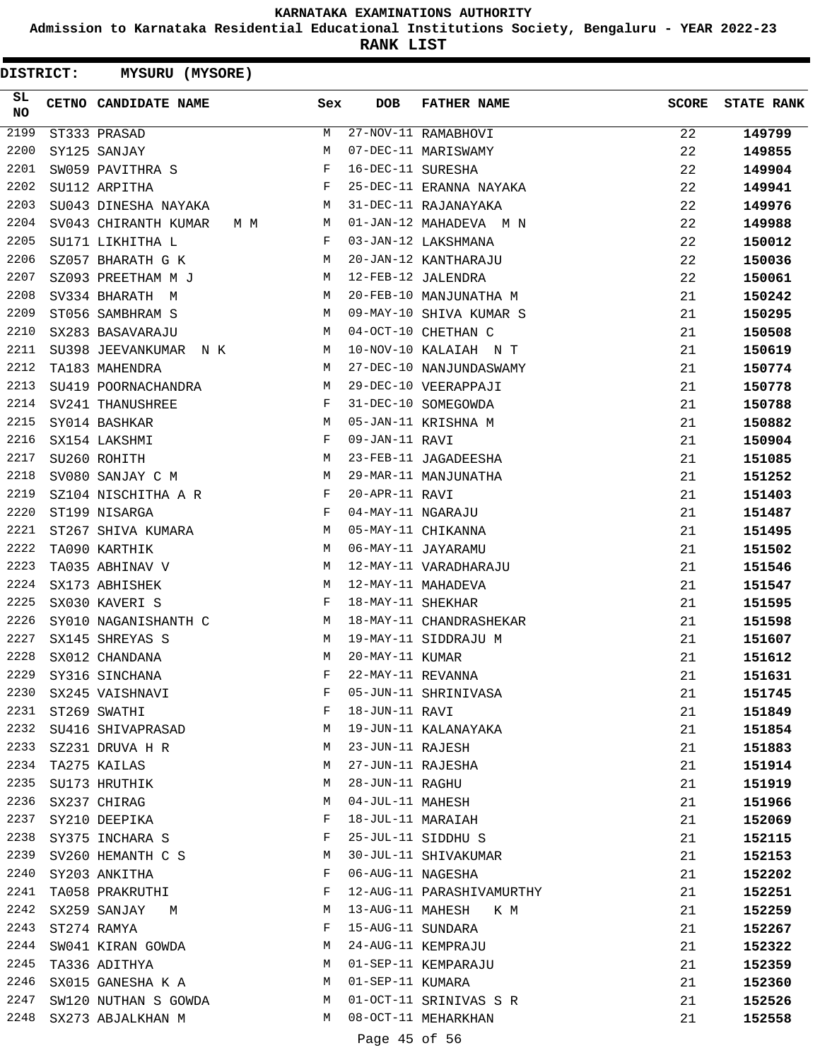KARNATAKA EXAMINATIONS AUTHORITY

Admission to Karnataka Residential Educational Institutions Society, Bengaluru - YEAR 2022-23

**RANK LIST**

**DISTRICT: MYSURU (MYSORE)**

| SL NO | CETNO | CANDIDATE NAME | Sex | DOB | FATHER NAME | SCORE | STATE RANK |
|---|---|---|---|---|---|---|---|
| 2199 | ST333 | PRASAD | M | 27-NOV-11 | RAMABHOVI | 22 | **149799** |
| 2200 | SY125 | SANJAY | M | 07-DEC-11 | MARISWAMY | 22 | **149855** |
| 2201 | SW059 | PAVITHRA S | F | 16-DEC-11 | SURESHA | 22 | **149904** |
| 2202 | SU112 | ARPITHA | F | 25-DEC-11 | ERANNA NAYAKA | 22 | **149941** |
| 2203 | SU043 | DINESHA NAYAKA | M | 31-DEC-11 | RAJANAYAKA | 22 | **149976** |
| 2204 | SV043 | CHIRANTH KUMAR M M | M | 01-JAN-12 | MAHADEVA M N | 22 | **149988** |
| 2205 | SU171 | LIKHITHA L | F | 03-JAN-12 | LAKSHMANA | 22 | **150012** |
| 2206 | SZ057 | BHARATH G K | M | 20-JAN-12 | KANTHARAJU | 22 | **150036** |
| 2207 | SZ093 | PREETHAM M J | M | 12-FEB-12 | JALENDRA | 22 | **150061** |
| 2208 | SV334 | BHARATH M | M | 20-FEB-10 | MANJUNATHA M | 21 | **150242** |
| 2209 | ST056 | SAMBHRAM S | M | 09-MAY-10 | SHIVA KUMAR S | 21 | **150295** |
| 2210 | SX283 | BASAVARAJU | M | 04-OCT-10 | CHETHAN C | 21 | **150508** |
| 2211 | SU398 | JEEVANKUMAR N K | M | 10-NOV-10 | KALAIAH N T | 21 | **150619** |
| 2212 | TA183 | MAHENDRA | M | 27-DEC-10 | NANJUNDASWAMY | 21 | **150774** |
| 2213 | SU419 | POORNACHANDRA | M | 29-DEC-10 | VEERAPPAJI | 21 | **150778** |
| 2214 | SV241 | THANUSHREE | F | 31-DEC-10 | SOMEGOWDA | 21 | **150788** |
| 2215 | SY014 | BASHKAR | M | 05-JAN-11 | KRISHNA M | 21 | **150882** |
| 2216 | SX154 | LAKSHMI | F | 09-JAN-11 | RAVI | 21 | **150904** |
| 2217 | SU260 | ROHITH | M | 23-FEB-11 | JAGADEESHA | 21 | **151085** |
| 2218 | SV080 | SANJAY C M | M | 29-MAR-11 | MANJUNATHA | 21 | **151252** |
| 2219 | SZ104 | NISCHITHA A R | F | 20-APR-11 | RAVI | 21 | **151403** |
| 2220 | ST199 | NISARGA | F | 04-MAY-11 | NGARAJU | 21 | **151487** |
| 2221 | ST267 | SHIVA KUMARA | M | 05-MAY-11 | CHIKANNA | 21 | **151495** |
| 2222 | TA090 | KARTHIK | M | 06-MAY-11 | JAYARAMU | 21 | **151502** |
| 2223 | TA035 | ABHINAV V | M | 12-MAY-11 | VARADHARAJU | 21 | **151546** |
| 2224 | SX173 | ABHISHEK | M | 12-MAY-11 | MAHADEVA | 21 | **151547** |
| 2225 | SX030 | KAVERI S | F | 18-MAY-11 | SHEKHAR | 21 | **151595** |
| 2226 | SY010 | NAGANISHANTH C | M | 18-MAY-11 | CHANDRASHEKAR | 21 | **151598** |
| 2227 | SX145 | SHREYAS S | M | 19-MAY-11 | SIDDRAJU M | 21 | **151607** |
| 2228 | SX012 | CHANDANA | M | 20-MAY-11 | KUMAR | 21 | **151612** |
| 2229 | SY316 | SINCHANA | F | 22-MAY-11 | REVANNA | 21 | **151631** |
| 2230 | SX245 | VAISHNAVI | F | 05-JUN-11 | SHRINIVASA | 21 | **151745** |
| 2231 | ST269 | SWATHI | F | 18-JUN-11 | RAVI | 21 | **151849** |
| 2232 | SU416 | SHIVAPRASAD | M | 19-JUN-11 | KALANAYAKA | 21 | **151854** |
| 2233 | SZ231 | DRUVA H R | M | 23-JUN-11 | RAJESH | 21 | **151883** |
| 2234 | TA275 | KAILAS | M | 27-JUN-11 | RAJESHA | 21 | **151914** |
| 2235 | SU173 | HRUTHIK | M | 28-JUN-11 | RAGHU | 21 | **151919** |
| 2236 | SX237 | CHIRAG | M | 04-JUL-11 | MAHESH | 21 | **151966** |
| 2237 | SY210 | DEEPIKA | F | 18-JUL-11 | MARAIAH | 21 | **152069** |
| 2238 | SY375 | INCHARA S | F | 25-JUL-11 | SIDDHU S | 21 | **152115** |
| 2239 | SV260 | HEMANTH C S | M | 30-JUL-11 | SHIVAKUMAR | 21 | **152153** |
| 2240 | SY203 | ANKITHA | F | 06-AUG-11 | NAGESHA | 21 | **152202** |
| 2241 | TA058 | PRAKRUTHI | F | 12-AUG-11 | PARASHIVAMURTHY | 21 | **152251** |
| 2242 | SX259 | SANJAY M | M | 13-AUG-11 | MAHESH K M | 21 | **152259** |
| 2243 | ST274 | RAMYA | F | 15-AUG-11 | SUNDARA | 21 | **152267** |
| 2244 | SW041 | KIRAN GOWDA | M | 24-AUG-11 | KEMPRAJU | 21 | **152322** |
| 2245 | TA336 | ADITHYA | M | 01-SEP-11 | KEMPARAJU | 21 | **152359** |
| 2246 | SX015 | GANESHA K A | M | 01-SEP-11 | KUMARA | 21 | **152360** |
| 2247 | SW120 | NUTHAN S GOWDA | M | 01-OCT-11 | SRINIVAS S R | 21 | **152526** |
| 2248 | SX273 | ABJALKHAN M | M | 08-OCT-11 | MEHARKHAN | 21 | **152558** |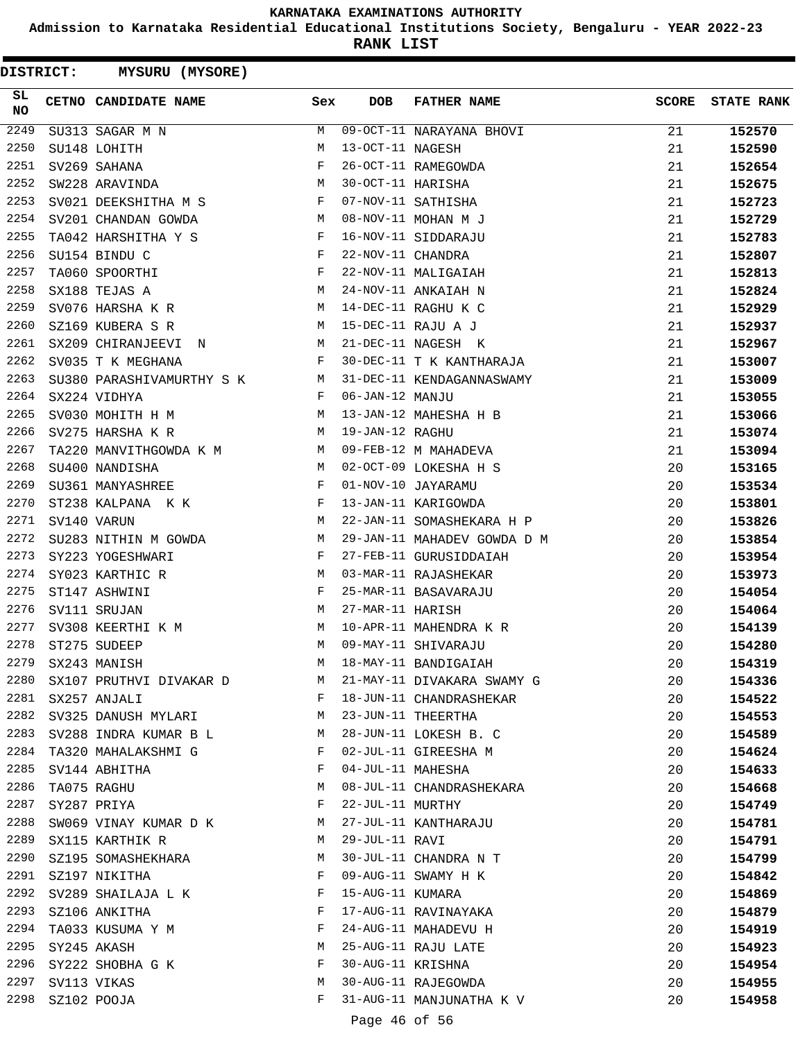# KARNATAKA EXAMINATIONS AUTHORITY

## Admission to Karnataka Residential Educational Institutions Society, Bengaluru - YEAR 2022-23

## RANK LIST

**DISTRICT: MYSURU (MYSORE)**

| SL NO | CETNO | CANDIDATE NAME | Sex | DOB | FATHER NAME | SCORE | STATE RANK |
|---|---|---|---|---|---|---|---|
| 2249 | SU313 | SAGAR M N | M | 09-OCT-11 | NARAYANA BHOVI | 21 | 152570 |
| 2250 | SU148 | LOHITH | M | 13-OCT-11 | NAGESH | 21 | 152590 |
| 2251 | SV269 | SAHANA | F | 26-OCT-11 | RAMEGOWDA | 21 | 152654 |
| 2252 | SW228 | ARAVINDA | M | 30-OCT-11 | HARISHA | 21 | 152675 |
| 2253 | SV021 | DEEKSHITHA M S | F | 07-NOV-11 | SATHISHA | 21 | 152723 |
| 2254 | SV201 | CHANDAN GOWDA | M | 08-NOV-11 | MOHAN M J | 21 | 152729 |
| 2255 | TA042 | HARSHITHA Y S | F | 16-NOV-11 | SIDDARAJU | 21 | 152783 |
| 2256 | SU154 | BINDU C | F | 22-NOV-11 | CHANDRA | 21 | 152807 |
| 2257 | TA060 | SPOORTHI | F | 22-NOV-11 | MALIGAIAH | 21 | 152813 |
| 2258 | SX188 | TEJAS A | M | 24-NOV-11 | ANKAIAH N | 21 | 152824 |
| 2259 | SV076 | HARSHA K R | M | 14-DEC-11 | RAGHU K C | 21 | 152929 |
| 2260 | SZ169 | KUBERA S R | M | 15-DEC-11 | RAJU A J | 21 | 152937 |
| 2261 | SX209 | CHIRANJEEVI N | M | 21-DEC-11 | NAGESH K | 21 | 152967 |
| 2262 | SV035 | T K MEGHANA | F | 30-DEC-11 | T K KANTHARAJA | 21 | 153007 |
| 2263 | SU380 | PARASHIVAMURTHY S K | M | 31-DEC-11 | KENDAGANNASWAMY | 21 | 153009 |
| 2264 | SX224 | VIDHYA | F | 06-JAN-12 | MANJU | 21 | 153055 |
| 2265 | SV030 | MOHITH H M | M | 13-JAN-12 | MAHESHA H B | 21 | 153066 |
| 2266 | SV275 | HARSHA K R | M | 19-JAN-12 | RAGHU | 21 | 153074 |
| 2267 | TA220 | MANVITHGOWDA K M | M | 09-FEB-12 | M MAHADEVA | 21 | 153094 |
| 2268 | SU400 | NANDISHA | M | 02-OCT-09 | LOKESHA H S | 20 | 153165 |
| 2269 | SU361 | MANYASHREE | F | 01-NOV-10 | JAYARAMU | 20 | 153534 |
| 2270 | ST238 | KALPANA K K | F | 13-JAN-11 | KARIGOWDA | 20 | 153801 |
| 2271 | SV140 | VARUN | M | 22-JAN-11 | SOMASHEKARA H P | 20 | 153826 |
| 2272 | SU283 | NITHIN M GOWDA | M | 29-JAN-11 | MAHADEV GOWDA D M | 20 | 153854 |
| 2273 | SY223 | YOGESHWARI | F | 27-FEB-11 | GURUSIDDAIAH | 20 | 153954 |
| 2274 | SY023 | KARTHIC R | M | 03-MAR-11 | RAJASHEKAR | 20 | 153973 |
| 2275 | ST147 | ASHWINI | F | 25-MAR-11 | BASAVARAJU | 20 | 154054 |
| 2276 | SV111 | SRUJAN | M | 27-MAR-11 | HARISH | 20 | 154064 |
| 2277 | SV308 | KEERTHI K M | M | 10-APR-11 | MAHENDRA K R | 20 | 154139 |
| 2278 | ST275 | SUDEEP | M | 09-MAY-11 | SHIVARAJU | 20 | 154280 |
| 2279 | SX243 | MANISH | M | 18-MAY-11 | BANDIGAIAH | 20 | 154319 |
| 2280 | SX107 | PRUTHVI DIVAKAR D | M | 21-MAY-11 | DIVAKARA SWAMY G | 20 | 154336 |
| 2281 | SX257 | ANJALI | F | 18-JUN-11 | CHANDRASHEKAR | 20 | 154522 |
| 2282 | SV325 | DANUSH MYLARI | M | 23-JUN-11 | THEERTHA | 20 | 154553 |
| 2283 | SV288 | INDRA KUMAR B L | M | 28-JUN-11 | LOKESH B. C | 20 | 154589 |
| 2284 | TA320 | MAHALAKSHMI G | F | 02-JUL-11 | GIREESHA M | 20 | 154624 |
| 2285 | SV144 | ABHITHA | F | 04-JUL-11 | MAHESHA | 20 | 154633 |
| 2286 | TA075 | RAGHU | M | 08-JUL-11 | CHANDRASHEKARA | 20 | 154668 |
| 2287 | SY287 | PRIYA | F | 22-JUL-11 | MURTHY | 20 | 154749 |
| 2288 | SW069 | VINAY KUMAR D K | M | 27-JUL-11 | KANTHARAJU | 20 | 154781 |
| 2289 | SX115 | KARTHIK R | M | 29-JUL-11 | RAVI | 20 | 154791 |
| 2290 | SZ195 | SOMASHEKHARA | M | 30-JUL-11 | CHANDRA N T | 20 | 154799 |
| 2291 | SZ197 | NIKITHA | F | 09-AUG-11 | SWAMY H K | 20 | 154842 |
| 2292 | SV289 | SHAILAJA L K | F | 15-AUG-11 | KUMARA | 20 | 154869 |
| 2293 | SZ106 | ANKITHA | F | 17-AUG-11 | RAVINAYAKA | 20 | 154879 |
| 2294 | TA033 | KUSUMA Y M | F | 24-AUG-11 | MAHADEVU H | 20 | 154919 |
| 2295 | SY245 | AKASH | M | 25-AUG-11 | RAJU LATE | 20 | 154923 |
| 2296 | SY222 | SHOBHA G K | F | 30-AUG-11 | KRISHNA | 20 | 154954 |
| 2297 | SV113 | VIKAS | M | 30-AUG-11 | RAJEGOWDA | 20 | 154955 |
| 2298 | SZ102 | POOJA | F | 31-AUG-11 | MANJUNATHA K V | 20 | 154958 |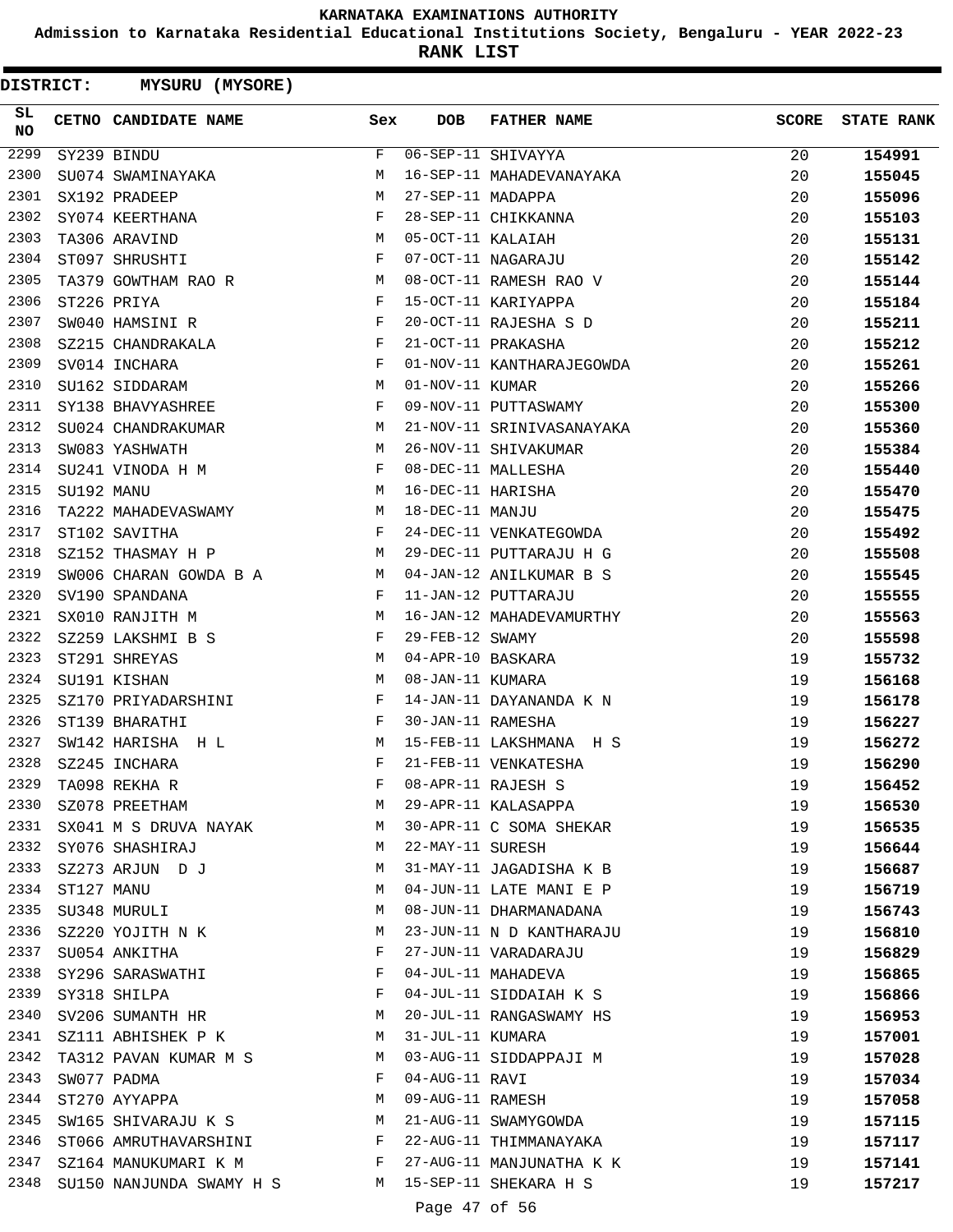KARNATAKA EXAMINATIONS AUTHORITY

Admission to Karnataka Residential Educational Institutions Society, Bengaluru - YEAR 2022-23

**RANK LIST**

**DISTRICT: MYSURU (MYSORE)**

| SL NO | CETNO | CANDIDATE NAME | Sex | DOB | FATHER NAME | SCORE | STATE RANK |
|---|---|---|---|---|---|---|---|
| 2299 | SY239 | BINDU | F | 06-SEP-11 | SHIVAYYA | 20 | 154991 |
| 2300 | SU074 | SWAMINAYAKA | M | 16-SEP-11 | MAHADEVANAYAKA | 20 | 155045 |
| 2301 | SX192 | PRADEEP | M | 27-SEP-11 | MADAPPA | 20 | 155096 |
| 2302 | SY074 | KEERTHANA | F | 28-SEP-11 | CHIKKANNA | 20 | 155103 |
| 2303 | TA306 | ARAVIND | M | 05-OCT-11 | KALAIAH | 20 | 155131 |
| 2304 | ST097 | SHRUSHTI | F | 07-OCT-11 | NAGARAJU | 20 | 155142 |
| 2305 | TA379 | GOWTHAM RAO R | M | 08-OCT-11 | RAMESH RAO V | 20 | 155144 |
| 2306 | ST226 | PRIYA | F | 15-OCT-11 | KARIYAPPA | 20 | 155184 |
| 2307 | SW040 | HAMSINI R | F | 20-OCT-11 | RAJESHA S D | 20 | 155211 |
| 2308 | SZ215 | CHANDRAKALA | F | 21-OCT-11 | PRAKASHA | 20 | 155212 |
| 2309 | SV014 | INCHARA | F | 01-NOV-11 | KANTHARAJEGOWDA | 20 | 155261 |
| 2310 | SU162 | SIDDARAM | M | 01-NOV-11 | KUMAR | 20 | 155266 |
| 2311 | SY138 | BHAVYASHREE | F | 09-NOV-11 | PUTTASWAMY | 20 | 155300 |
| 2312 | SU024 | CHANDRAKUMAR | M | 21-NOV-11 | SRINIVASANAYAKA | 20 | 155360 |
| 2313 | SW083 | YASHWATH | M | 26-NOV-11 | SHIVAKUMAR | 20 | 155384 |
| 2314 | SU241 | VINODA H M | F | 08-DEC-11 | MALLESHA | 20 | 155440 |
| 2315 | SU192 | MANU | M | 16-DEC-11 | HARISHA | 20 | 155470 |
| 2316 | TA222 | MAHADEVASWAMY | M | 18-DEC-11 | MANJU | 20 | 155475 |
| 2317 | ST102 | SAVITHA | F | 24-DEC-11 | VENKATEGOWDA | 20 | 155492 |
| 2318 | SZ152 | THASMAY H P | M | 29-DEC-11 | PUTTARAJU H G | 20 | 155508 |
| 2319 | SW006 | CHARAN GOWDA B A | M | 04-JAN-12 | ANILKUMAR B S | 20 | 155545 |
| 2320 | SV190 | SPANDANA | F | 11-JAN-12 | PUTTARAJU | 20 | 155555 |
| 2321 | SX010 | RANJITH M | M | 16-JAN-12 | MAHADEVAMURTHY | 20 | 155563 |
| 2322 | SZ259 | LAKSHMI B S | F | 29-FEB-12 | SWAMY | 20 | 155598 |
| 2323 | ST291 | SHREYAS | M | 04-APR-10 | BASKARA | 19 | 155732 |
| 2324 | SU191 | KISHAN | M | 08-JAN-11 | KUMARA | 19 | 156168 |
| 2325 | SZ170 | PRIYADARSHINI | F | 14-JAN-11 | DAYANANDA K N | 19 | 156178 |
| 2326 | ST139 | BHARATHI | F | 30-JAN-11 | RAMESHA | 19 | 156227 |
| 2327 | SW142 | HARISHA H L | M | 15-FEB-11 | LAKSHMANA H S | 19 | 156272 |
| 2328 | SZ245 | INCHARA | F | 21-FEB-11 | VENKATESHA | 19 | 156290 |
| 2329 | TA098 | REKHA R | F | 08-APR-11 | RAJESH S | 19 | 156452 |
| 2330 | SZ078 | PREETHAM | M | 29-APR-11 | KALASAPPA | 19 | 156530 |
| 2331 | SX041 | M S DRUVA NAYAK | M | 30-APR-11 | C SOMA SHEKAR | 19 | 156535 |
| 2332 | SY076 | SHASHIRAJ | M | 22-MAY-11 | SURESH | 19 | 156644 |
| 2333 | SZ273 | ARJUN D J | M | 31-MAY-11 | JAGADISHA K B | 19 | 156687 |
| 2334 | ST127 | MANU | M | 04-JUN-11 | LATE MANI E P | 19 | 156719 |
| 2335 | SU348 | MURULI | M | 08-JUN-11 | DHARMANADANA | 19 | 156743 |
| 2336 | SZ220 | YOJITH N K | M | 23-JUN-11 | N D KANTHARAJU | 19 | 156810 |
| 2337 | SU054 | ANKITHA | F | 27-JUN-11 | VARADARAJU | 19 | 156829 |
| 2338 | SY296 | SARASWATHI | F | 04-JUL-11 | MAHADEVA | 19 | 156865 |
| 2339 | SY318 | SHILPA | F | 04-JUL-11 | SIDDAIAH K S | 19 | 156866 |
| 2340 | SV206 | SUMANTH HR | M | 20-JUL-11 | RANGASWAMY HS | 19 | 156953 |
| 2341 | SZ111 | ABHISHEK P K | M | 31-JUL-11 | KUMARA | 19 | 157001 |
| 2342 | TA312 | PAVAN KUMAR M S | M | 03-AUG-11 | SIDDAPPAJI M | 19 | 157028 |
| 2343 | SW077 | PADMA | F | 04-AUG-11 | RAVI | 19 | 157034 |
| 2344 | ST270 | AYYAPPA | M | 09-AUG-11 | RAMESH | 19 | 157058 |
| 2345 | SW165 | SHIVARAJU K S | M | 21-AUG-11 | SWAMYGOWDA | 19 | 157115 |
| 2346 | ST066 | AMRUTHAVARSHINI | F | 22-AUG-11 | THIMMANAYAKA | 19 | 157117 |
| 2347 | SZ164 | MANUKUMARI K M | F | 27-AUG-11 | MANJUNATHA K K | 19 | 157141 |
| 2348 | SU150 | NANJUNDA SWAMY H S | M | 15-SEP-11 | SHEKARA H S | 19 | 157217 |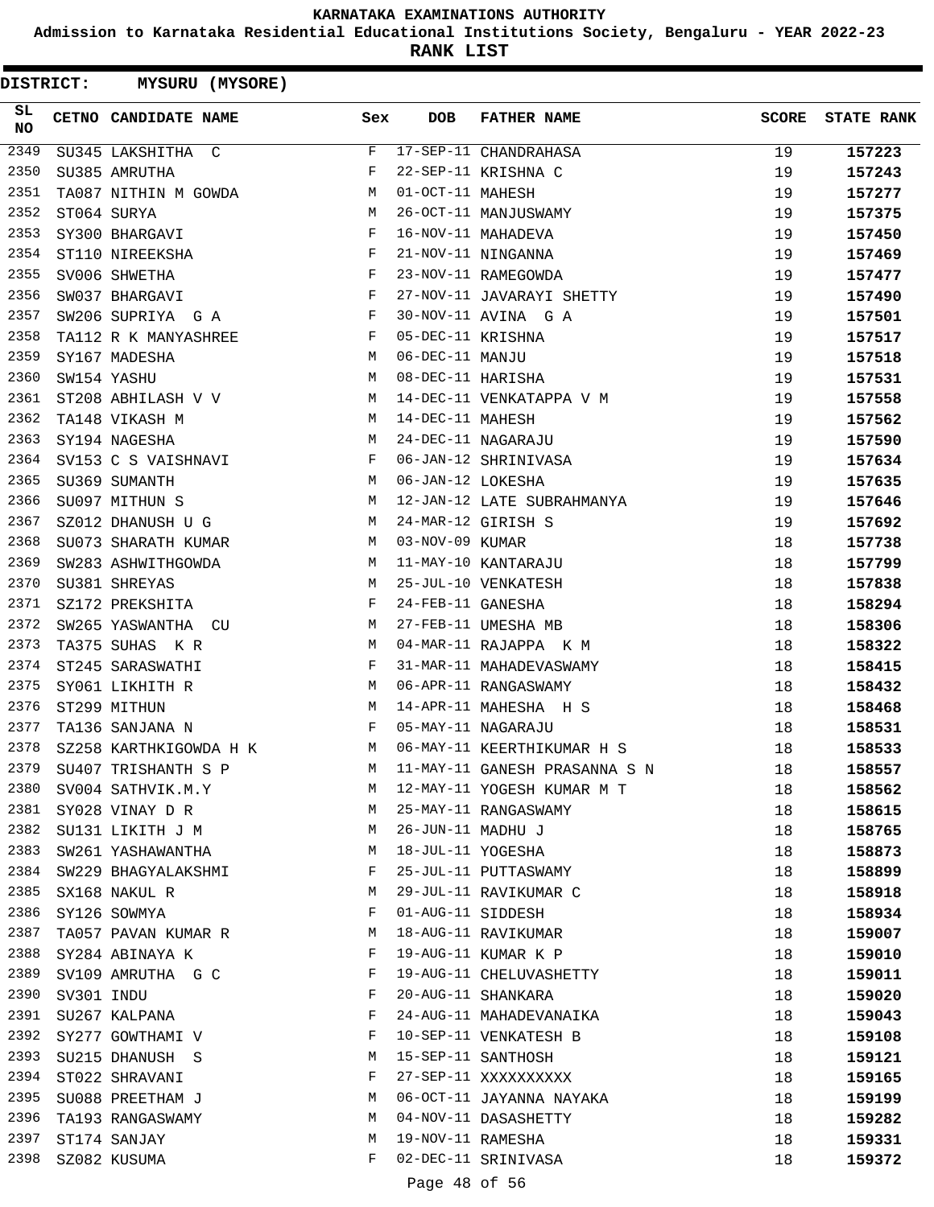# KARNATAKA EXAMINATIONS AUTHORITY

**Admission to Karnataka Residential Educational Institutions Society, Bengaluru - YEAR 2022-23**

**RANK LIST**

**DISTRICT: MYSURU (MYSORE)**

| SL NO | CETNO | CANDIDATE NAME | Sex | DOB | FATHER NAME | SCORE | STATE RANK |
|---|---|---|---|---|---|---|---|
| 2349 | SU345 | LAKSHITHA C | F | 17-SEP-11 | CHANDRAHASA | 19 | **157223** |
| 2350 | SU385 | AMRUTHA | F | 22-SEP-11 | KRISHNA C | 19 | **157243** |
| 2351 | TA087 | NITHIN M GOWDA | M | 01-OCT-11 | MAHESH | 19 | **157277** |
| 2352 | ST064 | SURYA | M | 26-OCT-11 | MANJUSWAMY | 19 | **157375** |
| 2353 | SY300 | BHARGAVI | F | 16-NOV-11 | MAHADEVA | 19 | **157450** |
| 2354 | ST110 | NIREEKSHA | F | 21-NOV-11 | NINGANNA | 19 | **157469** |
| 2355 | SV006 | SHWETHA | F | 23-NOV-11 | RAMEGOWDA | 19 | **157477** |
| 2356 | SW037 | BHARGAVI | F | 27-NOV-11 | JAVARAYI SHETTY | 19 | **157490** |
| 2357 | SW206 | SUPRIYA G A | F | 30-NOV-11 | AVINA G A | 19 | **157501** |
| 2358 | TA112 | R K MANYASHREE | F | 05-DEC-11 | KRISHNA | 19 | **157517** |
| 2359 | SY167 | MADESHA | M | 06-DEC-11 | MANJU | 19 | **157518** |
| 2360 | SW154 | YASHU | M | 08-DEC-11 | HARISHA | 19 | **157531** |
| 2361 | ST208 | ABHILASH V V | M | 14-DEC-11 | VENKATAPPA V M | 19 | **157558** |
| 2362 | TA148 | VIKASH M | M | 14-DEC-11 | MAHESH | 19 | **157562** |
| 2363 | SY194 | NAGESHA | M | 24-DEC-11 | NAGARAJU | 19 | **157590** |
| 2364 | SV153 | C S VAISHNAVI | F | 06-JAN-12 | SHRINIVASA | 19 | **157634** |
| 2365 | SU369 | SUMANTH | M | 06-JAN-12 | LOKESHA | 19 | **157635** |
| 2366 | SU097 | MITHUN S | M | 12-JAN-12 | LATE SUBRAHMANYA | 19 | **157646** |
| 2367 | SZ012 | DHANUSH U G | M | 24-MAR-12 | GIRISH S | 19 | **157692** |
| 2368 | SU073 | SHARATH KUMAR | M | 03-NOV-09 | KUMAR | 18 | **157738** |
| 2369 | SW283 | ASHWITHGOWDA | M | 11-MAY-10 | KANTARAJU | 18 | **157799** |
| 2370 | SU381 | SHREYAS | M | 25-JUL-10 | VENKATESH | 18 | **157838** |
| 2371 | SZ172 | PREKSHITA | F | 24-FEB-11 | GANESHA | 18 | **158294** |
| 2372 | SW265 | YASWANTHA CU | M | 27-FEB-11 | UMESHA MB | 18 | **158306** |
| 2373 | TA375 | SUHAS K R | M | 04-MAR-11 | RAJAPPA K M | 18 | **158322** |
| 2374 | ST245 | SARASWATHI | F | 31-MAR-11 | MAHADEVASWAMY | 18 | **158415** |
| 2375 | SY061 | LIKHITH R | M | 06-APR-11 | RANGASWAMY | 18 | **158432** |
| 2376 | ST299 | MITHUN | M | 14-APR-11 | MAHESHA H S | 18 | **158468** |
| 2377 | TA136 | SANJANA N | F | 05-MAY-11 | NAGARAJU | 18 | **158531** |
| 2378 | SZ258 | KARTHKIGOWDA H K | M | 06-MAY-11 | KEERTHIKUMAR H S | 18 | **158533** |
| 2379 | SU407 | TRISHANTH S P | M | 11-MAY-11 | GANESH PRASANNA S N | 18 | **158557** |
| 2380 | SV004 | SATHVIK.M.Y | M | 12-MAY-11 | YOGESH KUMAR M T | 18 | **158562** |
| 2381 | SY028 | VINAY D R | M | 25-MAY-11 | RANGASWAMY | 18 | **158615** |
| 2382 | SU131 | LIKITH J M | M | 26-JUN-11 | MADHU J | 18 | **158765** |
| 2383 | SW261 | YASHAWANTHA | M | 18-JUL-11 | YOGESHA | 18 | **158873** |
| 2384 | SW229 | BHAGYALAKSHMI | F | 25-JUL-11 | PUTTASWAMY | 18 | **158899** |
| 2385 | SX168 | NAKUL R | M | 29-JUL-11 | RAVIKUMAR C | 18 | **158918** |
| 2386 | SY126 | SOWMYA | F | 01-AUG-11 | SIDDESH | 18 | **158934** |
| 2387 | TA057 | PAVAN KUMAR R | M | 18-AUG-11 | RAVIKUMAR | 18 | **159007** |
| 2388 | SY284 | ABINAYA K | F | 19-AUG-11 | KUMAR K P | 18 | **159010** |
| 2389 | SV109 | AMRUTHA G C | F | 19-AUG-11 | CHELUVASHETTY | 18 | **159011** |
| 2390 | SV301 | INDU | F | 20-AUG-11 | SHANKARA | 18 | **159020** |
| 2391 | SU267 | KALPANA | F | 24-AUG-11 | MAHADEVANAIKA | 18 | **159043** |
| 2392 | SY277 | GOWTHAMI V | F | 10-SEP-11 | VENKATESH B | 18 | **159108** |
| 2393 | SU215 | DHANUSH S | M | 15-SEP-11 | SANTHOSH | 18 | **159121** |
| 2394 | ST022 | SHRAVANI | F | 27-SEP-11 | XXXXXXXXXX | 18 | **159165** |
| 2395 | SU088 | PREETHAM J | M | 06-OCT-11 | JAYANNA NAYAKA | 18 | **159199** |
| 2396 | TA193 | RANGASWAMY | M | 04-NOV-11 | DASASHETTY | 18 | **159282** |
| 2397 | ST174 | SANJAY | M | 19-NOV-11 | RAMESHA | 18 | **159331** |
| 2398 | SZ082 | KUSUMA | F | 02-DEC-11 | SRINIVASA | 18 | **159372** |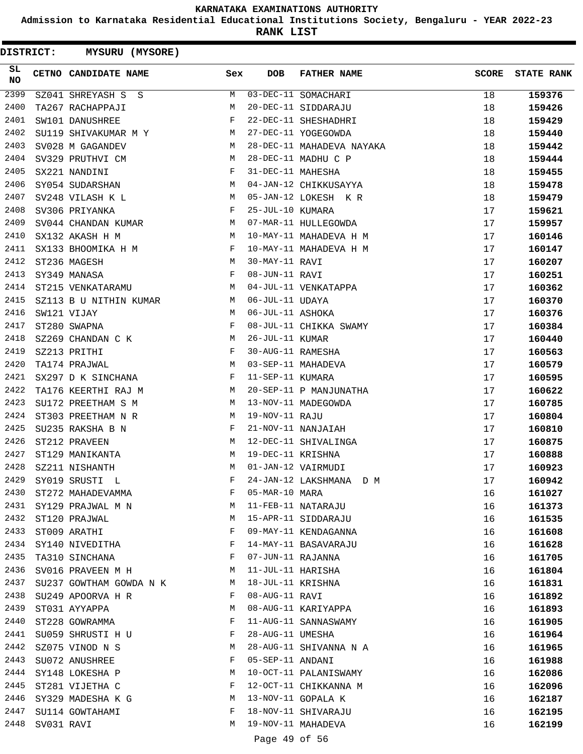# KARNATAKA EXAMINATIONS AUTHORITY

**Admission to Karnataka Residential Educational Institutions Society, Bengaluru - YEAR 2022-23**

**RANK LIST**

**DISTRICT: MYSURU (MYSORE)**

| SL NO | CETNO | CANDIDATE NAME | Sex | DOB | FATHER NAME | SCORE | STATE RANK |
|---|---|---|---|---|---|---|---|
| 2399 | SZ041 | SHREYASH S S | M | 03-DEC-11 | SOMACHARI | 18 | 159376 |
| 2400 | TA267 | RACHAPPAJI | M | 20-DEC-11 | SIDDARAJU | 18 | 159426 |
| 2401 | SW101 | DANUSHREE | F | 22-DEC-11 | SHESHADHRI | 18 | 159429 |
| 2402 | SU119 | SHIVAKUMAR M Y | M | 27-DEC-11 | YOGEGOWDA | 18 | 159440 |
| 2403 | SV028 | M GAGANDEV | M | 28-DEC-11 | MAHADEVA NAYAKA | 18 | 159442 |
| 2404 | SV329 | PRUTHVI CM | M | 28-DEC-11 | MADHU C P | 18 | 159444 |
| 2405 | SX221 | NANDINI | F | 31-DEC-11 | MAHESHA | 18 | 159455 |
| 2406 | SY054 | SUDARSHAN | M | 04-JAN-12 | CHIKKUSAYYA | 18 | 159478 |
| 2407 | SV248 | VILASH K L | M | 05-JAN-12 | LOKESH K R | 18 | 159479 |
| 2408 | SV306 | PRIYANKA | F | 25-JUL-10 | KUMARA | 17 | 159621 |
| 2409 | SV044 | CHANDAN KUMAR | M | 07-MAR-11 | HULLEGOWDA | 17 | 159957 |
| 2410 | SX132 | AKASH H M | M | 10-MAY-11 | MAHADEVA H M | 17 | 160146 |
| 2411 | SX133 | BHOOMIKA H M | F | 10-MAY-11 | MAHADEVA H M | 17 | 160147 |
| 2412 | ST236 | MAGESH | M | 30-MAY-11 | RAVI | 17 | 160207 |
| 2413 | SY349 | MANASA | F | 08-JUN-11 | RAVI | 17 | 160251 |
| 2414 | ST215 | VENKATARAMU | M | 04-JUL-11 | VENKATAPPA | 17 | 160362 |
| 2415 | SZ113 | B U NITHIN KUMAR | M | 06-JUL-11 | UDAYA | 17 | 160370 |
| 2416 | SW121 | VIJAY | M | 06-JUL-11 | ASHOKA | 17 | 160376 |
| 2417 | ST280 | SWAPNA | F | 08-JUL-11 | CHIKKA SWAMY | 17 | 160384 |
| 2418 | SZ269 | CHANDAN C K | M | 26-JUL-11 | KUMAR | 17 | 160440 |
| 2419 | SZ213 | PRITHI | F | 30-AUG-11 | RAMESHA | 17 | 160563 |
| 2420 | TA174 | PRAJWAL | M | 03-SEP-11 | MAHADEVA | 17 | 160579 |
| 2421 | SX297 | D K SINCHANA | F | 11-SEP-11 | KUMARA | 17 | 160595 |
| 2422 | TA176 | KEERTHI RAJ M | M | 20-SEP-11 | P MANJUNATHA | 17 | 160622 |
| 2423 | SU172 | PREETHAM S M | M | 13-NOV-11 | MADEGOWDA | 17 | 160785 |
| 2424 | ST303 | PREETHAM N R | M | 19-NOV-11 | RAJU | 17 | 160804 |
| 2425 | SU235 | RAKSHA B N | F | 21-NOV-11 | NANJAIAH | 17 | 160810 |
| 2426 | ST212 | PRAVEEN | M | 12-DEC-11 | SHIVALINGA | 17 | 160875 |
| 2427 | ST129 | MANIKANTA | M | 19-DEC-11 | KRISHNA | 17 | 160888 |
| 2428 | SZ211 | NISHANTH | M | 01-JAN-12 | VAIRMUDI | 17 | 160923 |
| 2429 | SY019 | SRUSTI L | F | 24-JAN-12 | LAKSHMANA D M | 17 | 160942 |
| 2430 | ST272 | MAHADEVAMMA | F | 05-MAR-10 | MARA | 16 | 161027 |
| 2431 | SY129 | PRAJWAL M N | M | 11-FEB-11 | NATARAJU | 16 | 161373 |
| 2432 | ST120 | PRAJWAL | M | 15-APR-11 | SIDDARAJU | 16 | 161535 |
| 2433 | ST009 | ARATHI | F | 09-MAY-11 | KENDAGANNA | 16 | 161608 |
| 2434 | SY140 | NIVEDITHA | F | 14-MAY-11 | BASAVARAJU | 16 | 161628 |
| 2435 | TA310 | SINCHANA | F | 07-JUN-11 | RAJANNA | 16 | 161705 |
| 2436 | SV016 | PRAVEEN M H | M | 11-JUL-11 | HARISHA | 16 | 161804 |
| 2437 | SU237 | GOWTHAM GOWDA N K | M | 18-JUL-11 | KRISHNA | 16 | 161831 |
| 2438 | SU249 | APOORVA H R | F | 08-AUG-11 | RAVI | 16 | 161892 |
| 2439 | ST031 | AYYAPPA | M | 08-AUG-11 | KARIYAPPA | 16 | 161893 |
| 2440 | ST228 | GOWRAMMA | F | 11-AUG-11 | SANNASWAMY | 16 | 161905 |
| 2441 | SU059 | SHRUSTI H U | F | 28-AUG-11 | UMESHA | 16 | 161964 |
| 2442 | SZ075 | VINOD N S | M | 28-AUG-11 | SHIVANNA N A | 16 | 161965 |
| 2443 | SU072 | ANUSHREE | F | 05-SEP-11 | ANDANI | 16 | 161988 |
| 2444 | SY148 | LOKESHA P | M | 10-OCT-11 | PALANISWAMY | 16 | 162086 |
| 2445 | ST281 | VIJETHA C | F | 12-OCT-11 | CHIKKANNA M | 16 | 162096 |
| 2446 | SY329 | MADESHA K G | M | 13-NOV-11 | GOPALA K | 16 | 162187 |
| 2447 | SU114 | GOWTAHAMI | F | 18-NOV-11 | SHIVARAJU | 16 | 162195 |
| 2448 | SV031 | RAVI | M | 19-NOV-11 | MAHADEVA | 16 | 162199 |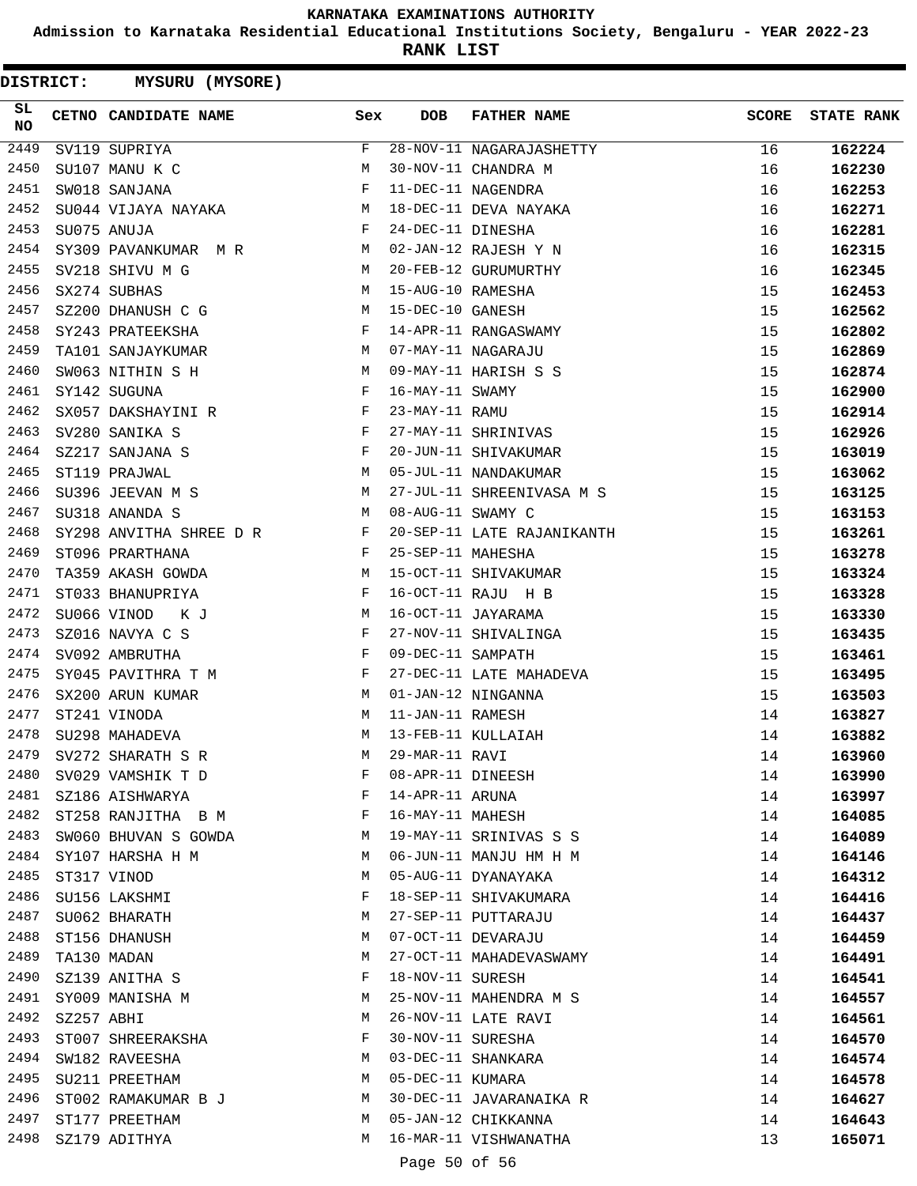KARNATAKA EXAMINATIONS AUTHORITY

Admission to Karnataka Residential Educational Institutions Society, Bengaluru - YEAR 2022-23

**RANK LIST**

**DISTRICT: MYSURU (MYSORE)**

| SL NO | CETNO | CANDIDATE NAME | Sex | DOB | FATHER NAME | SCORE | STATE RANK |
|---|---|---|---|---|---|---|---|
| 2449 | SV119 | SUPRIYA | F | 28-NOV-11 | NAGARAJASHETTY | 16 | 162224 |
| 2450 | SU107 | MANU K C | M | 30-NOV-11 | CHANDRA M | 16 | 162230 |
| 2451 | SW018 | SANJANA | F | 11-DEC-11 | NAGENDRA | 16 | 162253 |
| 2452 | SU044 | VIJAYA NAYAKA | M | 18-DEC-11 | DEVA NAYAKA | 16 | 162271 |
| 2453 | SU075 | ANUJA | F | 24-DEC-11 | DINESHA | 16 | 162281 |
| 2454 | SY309 | PAVANKUMAR M R | M | 02-JAN-12 | RAJESH Y N | 16 | 162315 |
| 2455 | SV218 | SHIVU M G | M | 20-FEB-12 | GURUMURTHY | 16 | 162345 |
| 2456 | SX274 | SUBHAS | M | 15-AUG-10 | RAMESHA | 15 | 162453 |
| 2457 | SZ200 | DHANUSH C G | M | 15-DEC-10 | GANESH | 15 | 162562 |
| 2458 | SY243 | PRATEEKSHA | F | 14-APR-11 | RANGASWAMY | 15 | 162802 |
| 2459 | TA101 | SANJAYKUMAR | M | 07-MAY-11 | NAGARAJU | 15 | 162869 |
| 2460 | SW063 | NITHIN S H | M | 09-MAY-11 | HARISH S S | 15 | 162874 |
| 2461 | SY142 | SUGUNA | F | 16-MAY-11 | SWAMY | 15 | 162900 |
| 2462 | SX057 | DAKSHAYINI R | F | 23-MAY-11 | RAMU | 15 | 162914 |
| 2463 | SV280 | SANIKA S | F | 27-MAY-11 | SHRINIVAS | 15 | 162926 |
| 2464 | SZ217 | SANJANA S | F | 20-JUN-11 | SHIVAKUMAR | 15 | 163019 |
| 2465 | ST119 | PRAJWAL | M | 05-JUL-11 | NANDAKUMAR | 15 | 163062 |
| 2466 | SU396 | JEEVAN M S | M | 27-JUL-11 | SHREENIVASA M S | 15 | 163125 |
| 2467 | SU318 | ANANDA S | M | 08-AUG-11 | SWAMY C | 15 | 163153 |
| 2468 | SY298 | ANVITHA SHREE D R | F | 20-SEP-11 | LATE RAJANIKANTH | 15 | 163261 |
| 2469 | ST096 | PRARTHANA | F | 25-SEP-11 | MAHESHA | 15 | 163278 |
| 2470 | TA359 | AKASH GOWDA | M | 15-OCT-11 | SHIVAKUMAR | 15 | 163324 |
| 2471 | ST033 | BHANUPRIYA | F | 16-OCT-11 | RAJU H B | 15 | 163328 |
| 2472 | SU066 | VINOD K J | M | 16-OCT-11 | JAYARAMA | 15 | 163330 |
| 2473 | SZ016 | NAVYA C S | F | 27-NOV-11 | SHIVALINGA | 15 | 163435 |
| 2474 | SV092 | AMBRUTHA | F | 09-DEC-11 | SAMPATH | 15 | 163461 |
| 2475 | SY045 | PAVITHRA T M | F | 27-DEC-11 | LATE MAHADEVA | 15 | 163495 |
| 2476 | SX200 | ARUN KUMAR | M | 01-JAN-12 | NINGANNA | 15 | 163503 |
| 2477 | ST241 | VINODA | M | 11-JAN-11 | RAMESH | 14 | 163827 |
| 2478 | SU298 | MAHADEVA | M | 13-FEB-11 | KULLAIAH | 14 | 163882 |
| 2479 | SV272 | SHARATH S R | M | 29-MAR-11 | RAVI | 14 | 163960 |
| 2480 | SV029 | VAMSHIK T D | F | 08-APR-11 | DINEESH | 14 | 163990 |
| 2481 | SZ186 | AISHWARYA | F | 14-APR-11 | ARUNA | 14 | 163997 |
| 2482 | ST258 | RANJITHA B M | F | 16-MAY-11 | MAHESH | 14 | 164085 |
| 2483 | SW060 | BHUVAN S GOWDA | M | 19-MAY-11 | SRINIVAS S S | 14 | 164089 |
| 2484 | SY107 | HARSHA H M | M | 06-JUN-11 | MANJU HM H M | 14 | 164146 |
| 2485 | ST317 | VINOD | M | 05-AUG-11 | DYANAYAKA | 14 | 164312 |
| 2486 | SU156 | LAKSHMI | F | 18-SEP-11 | SHIVAKUMARA | 14 | 164416 |
| 2487 | SU062 | BHARATH | M | 27-SEP-11 | PUTTARAJU | 14 | 164437 |
| 2488 | ST156 | DHANUSH | M | 07-OCT-11 | DEVARAJU | 14 | 164459 |
| 2489 | TA130 | MADAN | M | 27-OCT-11 | MAHADEVASWAMY | 14 | 164491 |
| 2490 | SZ139 | ANITHA S | F | 18-NOV-11 | SURESH | 14 | 164541 |
| 2491 | SY009 | MANISHA M | M | 25-NOV-11 | MAHENDRA M S | 14 | 164557 |
| 2492 | SZ257 | ABHI | M | 26-NOV-11 | LATE RAVI | 14 | 164561 |
| 2493 | ST007 | SHREERAKSHA | F | 30-NOV-11 | SURESHA | 14 | 164570 |
| 2494 | SW182 | RAVEESHA | M | 03-DEC-11 | SHANKARA | 14 | 164574 |
| 2495 | SU211 | PREETHAM | M | 05-DEC-11 | KUMARA | 14 | 164578 |
| 2496 | ST002 | RAMAKUMAR B J | M | 30-DEC-11 | JAVARANAIKA R | 14 | 164627 |
| 2497 | ST177 | PREETHAM | M | 05-JAN-12 | CHIKKANNA | 14 | 164643 |
| 2498 | SZ179 | ADITHYA | M | 16-MAR-11 | VISHWANATHA | 13 | 165071 |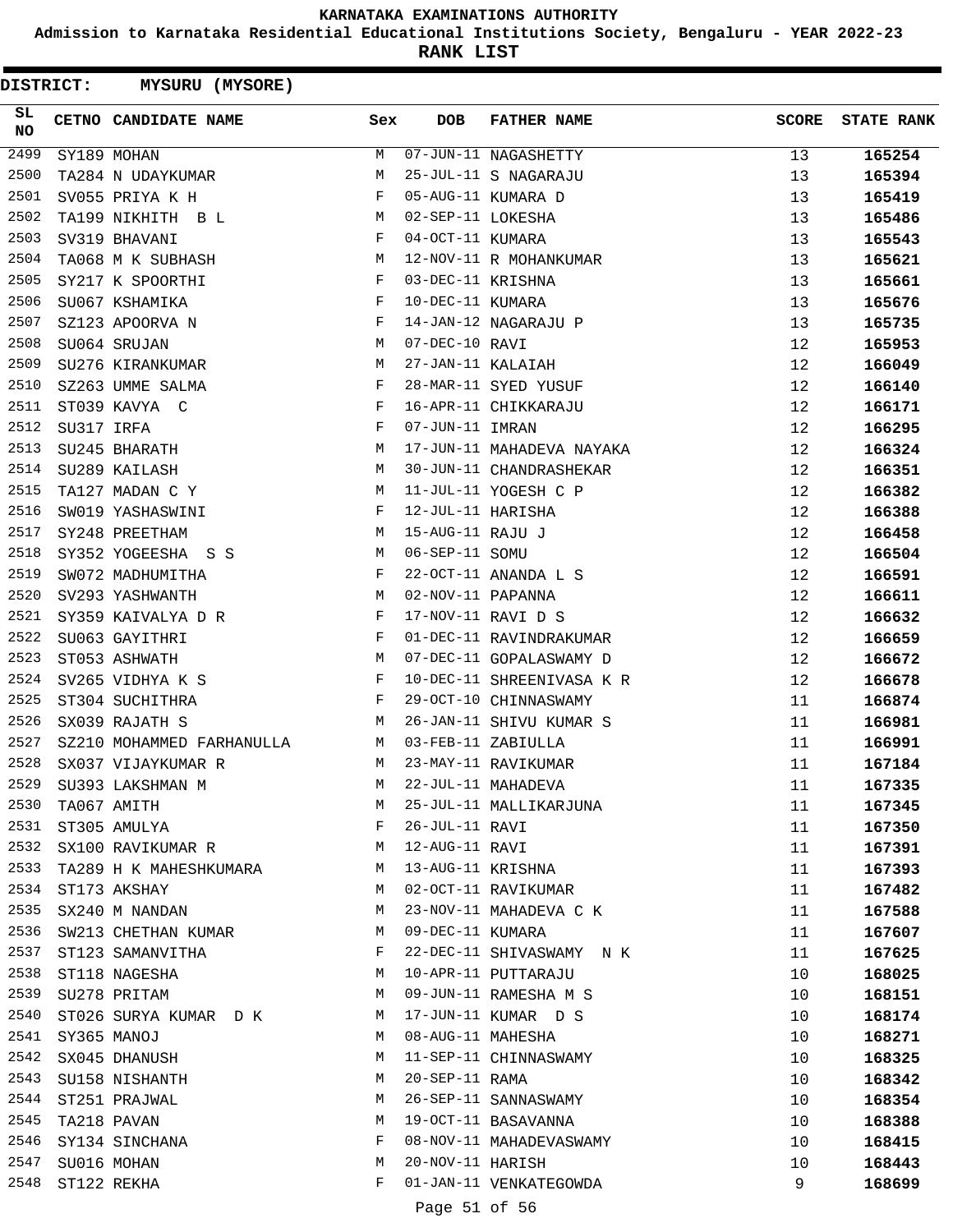# KARNATAKA EXAMINATIONS AUTHORITY

## Admission to Karnataka Residential Educational Institutions Society, Bengaluru - YEAR 2022-23

## RANK LIST

**DISTRICT: MYSURU (MYSORE)**

| SL NO | CETNO | CANDIDATE NAME | Sex | DOB | FATHER NAME | SCORE | STATE RANK |
|---|---|---|---|---|---|---|---|
| 2499 | SY189 | MOHAN | M | 07-JUN-11 | NAGASHETTY | 13 | 165254 |
| 2500 | TA284 | N UDAYKUMAR | M | 25-JUL-11 | S NAGARAJU | 13 | 165394 |
| 2501 | SV055 | PRIYA K H | F | 05-AUG-11 | KUMARA D | 13 | 165419 |
| 2502 | TA199 | NIKHITH B L | M | 02-SEP-11 | LOKESHA | 13 | 165486 |
| 2503 | SV319 | BHAVANI | F | 04-OCT-11 | KUMARA | 13 | 165543 |
| 2504 | TA068 | M K SUBHASH | M | 12-NOV-11 | R MOHANKUMAR | 13 | 165621 |
| 2505 | SY217 | K SPOORTHI | F | 03-DEC-11 | KRISHNA | 13 | 165661 |
| 2506 | SU067 | KSHAMIKA | F | 10-DEC-11 | KUMARA | 13 | 165676 |
| 2507 | SZ123 | APOORVA N | F | 14-JAN-12 | NAGARAJU P | 13 | 165735 |
| 2508 | SU064 | SRUJAN | M | 07-DEC-10 | RAVI | 12 | 165953 |
| 2509 | SU276 | KIRANKUMAR | M | 27-JAN-11 | KALAIAH | 12 | 166049 |
| 2510 | SZ263 | UMME SALMA | F | 28-MAR-11 | SYED YUSUF | 12 | 166140 |
| 2511 | ST039 | KAVYA C | F | 16-APR-11 | CHIKKARAJU | 12 | 166171 |
| 2512 | SU317 | IRFA | F | 07-JUN-11 | IMRAN | 12 | 166295 |
| 2513 | SU245 | BHARATH | M | 17-JUN-11 | MAHADEVA NAYAKA | 12 | 166324 |
| 2514 | SU289 | KAILASH | M | 30-JUN-11 | CHANDRASHEKAR | 12 | 166351 |
| 2515 | TA127 | MADAN C Y | M | 11-JUL-11 | YOGESH C P | 12 | 166382 |
| 2516 | SW019 | YASHASWINI | F | 12-JUL-11 | HARISHA | 12 | 166388 |
| 2517 | SY248 | PREETHAM | M | 15-AUG-11 | RAJU J | 12 | 166458 |
| 2518 | SY352 | YOGEESHA S S | M | 06-SEP-11 | SOMU | 12 | 166504 |
| 2519 | SW072 | MADHUMITHA | F | 22-OCT-11 | ANANDA L S | 12 | 166591 |
| 2520 | SV293 | YASHWANTH | M | 02-NOV-11 | PAPANNA | 12 | 166611 |
| 2521 | SY359 | KAIVALYA D R | F | 17-NOV-11 | RAVI D S | 12 | 166632 |
| 2522 | SU063 | GAYITHRI | F | 01-DEC-11 | RAVINDRAKUMAR | 12 | 166659 |
| 2523 | ST053 | ASHWATH | M | 07-DEC-11 | GOPALASWAMY D | 12 | 166672 |
| 2524 | SV265 | VIDHYA K S | F | 10-DEC-11 | SHREENIVASA K R | 12 | 166678 |
| 2525 | ST304 | SUCHITHRA | F | 29-OCT-10 | CHINNASWAMY | 11 | 166874 |
| 2526 | SX039 | RAJATH S | M | 26-JAN-11 | SHIVU KUMAR S | 11 | 166981 |
| 2527 | SZ210 | MOHAMMED FARHANULLA | M | 03-FEB-11 | ZABIULLA | 11 | 166991 |
| 2528 | SX037 | VIJAYKUMAR R | M | 23-MAY-11 | RAVIKUMAR | 11 | 167184 |
| 2529 | SU393 | LAKSHMAN M | M | 22-JUL-11 | MAHADEVA | 11 | 167335 |
| 2530 | TA067 | AMITH | M | 25-JUL-11 | MALLIKARJUNA | 11 | 167345 |
| 2531 | ST305 | AMULYA | F | 26-JUL-11 | RAVI | 11 | 167350 |
| 2532 | SX100 | RAVIKUMAR R | M | 12-AUG-11 | RAVI | 11 | 167391 |
| 2533 | TA289 | H K MAHESHKUMARA | M | 13-AUG-11 | KRISHNA | 11 | 167393 |
| 2534 | ST173 | AKSHAY | M | 02-OCT-11 | RAVIKUMAR | 11 | 167482 |
| 2535 | SX240 | M NANDAN | M | 23-NOV-11 | MAHADEVA C K | 11 | 167588 |
| 2536 | SW213 | CHETHAN KUMAR | M | 09-DEC-11 | KUMARA | 11 | 167607 |
| 2537 | ST123 | SAMANVITHA | F | 22-DEC-11 | SHIVASWAMY N K | 11 | 167625 |
| 2538 | ST118 | NAGESHA | M | 10-APR-11 | PUTTARAJU | 10 | 168025 |
| 2539 | SU278 | PRITAM | M | 09-JUN-11 | RAMESHA M S | 10 | 168151 |
| 2540 | ST026 | SURYA KUMAR D K | M | 17-JUN-11 | KUMAR D S | 10 | 168174 |
| 2541 | SY365 | MANOJ | M | 08-AUG-11 | MAHESHA | 10 | 168271 |
| 2542 | SX045 | DHANUSH | M | 11-SEP-11 | CHINNASWAMY | 10 | 168325 |
| 2543 | SU158 | NISHANTH | M | 20-SEP-11 | RAMA | 10 | 168342 |
| 2544 | ST251 | PRAJWAL | M | 26-SEP-11 | SANNASWAMY | 10 | 168354 |
| 2545 | TA218 | PAVAN | M | 19-OCT-11 | BASAVANNA | 10 | 168388 |
| 2546 | SY134 | SINCHANA | F | 08-NOV-11 | MAHADEVASWAMY | 10 | 168415 |
| 2547 | SU016 | MOHAN | M | 20-NOV-11 | HARISH | 10 | 168443 |
| 2548 | ST122 | REKHA | F | 01-JAN-11 | VENKATEGOWDA | 9 | 168699 |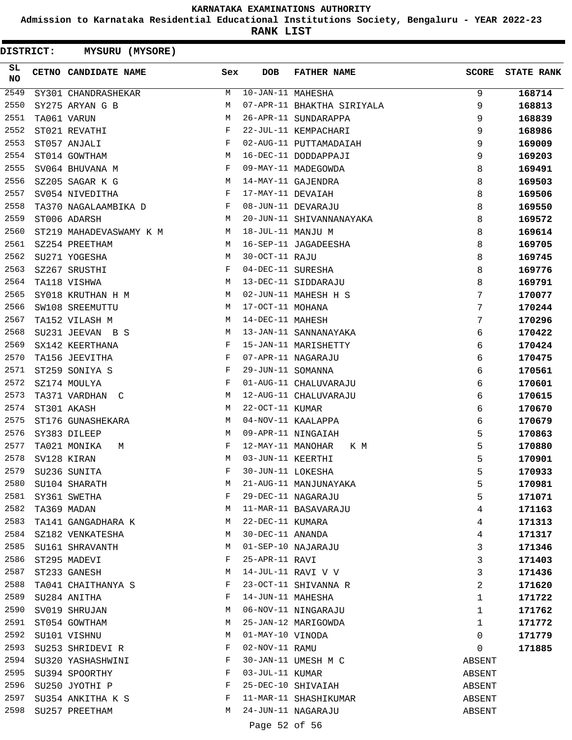KARNATAKA EXAMINATIONS AUTHORITY

Admission to Karnataka Residential Educational Institutions Society, Bengaluru - YEAR 2022-23

**RANK LIST**

**DISTRICT: MYSURU (MYSORE)**

| SL NO | CETNO | CANDIDATE NAME | Sex | DOB | FATHER NAME | SCORE | STATE RANK |
|---|---|---|---|---|---|---|---|
| 2549 | SY301 | CHANDRASHEKAR | M | 10-JAN-11 | MAHESHA | 9 | 168714 |
| 2550 | SY275 | ARYAN G B | M | 07-APR-11 | BHAKTHA SIRIYALA | 9 | 168813 |
| 2551 | TA061 | VARUN | M | 26-APR-11 | SUNDARAPPA | 9 | 168839 |
| 2552 | ST021 | REVATHI | F | 22-JUL-11 | KEMPACHARI | 9 | 168986 |
| 2553 | ST057 | ANJALI | F | 02-AUG-11 | PUTTAMADAIAH | 9 | 169009 |
| 2554 | ST014 | GOWTHAM | M | 16-DEC-11 | DODDAPPAJI | 9 | 169203 |
| 2555 | SV064 | BHUVANA M | F | 09-MAY-11 | MADEGOWDA | 8 | 169491 |
| 2556 | SZ205 | SAGAR K G | M | 14-MAY-11 | GAJENDRA | 8 | 169503 |
| 2557 | SV054 | NIVEDITHA | F | 17-MAY-11 | DEVAIAH | 8 | 169506 |
| 2558 | TA370 | NAGALAAMBIKA D | F | 08-JUN-11 | DEVARAJU | 8 | 169550 |
| 2559 | ST006 | ADARSH | M | 20-JUN-11 | SHIVANNANAYAKA | 8 | 169572 |
| 2560 | ST219 | MAHADEVASWAMY K M | M | 18-JUL-11 | MANJU M | 8 | 169614 |
| 2561 | SZ254 | PREETHAM | M | 16-SEP-11 | JAGADEESHA | 8 | 169705 |
| 2562 | SU271 | YOGESHA | M | 30-OCT-11 | RAJU | 8 | 169745 |
| 2563 | SZ267 | SRUSTHI | F | 04-DEC-11 | SURESHA | 8 | 169776 |
| 2564 | TA118 | VISHWA | M | 13-DEC-11 | SIDDARAJU | 8 | 169791 |
| 2565 | SY018 | KRUTHAN H M | M | 02-JUN-11 | MAHESH H S | 7 | 170077 |
| 2566 | SW108 | SREEMUTTU | M | 17-OCT-11 | MOHANA | 7 | 170244 |
| 2567 | TA152 | VILASH M | M | 14-DEC-11 | MAHESH | 7 | 170296 |
| 2568 | SU231 | JEEVAN B S | M | 13-JAN-11 | SANNANAYAKA | 6 | 170422 |
| 2569 | SX142 | KEERTHANA | F | 15-JAN-11 | MARISHETTY | 6 | 170424 |
| 2570 | TA156 | JEEVITHA | F | 07-APR-11 | NAGARAJU | 6 | 170475 |
| 2571 | ST259 | SONIYA S | F | 29-JUN-11 | SOMANNA | 6 | 170561 |
| 2572 | SZ174 | MOULYA | F | 01-AUG-11 | CHALUVARAJU | 6 | 170601 |
| 2573 | TA371 | VARDHAN C | M | 12-AUG-11 | CHALUVARAJU | 6 | 170615 |
| 2574 | ST301 | AKASH | M | 22-OCT-11 | KUMAR | 6 | 170670 |
| 2575 | ST176 | GUNASHEKARA | M | 04-NOV-11 | KAALAPPA | 6 | 170679 |
| 2576 | SY383 | DILEEP | M | 09-APR-11 | NINGAIAH | 5 | 170863 |
| 2577 | TA021 | MONIKA M | F | 12-MAY-11 | MANOHAR K M | 5 | 170880 |
| 2578 | SV128 | KIRAN | M | 03-JUN-11 | KEERTHI | 5 | 170901 |
| 2579 | SU236 | SUNITA | F | 30-JUN-11 | LOKESHA | 5 | 170933 |
| 2580 | SU104 | SHARATH | M | 21-AUG-11 | MANJUNAYAKA | 5 | 170981 |
| 2581 | SY361 | SWETHA | F | 29-DEC-11 | NAGARAJU | 5 | 171071 |
| 2582 | TA369 | MADAN | M | 11-MAR-11 | BASAVARAJU | 4 | 171163 |
| 2583 | TA141 | GANGADHARA K | M | 22-DEC-11 | KUMARA | 4 | 171313 |
| 2584 | SZ182 | VENKATESHA | M | 30-DEC-11 | ANANDA | 4 | 171317 |
| 2585 | SU161 | SHRAVANTH | M | 01-SEP-10 | NAJARAJU | 3 | 171346 |
| 2586 | ST295 | MADEVI | F | 25-APR-11 | RAVI | 3 | 171403 |
| 2587 | ST233 | GANESH | M | 14-JUL-11 | RAVI V V | 3 | 171436 |
| 2588 | TA041 | CHAITHANYA S | F | 23-OCT-11 | SHIVANNA R | 2 | 171620 |
| 2589 | SU284 | ANITHA | F | 14-JUN-11 | MAHESHA | 1 | 171722 |
| 2590 | SV019 | SHRUJAN | M | 06-NOV-11 | NINGARAJU | 1 | 171762 |
| 2591 | ST054 | GOWTHAM | M | 25-JAN-12 | MARIGOWDA | 1 | 171772 |
| 2592 | SU101 | VISHNU | M | 01-MAY-10 | VINODA | 0 | 171779 |
| 2593 | SU253 | SHRIDEVI R | F | 02-NOV-11 | RAMU | 0 | 171885 |
| 2594 | SU320 | YASHASHWINI | F | 30-JAN-11 | UMESH M C | ABSENT | |
| 2595 | SU394 | SPOORTHY | F | 03-JUL-11 | KUMAR | ABSENT | |
| 2596 | SU250 | JYOTHI P | F | 25-DEC-10 | SHIVAIAH | ABSENT | |
| 2597 | SU354 | ANKITHA K S | F | 11-MAR-11 | SHASHIKUMAR | ABSENT | |
| 2598 | SU257 | PREETHAM | M | 24-JUN-11 | NAGARAJU | ABSENT | |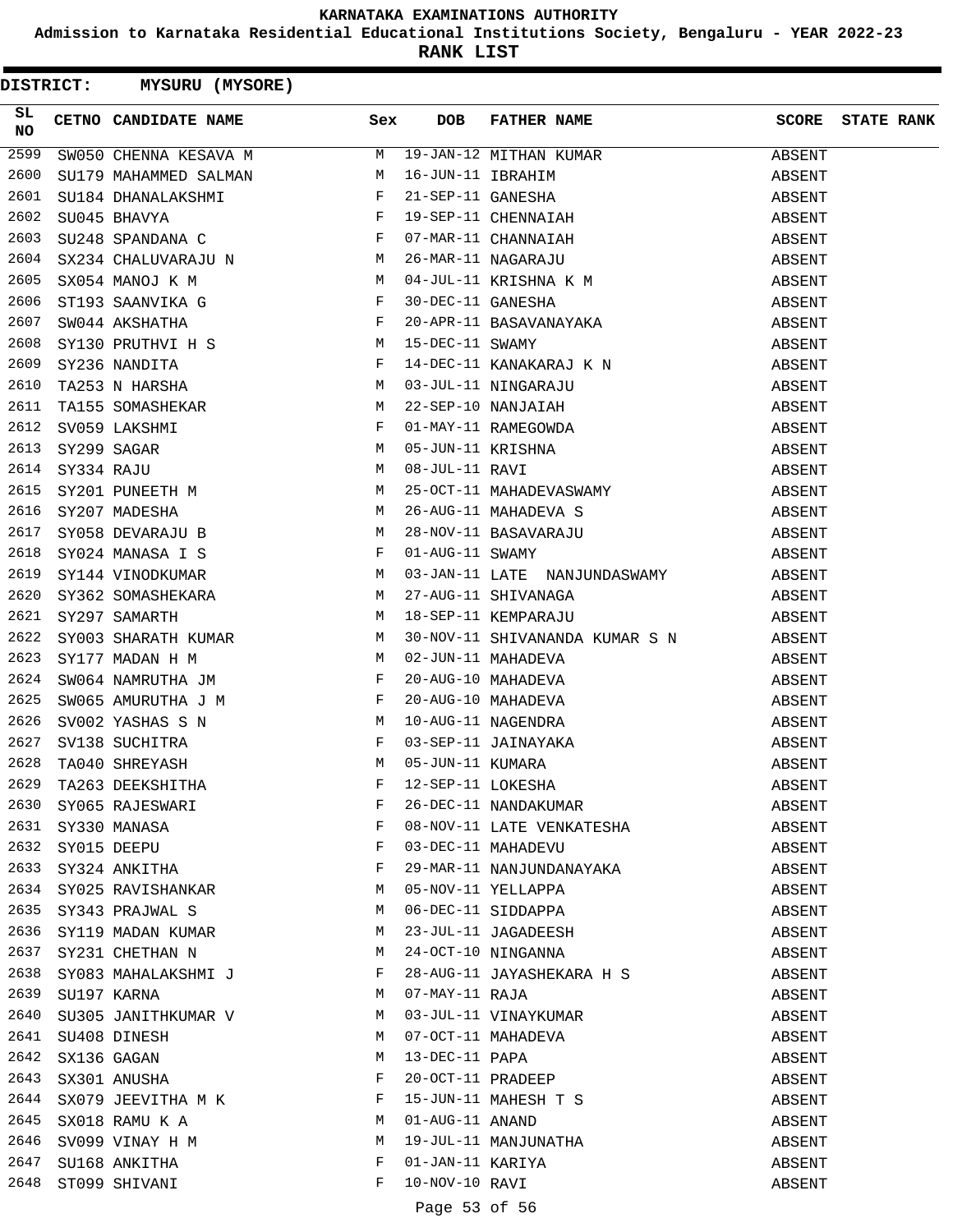KARNATAKA EXAMINATIONS AUTHORITY

Admission to Karnataka Residential Educational Institutions Society, Bengaluru - YEAR 2022-23

**RANK LIST**

**DISTRICT: MYSURU (MYSORE)**

| SL NO | CETNO | CANDIDATE NAME | Sex | DOB | FATHER NAME | SCORE | STATE RANK |
|---|---|---|---|---|---|---|---|
| 2599 | SW050 | CHENNA KESAVA M | M | 19-JAN-12 | MITHAN KUMAR | ABSENT | |
| 2600 | SU179 | MAHAMMED SALMAN | M | 16-JUN-11 | IBRAHIM | ABSENT | |
| 2601 | SU184 | DHANALAKSHMI | F | 21-SEP-11 | GANESHA | ABSENT | |
| 2602 | SU045 | BHAVYA | F | 19-SEP-11 | CHENNAIAH | ABSENT | |
| 2603 | SU248 | SPANDANA C | F | 07-MAR-11 | CHANNAIAH | ABSENT | |
| 2604 | SX234 | CHALUVARAJU N | M | 26-MAR-11 | NAGARAJU | ABSENT | |
| 2605 | SX054 | MANOJ K M | M | 04-JUL-11 | KRISHNA K M | ABSENT | |
| 2606 | ST193 | SAANVIKA G | F | 30-DEC-11 | GANESHA | ABSENT | |
| 2607 | SW044 | AKSHATHA | F | 20-APR-11 | BASAVANAYAKA | ABSENT | |
| 2608 | SY130 | PRUTHVI H S | M | 15-DEC-11 | SWAMY | ABSENT | |
| 2609 | SY236 | NANDITA | F | 14-DEC-11 | KANAKARAJ K N | ABSENT | |
| 2610 | TA253 | N HARSHA | M | 03-JUL-11 | NINGARAJU | ABSENT | |
| 2611 | TA155 | SOMASHEKAR | M | 22-SEP-10 | NANJAIAH | ABSENT | |
| 2612 | SV059 | LAKSHMI | F | 01-MAY-11 | RAMEGOWDA | ABSENT | |
| 2613 | SY299 | SAGAR | M | 05-JUN-11 | KRISHNA | ABSENT | |
| 2614 | SY334 | RAJU | M | 08-JUL-11 | RAVI | ABSENT | |
| 2615 | SY201 | PUNEETH M | M | 25-OCT-11 | MAHADEVASWAMY | ABSENT | |
| 2616 | SY207 | MADESHA | M | 26-AUG-11 | MAHADEVA S | ABSENT | |
| 2617 | SY058 | DEVARAJU B | M | 28-NOV-11 | BASAVARAJU | ABSENT | |
| 2618 | SY024 | MANASA I S | F | 01-AUG-11 | SWAMY | ABSENT | |
| 2619 | SY144 | VINODKUMAR | M | 03-JAN-11 | LATE NANJUNDASWAMY | ABSENT | |
| 2620 | SY362 | SOMASHEKARA | M | 27-AUG-11 | SHIVANAGA | ABSENT | |
| 2621 | SY297 | SAMARTH | M | 18-SEP-11 | KEMPARAJU | ABSENT | |
| 2622 | SY003 | SHARATH KUMAR | M | 30-NOV-11 | SHIVANANDA KUMAR S N | ABSENT | |
| 2623 | SY177 | MADAN H M | M | 02-JUN-11 | MAHADEVA | ABSENT | |
| 2624 | SW064 | NAMRUTHA JM | F | 20-AUG-10 | MAHADEVA | ABSENT | |
| 2625 | SW065 | AMURUTHA J M | F | 20-AUG-10 | MAHADEVA | ABSENT | |
| 2626 | SV002 | YASHAS S N | M | 10-AUG-11 | NAGENDRA | ABSENT | |
| 2627 | SV138 | SUCHITRA | F | 03-SEP-11 | JAINAYAKA | ABSENT | |
| 2628 | TA040 | SHREYASH | M | 05-JUN-11 | KUMARA | ABSENT | |
| 2629 | TA263 | DEEKSHITHA | F | 12-SEP-11 | LOKESHA | ABSENT | |
| 2630 | SY065 | RAJESWARI | F | 26-DEC-11 | NANDAKUMAR | ABSENT | |
| 2631 | SY330 | MANASA | F | 08-NOV-11 | LATE VENKATESHA | ABSENT | |
| 2632 | SY015 | DEEPU | F | 03-DEC-11 | MAHADEVU | ABSENT | |
| 2633 | SY324 | ANKITHA | F | 29-MAR-11 | NANJUNDANAYAKA | ABSENT | |
| 2634 | SY025 | RAVISHANKAR | M | 05-NOV-11 | YELLAPPA | ABSENT | |
| 2635 | SY343 | PRAJWAL S | M | 06-DEC-11 | SIDDAPPA | ABSENT | |
| 2636 | SY119 | MADAN KUMAR | M | 23-JUL-11 | JAGADEESH | ABSENT | |
| 2637 | SY231 | CHETHAN N | M | 24-OCT-10 | NINGANNA | ABSENT | |
| 2638 | SY083 | MAHALAKSHMI J | F | 28-AUG-11 | JAYASHEKARA H S | ABSENT | |
| 2639 | SU197 | KARNA | M | 07-MAY-11 | RAJA | ABSENT | |
| 2640 | SU305 | JANITHKUMAR V | M | 03-JUL-11 | VINAYKUMAR | ABSENT | |
| 2641 | SU408 | DINESH | M | 07-OCT-11 | MAHADEVA | ABSENT | |
| 2642 | SX136 | GAGAN | M | 13-DEC-11 | PAPA | ABSENT | |
| 2643 | SX301 | ANUSHA | F | 20-OCT-11 | PRADEEP | ABSENT | |
| 2644 | SX079 | JEEVITHA M K | F | 15-JUN-11 | MAHESH T S | ABSENT | |
| 2645 | SX018 | RAMU K A | M | 01-AUG-11 | ANAND | ABSENT | |
| 2646 | SV099 | VINAY H M | M | 19-JUL-11 | MANJUNATHA | ABSENT | |
| 2647 | SU168 | ANKITHA | F | 01-JAN-11 | KARIYA | ABSENT | |
| 2648 | ST099 | SHIVANI | F | 10-NOV-10 | RAVI | ABSENT | |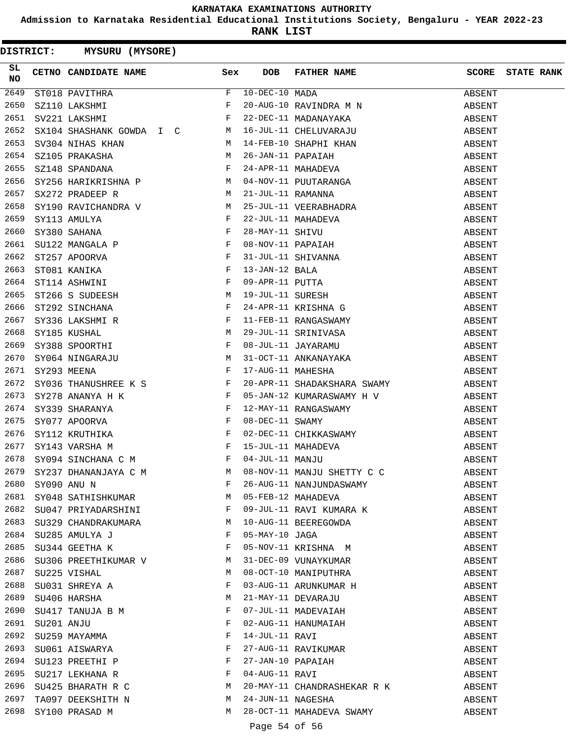# KARNATAKA EXAMINATIONS AUTHORITY

## Admission to Karnataka Residential Educational Institutions Society, Bengaluru - YEAR 2022-23

## RANK LIST

**DISTRICT: MYSURU (MYSORE)**

| SL NO | CETNO | CANDIDATE NAME | Sex | DOB | FATHER NAME | SCORE | STATE RANK |
|---|---|---|---|---|---|---|---|
| 2649 | ST018 | PAVITHRA | F | 10-DEC-10 | MADA | ABSENT | |
| 2650 | SZ110 | LAKSHMI | F | 20-AUG-10 | RAVINDRA M N | ABSENT | |
| 2651 | SV221 | LAKSHMI | F | 22-DEC-11 | MADANAYAKA | ABSENT | |
| 2652 | SX104 | SHASHANK GOWDA I C | M | 16-JUL-11 | CHELUVARAJU | ABSENT | |
| 2653 | SV304 | NIHAS KHAN | M | 14-FEB-10 | SHAPHI KHAN | ABSENT | |
| 2654 | SZ105 | PRAKASHA | M | 26-JAN-11 | PAPAIAH | ABSENT | |
| 2655 | SZ148 | SPANDANA | F | 24-APR-11 | MAHADEVA | ABSENT | |
| 2656 | SY256 | HARIKRISHNA P | M | 04-NOV-11 | PUUTARANGA | ABSENT | |
| 2657 | SX272 | PRADEEP R | M | 21-JUL-11 | RAMANNA | ABSENT | |
| 2658 | SY190 | RAVICHANDRA V | M | 25-JUL-11 | VEERABHADRA | ABSENT | |
| 2659 | SY113 | AMULYA | F | 22-JUL-11 | MAHADEVA | ABSENT | |
| 2660 | SY380 | SAHANA | F | 28-MAY-11 | SHIVU | ABSENT | |
| 2661 | SU122 | MANGALA P | F | 08-NOV-11 | PAPAIAH | ABSENT | |
| 2662 | ST257 | APOORVA | F | 31-JUL-11 | SHIVANNA | ABSENT | |
| 2663 | ST081 | KANIKA | F | 13-JAN-12 | BALA | ABSENT | |
| 2664 | ST114 | ASHWINI | F | 09-APR-11 | PUTTA | ABSENT | |
| 2665 | ST266 | S SUDEESH | M | 19-JUL-11 | SURESH | ABSENT | |
| 2666 | ST292 | SINCHANA | F | 24-APR-11 | KRISHNA G | ABSENT | |
| 2667 | SY336 | LAKSHMI R | F | 11-FEB-11 | RANGASWAMY | ABSENT | |
| 2668 | SY185 | KUSHAL | M | 29-JUL-11 | SRINIVASA | ABSENT | |
| 2669 | SY388 | SPOORTHI | F | 08-JUL-11 | JAYARAMU | ABSENT | |
| 2670 | SY064 | NINGARAJU | M | 31-OCT-11 | ANKANAYAKA | ABSENT | |
| 2671 | SY293 | MEENA | F | 17-AUG-11 | MAHESHA | ABSENT | |
| 2672 | SY036 | THANUSHREE K S | F | 20-APR-11 | SHADAKSHARA SWAMY | ABSENT | |
| 2673 | SY278 | ANANYA H K | F | 05-JAN-12 | KUMARASWAMY H V | ABSENT | |
| 2674 | SY339 | SHARANYA | F | 12-MAY-11 | RANGASWAMY | ABSENT | |
| 2675 | SY077 | APOORVA | F | 08-DEC-11 | SWAMY | ABSENT | |
| 2676 | SY112 | KRUTHIKA | F | 02-DEC-11 | CHIKKASWAMY | ABSENT | |
| 2677 | SY143 | VARSHA M | F | 15-JUL-11 | MAHADEVA | ABSENT | |
| 2678 | SY094 | SINCHANA C M | F | 04-JUL-11 | MANJU | ABSENT | |
| 2679 | SY237 | DHANANJAYA C M | M | 08-NOV-11 | MANJU SHETTY C C | ABSENT | |
| 2680 | SY090 | ANU N | F | 26-AUG-11 | NANJUNDASWAMY | ABSENT | |
| 2681 | SY048 | SATHISHKUMAR | M | 05-FEB-12 | MAHADEVA | ABSENT | |
| 2682 | SU047 | PRIYADARSHINI | F | 09-JUL-11 | RAVI KUMARA K | ABSENT | |
| 2683 | SU329 | CHANDRAKUMARA | M | 10-AUG-11 | BEEREGOWDA | ABSENT | |
| 2684 | SU285 | AMULYA J | F | 05-MAY-10 | JAGA | ABSENT | |
| 2685 | SU344 | GEETHA K | F | 05-NOV-11 | KRISHNA M | ABSENT | |
| 2686 | SU306 | PREETHIKUMAR V | M | 31-DEC-09 | VUNAYKUMAR | ABSENT | |
| 2687 | SU225 | VISHAL | M | 08-OCT-10 | MANIPUTHRA | ABSENT | |
| 2688 | SU031 | SHREYA A | F | 03-AUG-11 | ARUNKUMAR H | ABSENT | |
| 2689 | SU406 | HARSHA | M | 21-MAY-11 | DEVARAJU | ABSENT | |
| 2690 | SU417 | TANUJA B M | F | 07-JUL-11 | MADEVAIAH | ABSENT | |
| 2691 | SU201 | ANJU | F | 02-AUG-11 | HANUMAIAH | ABSENT | |
| 2692 | SU259 | MAYAMMA | F | 14-JUL-11 | RAVI | ABSENT | |
| 2693 | SU061 | AISWARYA | F | 27-AUG-11 | RAVIKUMAR | ABSENT | |
| 2694 | SU123 | PREETHI P | F | 27-JAN-10 | PAPAIAH | ABSENT | |
| 2695 | SU217 | LEKHANA R | F | 04-AUG-11 | RAVI | ABSENT | |
| 2696 | SU425 | BHARATH R C | M | 20-MAY-11 | CHANDRASHEKAR R K | ABSENT | |
| 2697 | TA097 | DEEKSHITH N | M | 24-JUN-11 | NAGESHA | ABSENT | |
| 2698 | SY100 | PRASAD M | M | 28-OCT-11 | MAHADEVA SWAMY | ABSENT | |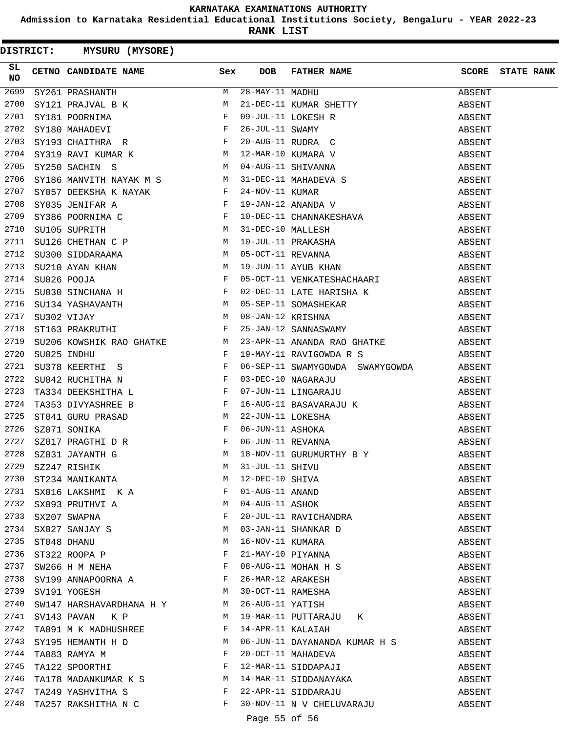KARNATAKA EXAMINATIONS AUTHORITY

Admission to Karnataka Residential Educational Institutions Society, Bengaluru - YEAR 2022-23

**RANK LIST**

**DISTRICT: MYSURU (MYSORE)**

| SL NO | CETNO | CANDIDATE NAME | Sex | DOB | FATHER NAME | SCORE | STATE RANK |
|---|---|---|---|---|---|---|---|
| 2699 | SY261 | PRASHANTH | M | 28-MAY-11 | MADHU | ABSENT | |
| 2700 | SY121 | PRAJVAL B K | M | 21-DEC-11 | KUMAR SHETTY | ABSENT | |
| 2701 | SY181 | POORNIMA | F | 09-JUL-11 | LOKESH R | ABSENT | |
| 2702 | SY180 | MAHADEVI | F | 26-JUL-11 | SWAMY | ABSENT | |
| 2703 | SY193 | CHAITHRA R | F | 20-AUG-11 | RUDRA C | ABSENT | |
| 2704 | SY319 | RAVI KUMAR K | M | 12-MAR-10 | KUMARA V | ABSENT | |
| 2705 | SY250 | SACHIN S | M | 04-AUG-11 | SHIVANNA | ABSENT | |
| 2706 | SY186 | MANVITH NAYAK M S | M | 31-DEC-11 | MAHADEVA S | ABSENT | |
| 2707 | SY057 | DEEKSHA K NAYAK | F | 24-NOV-11 | KUMAR | ABSENT | |
| 2708 | SY035 | JENIFAR A | F | 19-JAN-12 | ANANDA V | ABSENT | |
| 2709 | SY386 | POORNIMA C | F | 10-DEC-11 | CHANNAKESHAVA | ABSENT | |
| 2710 | SU105 | SUPRITH | M | 31-DEC-10 | MALLESH | ABSENT | |
| 2711 | SU126 | CHETHAN C P | M | 10-JUL-11 | PRAKASHA | ABSENT | |
| 2712 | SU300 | SIDDARAAMA | M | 05-OCT-11 | REVANNA | ABSENT | |
| 2713 | SU210 | AYAN KHAN | M | 19-JUN-11 | AYUB KHAN | ABSENT | |
| 2714 | SU026 | POOJA | F | 05-OCT-11 | VENKATESHACHAARI | ABSENT | |
| 2715 | SU030 | SINCHANA H | F | 02-DEC-11 | LATE HARISHA K | ABSENT | |
| 2716 | SU134 | YASHAVANTH | M | 05-SEP-11 | SOMASHEKAR | ABSENT | |
| 2717 | SU302 | VIJAY | M | 08-JAN-12 | KRISHNA | ABSENT | |
| 2718 | ST163 | PRAKRUTHI | F | 25-JAN-12 | SANNASWAMY | ABSENT | |
| 2719 | SU206 | KOWSHIK RAO GHATKE | M | 23-APR-11 | ANANDA RAO GHATKE | ABSENT | |
| 2720 | SU025 | INDHU | F | 19-MAY-11 | RAVIGOWDA R S | ABSENT | |
| 2721 | SU378 | KEERTHI S | F | 06-SEP-11 | SWAMYGOWDA SWAMYGOWDA | ABSENT | |
| 2722 | SU042 | RUCHITHA N | F | 03-DEC-10 | NAGARAJU | ABSENT | |
| 2723 | TA334 | DEEKSHITHA L | F | 07-JUN-11 | LINGARAJU | ABSENT | |
| 2724 | TA353 | DIVYASHREE B | F | 16-AUG-11 | BASAVARAJU K | ABSENT | |
| 2725 | ST041 | GURU PRASAD | M | 22-JUN-11 | LOKESHA | ABSENT | |
| 2726 | SZ071 | SONIKA | F | 06-JUN-11 | ASHOKA | ABSENT | |
| 2727 | SZ017 | PRAGTHI D R | F | 06-JUN-11 | REVANNA | ABSENT | |
| 2728 | SZ031 | JAYANTH G | M | 18-NOV-11 | GURUMURTHY B Y | ABSENT | |
| 2729 | SZ247 | RISHIK | M | 31-JUL-11 | SHIVU | ABSENT | |
| 2730 | ST234 | MANIKANTA | M | 12-DEC-10 | SHIVA | ABSENT | |
| 2731 | SX016 | LAKSHMI K A | F | 01-AUG-11 | ANAND | ABSENT | |
| 2732 | SX093 | PRUTHVI A | M | 04-AUG-11 | ASHOK | ABSENT | |
| 2733 | SX207 | SWAPNA | F | 20-JUL-11 | RAVICHANDRA | ABSENT | |
| 2734 | SX027 | SANJAY S | M | 03-JAN-11 | SHANKAR D | ABSENT | |
| 2735 | ST048 | DHANU | M | 16-NOV-11 | KUMARA | ABSENT | |
| 2736 | ST322 | ROOPA P | F | 21-MAY-10 | PIYANNA | ABSENT | |
| 2737 | SW266 | H M NEHA | F | 08-AUG-11 | MOHAN H S | ABSENT | |
| 2738 | SV199 | ANNAPOORNA A | F | 26-MAR-12 | ARAKESH | ABSENT | |
| 2739 | SV191 | YOGESH | M | 30-OCT-11 | RAMESHA | ABSENT | |
| 2740 | SW147 | HARSHAVARDHANA H Y | M | 26-AUG-11 | YATISH | ABSENT | |
| 2741 | SV143 | PAVAN K P | M | 19-MAR-11 | PUTTARAJU K | ABSENT | |
| 2742 | TA091 | M K MADHUSHREE | F | 14-APR-11 | KALAIAH | ABSENT | |
| 2743 | SY195 | HEMANTH H D | M | 06-JUN-11 | DAYANANDA KUMAR H S | ABSENT | |
| 2744 | TA083 | RAMYA M | F | 20-OCT-11 | MAHADEVA | ABSENT | |
| 2745 | TA122 | SPOORTHI | F | 12-MAR-11 | SIDDAPAJI | ABSENT | |
| 2746 | TA178 | MADANKUMAR K S | M | 14-MAR-11 | SIDDANAYAKA | ABSENT | |
| 2747 | TA249 | YASHVITHA S | F | 22-APR-11 | SIDDARAJU | ABSENT | |
| 2748 | TA257 | RAKSHITHA N C | F | 30-NOV-11 | N V CHELUVARAJU | ABSENT | |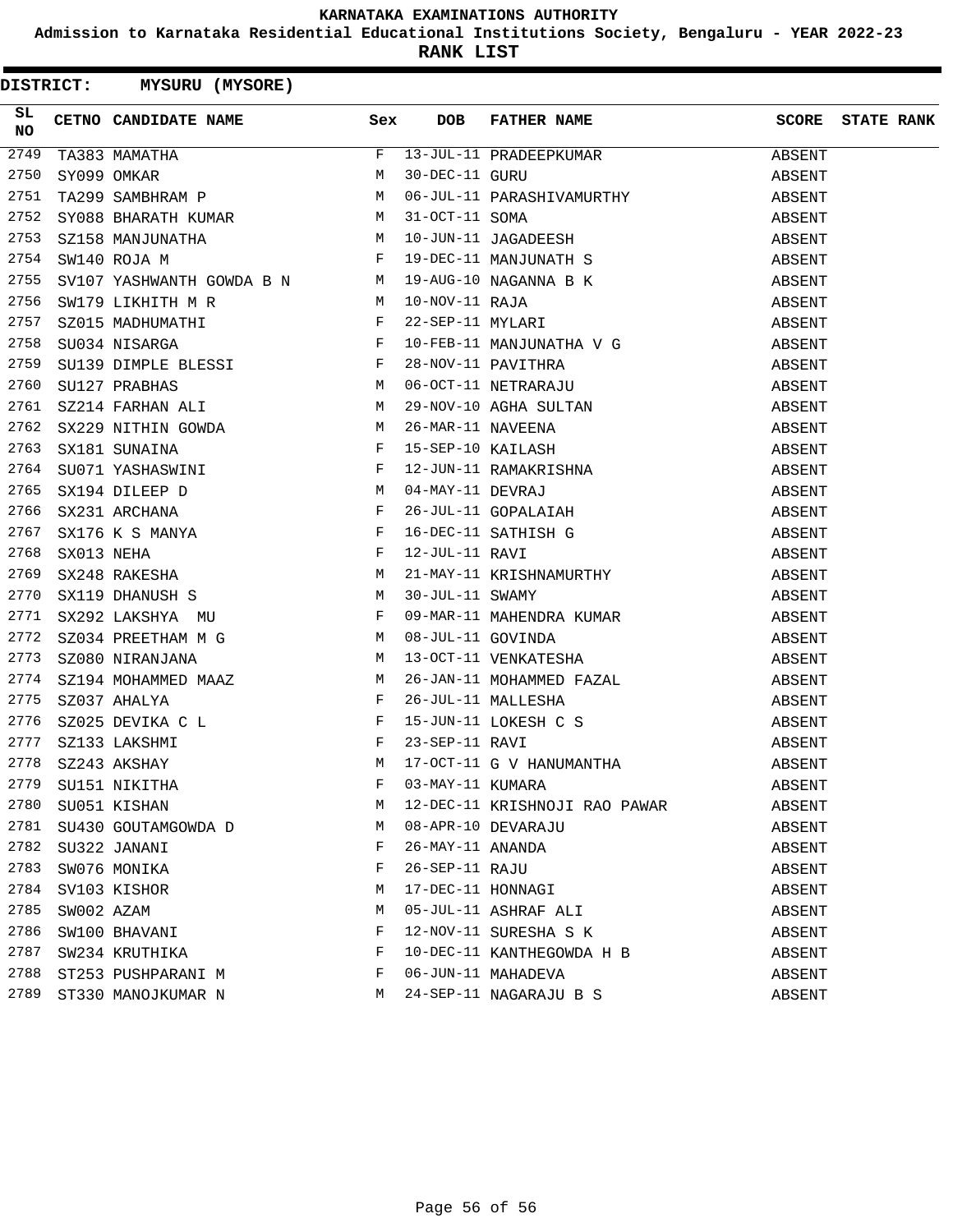KARNATAKA EXAMINATIONS AUTHORITY

Admission to Karnataka Residential Educational Institutions Society, Bengaluru - YEAR 2022-23

RANK LIST

**DISTRICT: MYSURU (MYSORE)**

| SL NO | CETNO | CANDIDATE NAME | Sex | DOB | FATHER NAME | SCORE | STATE RANK |
|---|---|---|---|---|---|---|---|
| 2749 | TA383 | MAMATHA | F | 13-JUL-11 | PRADEEPKUMAR | ABSENT | |
| 2750 | SY099 | OMKAR | M | 30-DEC-11 | GURU | ABSENT | |
| 2751 | TA299 | SAMBHRAM P | M | 06-JUL-11 | PARASHIVAMURTHY | ABSENT | |
| 2752 | SY088 | BHARATH KUMAR | M | 31-OCT-11 | SOMA | ABSENT | |
| 2753 | SZ158 | MANJUNATHA | M | 10-JUN-11 | JAGADEESH | ABSENT | |
| 2754 | SW140 | ROJA M | F | 19-DEC-11 | MANJUNATH S | ABSENT | |
| 2755 | SV107 | YASHWANTH GOWDA B N | M | 19-AUG-10 | NAGANNA B K | ABSENT | |
| 2756 | SW179 | LIKHITH M R | M | 10-NOV-11 | RAJA | ABSENT | |
| 2757 | SZ015 | MADHUMATHI | F | 22-SEP-11 | MYLARI | ABSENT | |
| 2758 | SU034 | NISARGA | F | 10-FEB-11 | MANJUNATHA V G | ABSENT | |
| 2759 | SU139 | DIMPLE BLESSI | F | 28-NOV-11 | PAVITHRA | ABSENT | |
| 2760 | SU127 | PRABHAS | M | 06-OCT-11 | NETRARAJU | ABSENT | |
| 2761 | SZ214 | FARHAN ALI | M | 29-NOV-10 | AGHA SULTAN | ABSENT | |
| 2762 | SX229 | NITHIN GOWDA | M | 26-MAR-11 | NAVEENA | ABSENT | |
| 2763 | SX181 | SUNAINA | F | 15-SEP-10 | KAILASH | ABSENT | |
| 2764 | SU071 | YASHASWINI | F | 12-JUN-11 | RAMAKRISHNA | ABSENT | |
| 2765 | SX194 | DILEEP D | M | 04-MAY-11 | DEVRAJ | ABSENT | |
| 2766 | SX231 | ARCHANA | F | 26-JUL-11 | GOPALAIAH | ABSENT | |
| 2767 | SX176 | K S MANYA | F | 16-DEC-11 | SATHISH G | ABSENT | |
| 2768 | SX013 | NEHA | F | 12-JUL-11 | RAVI | ABSENT | |
| 2769 | SX248 | RAKESHA | M | 21-MAY-11 | KRISHNAMURTHY | ABSENT | |
| 2770 | SX119 | DHANUSH S | M | 30-JUL-11 | SWAMY | ABSENT | |
| 2771 | SX292 | LAKSHYA MU | F | 09-MAR-11 | MAHENDRA KUMAR | ABSENT | |
| 2772 | SZ034 | PREETHAM M G | M | 08-JUL-11 | GOVINDA | ABSENT | |
| 2773 | SZ080 | NIRANJANA | M | 13-OCT-11 | VENKATESHA | ABSENT | |
| 2774 | SZ194 | MOHAMMED MAAZ | M | 26-JAN-11 | MOHAMMED FAZAL | ABSENT | |
| 2775 | SZ037 | AHALYA | F | 26-JUL-11 | MALLESHA | ABSENT | |
| 2776 | SZ025 | DEVIKA C L | F | 15-JUN-11 | LOKESH C S | ABSENT | |
| 2777 | SZ133 | LAKSHMI | F | 23-SEP-11 | RAVI | ABSENT | |
| 2778 | SZ243 | AKSHAY | M | 17-OCT-11 | G V HANUMANTHA | ABSENT | |
| 2779 | SU151 | NIKITHA | F | 03-MAY-11 | KUMARA | ABSENT | |
| 2780 | SU051 | KISHAN | M | 12-DEC-11 | KRISHNOJI RAO PAWAR | ABSENT | |
| 2781 | SU430 | GOUTAMGOWDA D | M | 08-APR-10 | DEVARAJU | ABSENT | |
| 2782 | SU322 | JANANI | F | 26-MAY-11 | ANANDA | ABSENT | |
| 2783 | SW076 | MONIKA | F | 26-SEP-11 | RAJU | ABSENT | |
| 2784 | SV103 | KISHOR | M | 17-DEC-11 | HONNAGI | ABSENT | |
| 2785 | SW002 | AZAM | M | 05-JUL-11 | ASHRAF ALI | ABSENT | |
| 2786 | SW100 | BHAVANI | F | 12-NOV-11 | SURESHA S K | ABSENT | |
| 2787 | SW234 | KRUTHIKA | F | 10-DEC-11 | KANTHEGOWDA H B | ABSENT | |
| 2788 | ST253 | PUSHPARANI M | F | 06-JUN-11 | MAHADEVA | ABSENT | |
| 2789 | ST330 | MANOJKUMAR N | M | 24-SEP-11 | NAGARAJU B S | ABSENT | |